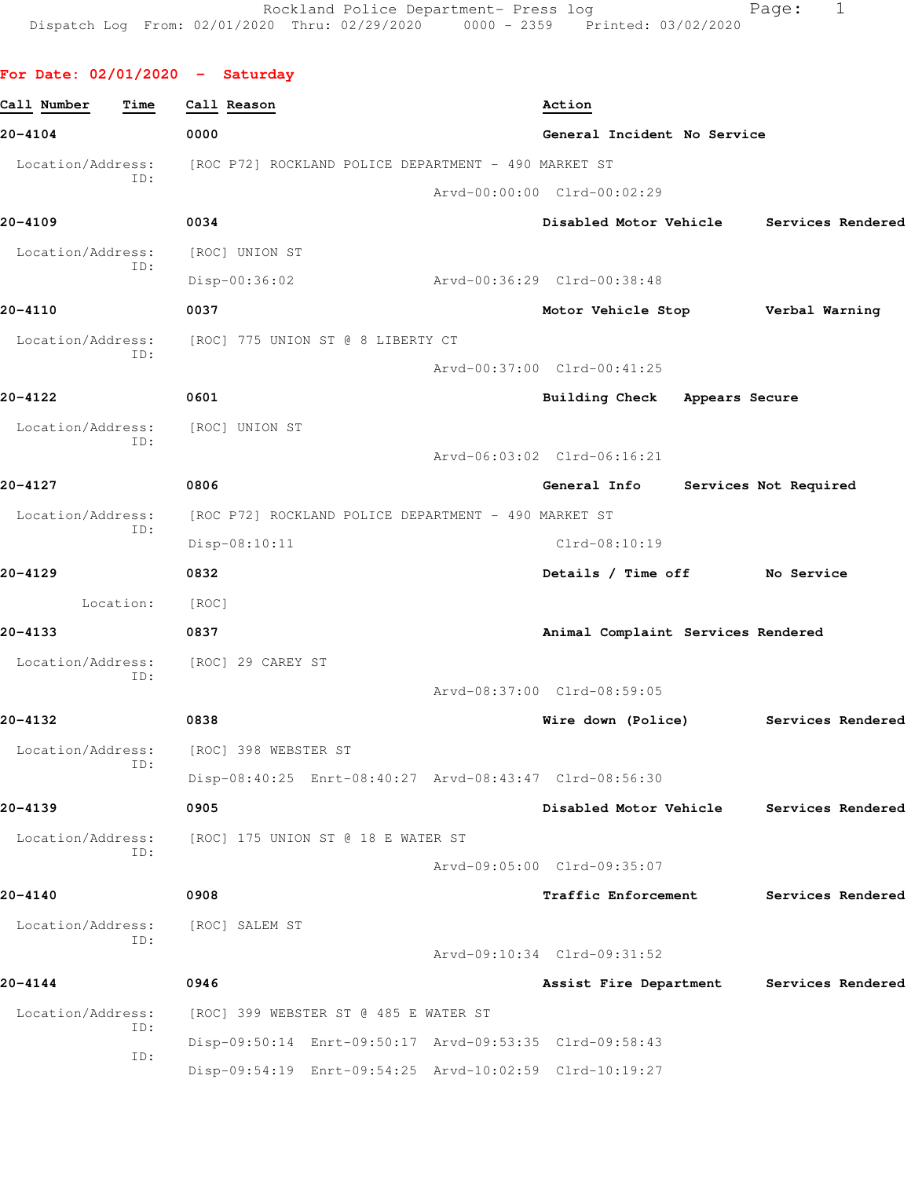Rockland Police Department- Press log
Dispatch Log From: 02/01/2020 Thru: 02/29/2020 0000 - 2359 Printed: 03/02/2020

**For Date: 02/01/2020 - Saturday**

| Call Number | Time | Call Reason | Action |
|---|---|---|---|
| 20-4104 | 0000 | General Incident | No Service |

Location/Address: [ROC P72] ROCKLAND POLICE DEPARTMENT - 490 MARKET ST
ID:
Arvd-00:00:00 Clrd-00:02:29

**20-4109** 0034 Disabled Motor Vehicle — Services Rendered

Location/Address: [ROC] UNION ST
ID:
Disp-00:36:02 Arvd-00:36:29 Clrd-00:38:48

**20-4110** 0037 Motor Vehicle Stop — Verbal Warning

Location/Address: [ROC] 775 UNION ST @ 8 LIBERTY CT
ID:
Arvd-00:37:00 Clrd-00:41:25

**20-4122** 0601 Building Check — Appears Secure

Location/Address: [ROC] UNION ST
ID:
Arvd-06:03:02 Clrd-06:16:21

**20-4127** 0806 General Info — Services Not Required

Location/Address: [ROC P72] ROCKLAND POLICE DEPARTMENT - 490 MARKET ST
ID:
Disp-08:10:11 Clrd-08:10:19

**20-4129** 0832 Details / Time off — No Service

Location: [ROC]

**20-4133** 0837 Animal Complaint — Services Rendered

Location/Address: [ROC] 29 CAREY ST
ID:
Arvd-08:37:00 Clrd-08:59:05

**20-4132** 0838 Wire down (Police) — Services Rendered

Location/Address: [ROC] 398 WEBSTER ST
ID:
Disp-08:40:25 Enrt-08:40:27 Arvd-08:43:47 Clrd-08:56:30

**20-4139** 0905 Disabled Motor Vehicle — Services Rendered

Location/Address: [ROC] 175 UNION ST @ 18 E WATER ST
ID:
Arvd-09:05:00 Clrd-09:35:07

**20-4140** 0908 Traffic Enforcement — Services Rendered

Location/Address: [ROC] SALEM ST
ID:
Arvd-09:10:34 Clrd-09:31:52

**20-4144** 0946 Assist Fire Department — Services Rendered

Location/Address: [ROC] 399 WEBSTER ST @ 485 E WATER ST
ID:
Disp-09:50:14 Enrt-09:50:17 Arvd-09:53:35 Clrd-09:58:43
ID:
Disp-09:54:19 Enrt-09:54:25 Arvd-10:02:59 Clrd-10:19:27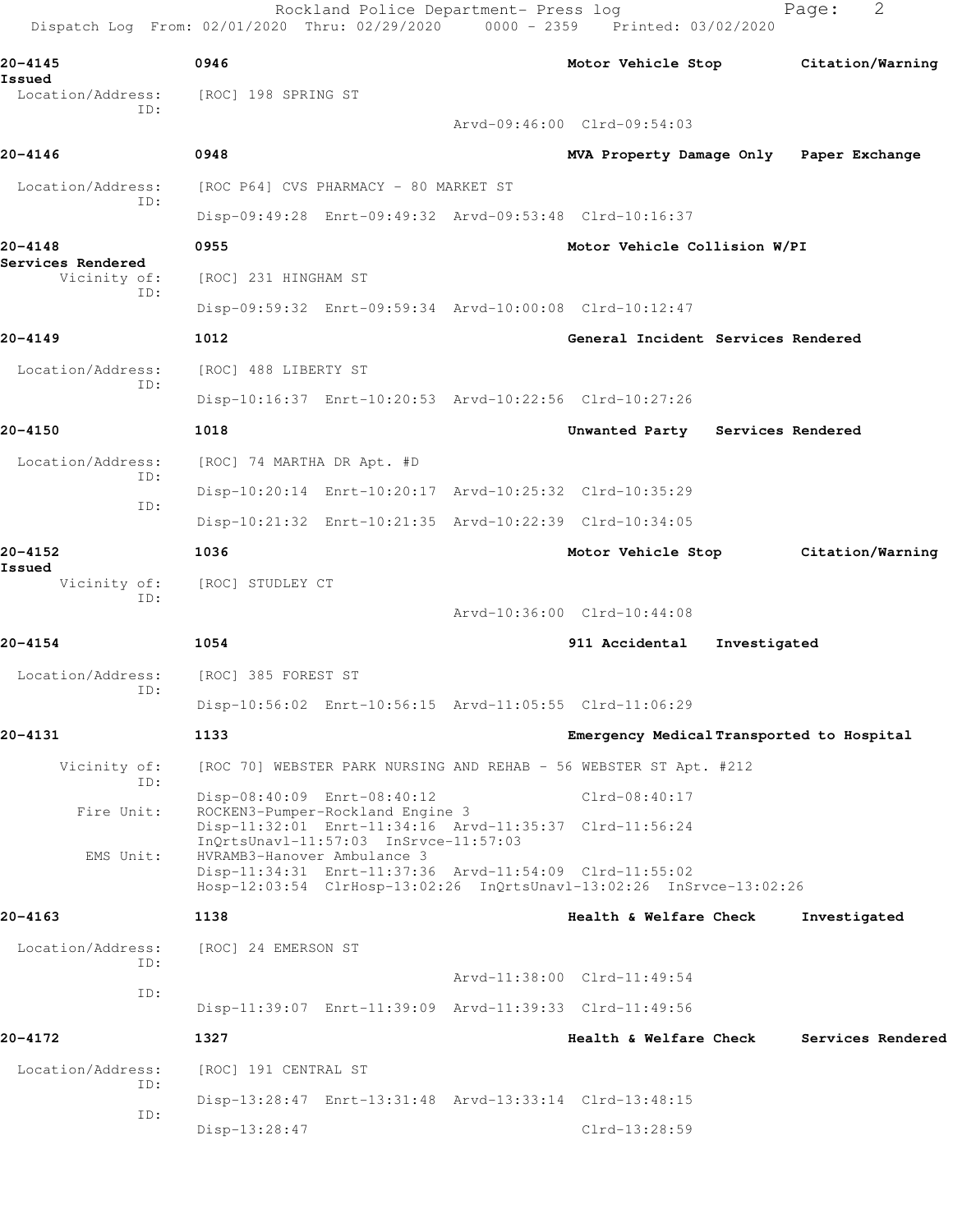| | | |
|---|---|---|
| **20-4145** | **0946** | **Motor Vehicle Stop — Citation/Warning Issued** |
| Location/Address: | [ROC] 198 SPRING ST | |
| ID: | Arvd-09:46:00 Clrd-09:54:03 | |

**20-4146** **0948** **MVA Property Damage Only — Paper Exchange**

Location/Address: [ROC P64] CVS PHARMACY - 80 MARKET ST
ID: Disp-09:49:28 Enrt-09:49:32 Arvd-09:53:48 Clrd-10:16:37

**20-4148** **0955** **Motor Vehicle Collision W/PI — Services Rendered**

Vicinity of: [ROC] 231 HINGHAM ST
ID: Disp-09:59:32 Enrt-09:59:34 Arvd-10:00:08 Clrd-10:12:47

**20-4149** **1012** **General Incident — Services Rendered**

Location/Address: [ROC] 488 LIBERTY ST
ID: Disp-10:16:37 Enrt-10:20:53 Arvd-10:22:56 Clrd-10:27:26

**20-4150** **1018** **Unwanted Party — Services Rendered**

Location/Address: [ROC] 74 MARTHA DR Apt. #D
ID: Disp-10:20:14 Enrt-10:20:17 Arvd-10:25:32 Clrd-10:35:29
ID: Disp-10:21:32 Enrt-10:21:35 Arvd-10:22:39 Clrd-10:34:05

**20-4152** **1036** **Motor Vehicle Stop — Citation/Warning Issued**

Vicinity of: [ROC] STUDLEY CT
ID: Arvd-10:36:00 Clrd-10:44:08

**20-4154** **1054** **911 Accidental — Investigated**

Location/Address: [ROC] 385 FOREST ST
ID: Disp-10:56:02 Enrt-10:56:15 Arvd-11:05:55 Clrd-11:06:29

**20-4131** **1133** **Emergency Medical — Transported to Hospital**

Vicinity of: [ROC 70] WEBSTER PARK NURSING AND REHAB - 56 WEBSTER ST Apt. #212
ID: Disp-08:40:09 Enrt-08:40:12 Clrd-08:40:17
Fire Unit: ROCKEN3-Pumper-Rockland Engine 3
Disp-11:32:01 Enrt-11:34:16 Arvd-11:35:37 Clrd-11:56:24
InQrtsUnavl-11:57:03 InSrvce-11:57:03
EMS Unit: HVRAMB3-Hanover Ambulance 3
Disp-11:34:31 Enrt-11:37:36 Arvd-11:54:09 Clrd-11:55:02
Hosp-12:03:54 ClrHosp-13:02:26 InQrtsUnavl-13:02:26 InSrvce-13:02:26

**20-4163** **1138** **Health & Welfare Check — Investigated**

Location/Address: [ROC] 24 EMERSON ST
ID: Arvd-11:38:00 Clrd-11:49:54
ID: Disp-11:39:07 Enrt-11:39:09 Arvd-11:39:33 Clrd-11:49:56

**20-4172** **1327** **Health & Welfare Check — Services Rendered**

Location/Address: [ROC] 191 CENTRAL ST
ID: Disp-13:28:47 Enrt-13:31:48 Arvd-13:33:14 Clrd-13:48:15
ID: Disp-13:28:47 Clrd-13:28:59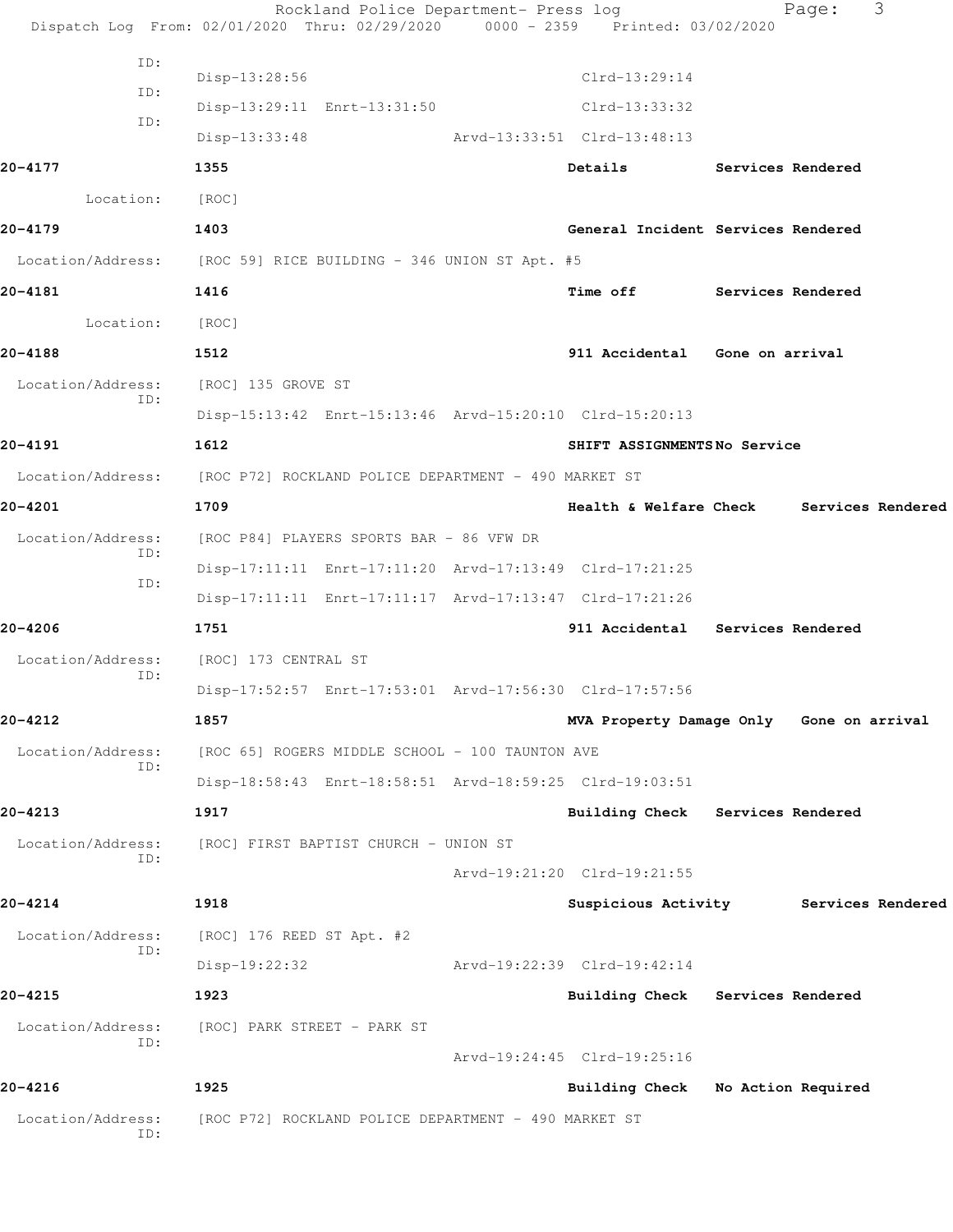ID: Disp-13:28:56 Clrd-13:29:14
ID: Disp-13:29:11 Enrt-13:31:50 Clrd-13:33:32
ID: Disp-13:33:48 Arvd-13:33:51 Clrd-13:48:13

**20-4177** 1355 **Details** **Services Rendered**
Location: [ROC]

**20-4179** 1403 **General Incident** **Services Rendered**
Location/Address: [ROC 59] RICE BUILDING - 346 UNION ST Apt. #5

**20-4181** 1416 **Time off** **Services Rendered**
Location: [ROC]

**20-4188** 1512 **911 Accidental** **Gone on arrival**
Location/Address: [ROC] 135 GROVE ST
ID: Disp-15:13:42 Enrt-15:13:46 Arvd-15:20:10 Clrd-15:20:13

**20-4191** 1612 **SHIFT ASSIGNMENTS** **No Service**
Location/Address: [ROC P72] ROCKLAND POLICE DEPARTMENT - 490 MARKET ST

**20-4201** 1709 **Health & Welfare Check** **Services Rendered**
Location/Address: [ROC P84] PLAYERS SPORTS BAR - 86 VFW DR
ID: Disp-17:11:11 Enrt-17:11:20 Arvd-17:13:49 Clrd-17:21:25
ID: Disp-17:11:11 Enrt-17:11:17 Arvd-17:13:47 Clrd-17:21:26

**20-4206** 1751 **911 Accidental** **Services Rendered**
Location/Address: [ROC] 173 CENTRAL ST
ID: Disp-17:52:57 Enrt-17:53:01 Arvd-17:56:30 Clrd-17:57:56

**20-4212** 1857 **MVA Property Damage Only** **Gone on arrival**
Location/Address: [ROC 65] ROGERS MIDDLE SCHOOL - 100 TAUNTON AVE
ID: Disp-18:58:43 Enrt-18:58:51 Arvd-18:59:25 Clrd-19:03:51

**20-4213** 1917 **Building Check** **Services Rendered**
Location/Address: [ROC] FIRST BAPTIST CHURCH - UNION ST
ID: Arvd-19:21:20 Clrd-19:21:55

**20-4214** 1918 **Suspicious Activity** **Services Rendered**
Location/Address: [ROC] 176 REED ST Apt. #2
ID: Disp-19:22:32 Arvd-19:22:39 Clrd-19:42:14

**20-4215** 1923 **Building Check** **Services Rendered**
Location/Address: [ROC] PARK STREET - PARK ST
ID: Arvd-19:24:45 Clrd-19:25:16

**20-4216** 1925 **Building Check** **No Action Required**
Location/Address: [ROC P72] ROCKLAND POLICE DEPARTMENT - 490 MARKET ST
ID: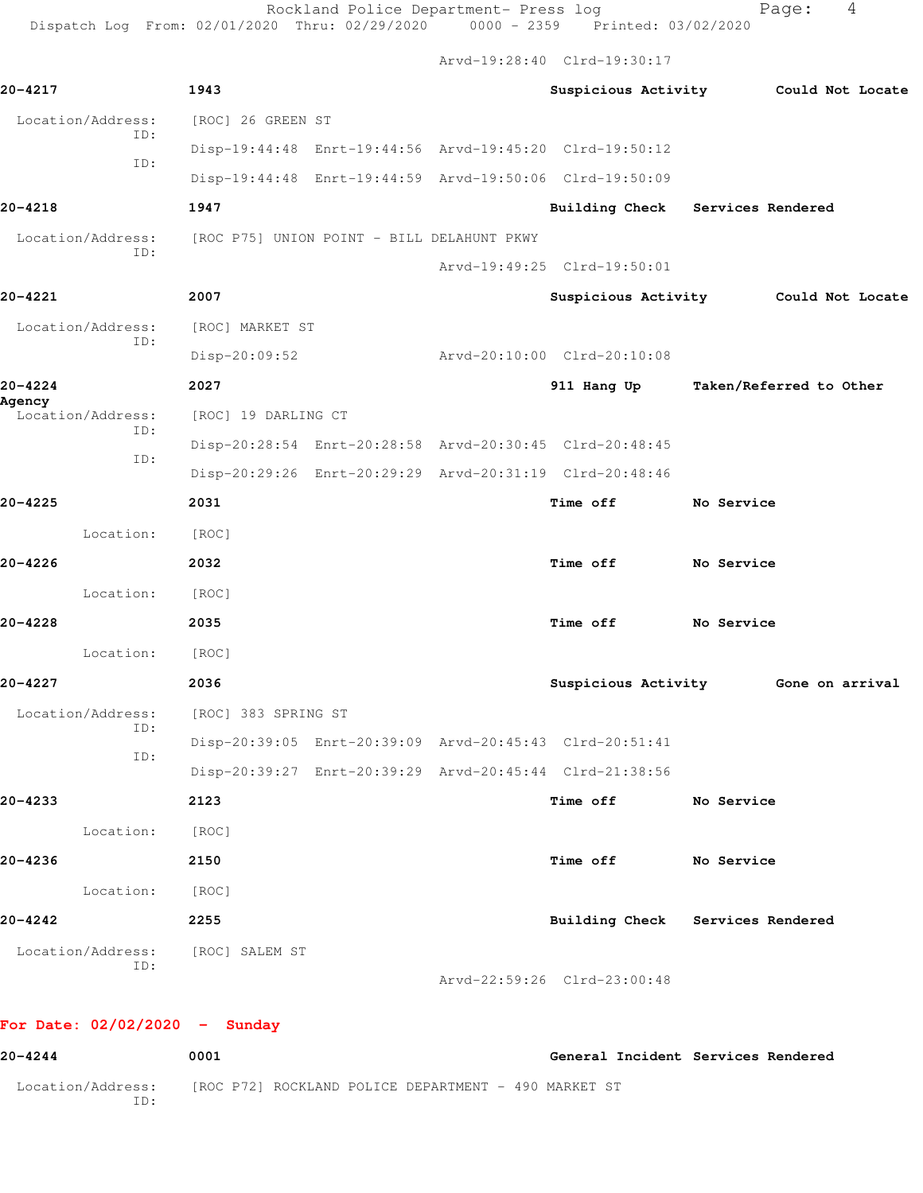Arvd-19:28:40 Clrd-19:30:17

**20-4217** 1943 Suspicious Activity Could Not Locate

Location/Address: [ROC] 26 GREEN ST

ID: Disp-19:44:48 Enrt-19:44:56 Arvd-19:45:20 Clrd-19:50:12

ID: Disp-19:44:48 Enrt-19:44:59 Arvd-19:50:06 Clrd-19:50:09

**20-4218** 1947 Building Check Services Rendered

Location/Address: [ROC P75] UNION POINT - BILL DELAHUNT PKWY

ID: Arvd-19:49:25 Clrd-19:50:01

**20-4221** 2007 Suspicious Activity Could Not Locate

Location/Address: [ROC] MARKET ST

ID: Disp-20:09:52 Arvd-20:10:00 Clrd-20:10:08

**20-4224** 2027 911 Hang Up Taken/Referred to Other Agency

Location/Address: [ROC] 19 DARLING CT

ID: Disp-20:28:54 Enrt-20:28:58 Arvd-20:30:45 Clrd-20:48:45

ID: Disp-20:29:26 Enrt-20:29:29 Arvd-20:31:19 Clrd-20:48:46

**20-4225** 2031 Time off No Service

Location: [ROC]

**20-4226** 2032 Time off No Service

Location: [ROC]

**20-4228** 2035 Time off No Service

Location: [ROC]

**20-4227** 2036 Suspicious Activity Gone on arrival

Location/Address: [ROC] 383 SPRING ST

ID: Disp-20:39:05 Enrt-20:39:09 Arvd-20:45:43 Clrd-20:51:41

ID: Disp-20:39:27 Enrt-20:39:29 Arvd-20:45:44 Clrd-21:38:56

**20-4233** 2123 Time off No Service

Location: [ROC]

**20-4236** 2150 Time off No Service

Location: [ROC]

**20-4242** 2255 Building Check Services Rendered

Location/Address: [ROC] SALEM ST

ID: Arvd-22:59:26 Clrd-23:00:48

## For Date: 02/02/2020 - Sunday

**20-4244** 0001 General Incident Services Rendered

Location/Address: [ROC P72] ROCKLAND POLICE DEPARTMENT - 490 MARKET ST

ID: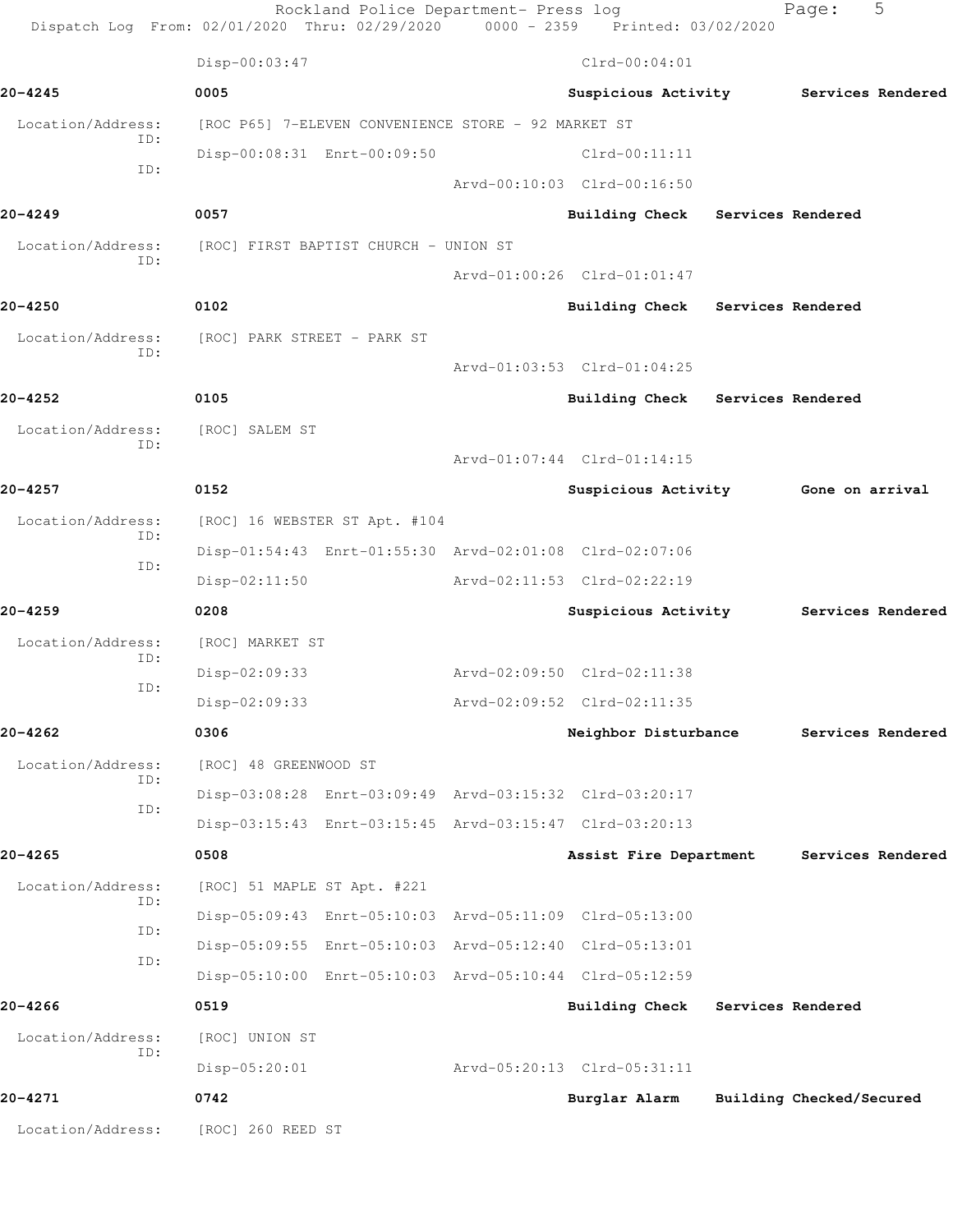Disp-00:03:47 Clrd-00:04:01

**20-4245** 0005 **Suspicious Activity** **Services Rendered**

Location/Address: [ROC P65] 7-ELEVEN CONVENIENCE STORE - 92 MARKET ST
ID: Disp-00:08:31 Enrt-00:09:50 Clrd-00:11:11
ID: Arvd-00:10:03 Clrd-00:16:50

**20-4249** 0057 **Building Check** **Services Rendered**

Location/Address: [ROC] FIRST BAPTIST CHURCH - UNION ST
ID: Arvd-01:00:26 Clrd-01:01:47

**20-4250** 0102 **Building Check** **Services Rendered**

Location/Address: [ROC] PARK STREET - PARK ST
ID: Arvd-01:03:53 Clrd-01:04:25

**20-4252** 0105 **Building Check** **Services Rendered**

Location/Address: [ROC] SALEM ST
ID: Arvd-01:07:44 Clrd-01:14:15

**20-4257** 0152 **Suspicious Activity** **Gone on arrival**

Location/Address: [ROC] 16 WEBSTER ST Apt. #104
ID: Disp-01:54:43 Enrt-01:55:30 Arvd-02:01:08 Clrd-02:07:06
ID: Disp-02:11:50 Arvd-02:11:53 Clrd-02:22:19

**20-4259** 0208 **Suspicious Activity** **Services Rendered**

Location/Address: [ROC] MARKET ST
ID: Disp-02:09:33 Arvd-02:09:50 Clrd-02:11:38
ID: Disp-02:09:33 Arvd-02:09:52 Clrd-02:11:35

**20-4262** 0306 **Neighbor Disturbance** **Services Rendered**

Location/Address: [ROC] 48 GREENWOOD ST
ID: Disp-03:08:28 Enrt-03:09:49 Arvd-03:15:32 Clrd-03:20:17
ID: Disp-03:15:43 Enrt-03:15:45 Arvd-03:15:47 Clrd-03:20:13

**20-4265** 0508 **Assist Fire Department** **Services Rendered**

Location/Address: [ROC] 51 MAPLE ST Apt. #221
ID: Disp-05:09:43 Enrt-05:10:03 Arvd-05:11:09 Clrd-05:13:00
ID: Disp-05:09:55 Enrt-05:10:03 Arvd-05:12:40 Clrd-05:13:01
ID: Disp-05:10:00 Enrt-05:10:03 Arvd-05:10:44 Clrd-05:12:59

**20-4266** 0519 **Building Check** **Services Rendered**

Location/Address: [ROC] UNION ST
ID: Disp-05:20:01 Arvd-05:20:13 Clrd-05:31:11

**20-4271** 0742 **Burglar Alarm** **Building Checked/Secured**

Location/Address: [ROC] 260 REED ST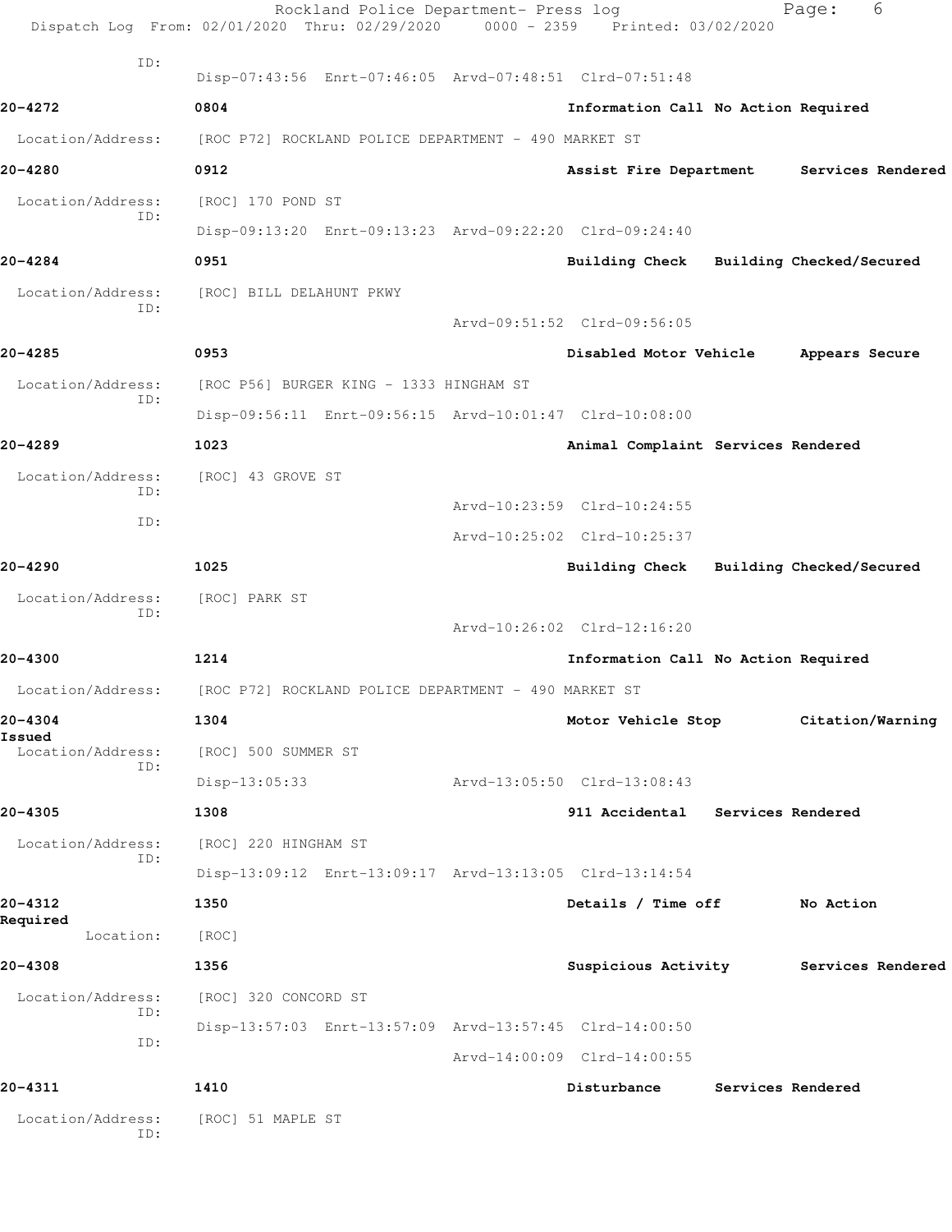Rockland Police Department- Press log
Dispatch Log From: 02/01/2020 Thru: 02/29/2020 0000 - 2359 Printed: 03/02/2020

ID:
Disp-07:43:56 Enrt-07:46:05 Arvd-07:48:51 Clrd-07:51:48

**20-4272** 0804 Information Call No Action Required

Location/Address: [ROC P72] ROCKLAND POLICE DEPARTMENT - 490 MARKET ST

**20-4280** 0912 Assist Fire Department Services Rendered

Location/Address: [ROC] 170 POND ST
ID:
Disp-09:13:20 Enrt-09:13:23 Arvd-09:22:20 Clrd-09:24:40

**20-4284** 0951 Building Check Building Checked/Secured

Location/Address: [ROC] BILL DELAHUNT PKWY
ID:
Arvd-09:51:52 Clrd-09:56:05

**20-4285** 0953 Disabled Motor Vehicle Appears Secure

Location/Address: [ROC P56] BURGER KING - 1333 HINGHAM ST
ID:
Disp-09:56:11 Enrt-09:56:15 Arvd-10:01:47 Clrd-10:08:00

**20-4289** 1023 Animal Complaint Services Rendered

Location/Address: [ROC] 43 GROVE ST
ID:
Arvd-10:23:59 Clrd-10:24:55
ID:
Arvd-10:25:02 Clrd-10:25:37

**20-4290** 1025 Building Check Building Checked/Secured

Location/Address: [ROC] PARK ST
ID:
Arvd-10:26:02 Clrd-12:16:20

**20-4300** 1214 Information Call No Action Required

Location/Address: [ROC P72] ROCKLAND POLICE DEPARTMENT - 490 MARKET ST

**20-4304** 1304 Motor Vehicle Stop Citation/Warning Issued

Location/Address: [ROC] 500 SUMMER ST
ID:
Disp-13:05:33 Arvd-13:05:50 Clrd-13:08:43

**20-4305** 1308 911 Accidental Services Rendered

Location/Address: [ROC] 220 HINGHAM ST
ID:
Disp-13:09:12 Enrt-13:09:17 Arvd-13:13:05 Clrd-13:14:54

**20-4312** 1350 Details / Time off No Action Required

Location: [ROC]

**20-4308** 1356 Suspicious Activity Services Rendered

Location/Address: [ROC] 320 CONCORD ST
ID:
Disp-13:57:03 Enrt-13:57:09 Arvd-13:57:45 Clrd-14:00:50
ID:
Arvd-14:00:09 Clrd-14:00:55

**20-4311** 1410 Disturbance Services Rendered

Location/Address: [ROC] 51 MAPLE ST
ID: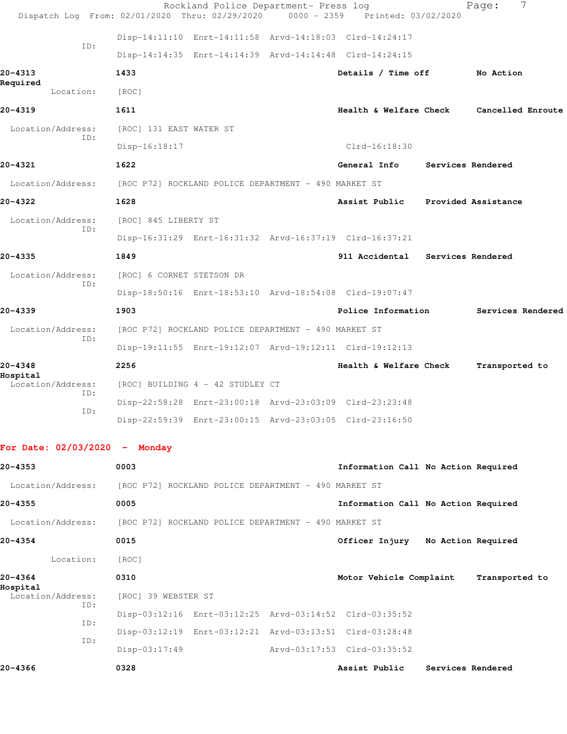Disp-14:11:10 Enrt-14:11:58 Arvd-14:18:03 Clrd-14:24:17

ID:

Disp-14:14:35 Enrt-14:14:39 Arvd-14:14:48 Clrd-14:24:15

**20-4313** **1433** **Details / Time off** **No Action Required**

Location: [ROC]

**20-4319** **1611** **Health & Welfare Check** **Cancelled Enroute**

Location/Address: [ROC] 131 EAST WATER ST

ID:

Disp-16:18:17 Clrd-16:18:30

**20-4321** **1622** **General Info** **Services Rendered**

Location/Address: [ROC P72] ROCKLAND POLICE DEPARTMENT - 490 MARKET ST

**20-4322** **1628** **Assist Public** **Provided Assistance**

Location/Address: [ROC] 845 LIBERTY ST

ID:

Disp-16:31:29 Enrt-16:31:32 Arvd-16:37:19 Clrd-16:37:21

**20-4335** **1849** **911 Accidental** **Services Rendered**

Location/Address: [ROC] 6 CORNET STETSON DR

ID:

Disp-18:50:16 Enrt-18:53:10 Arvd-18:54:08 Clrd-19:07:47

**20-4339** **1903** **Police Information** **Services Rendered**

Location/Address: [ROC P72] ROCKLAND POLICE DEPARTMENT - 490 MARKET ST

ID:

Disp-19:11:55 Enrt-19:12:07 Arvd-19:12:11 Clrd-19:12:13

**20-4348** **2256** **Health & Welfare Check** **Transported to Hospital**

Location/Address: [ROC] BUILDING 4 - 42 STUDLEY CT

ID:

Disp-22:58:28 Enrt-23:00:18 Arvd-23:03:09 Clrd-23:23:48

ID:

Disp-22:59:39 Enrt-23:00:15 Arvd-23:03:05 Clrd-23:16:50

**For Date: 02/03/2020 - Monday**

**20-4353** **0003** **Information Call** **No Action Required**

Location/Address: [ROC P72] ROCKLAND POLICE DEPARTMENT - 490 MARKET ST

**20-4355** **0005** **Information Call** **No Action Required**

Location/Address: [ROC P72] ROCKLAND POLICE DEPARTMENT - 490 MARKET ST

**20-4354** **0015** **Officer Injury** **No Action Required**

Location: [ROC]

**20-4364** **0310** **Motor Vehicle Complaint** **Transported to Hospital**

Location/Address: [ROC] 39 WEBSTER ST

ID:

Disp-03:12:16 Enrt-03:12:25 Arvd-03:14:52 Clrd-03:35:52

ID:

Disp-03:12:19 Enrt-03:12:21 Arvd-03:13:51 Clrd-03:28:48

ID:

Disp-03:17:49 Arvd-03:17:53 Clrd-03:35:52

**20-4366** **0328** **Assist Public** **Services Rendered**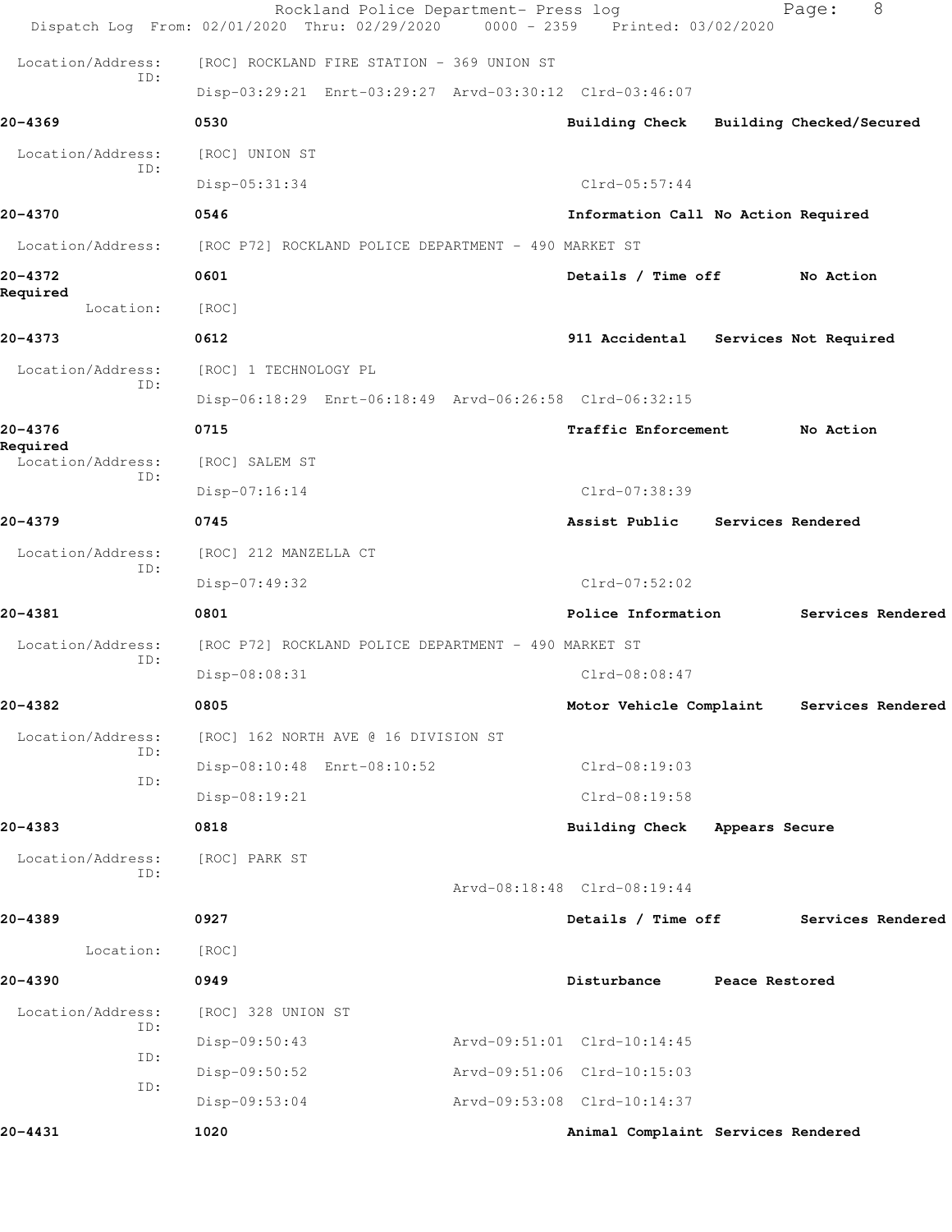Location/Address: [ROC] ROCKLAND FIRE STATION - 369 UNION ST
ID:
Disp-03:29:21 Enrt-03:29:27 Arvd-03:30:12 Clrd-03:46:07

**20-4369** **0530** **Building Check** **Building Checked/Secured**
Location/Address: [ROC] UNION ST
ID:
Disp-05:31:34 Clrd-05:57:44

**20-4370** **0546** **Information Call No Action Required**
Location/Address: [ROC P72] ROCKLAND POLICE DEPARTMENT - 490 MARKET ST

**20-4372** **0601** **Details / Time off** **No Action Required**
Location: [ROC]

**20-4373** **0612** **911 Accidental** **Services Not Required**
Location/Address: [ROC] 1 TECHNOLOGY PL
ID:
Disp-06:18:29 Enrt-06:18:49 Arvd-06:26:58 Clrd-06:32:15

**20-4376** **0715** **Traffic Enforcement** **No Action Required**
Location/Address: [ROC] SALEM ST
ID:
Disp-07:16:14 Clrd-07:38:39

**20-4379** **0745** **Assist Public** **Services Rendered**
Location/Address: [ROC] 212 MANZELLA CT
ID:
Disp-07:49:32 Clrd-07:52:02

**20-4381** **0801** **Police Information** **Services Rendered**
Location/Address: [ROC P72] ROCKLAND POLICE DEPARTMENT - 490 MARKET ST
ID:
Disp-08:08:31 Clrd-08:08:47

**20-4382** **0805** **Motor Vehicle Complaint** **Services Rendered**
Location/Address: [ROC] 162 NORTH AVE @ 16 DIVISION ST
ID:
Disp-08:10:48 Enrt-08:10:52 Clrd-08:19:03
ID:
Disp-08:19:21 Clrd-08:19:58

**20-4383** **0818** **Building Check** **Appears Secure**
Location/Address: [ROC] PARK ST
ID:
Arvd-08:18:48 Clrd-08:19:44

**20-4389** **0927** **Details / Time off** **Services Rendered**
Location: [ROC]

**20-4390** **0949** **Disturbance** **Peace Restored**
Location/Address: [ROC] 328 UNION ST
ID:
Disp-09:50:43 Arvd-09:51:01 Clrd-10:14:45
ID:
Disp-09:50:52 Arvd-09:51:06 Clrd-10:15:03
ID:
Disp-09:53:04 Arvd-09:53:08 Clrd-10:14:37

**20-4431** **1020** **Animal Complaint Services Rendered**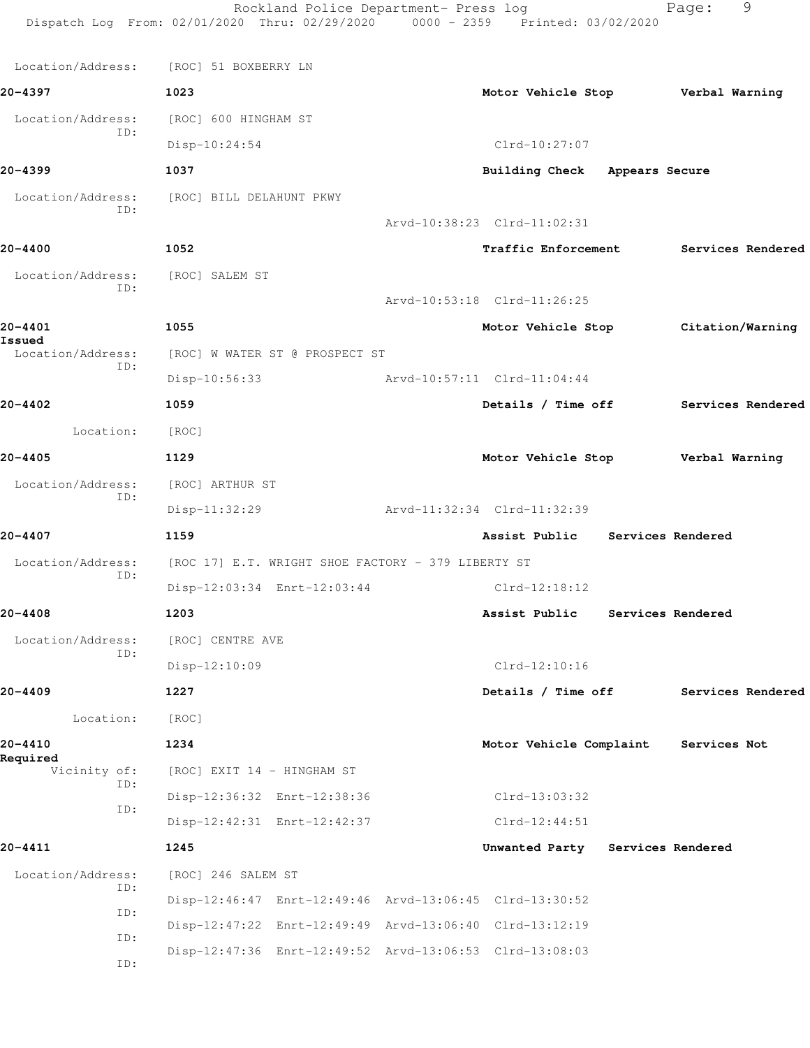Location/Address: [ROC] 51 BOXBERRY LN

**20-4397** 1023 Motor Vehicle Stop Verbal Warning

Location/Address: [ROC] 600 HINGHAM ST
ID:
Disp-10:24:54 Clrd-10:27:07

**20-4399** 1037 Building Check Appears Secure

Location/Address: [ROC] BILL DELAHUNT PKWY
ID:
Arvd-10:38:23 Clrd-11:02:31

**20-4400** 1052 Traffic Enforcement Services Rendered

Location/Address: [ROC] SALEM ST
ID:
Arvd-10:53:18 Clrd-11:26:25

**20-4401** 1055 Motor Vehicle Stop Citation/Warning Issued

Location/Address: [ROC] W WATER ST @ PROSPECT ST
ID:
Disp-10:56:33 Arvd-10:57:11 Clrd-11:04:44

**20-4402** 1059 Details / Time off Services Rendered

Location: [ROC]

**20-4405** 1129 Motor Vehicle Stop Verbal Warning

Location/Address: [ROC] ARTHUR ST
ID:
Disp-11:32:29 Arvd-11:32:34 Clrd-11:32:39

**20-4407** 1159 Assist Public Services Rendered

Location/Address: [ROC 17] E.T. WRIGHT SHOE FACTORY - 379 LIBERTY ST
ID:
Disp-12:03:34 Enrt-12:03:44 Clrd-12:18:12

**20-4408** 1203 Assist Public Services Rendered

Location/Address: [ROC] CENTRE AVE
ID:
Disp-12:10:09 Clrd-12:10:16

**20-4409** 1227 Details / Time off Services Rendered

Location: [ROC]

**20-4410** 1234 Motor Vehicle Complaint Services Not Required

Vicinity of: [ROC] EXIT 14 - HINGHAM ST
ID:
Disp-12:36:32 Enrt-12:38:36 Clrd-13:03:32
ID:
Disp-12:42:31 Enrt-12:42:37 Clrd-12:44:51

**20-4411** 1245 Unwanted Party Services Rendered

Location/Address: [ROC] 246 SALEM ST
ID:
Disp-12:46:47 Enrt-12:49:46 Arvd-13:06:45 Clrd-13:30:52
ID:
Disp-12:47:22 Enrt-12:49:49 Arvd-13:06:40 Clrd-13:12:19
ID:
Disp-12:47:36 Enrt-12:49:52 Arvd-13:06:53 Clrd-13:08:03
ID: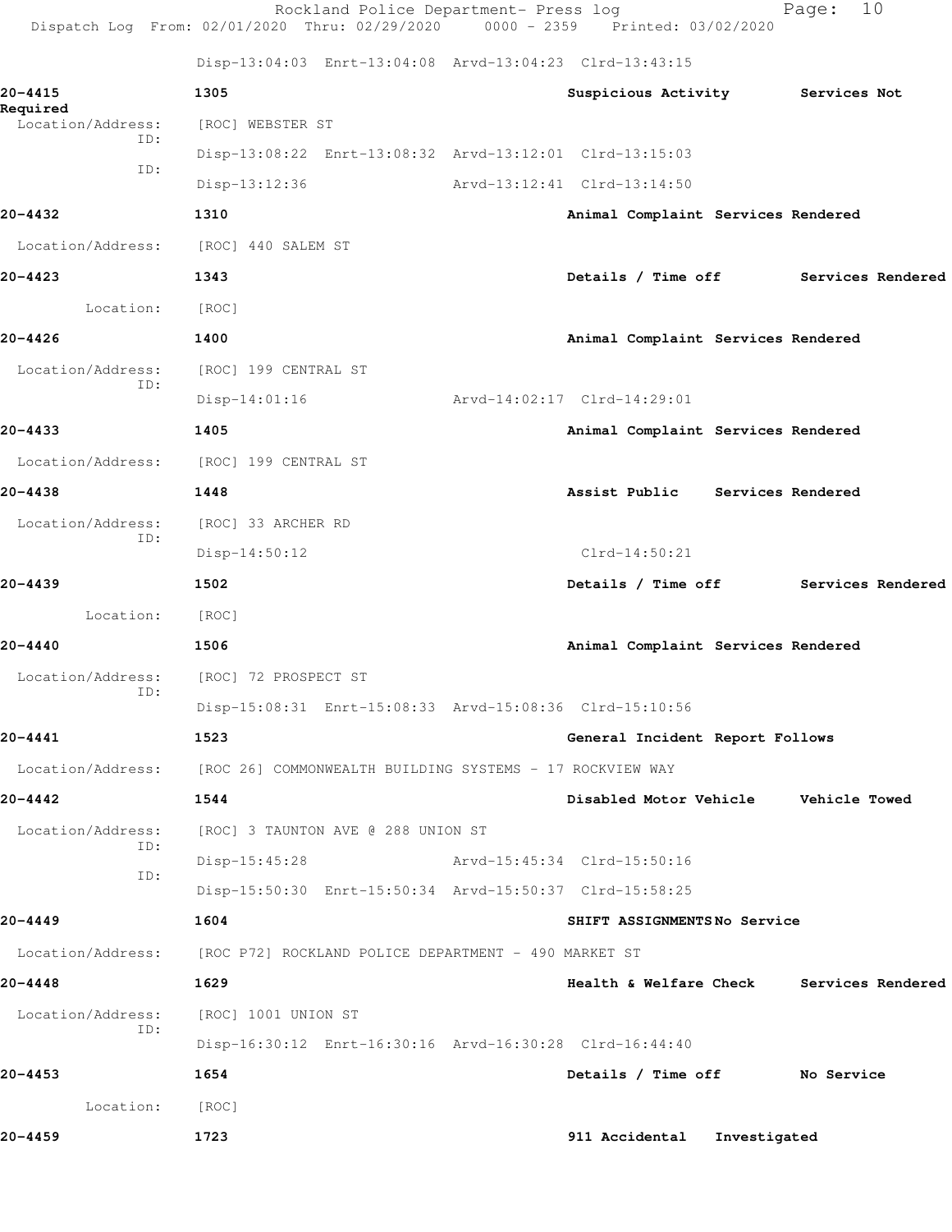Disp-13:04:03 Enrt-13:04:08 Arvd-13:04:23 Clrd-13:43:15

**20-4415** **1305** **Suspicious Activity** **Services Not Required**

Location/Address: [ROC] WEBSTER ST

ID: Disp-13:08:22 Enrt-13:08:32 Arvd-13:12:01 Clrd-13:15:03

ID: Disp-13:12:36 Arvd-13:12:41 Clrd-13:14:50

**20-4432** **1310** **Animal Complaint** **Services Rendered**

Location/Address: [ROC] 440 SALEM ST

**20-4423** **1343** **Details / Time off** **Services Rendered**

Location: [ROC]

**20-4426** **1400** **Animal Complaint** **Services Rendered**

Location/Address: [ROC] 199 CENTRAL ST

ID: Disp-14:01:16 Arvd-14:02:17 Clrd-14:29:01

**20-4433** **1405** **Animal Complaint** **Services Rendered**

Location/Address: [ROC] 199 CENTRAL ST

**20-4438** **1448** **Assist Public** **Services Rendered**

Location/Address: [ROC] 33 ARCHER RD

ID: Disp-14:50:12 Clrd-14:50:21

**20-4439** **1502** **Details / Time off** **Services Rendered**

Location: [ROC]

**20-4440** **1506** **Animal Complaint** **Services Rendered**

Location/Address: [ROC] 72 PROSPECT ST

ID: Disp-15:08:31 Enrt-15:08:33 Arvd-15:08:36 Clrd-15:10:56

**20-4441** **1523** **General Incident** **Report Follows**

Location/Address: [ROC 26] COMMONWEALTH BUILDING SYSTEMS - 17 ROCKVIEW WAY

**20-4442** **1544** **Disabled Motor Vehicle** **Vehicle Towed**

Location/Address: [ROC] 3 TAUNTON AVE @ 288 UNION ST

ID: Disp-15:45:28 Arvd-15:45:34 Clrd-15:50:16

ID: Disp-15:50:30 Enrt-15:50:34 Arvd-15:50:37 Clrd-15:58:25

**20-4449** **1604** **SHIFT ASSIGNMENTS** **No Service**

Location/Address: [ROC P72] ROCKLAND POLICE DEPARTMENT - 490 MARKET ST

**20-4448** **1629** **Health & Welfare Check** **Services Rendered**

Location/Address: [ROC] 1001 UNION ST

ID: Disp-16:30:12 Enrt-16:30:16 Arvd-16:30:28 Clrd-16:44:40

**20-4453** **1654** **Details / Time off** **No Service**

Location: [ROC]

**20-4459** **1723** **911 Accidental** **Investigated**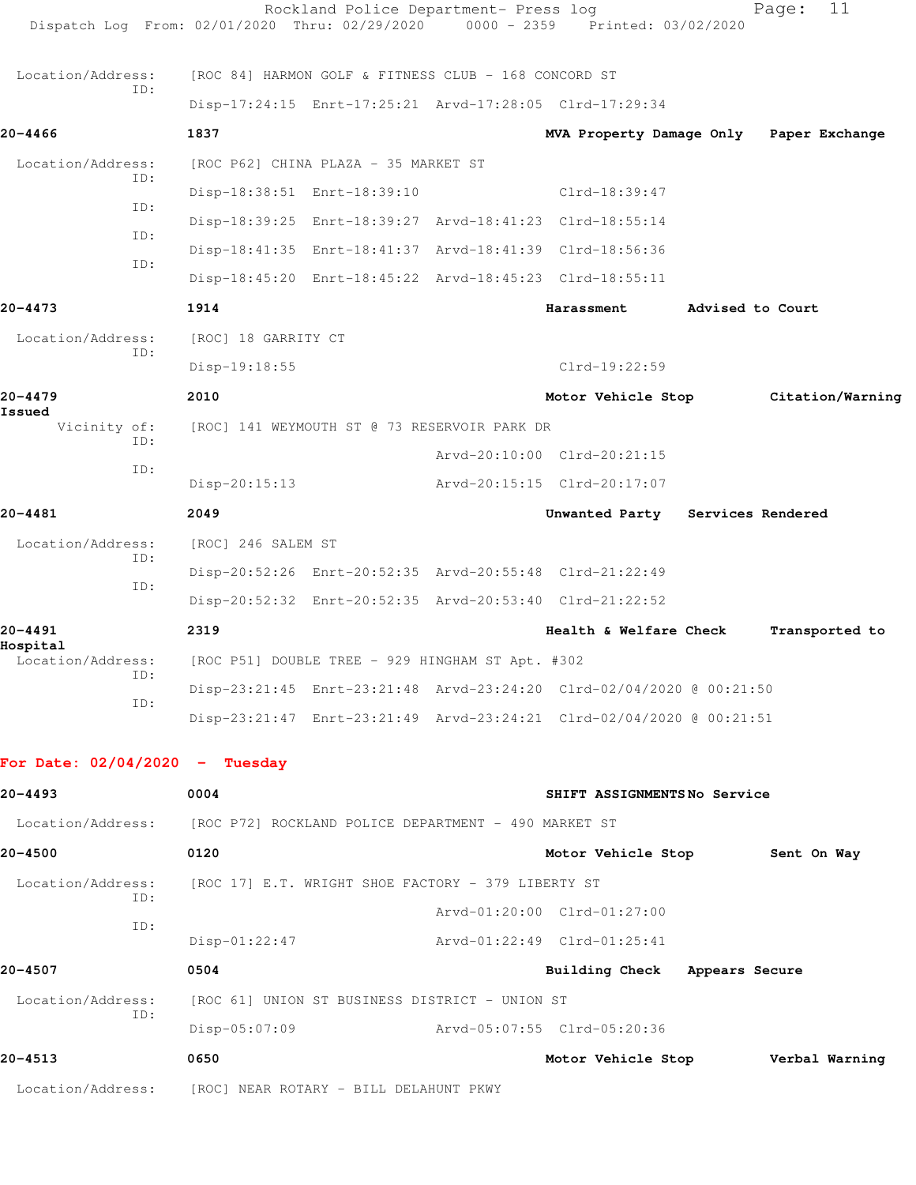Location/Address: [ROC 84] HARMON GOLF & FITNESS CLUB - 168 CONCORD ST
ID:
Disp-17:24:15 Enrt-17:25:21 Arvd-17:28:05 Clrd-17:29:34

**20-4466** **1837** **MVA Property Damage Only** **Paper Exchange**

Location/Address: [ROC P62] CHINA PLAZA - 35 MARKET ST
ID:
Disp-18:38:51 Enrt-18:39:10 Clrd-18:39:47
ID:
Disp-18:39:25 Enrt-18:39:27 Arvd-18:41:23 Clrd-18:55:14
ID:
Disp-18:41:35 Enrt-18:41:37 Arvd-18:41:39 Clrd-18:56:36
ID:
Disp-18:45:20 Enrt-18:45:22 Arvd-18:45:23 Clrd-18:55:11

**20-4473** **1914** **Harassment** **Advised to Court**

Location/Address: [ROC] 18 GARRITY CT
ID:
Disp-19:18:55 Clrd-19:22:59

**20-4479** **2010** **Motor Vehicle Stop** **Citation/Warning Issued**

Vicinity of: [ROC] 141 WEYMOUTH ST @ 73 RESERVOIR PARK DR
ID:
Arvd-20:10:00 Clrd-20:21:15
ID:
Disp-20:15:13 Arvd-20:15:15 Clrd-20:17:07

**20-4481** **2049** **Unwanted Party** **Services Rendered**

Location/Address: [ROC] 246 SALEM ST
ID:
Disp-20:52:26 Enrt-20:52:35 Arvd-20:55:48 Clrd-21:22:49
ID:
Disp-20:52:32 Enrt-20:52:35 Arvd-20:53:40 Clrd-21:22:52

**20-4491** **2319** **Health & Welfare Check** **Transported to Hospital**

Location/Address: [ROC P51] DOUBLE TREE - 929 HINGHAM ST Apt. #302
ID:
Disp-23:21:45 Enrt-23:21:48 Arvd-23:24:20 Clrd-02/04/2020 @ 00:21:50
ID:
Disp-23:21:47 Enrt-23:21:49 Arvd-23:24:21 Clrd-02/04/2020 @ 00:21:51

## For Date: 02/04/2020 - Tuesday

**20-4493** **0004** **SHIFT ASSIGNMENTS** **No Service**

Location/Address: [ROC P72] ROCKLAND POLICE DEPARTMENT - 490 MARKET ST

**20-4500** **0120** **Motor Vehicle Stop** **Sent On Way**

Location/Address: [ROC 17] E.T. WRIGHT SHOE FACTORY - 379 LIBERTY ST
ID:
Arvd-01:20:00 Clrd-01:27:00
ID:
Disp-01:22:47 Arvd-01:22:49 Clrd-01:25:41

**20-4507** **0504** **Building Check** **Appears Secure**

Location/Address: [ROC 61] UNION ST BUSINESS DISTRICT - UNION ST
ID:
Disp-05:07:09 Arvd-05:07:55 Clrd-05:20:36

**20-4513** **0650** **Motor Vehicle Stop** **Verbal Warning**

Location/Address: [ROC] NEAR ROTARY - BILL DELAHUNT PKWY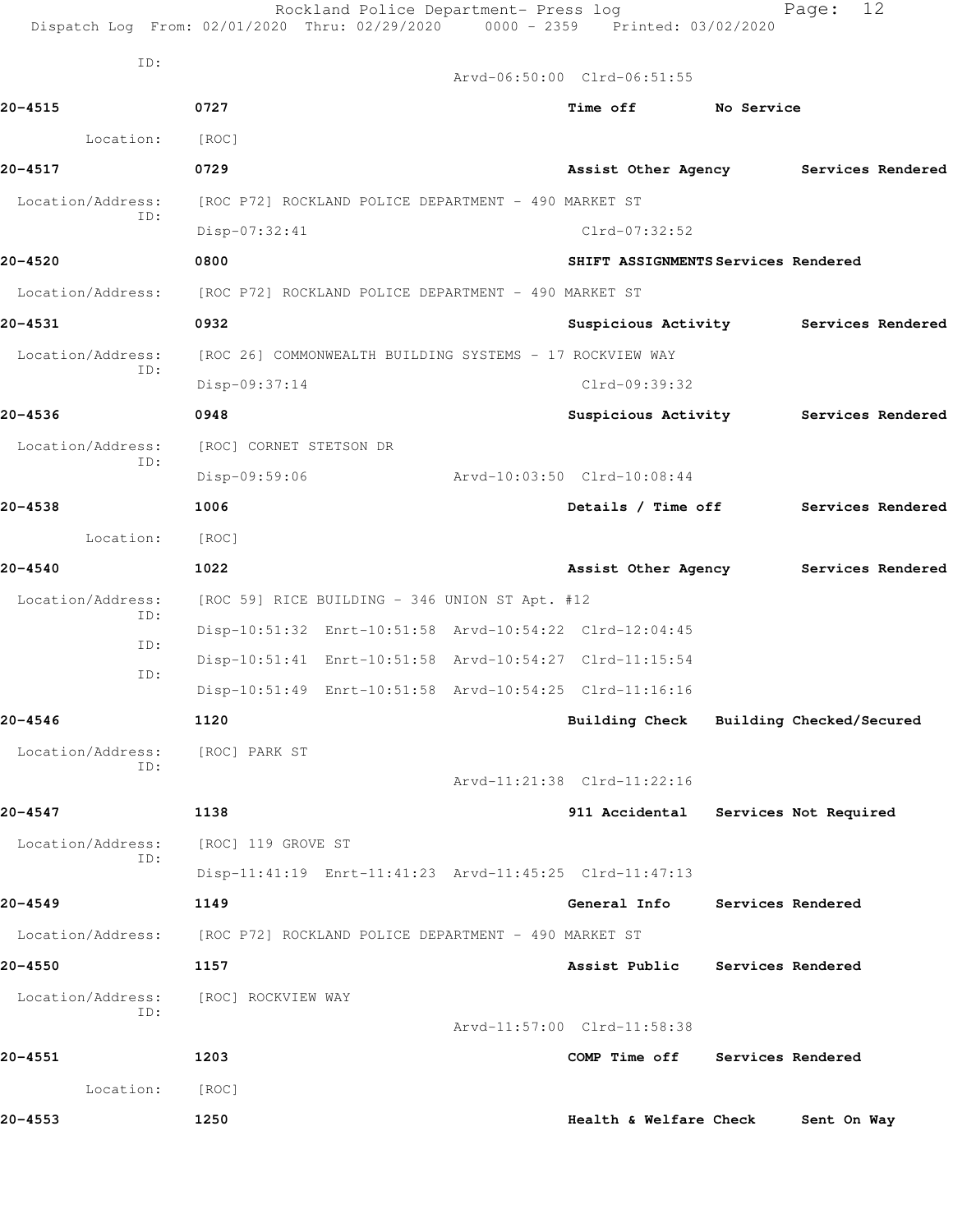ID:
Arvd-06:50:00 Clrd-06:51:55

**20-4515** 0727 **Time off** **No Service**

Location: [ROC]

**20-4517** 0729 **Assist Other Agency** **Services Rendered**

Location/Address: [ROC P72] ROCKLAND POLICE DEPARTMENT - 490 MARKET ST
ID:
Disp-07:32:41 Clrd-07:32:52

**20-4520** 0800 **SHIFT ASSIGNMENTS** **Services Rendered**

Location/Address: [ROC P72] ROCKLAND POLICE DEPARTMENT - 490 MARKET ST

**20-4531** 0932 **Suspicious Activity** **Services Rendered**

Location/Address: [ROC 26] COMMONWEALTH BUILDING SYSTEMS - 17 ROCKVIEW WAY
ID:
Disp-09:37:14 Clrd-09:39:32

**20-4536** 0948 **Suspicious Activity** **Services Rendered**

Location/Address: [ROC] CORNET STETSON DR
ID:
Disp-09:59:06 Arvd-10:03:50 Clrd-10:08:44

**20-4538** 1006 **Details / Time off** **Services Rendered**

Location: [ROC]

**20-4540** 1022 **Assist Other Agency** **Services Rendered**

Location/Address: [ROC 59] RICE BUILDING - 346 UNION ST Apt. #12
ID:
Disp-10:51:32 Enrt-10:51:58 Arvd-10:54:22 Clrd-12:04:45
ID:
Disp-10:51:41 Enrt-10:51:58 Arvd-10:54:27 Clrd-11:15:54
ID:
Disp-10:51:49 Enrt-10:51:58 Arvd-10:54:25 Clrd-11:16:16

**20-4546** 1120 **Building Check** **Building Checked/Secured**

Location/Address: [ROC] PARK ST
ID:
Arvd-11:21:38 Clrd-11:22:16

**20-4547** 1138 **911 Accidental** **Services Not Required**

Location/Address: [ROC] 119 GROVE ST
ID:
Disp-11:41:19 Enrt-11:41:23 Arvd-11:45:25 Clrd-11:47:13

**20-4549** 1149 **General Info** **Services Rendered**

Location/Address: [ROC P72] ROCKLAND POLICE DEPARTMENT - 490 MARKET ST

**20-4550** 1157 **Assist Public** **Services Rendered**

Location/Address: [ROC] ROCKVIEW WAY
ID:
Arvd-11:57:00 Clrd-11:58:38

**20-4551** 1203 **COMP Time off** **Services Rendered**

Location: [ROC]

**20-4553** 1250 **Health & Welfare Check** **Sent On Way**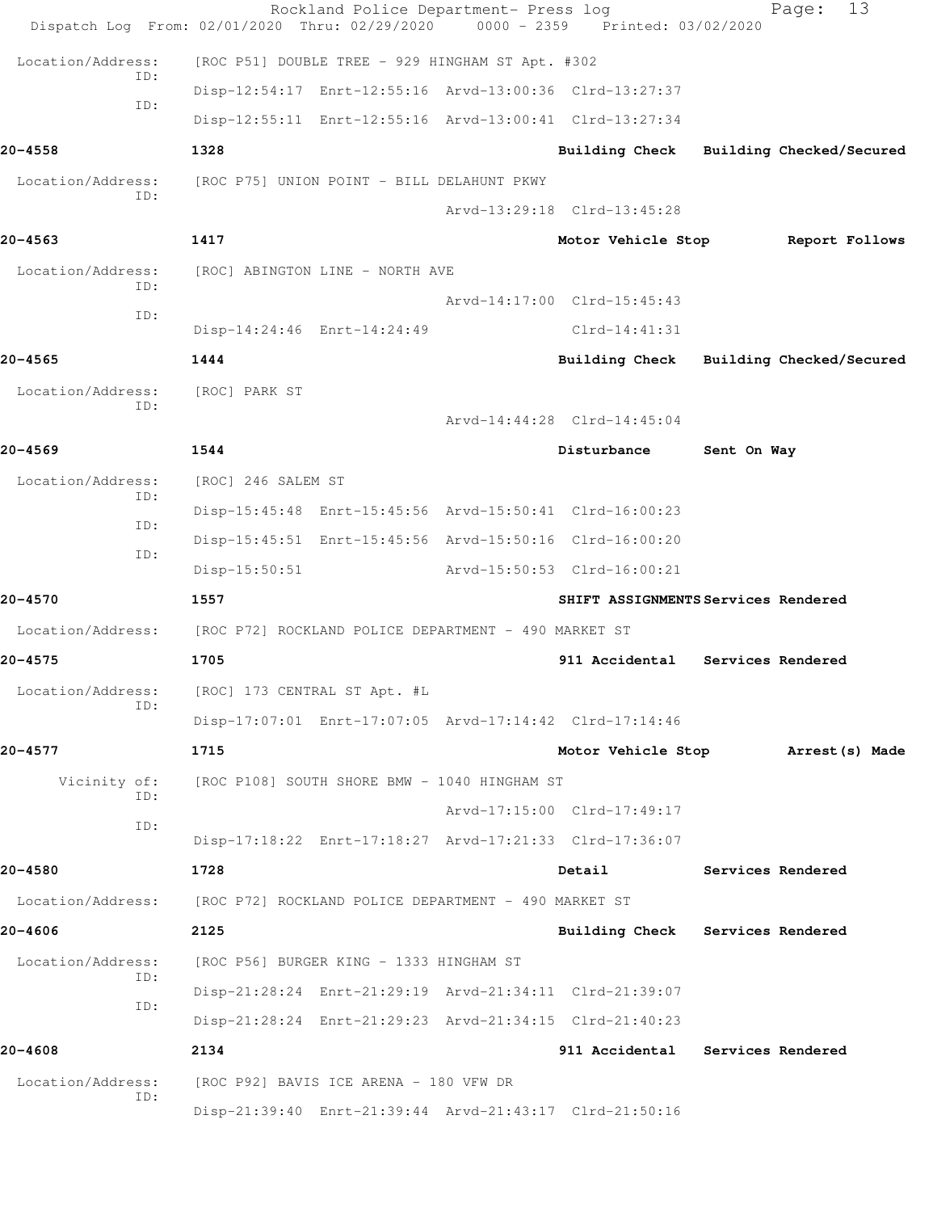Location/Address: [ROC P51] DOUBLE TREE - 929 HINGHAM ST Apt. #302

ID: Disp-12:54:17 Enrt-12:55:16 Arvd-13:00:36 Clrd-13:27:37

ID: Disp-12:55:11 Enrt-12:55:16 Arvd-13:00:41 Clrd-13:27:34

**20-4558** **1328** **Building Check** **Building Checked/Secured**

Location/Address: [ROC P75] UNION POINT - BILL DELAHUNT PKWY

ID: Arvd-13:29:18 Clrd-13:45:28

**20-4563** **1417** **Motor Vehicle Stop** **Report Follows**

Location/Address: [ROC] ABINGTON LINE - NORTH AVE

ID: Arvd-14:17:00 Clrd-15:45:43

ID: Disp-14:24:46 Enrt-14:24:49 Clrd-14:41:31

**20-4565** **1444** **Building Check** **Building Checked/Secured**

Location/Address: [ROC] PARK ST

ID: Arvd-14:44:28 Clrd-14:45:04

**20-4569** **1544** **Disturbance** **Sent On Way**

Location/Address: [ROC] 246 SALEM ST

ID: Disp-15:45:48 Enrt-15:45:56 Arvd-15:50:41 Clrd-16:00:23

ID: Disp-15:45:51 Enrt-15:45:56 Arvd-15:50:16 Clrd-16:00:20

ID: Disp-15:50:51 Arvd-15:50:53 Clrd-16:00:21

**20-4570** **1557** **SHIFT ASSIGNMENTS** **Services Rendered**

Location/Address: [ROC P72] ROCKLAND POLICE DEPARTMENT - 490 MARKET ST

**20-4575** **1705** **911 Accidental** **Services Rendered**

Location/Address: [ROC] 173 CENTRAL ST Apt. #L

ID: Disp-17:07:01 Enrt-17:07:05 Arvd-17:14:42 Clrd-17:14:46

**20-4577** **1715** **Motor Vehicle Stop** **Arrest(s) Made**

Vicinity of: [ROC P108] SOUTH SHORE BMW - 1040 HINGHAM ST

ID: Arvd-17:15:00 Clrd-17:49:17

ID: Disp-17:18:22 Enrt-17:18:27 Arvd-17:21:33 Clrd-17:36:07

**20-4580** **1728** **Detail** **Services Rendered**

Location/Address: [ROC P72] ROCKLAND POLICE DEPARTMENT - 490 MARKET ST

**20-4606** **2125** **Building Check** **Services Rendered**

Location/Address: [ROC P56] BURGER KING - 1333 HINGHAM ST

ID: Disp-21:28:24 Enrt-21:29:19 Arvd-21:34:11 Clrd-21:39:07

ID: Disp-21:28:24 Enrt-21:29:23 Arvd-21:34:15 Clrd-21:40:23

**20-4608** **2134** **911 Accidental** **Services Rendered**

Location/Address: [ROC P92] BAVIS ICE ARENA - 180 VFW DR

ID: Disp-21:39:40 Enrt-21:39:44 Arvd-21:43:17 Clrd-21:50:16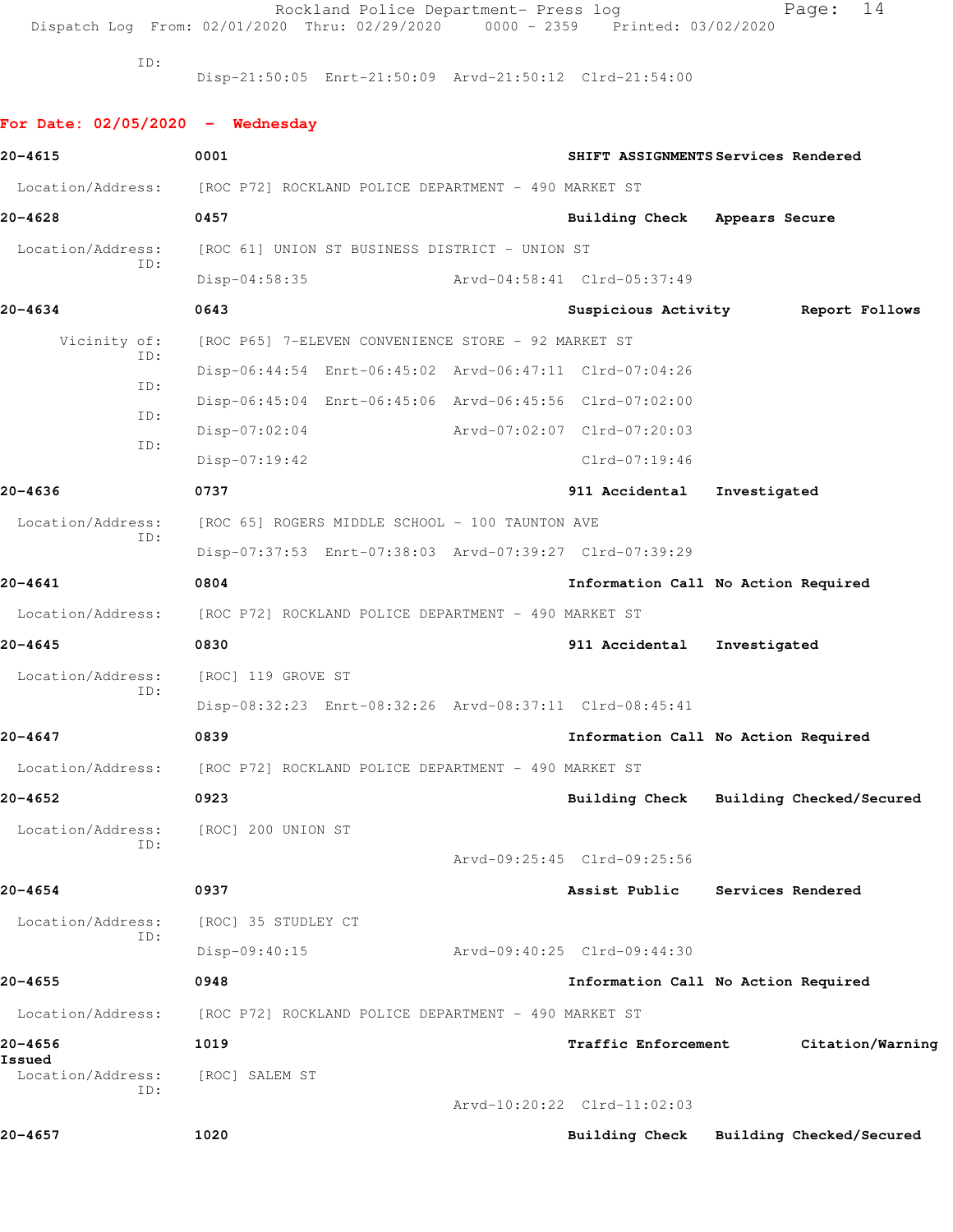ID:
Disp-21:50:05 Enrt-21:50:09 Arvd-21:50:12 Clrd-21:54:00

**For Date: 02/05/2020 - Wednesday**

**20-4615** 0001 **SHIFT ASSIGNMENTS Services Rendered**
Location/Address: [ROC P72] ROCKLAND POLICE DEPARTMENT - 490 MARKET ST

**20-4628** 0457 **Building Check Appears Secure**
Location/Address: [ROC 61] UNION ST BUSINESS DISTRICT - UNION ST
ID:
Disp-04:58:35 Arvd-04:58:41 Clrd-05:37:49

**20-4634** 0643 **Suspicious Activity Report Follows**
Vicinity of: [ROC P65] 7-ELEVEN CONVENIENCE STORE - 92 MARKET ST
ID:
Disp-06:44:54 Enrt-06:45:02 Arvd-06:47:11 Clrd-07:04:26
ID:
Disp-06:45:04 Enrt-06:45:06 Arvd-06:45:56 Clrd-07:02:00
ID:
Disp-07:02:04 Arvd-07:02:07 Clrd-07:20:03
ID:
Disp-07:19:42 Clrd-07:19:46

**20-4636** 0737 **911 Accidental Investigated**
Location/Address: [ROC 65] ROGERS MIDDLE SCHOOL - 100 TAUNTON AVE
ID:
Disp-07:37:53 Enrt-07:38:03 Arvd-07:39:27 Clrd-07:39:29

**20-4641** 0804 **Information Call No Action Required**
Location/Address: [ROC P72] ROCKLAND POLICE DEPARTMENT - 490 MARKET ST

**20-4645** 0830 **911 Accidental Investigated**
Location/Address: [ROC] 119 GROVE ST
ID:
Disp-08:32:23 Enrt-08:32:26 Arvd-08:37:11 Clrd-08:45:41

**20-4647** 0839 **Information Call No Action Required**
Location/Address: [ROC P72] ROCKLAND POLICE DEPARTMENT - 490 MARKET ST

**20-4652** 0923 **Building Check Building Checked/Secured**
Location/Address: [ROC] 200 UNION ST
ID:
Arvd-09:25:45 Clrd-09:25:56

**20-4654** 0937 **Assist Public Services Rendered**
Location/Address: [ROC] 35 STUDLEY CT
ID:
Disp-09:40:15 Arvd-09:40:25 Clrd-09:44:30

**20-4655** 0948 **Information Call No Action Required**
Location/Address: [ROC P72] ROCKLAND POLICE DEPARTMENT - 490 MARKET ST

**20-4656** 1019 **Traffic Enforcement Citation/Warning Issued**
Location/Address: [ROC] SALEM ST
ID:
Arvd-10:20:22 Clrd-11:02:03

**20-4657** 1020 **Building Check Building Checked/Secured**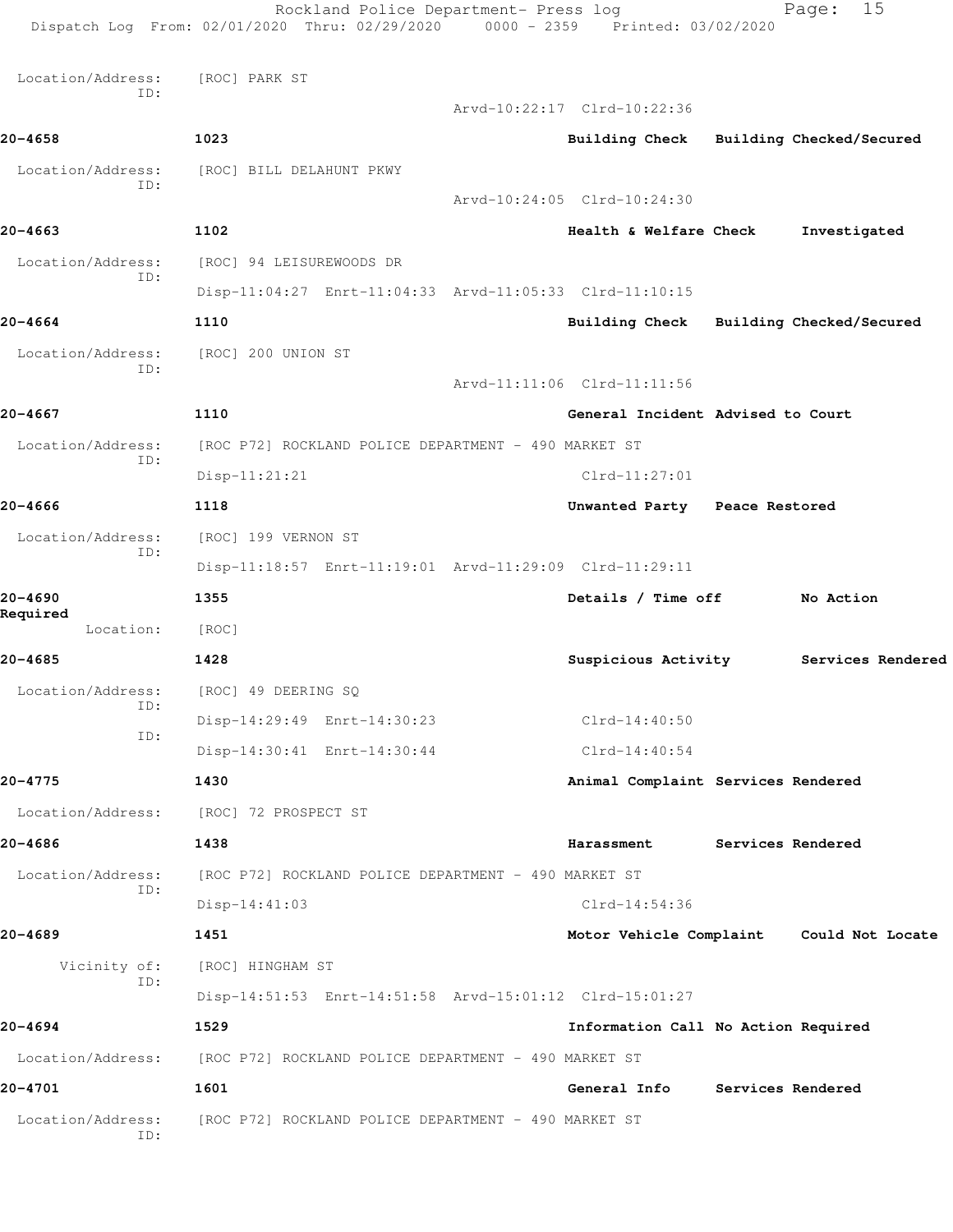Location/Address: [ROC] PARK ST
ID:
Arvd-10:22:17 Clrd-10:22:36

**20-4658** **1023** **Building Check Building Checked/Secured**

Location/Address: [ROC] BILL DELAHUNT PKWY
ID:
Arvd-10:24:05 Clrd-10:24:30

**20-4663** **1102** **Health & Welfare Check Investigated**

Location/Address: [ROC] 94 LEISUREWOODS DR
ID:
Disp-11:04:27 Enrt-11:04:33 Arvd-11:05:33 Clrd-11:10:15

**20-4664** **1110** **Building Check Building Checked/Secured**

Location/Address: [ROC] 200 UNION ST
ID:
Arvd-11:11:06 Clrd-11:11:56

**20-4667** **1110** **General Incident Advised to Court**

Location/Address: [ROC P72] ROCKLAND POLICE DEPARTMENT - 490 MARKET ST
ID:
Disp-11:21:21 Clrd-11:27:01

**20-4666** **1118** **Unwanted Party Peace Restored**

Location/Address: [ROC] 199 VERNON ST
ID:
Disp-11:18:57 Enrt-11:19:01 Arvd-11:29:09 Clrd-11:29:11

**20-4690** **1355** **Details / Time off No Action Required**

Location: [ROC]

**20-4685** **1428** **Suspicious Activity Services Rendered**

Location/Address: [ROC] 49 DEERING SQ
ID:
Disp-14:29:49 Enrt-14:30:23 Clrd-14:40:50
ID:
Disp-14:30:41 Enrt-14:30:44 Clrd-14:40:54

**20-4775** **1430** **Animal Complaint Services Rendered**

Location/Address: [ROC] 72 PROSPECT ST

**20-4686** **1438** **Harassment Services Rendered**

Location/Address: [ROC P72] ROCKLAND POLICE DEPARTMENT - 490 MARKET ST
ID:
Disp-14:41:03 Clrd-14:54:36

**20-4689** **1451** **Motor Vehicle Complaint Could Not Locate**

Vicinity of: [ROC] HINGHAM ST
ID:
Disp-14:51:53 Enrt-14:51:58 Arvd-15:01:12 Clrd-15:01:27

**20-4694** **1529** **Information Call No Action Required**

Location/Address: [ROC P72] ROCKLAND POLICE DEPARTMENT - 490 MARKET ST

**20-4701** **1601** **General Info Services Rendered**

Location/Address: [ROC P72] ROCKLAND POLICE DEPARTMENT - 490 MARKET ST
ID: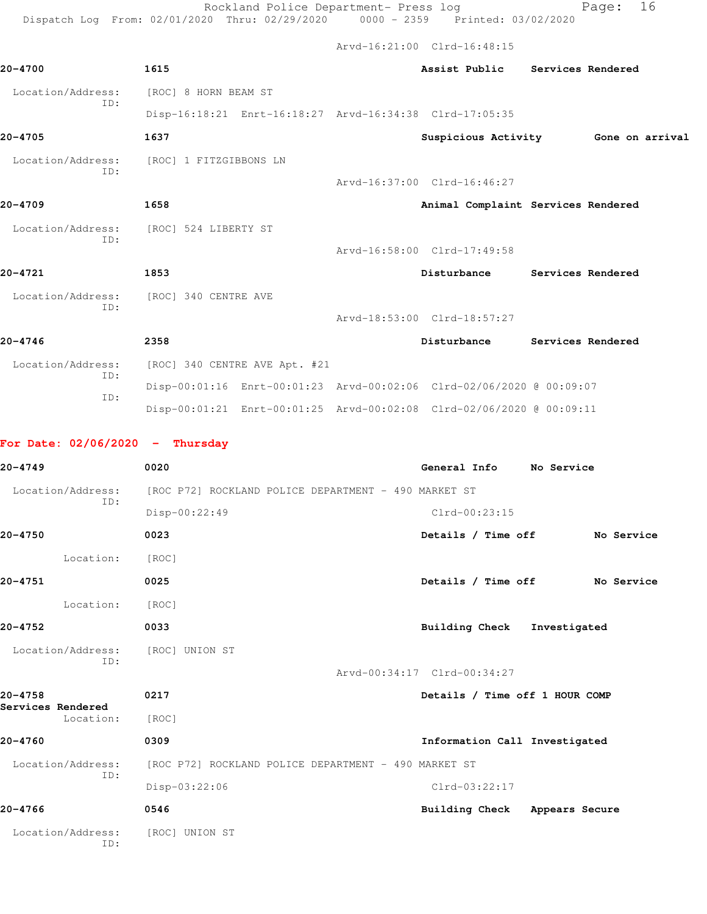Arvd-16:21:00  Clrd-16:48:15

**20-4700**  1615  **Assist Public**  **Services Rendered**

Location/Address: [ROC] 8 HORN BEAM ST
ID:
Disp-16:18:21  Enrt-16:18:27  Arvd-16:34:38  Clrd-17:05:35

**20-4705**  1637  **Suspicious Activity**  **Gone on arrival**

Location/Address: [ROC] 1 FITZGIBBONS LN
ID:
Arvd-16:37:00  Clrd-16:46:27

**20-4709**  1658  **Animal Complaint**  **Services Rendered**

Location/Address: [ROC] 524 LIBERTY ST
ID:
Arvd-16:58:00  Clrd-17:49:58

**20-4721**  1853  **Disturbance**  **Services Rendered**

Location/Address: [ROC] 340 CENTRE AVE
ID:
Arvd-18:53:00  Clrd-18:57:27

**20-4746**  2358  **Disturbance**  **Services Rendered**

Location/Address: [ROC] 340 CENTRE AVE Apt. #21
ID:
Disp-00:01:16  Enrt-00:01:23  Arvd-00:02:06  Clrd-02/06/2020 @ 00:09:07
ID:
Disp-00:01:21  Enrt-00:01:25  Arvd-00:02:08  Clrd-02/06/2020 @ 00:09:11

## For Date: 02/06/2020 - Thursday

**20-4749**  0020  **General Info**  **No Service**

Location/Address: [ROC P72] ROCKLAND POLICE DEPARTMENT - 490 MARKET ST
ID:
Disp-00:22:49  Clrd-00:23:15

**20-4750**  0023  **Details / Time off**  **No Service**

Location: [ROC]

**20-4751**  0025  **Details / Time off**  **No Service**

Location: [ROC]

**20-4752**  0033  **Building Check**  **Investigated**

Location/Address: [ROC] UNION ST
ID:
Arvd-00:34:17  Clrd-00:34:27

**20-4758**  0217  **Details / Time off 1 HOUR COMP**
**Services Rendered**

Location: [ROC]

**20-4760**  0309  **Information Call**  **Investigated**

Location/Address: [ROC P72] ROCKLAND POLICE DEPARTMENT - 490 MARKET ST
ID:
Disp-03:22:06  Clrd-03:22:17

**20-4766**  0546  **Building Check**  **Appears Secure**

Location/Address: [ROC] UNION ST
ID: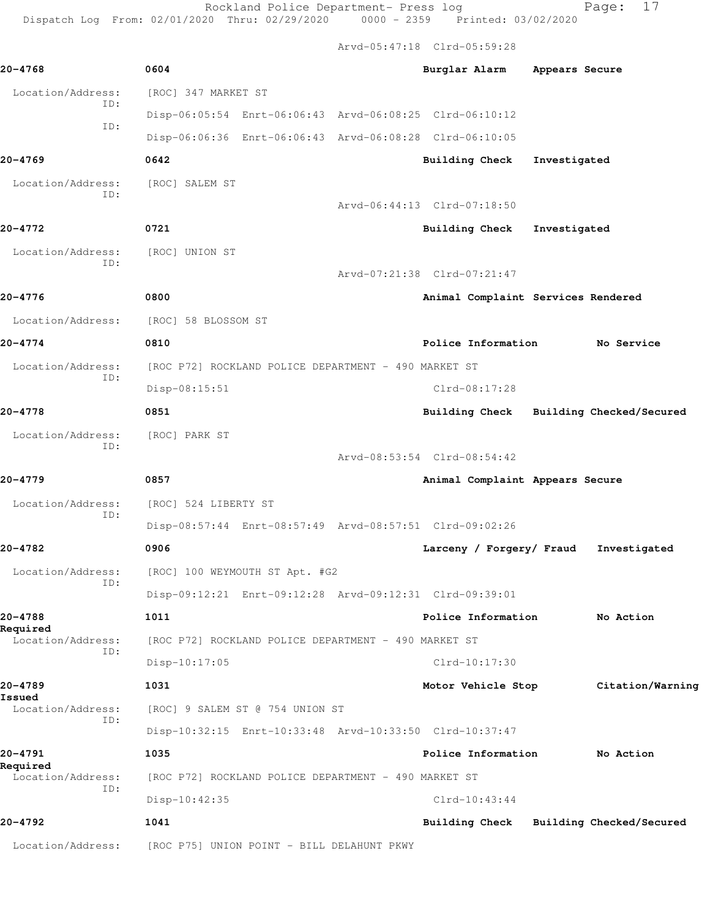Arvd-05:47:18 Clrd-05:59:28

**20-4768** 0604 **Burglar Alarm** **Appears Secure**

Location/Address: [ROC] 347 MARKET ST
ID: Disp-06:05:54 Enrt-06:06:43 Arvd-06:08:25 Clrd-06:10:12
ID: Disp-06:06:36 Enrt-06:06:43 Arvd-06:08:28 Clrd-06:10:05

**20-4769** 0642 **Building Check** **Investigated**

Location/Address: [ROC] SALEM ST
ID: Arvd-06:44:13 Clrd-07:18:50

**20-4772** 0721 **Building Check** **Investigated**

Location/Address: [ROC] UNION ST
ID: Arvd-07:21:38 Clrd-07:21:47

**20-4776** 0800 **Animal Complaint** **Services Rendered**

Location/Address: [ROC] 58 BLOSSOM ST

**20-4774** 0810 **Police Information** **No Service**

Location/Address: [ROC P72] ROCKLAND POLICE DEPARTMENT - 490 MARKET ST
ID: Disp-08:15:51 Clrd-08:17:28

**20-4778** 0851 **Building Check** **Building Checked/Secured**

Location/Address: [ROC] PARK ST
ID: Arvd-08:53:54 Clrd-08:54:42

**20-4779** 0857 **Animal Complaint** **Appears Secure**

Location/Address: [ROC] 524 LIBERTY ST
ID: Disp-08:57:44 Enrt-08:57:49 Arvd-08:57:51 Clrd-09:02:26

**20-4782** 0906 **Larceny / Forgery/ Fraud** **Investigated**

Location/Address: [ROC] 100 WEYMOUTH ST Apt. #G2
ID: Disp-09:12:21 Enrt-09:12:28 Arvd-09:12:31 Clrd-09:39:01

**20-4788** 1011 **Police Information** **No Action Required**

Location/Address: [ROC P72] ROCKLAND POLICE DEPARTMENT - 490 MARKET ST
ID: Disp-10:17:05 Clrd-10:17:30

**20-4789** 1031 **Motor Vehicle Stop** **Citation/Warning Issued**

Location/Address: [ROC] 9 SALEM ST @ 754 UNION ST
ID: Disp-10:32:15 Enrt-10:33:48 Arvd-10:33:50 Clrd-10:37:47

**20-4791** 1035 **Police Information** **No Action Required**

Location/Address: [ROC P72] ROCKLAND POLICE DEPARTMENT - 490 MARKET ST
ID: Disp-10:42:35 Clrd-10:43:44

**20-4792** 1041 **Building Check** **Building Checked/Secured**

Location/Address: [ROC P75] UNION POINT - BILL DELAHUNT PKWY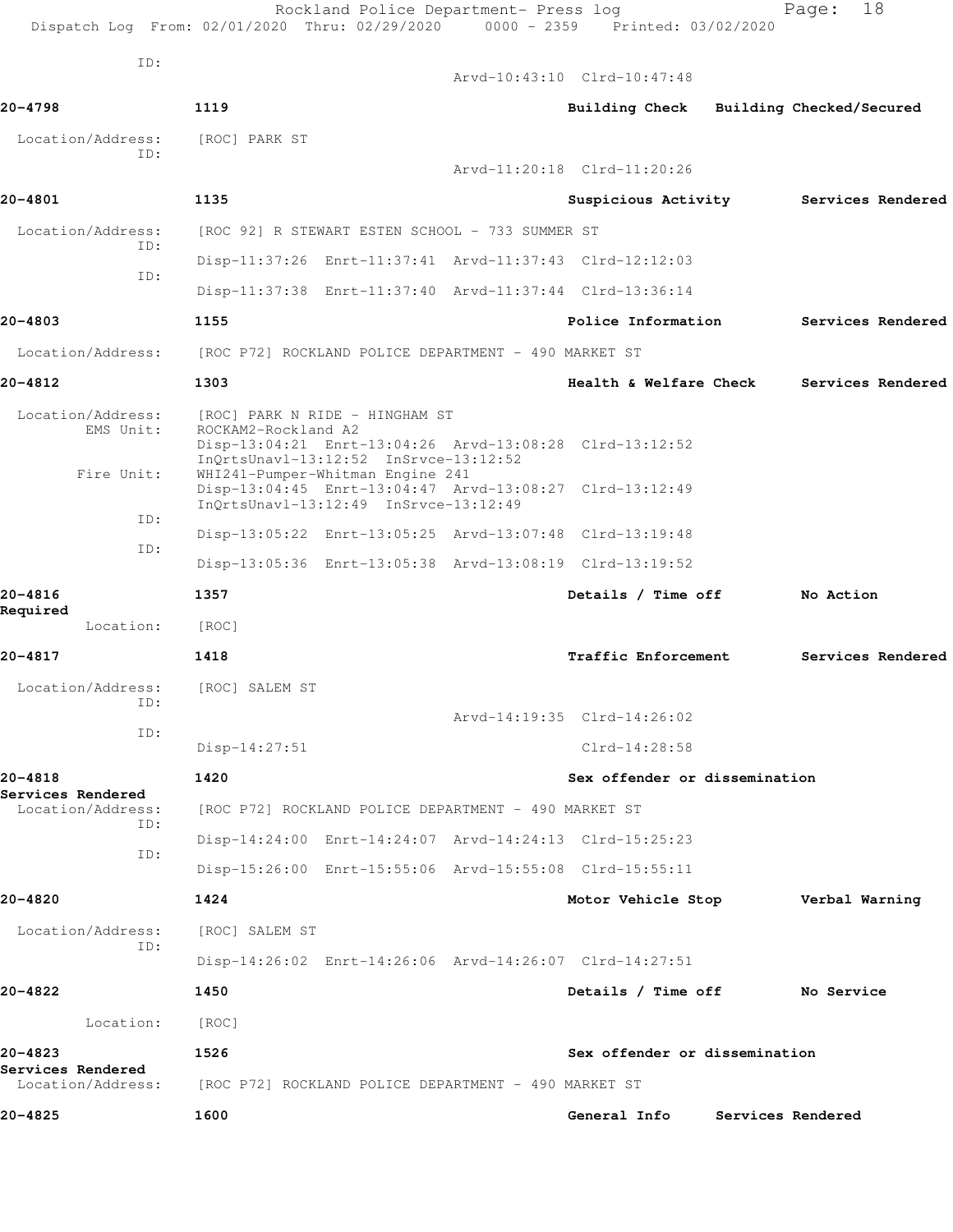ID:
Arvd-10:43:10 Clrd-10:47:48

**20-4798** 1119 **Building Check** **Building Checked/Secured**

Location/Address: [ROC] PARK ST
ID:
Arvd-11:20:18 Clrd-11:20:26

**20-4801** 1135 **Suspicious Activity** **Services Rendered**

Location/Address: [ROC 92] R STEWART ESTEN SCHOOL - 733 SUMMER ST
ID:
Disp-11:37:26 Enrt-11:37:41 Arvd-11:37:43 Clrd-12:12:03
ID:
Disp-11:37:38 Enrt-11:37:40 Arvd-11:37:44 Clrd-13:36:14

**20-4803** 1155 **Police Information** **Services Rendered**

Location/Address: [ROC P72] ROCKLAND POLICE DEPARTMENT - 490 MARKET ST

**20-4812** 1303 **Health & Welfare Check** **Services Rendered**

Location/Address: [ROC] PARK N RIDE - HINGHAM ST
EMS Unit: ROCKAM2-Rockland A2
Disp-13:04:21 Enrt-13:04:26 Arvd-13:08:28 Clrd-13:12:52
InQrtsUnavl-13:12:52 InSrvce-13:12:52
Fire Unit: WHI241-Pumper-Whitman Engine 241
Disp-13:04:45 Enrt-13:04:47 Arvd-13:08:27 Clrd-13:12:49
InQrtsUnavl-13:12:49 InSrvce-13:12:49
ID:
Disp-13:05:22 Enrt-13:05:25 Arvd-13:07:48 Clrd-13:19:48
ID:
Disp-13:05:36 Enrt-13:05:38 Arvd-13:08:19 Clrd-13:19:52

**20-4816** 1357 **Details / Time off** **No Action Required**
Location: [ROC]

**20-4817** 1418 **Traffic Enforcement** **Services Rendered**

Location/Address: [ROC] SALEM ST
ID:
Arvd-14:19:35 Clrd-14:26:02
ID:
Disp-14:27:51 Clrd-14:28:58

**20-4818** 1420 **Sex offender or dissemination** **Services Rendered**
Location/Address: [ROC P72] ROCKLAND POLICE DEPARTMENT - 490 MARKET ST
ID:
Disp-14:24:00 Enrt-14:24:07 Arvd-14:24:13 Clrd-15:25:23
ID:
Disp-15:26:00 Enrt-15:55:06 Arvd-15:55:08 Clrd-15:55:11

**20-4820** 1424 **Motor Vehicle Stop** **Verbal Warning**

Location/Address: [ROC] SALEM ST
ID:
Disp-14:26:02 Enrt-14:26:06 Arvd-14:26:07 Clrd-14:27:51

**20-4822** 1450 **Details / Time off** **No Service**

Location: [ROC]

**20-4823** 1526 **Sex offender or dissemination** **Services Rendered**
Location/Address: [ROC P72] ROCKLAND POLICE DEPARTMENT - 490 MARKET ST

**20-4825** 1600 **General Info** **Services Rendered**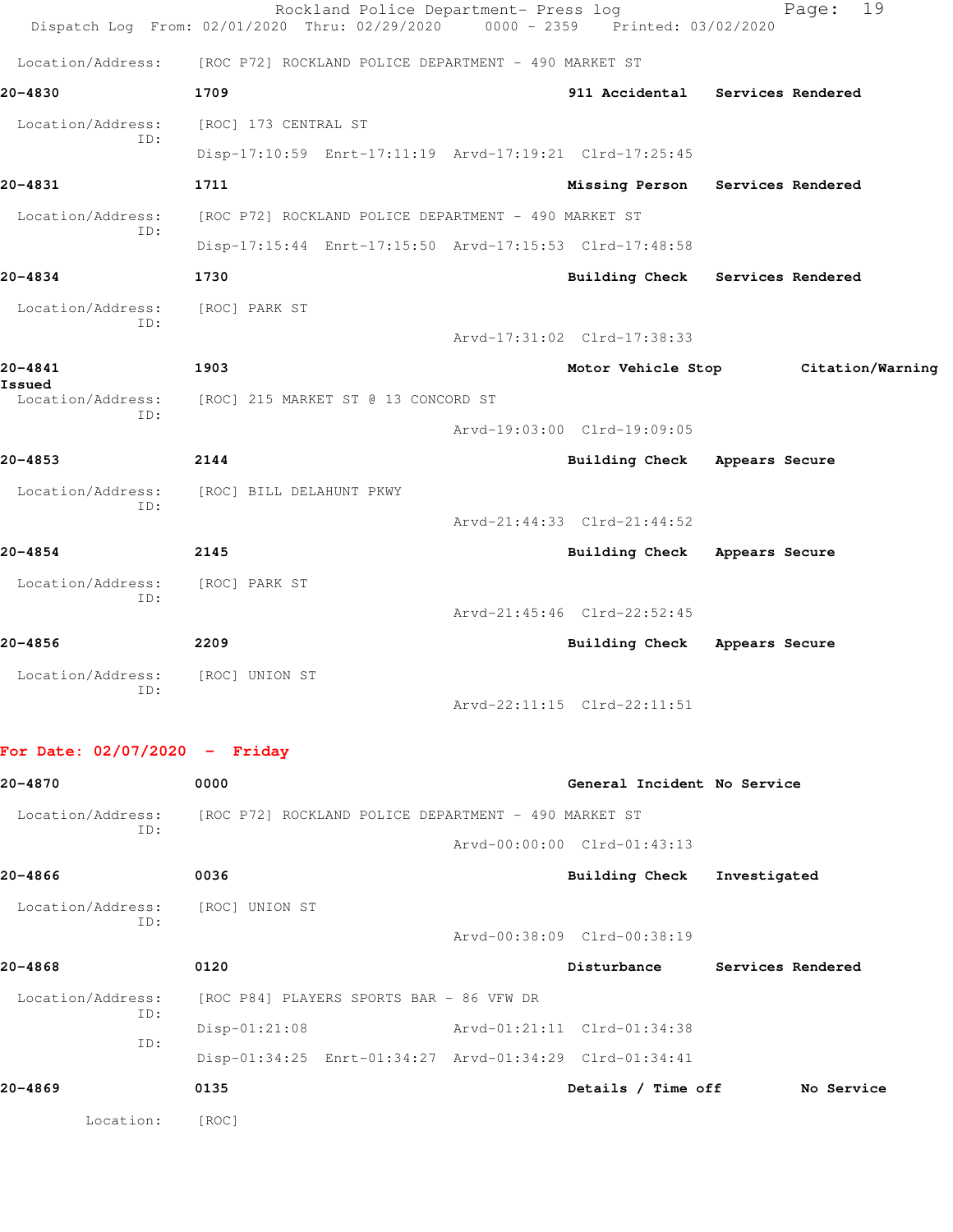Location/Address: [ROC P72] ROCKLAND POLICE DEPARTMENT - 490 MARKET ST

**20-4830** **1709** **911 Accidental** **Services Rendered**

Location/Address: [ROC] 173 CENTRAL ST
ID:
Disp-17:10:59 Enrt-17:11:19 Arvd-17:19:21 Clrd-17:25:45

**20-4831** **1711** **Missing Person** **Services Rendered**

Location/Address: [ROC P72] ROCKLAND POLICE DEPARTMENT - 490 MARKET ST
ID:
Disp-17:15:44 Enrt-17:15:50 Arvd-17:15:53 Clrd-17:48:58

**20-4834** **1730** **Building Check** **Services Rendered**

Location/Address: [ROC] PARK ST
ID:
Arvd-17:31:02 Clrd-17:38:33

**20-4841** **1903** **Motor Vehicle Stop** **Citation/Warning Issued**

Location/Address: [ROC] 215 MARKET ST @ 13 CONCORD ST
ID:
Arvd-19:03:00 Clrd-19:09:05

**20-4853** **2144** **Building Check** **Appears Secure**

Location/Address: [ROC] BILL DELAHUNT PKWY
ID:
Arvd-21:44:33 Clrd-21:44:52

**20-4854** **2145** **Building Check** **Appears Secure**

Location/Address: [ROC] PARK ST
ID:
Arvd-21:45:46 Clrd-22:52:45

**20-4856** **2209** **Building Check** **Appears Secure**

Location/Address: [ROC] UNION ST
ID:
Arvd-22:11:15 Clrd-22:11:51

## For Date: 02/07/2020 - Friday

**20-4870** **0000** **General Incident** **No Service**

Location/Address: [ROC P72] ROCKLAND POLICE DEPARTMENT - 490 MARKET ST
ID:
Arvd-00:00:00 Clrd-01:43:13

**20-4866** **0036** **Building Check** **Investigated**

Location/Address: [ROC] UNION ST
ID:
Arvd-00:38:09 Clrd-00:38:19

**20-4868** **0120** **Disturbance** **Services Rendered**

Location/Address: [ROC P84] PLAYERS SPORTS BAR - 86 VFW DR
ID:
Disp-01:21:08 Arvd-01:21:11 Clrd-01:34:38
ID:
Disp-01:34:25 Enrt-01:34:27 Arvd-01:34:29 Clrd-01:34:41

**20-4869** **0135** **Details / Time off** **No Service**

Location: [ROC]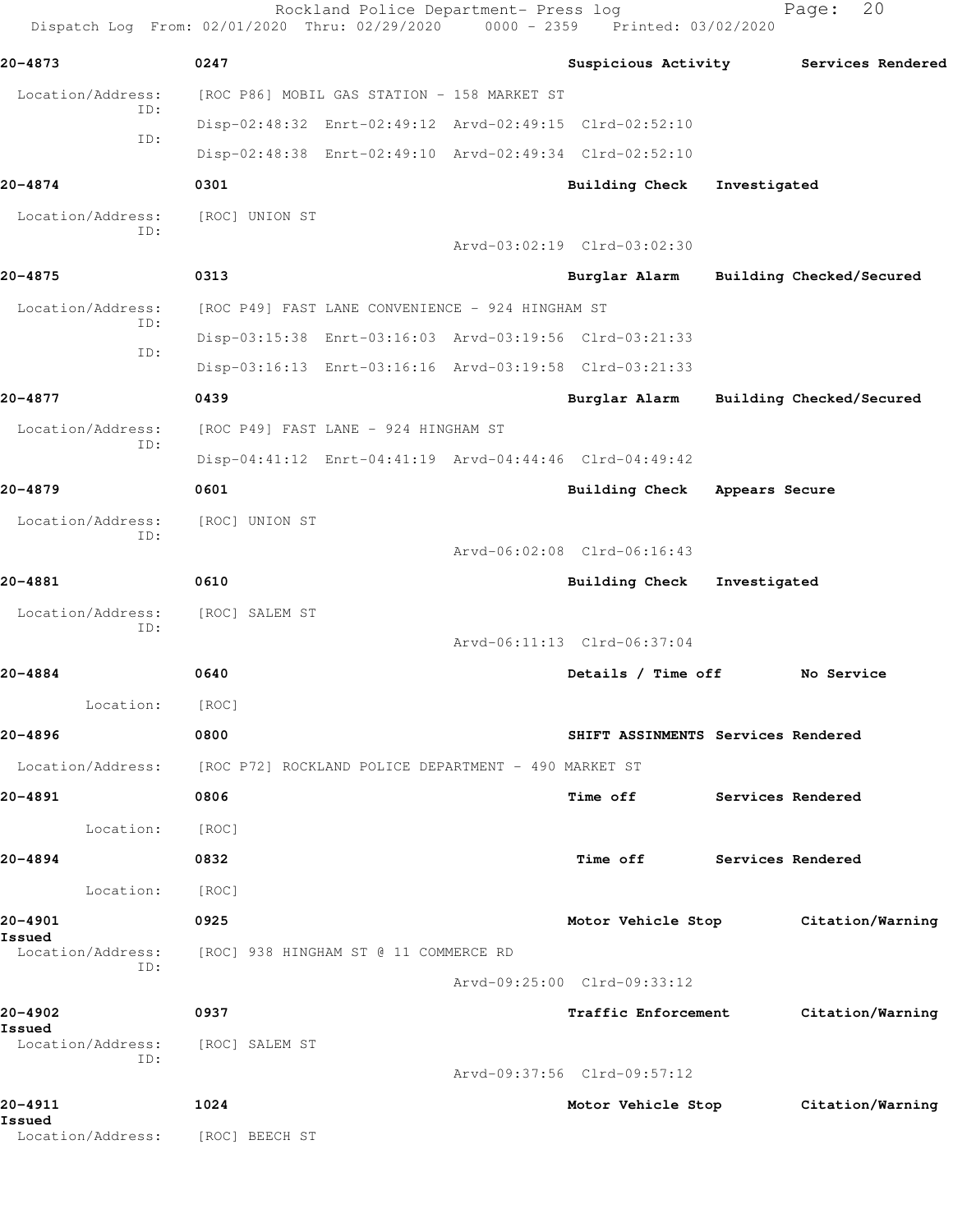**20-4873** 0247 **Suspicious Activity** **Services Rendered**

Location/Address: [ROC P86] MOBIL GAS STATION - 158 MARKET ST

ID: Disp-02:48:32 Enrt-02:49:12 Arvd-02:49:15 Clrd-02:52:10

ID: Disp-02:48:38 Enrt-02:49:10 Arvd-02:49:34 Clrd-02:52:10

**20-4874** 0301 **Building Check** **Investigated**

Location/Address: [ROC] UNION ST

ID: Arvd-03:02:19 Clrd-03:02:30

**20-4875** 0313 **Burglar Alarm** **Building Checked/Secured**

Location/Address: [ROC P49] FAST LANE CONVENIENCE - 924 HINGHAM ST

ID: Disp-03:15:38 Enrt-03:16:03 Arvd-03:19:56 Clrd-03:21:33

ID: Disp-03:16:13 Enrt-03:16:16 Arvd-03:19:58 Clrd-03:21:33

**20-4877** 0439 **Burglar Alarm** **Building Checked/Secured**

Location/Address: [ROC P49] FAST LANE - 924 HINGHAM ST

ID: Disp-04:41:12 Enrt-04:41:19 Arvd-04:44:46 Clrd-04:49:42

**20-4879** 0601 **Building Check** **Appears Secure**

Location/Address: [ROC] UNION ST

ID: Arvd-06:02:08 Clrd-06:16:43

**20-4881** 0610 **Building Check** **Investigated**

Location/Address: [ROC] SALEM ST

ID: Arvd-06:11:13 Clrd-06:37:04

**20-4884** 0640 **Details / Time off** **No Service**

Location: [ROC]

**20-4896** 0800 **SHIFT ASSINMENTS** **Services Rendered**

Location/Address: [ROC P72] ROCKLAND POLICE DEPARTMENT - 490 MARKET ST

**20-4891** 0806 **Time off** **Services Rendered**

Location: [ROC]

**20-4894** 0832 **Time off** **Services Rendered**

Location: [ROC]

**20-4901** 0925 **Motor Vehicle Stop** **Citation/Warning Issued**

Location/Address: [ROC] 938 HINGHAM ST @ 11 COMMERCE RD

ID: Arvd-09:25:00 Clrd-09:33:12

**20-4902** 0937 **Traffic Enforcement** **Citation/Warning Issued**

Location/Address: [ROC] SALEM ST

ID: Arvd-09:37:56 Clrd-09:57:12

**20-4911** 1024 **Motor Vehicle Stop** **Citation/Warning Issued**

Location/Address: [ROC] BEECH ST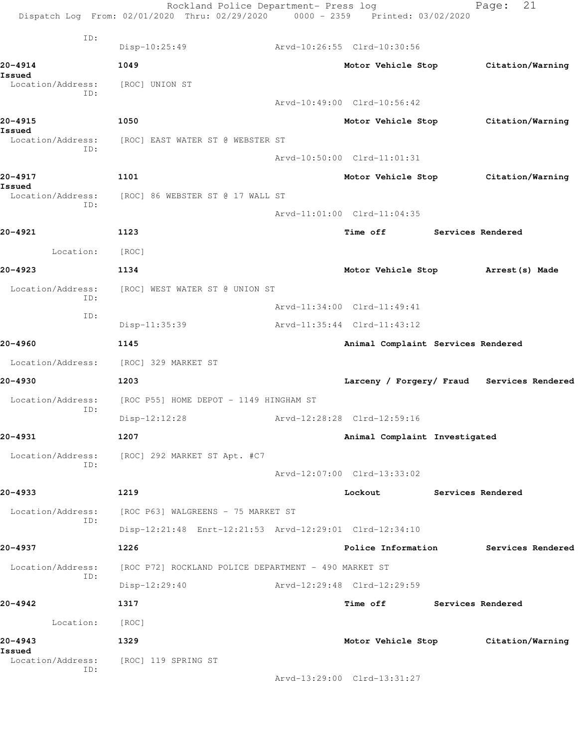Rockland Police Department- Press log

Dispatch Log From: 02/01/2020 Thru: 02/29/2020 0000 - 2359 Printed: 03/02/2020

ID:
Disp-10:25:49 Arvd-10:26:55 Clrd-10:30:56

**20-4914** 1049 Motor Vehicle Stop Citation/Warning Issued
Location/Address: [ROC] UNION ST
ID:
Arvd-10:49:00 Clrd-10:56:42

**20-4915** 1050 Motor Vehicle Stop Citation/Warning Issued
Location/Address: [ROC] EAST WATER ST @ WEBSTER ST
ID:
Arvd-10:50:00 Clrd-11:01:31

**20-4917** 1101 Motor Vehicle Stop Citation/Warning Issued
Location/Address: [ROC] 86 WEBSTER ST @ 17 WALL ST
ID:
Arvd-11:01:00 Clrd-11:04:35

**20-4921** 1123 Time off Services Rendered
Location: [ROC]

**20-4923** 1134 Motor Vehicle Stop Arrest(s) Made
Location/Address: [ROC] WEST WATER ST @ UNION ST
ID:
Arvd-11:34:00 Clrd-11:49:41
ID:
Disp-11:35:39 Arvd-11:35:44 Clrd-11:43:12

**20-4960** 1145 Animal Complaint Services Rendered
Location/Address: [ROC] 329 MARKET ST

**20-4930** 1203 Larceny / Forgery/ Fraud Services Rendered
Location/Address: [ROC P55] HOME DEPOT - 1149 HINGHAM ST
ID:
Disp-12:12:28 Arvd-12:28:28 Clrd-12:59:16

**20-4931** 1207 Animal Complaint Investigated
Location/Address: [ROC] 292 MARKET ST Apt. #C7
ID:
Arvd-12:07:00 Clrd-13:33:02

**20-4933** 1219 Lockout Services Rendered
Location/Address: [ROC P63] WALGREENS - 75 MARKET ST
ID:
Disp-12:21:48 Enrt-12:21:53 Arvd-12:29:01 Clrd-12:34:10

**20-4937** 1226 Police Information Services Rendered
Location/Address: [ROC P72] ROCKLAND POLICE DEPARTMENT - 490 MARKET ST
ID:
Disp-12:29:40 Arvd-12:29:48 Clrd-12:29:59

**20-4942** 1317 Time off Services Rendered
Location: [ROC]

**20-4943** 1329 Motor Vehicle Stop Citation/Warning Issued
Location/Address: [ROC] 119 SPRING ST
ID:
Arvd-13:29:00 Clrd-13:31:27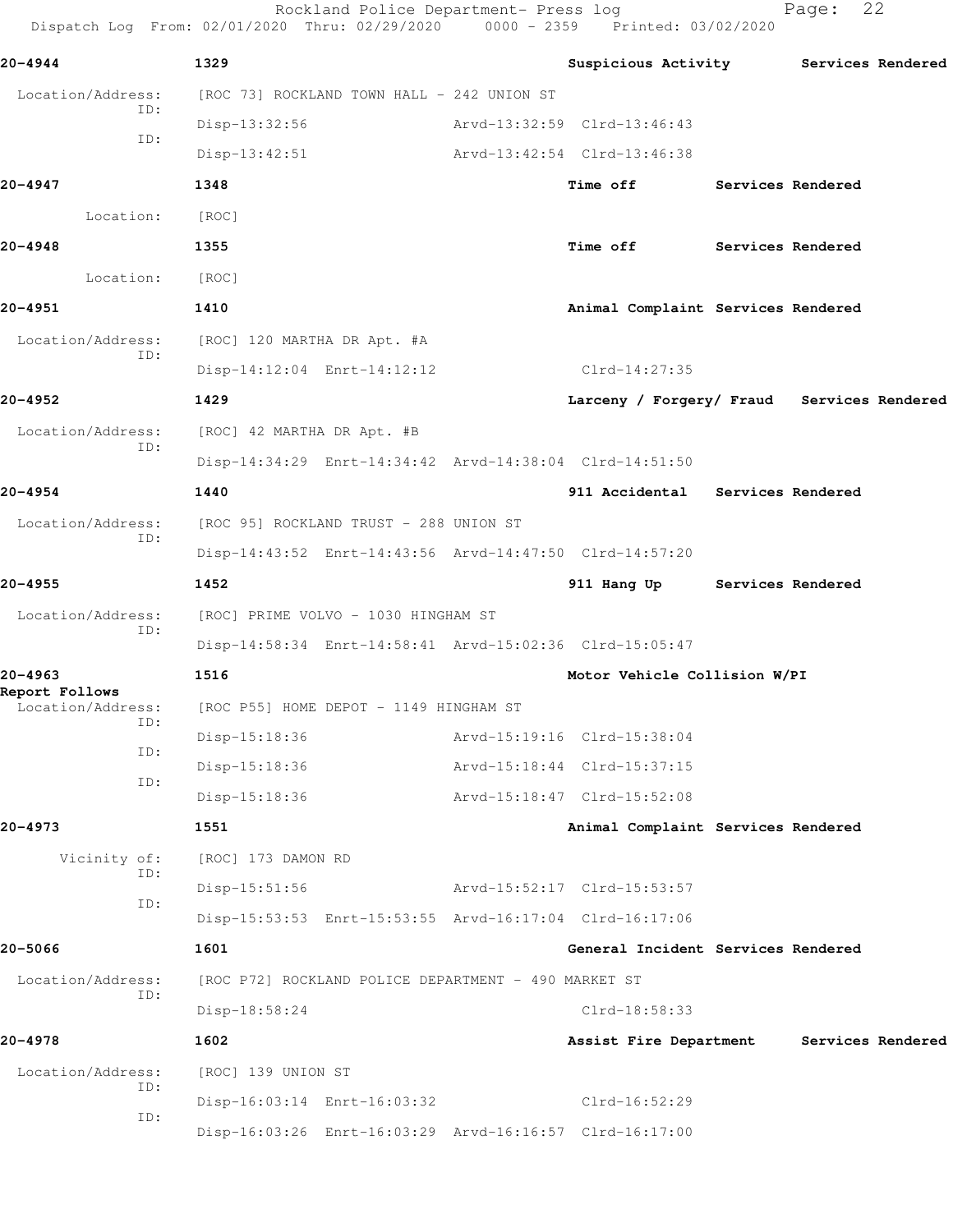**20-4944** 1329 **Suspicious Activity** **Services Rendered**

Location/Address: [ROC 73] ROCKLAND TOWN HALL - 242 UNION ST

ID: Disp-13:32:56 Arvd-13:32:59 Clrd-13:46:43

ID: Disp-13:42:51 Arvd-13:42:54 Clrd-13:46:38

**20-4947** 1348 **Time off** **Services Rendered**

Location: [ROC]

**20-4948** 1355 **Time off** **Services Rendered**

Location: [ROC]

**20-4951** 1410 **Animal Complaint** **Services Rendered**

Location/Address: [ROC] 120 MARTHA DR Apt. #A

ID: Disp-14:12:04 Enrt-14:12:12 Clrd-14:27:35

**20-4952** 1429 **Larceny / Forgery/ Fraud** **Services Rendered**

Location/Address: [ROC] 42 MARTHA DR Apt. #B

ID: Disp-14:34:29 Enrt-14:34:42 Arvd-14:38:04 Clrd-14:51:50

**20-4954** 1440 **911 Accidental** **Services Rendered**

Location/Address: [ROC 95] ROCKLAND TRUST - 288 UNION ST

ID: Disp-14:43:52 Enrt-14:43:56 Arvd-14:47:50 Clrd-14:57:20

**20-4955** 1452 **911 Hang Up** **Services Rendered**

Location/Address: [ROC] PRIME VOLVO - 1030 HINGHAM ST

ID: Disp-14:58:34 Enrt-14:58:41 Arvd-15:02:36 Clrd-15:05:47

**20-4963** 1516 **Motor Vehicle Collision W/PI**

**Report Follows**

Location/Address: [ROC P55] HOME DEPOT - 1149 HINGHAM ST

ID: Disp-15:18:36 Arvd-15:19:16 Clrd-15:38:04

ID: Disp-15:18:36 Arvd-15:18:44 Clrd-15:37:15

ID: Disp-15:18:36 Arvd-15:18:47 Clrd-15:52:08

**20-4973** 1551 **Animal Complaint** **Services Rendered**

Vicinity of: [ROC] 173 DAMON RD

ID: Disp-15:51:56 Arvd-15:52:17 Clrd-15:53:57

ID: Disp-15:53:53 Enrt-15:53:55 Arvd-16:17:04 Clrd-16:17:06

**20-5066** 1601 **General Incident** **Services Rendered**

Location/Address: [ROC P72] ROCKLAND POLICE DEPARTMENT - 490 MARKET ST

ID: Disp-18:58:24 Clrd-18:58:33

**20-4978** 1602 **Assist Fire Department** **Services Rendered**

Location/Address: [ROC] 139 UNION ST

ID: Disp-16:03:14 Enrt-16:03:32 Clrd-16:52:29

ID: Disp-16:03:26 Enrt-16:03:29 Arvd-16:16:57 Clrd-16:17:00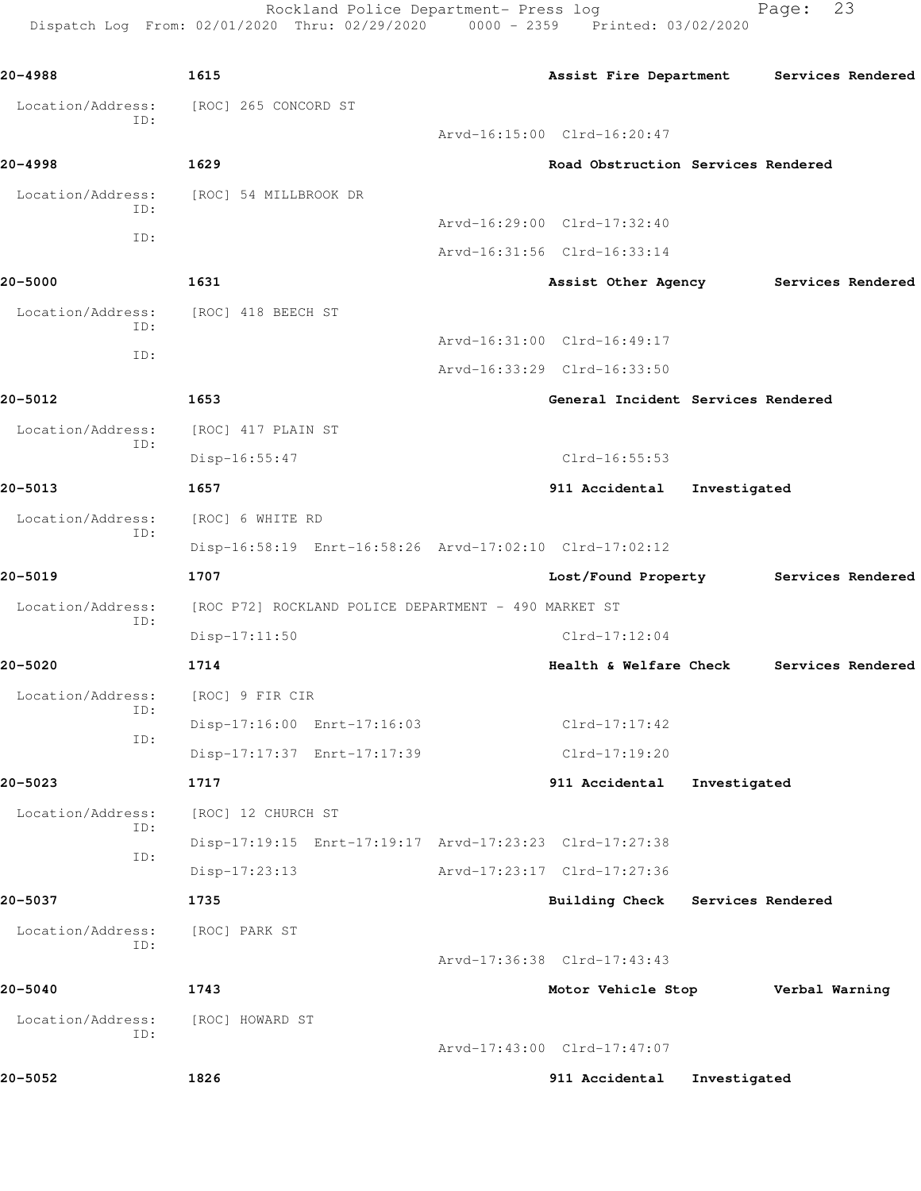**20-4988** | **1615** | **Assist Fire Department** | **Services Rendered**

Location/Address: [ROC] 265 CONCORD ST
ID:
Arvd-16:15:00 Clrd-16:20:47

**20-4998** | **1629** | **Road Obstruction** | **Services Rendered**

Location/Address: [ROC] 54 MILLBROOK DR
ID:
Arvd-16:29:00 Clrd-17:32:40
ID:
Arvd-16:31:56 Clrd-16:33:14

**20-5000** | **1631** | **Assist Other Agency** | **Services Rendered**

Location/Address: [ROC] 418 BEECH ST
ID:
Arvd-16:31:00 Clrd-16:49:17
ID:
Arvd-16:33:29 Clrd-16:33:50

**20-5012** | **1653** | **General Incident** | **Services Rendered**

Location/Address: [ROC] 417 PLAIN ST
ID:
Disp-16:55:47 Clrd-16:55:53

**20-5013** | **1657** | **911 Accidental** | **Investigated**

Location/Address: [ROC] 6 WHITE RD
ID:
Disp-16:58:19 Enrt-16:58:26 Arvd-17:02:10 Clrd-17:02:12

**20-5019** | **1707** | **Lost/Found Property** | **Services Rendered**

Location/Address: [ROC P72] ROCKLAND POLICE DEPARTMENT - 490 MARKET ST
ID:
Disp-17:11:50 Clrd-17:12:04

**20-5020** | **1714** | **Health & Welfare Check** | **Services Rendered**

Location/Address: [ROC] 9 FIR CIR
ID:
Disp-17:16:00 Enrt-17:16:03 Clrd-17:17:42
ID:
Disp-17:17:37 Enrt-17:17:39 Clrd-17:19:20

**20-5023** | **1717** | **911 Accidental** | **Investigated**

Location/Address: [ROC] 12 CHURCH ST
ID:
Disp-17:19:15 Enrt-17:19:17 Arvd-17:23:23 Clrd-17:27:38
ID:
Disp-17:23:13 Arvd-17:23:17 Clrd-17:27:36

**20-5037** | **1735** | **Building Check** | **Services Rendered**

Location/Address: [ROC] PARK ST
ID:
Arvd-17:36:38 Clrd-17:43:43

**20-5040** | **1743** | **Motor Vehicle Stop** | **Verbal Warning**

Location/Address: [ROC] HOWARD ST
ID:
Arvd-17:43:00 Clrd-17:47:07

**20-5052** | **1826** | **911 Accidental** | **Investigated**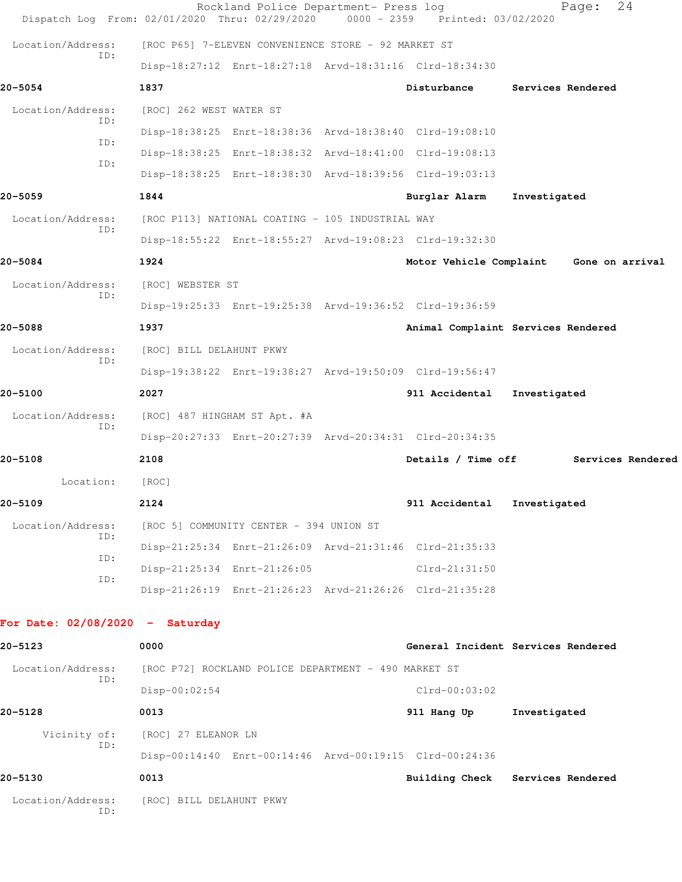Location/Address: [ROC P65] 7-ELEVEN CONVENIENCE STORE - 92 MARKET ST
ID:
Disp-18:27:12 Enrt-18:27:18 Arvd-18:31:16 Clrd-18:34:30

**20-5054** **1837** **Disturbance** **Services Rendered**

Location/Address: [ROC] 262 WEST WATER ST
ID:
Disp-18:38:25 Enrt-18:38:36 Arvd-18:38:40 Clrd-19:08:10
ID:
Disp-18:38:25 Enrt-18:38:32 Arvd-18:41:00 Clrd-19:08:13
ID:
Disp-18:38:25 Enrt-18:38:30 Arvd-18:39:56 Clrd-19:03:13

**20-5059** **1844** **Burglar Alarm** **Investigated**

Location/Address: [ROC P113] NATIONAL COATING - 105 INDUSTRIAL WAY
ID:
Disp-18:55:22 Enrt-18:55:27 Arvd-19:08:23 Clrd-19:32:30

**20-5084** **1924** **Motor Vehicle Complaint** **Gone on arrival**

Location/Address: [ROC] WEBSTER ST
ID:
Disp-19:25:33 Enrt-19:25:38 Arvd-19:36:52 Clrd-19:36:59

**20-5088** **1937** **Animal Complaint** **Services Rendered**

Location/Address: [ROC] BILL DELAHUNT PKWY
ID:
Disp-19:38:22 Enrt-19:38:27 Arvd-19:50:09 Clrd-19:56:47

**20-5100** **2027** **911 Accidental** **Investigated**

Location/Address: [ROC] 487 HINGHAM ST Apt. #A
ID:
Disp-20:27:33 Enrt-20:27:39 Arvd-20:34:31 Clrd-20:34:35

**20-5108** **2108** **Details / Time off** **Services Rendered**

Location: [ROC]

**20-5109** **2124** **911 Accidental** **Investigated**

Location/Address: [ROC 5] COMMUNITY CENTER - 394 UNION ST
ID:
Disp-21:25:34 Enrt-21:26:09 Arvd-21:31:46 Clrd-21:35:33
ID:
Disp-21:25:34 Enrt-21:26:05 Clrd-21:31:50
ID:
Disp-21:26:19 Enrt-21:26:23 Arvd-21:26:26 Clrd-21:35:28

## For Date: 02/08/2020 - Saturday

**20-5123** **0000** **General Incident** **Services Rendered**

Location/Address: [ROC P72] ROCKLAND POLICE DEPARTMENT - 490 MARKET ST
ID:
Disp-00:02:54 Clrd-00:03:02

**20-5128** **0013** **911 Hang Up** **Investigated**

Vicinity of: [ROC] 27 ELEANOR LN
ID:
Disp-00:14:40 Enrt-00:14:46 Arvd-00:19:15 Clrd-00:24:36

**20-5130** **0013** **Building Check** **Services Rendered**

Location/Address: [ROC] BILL DELAHUNT PKWY
ID: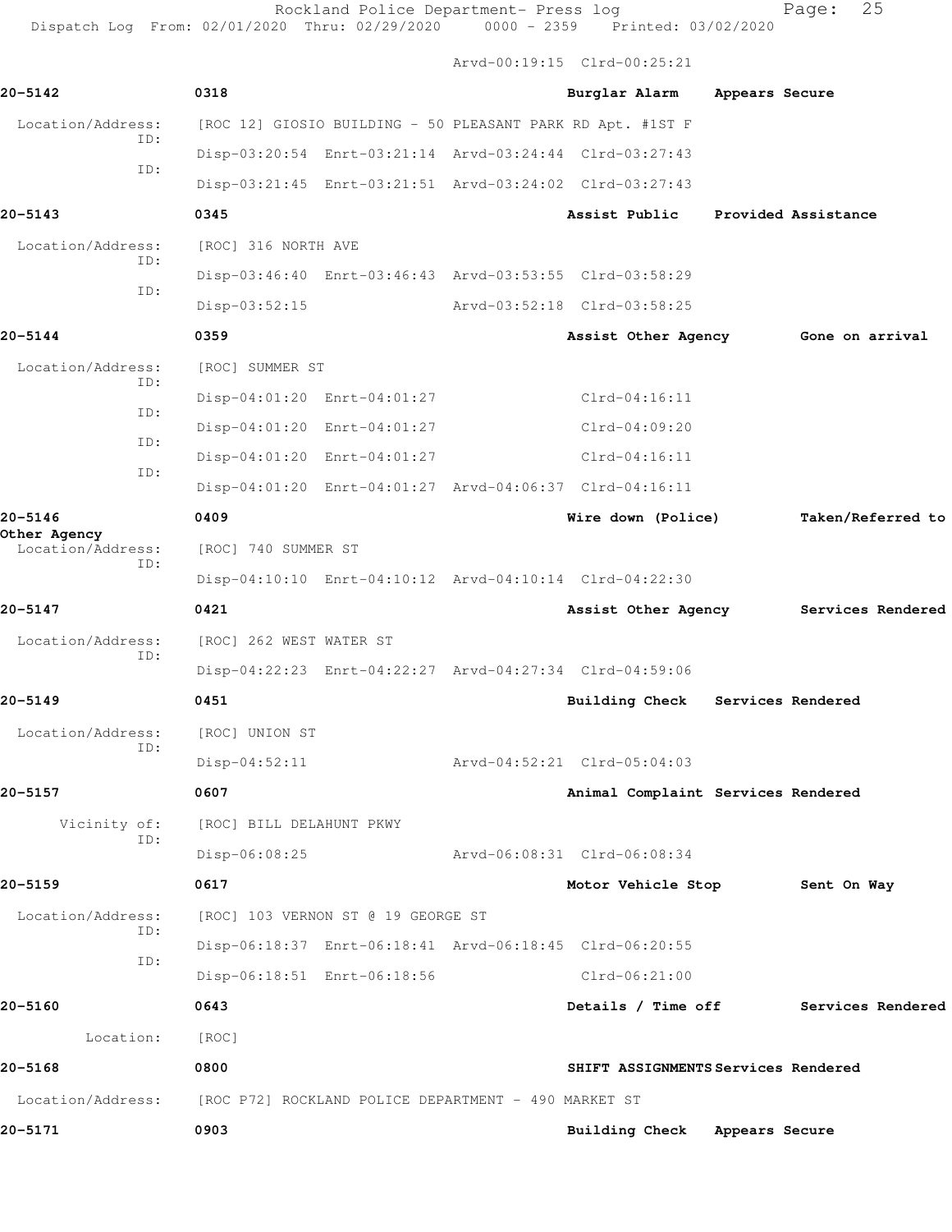Arvd-00:19:15 Clrd-00:25:21

**20-5142** 0318 Burglar Alarm Appears Secure

Location/Address: [ROC 12] GIOSIO BUILDING - 50 PLEASANT PARK RD Apt. #1ST F
ID: Disp-03:20:54 Enrt-03:21:14 Arvd-03:24:44 Clrd-03:27:43
ID: Disp-03:21:45 Enrt-03:21:51 Arvd-03:24:02 Clrd-03:27:43

**20-5143** 0345 Assist Public Provided Assistance

Location/Address: [ROC] 316 NORTH AVE
ID: Disp-03:46:40 Enrt-03:46:43 Arvd-03:53:55 Clrd-03:58:29
ID: Disp-03:52:15 Arvd-03:52:18 Clrd-03:58:25

**20-5144** 0359 Assist Other Agency Gone on arrival

Location/Address: [ROC] SUMMER ST
ID: Disp-04:01:20 Enrt-04:01:27 Clrd-04:16:11
ID: Disp-04:01:20 Enrt-04:01:27 Clrd-04:09:20
ID: Disp-04:01:20 Enrt-04:01:27 Clrd-04:16:11
ID: Disp-04:01:20 Enrt-04:01:27 Arvd-04:06:37 Clrd-04:16:11

**20-5146** 0409 Wire down (Police) Taken/Referred to Other Agency

Location/Address: [ROC] 740 SUMMER ST
ID: Disp-04:10:10 Enrt-04:10:12 Arvd-04:10:14 Clrd-04:22:30

**20-5147** 0421 Assist Other Agency Services Rendered

Location/Address: [ROC] 262 WEST WATER ST
ID: Disp-04:22:23 Enrt-04:22:27 Arvd-04:27:34 Clrd-04:59:06

**20-5149** 0451 Building Check Services Rendered

Location/Address: [ROC] UNION ST
ID: Disp-04:52:11 Arvd-04:52:21 Clrd-05:04:03

**20-5157** 0607 Animal Complaint Services Rendered

Vicinity of: [ROC] BILL DELAHUNT PKWY
ID: Disp-06:08:25 Arvd-06:08:31 Clrd-06:08:34

**20-5159** 0617 Motor Vehicle Stop Sent On Way

Location/Address: [ROC] 103 VERNON ST @ 19 GEORGE ST
ID: Disp-06:18:37 Enrt-06:18:41 Arvd-06:18:45 Clrd-06:20:55
ID: Disp-06:18:51 Enrt-06:18:56 Clrd-06:21:00

**20-5160** 0643 Details / Time off Services Rendered

Location: [ROC]

**20-5168** 0800 SHIFT ASSIGNMENTS Services Rendered

Location/Address: [ROC P72] ROCKLAND POLICE DEPARTMENT - 490 MARKET ST

**20-5171** 0903 Building Check Appears Secure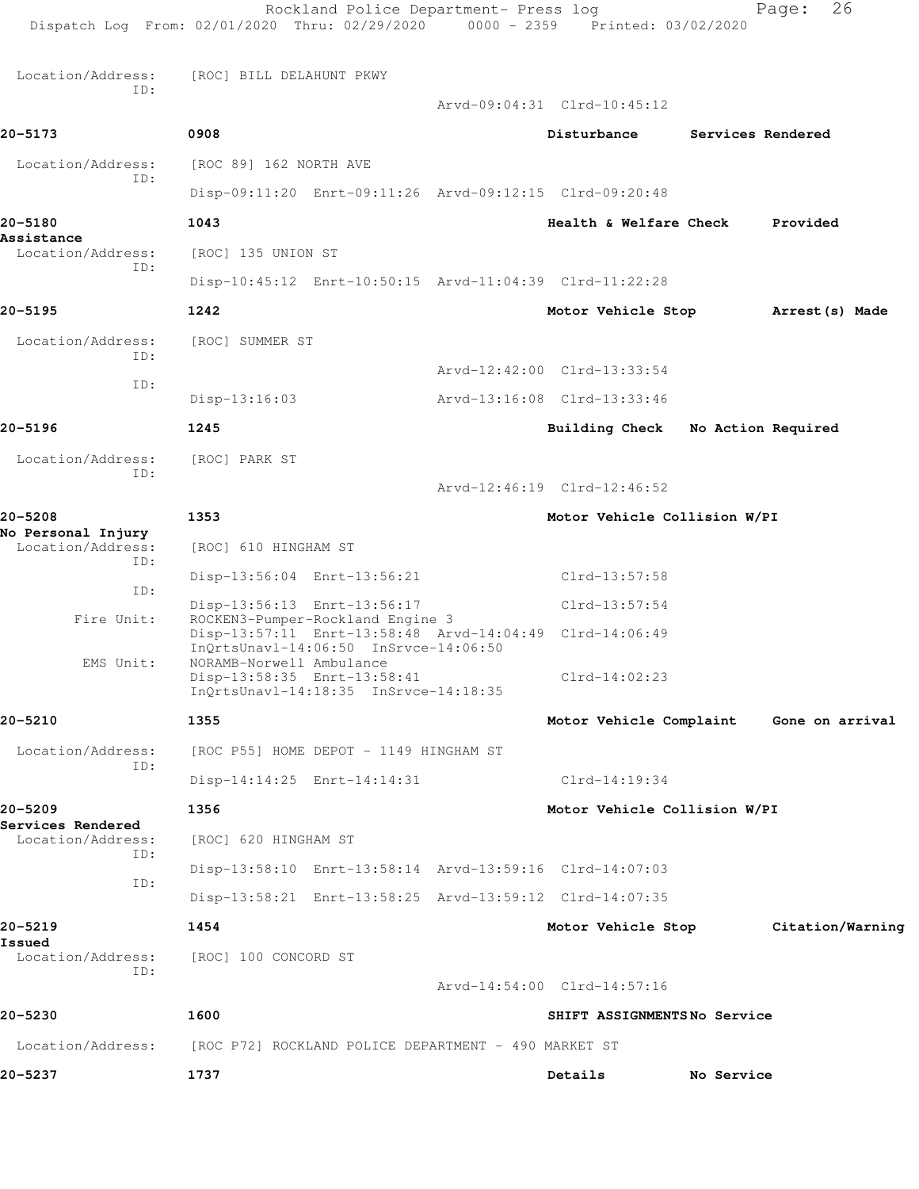Location/Address: [ROC] BILL DELAHUNT PKWY
ID:
Arvd-09:04:31 Clrd-10:45:12

**20-5173** **0908** **Disturbance** **Services Rendered**

Location/Address: [ROC 89] 162 NORTH AVE
ID:
Disp-09:11:20 Enrt-09:11:26 Arvd-09:12:15 Clrd-09:20:48

**20-5180** **1043** **Health & Welfare Check** **Provided Assistance**

Location/Address: [ROC] 135 UNION ST
ID:
Disp-10:45:12 Enrt-10:50:15 Arvd-11:04:39 Clrd-11:22:28

**20-5195** **1242** **Motor Vehicle Stop** **Arrest(s) Made**

Location/Address: [ROC] SUMMER ST
ID:
Arvd-12:42:00 Clrd-13:33:54
ID:
Disp-13:16:03 Arvd-13:16:08 Clrd-13:33:46

**20-5196** **1245** **Building Check** **No Action Required**

Location/Address: [ROC] PARK ST
ID:
Arvd-12:46:19 Clrd-12:46:52

**20-5208** **1353** **Motor Vehicle Collision W/PI** **No Personal Injury**

Location/Address: [ROC] 610 HINGHAM ST
ID:
Disp-13:56:04 Enrt-13:56:21 Clrd-13:57:58
ID:
Disp-13:56:13 Enrt-13:56:17 Clrd-13:57:54
Fire Unit: ROCKEN3-Pumper-Rockland Engine 3
Disp-13:57:11 Enrt-13:58:48 Arvd-14:04:49 Clrd-14:06:49
InQrtsUnavl-14:06:50 InSrvce-14:06:50
EMS Unit: NORAMB-Norwell Ambulance
Disp-13:58:35 Enrt-13:58:41 Clrd-14:02:23
InQrtsUnavl-14:18:35 InSrvce-14:18:35

**20-5210** **1355** **Motor Vehicle Complaint** **Gone on arrival**

Location/Address: [ROC P55] HOME DEPOT - 1149 HINGHAM ST
ID:
Disp-14:14:25 Enrt-14:14:31 Clrd-14:19:34

**20-5209** **1356** **Motor Vehicle Collision W/PI** **Services Rendered**

Location/Address: [ROC] 620 HINGHAM ST
ID:
Disp-13:58:10 Enrt-13:58:14 Arvd-13:59:16 Clrd-14:07:03
ID:
Disp-13:58:21 Enrt-13:58:25 Arvd-13:59:12 Clrd-14:07:35

**20-5219** **1454** **Motor Vehicle Stop** **Citation/Warning Issued**

Location/Address: [ROC] 100 CONCORD ST
ID:
Arvd-14:54:00 Clrd-14:57:16

**20-5230** **1600** **SHIFT ASSIGNMENTS** **No Service**

Location/Address: [ROC P72] ROCKLAND POLICE DEPARTMENT - 490 MARKET ST

**20-5237** **1737** **Details** **No Service**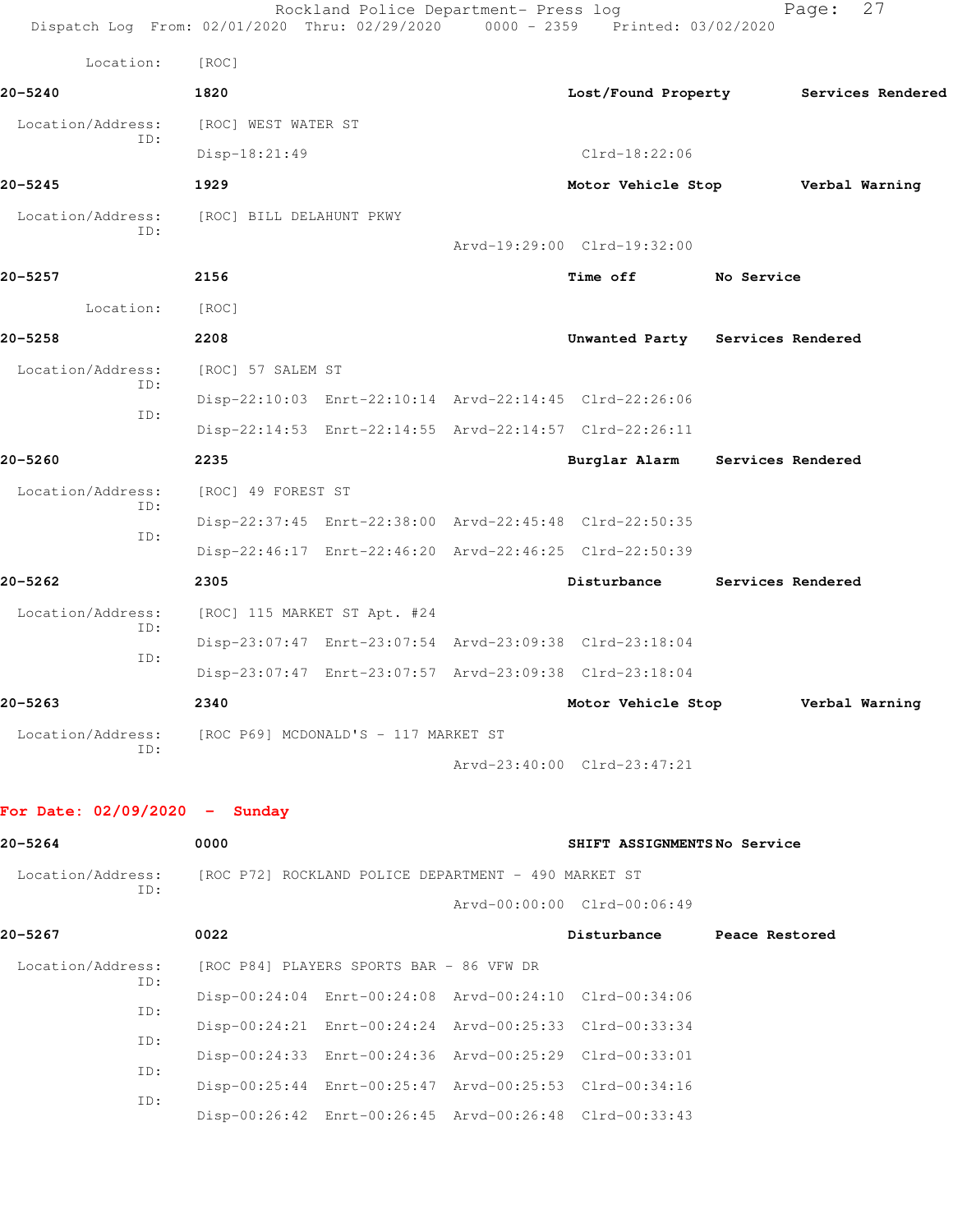Location: [ROC]

**20-5240** **1820** **Lost/Found Property** **Services Rendered**

Location/Address: [ROC] WEST WATER ST
ID:
Disp-18:21:49 Clrd-18:22:06

**20-5245** **1929** **Motor Vehicle Stop** **Verbal Warning**

Location/Address: [ROC] BILL DELAHUNT PKWY
ID:
Arvd-19:29:00 Clrd-19:32:00

**20-5257** **2156** **Time off** **No Service**

Location: [ROC]

**20-5258** **2208** **Unwanted Party** **Services Rendered**

Location/Address: [ROC] 57 SALEM ST
ID:
Disp-22:10:03 Enrt-22:10:14 Arvd-22:14:45 Clrd-22:26:06
ID:
Disp-22:14:53 Enrt-22:14:55 Arvd-22:14:57 Clrd-22:26:11

**20-5260** **2235** **Burglar Alarm** **Services Rendered**

Location/Address: [ROC] 49 FOREST ST
ID:
Disp-22:37:45 Enrt-22:38:00 Arvd-22:45:48 Clrd-22:50:35
ID:
Disp-22:46:17 Enrt-22:46:20 Arvd-22:46:25 Clrd-22:50:39

**20-5262** **2305** **Disturbance** **Services Rendered**

Location/Address: [ROC] 115 MARKET ST Apt. #24
ID:
Disp-23:07:47 Enrt-23:07:54 Arvd-23:09:38 Clrd-23:18:04
ID:
Disp-23:07:47 Enrt-23:07:57 Arvd-23:09:38 Clrd-23:18:04

**20-5263** **2340** **Motor Vehicle Stop** **Verbal Warning**

Location/Address: [ROC P69] MCDONALD'S - 117 MARKET ST
ID:
Arvd-23:40:00 Clrd-23:47:21

## For Date: 02/09/2020 - Sunday

**20-5264** **0000** **SHIFT ASSIGNMENTS** **No Service**

Location/Address: [ROC P72] ROCKLAND POLICE DEPARTMENT - 490 MARKET ST
ID:
Arvd-00:00:00 Clrd-00:06:49

**20-5267** **0022** **Disturbance** **Peace Restored**

Location/Address: [ROC P84] PLAYERS SPORTS BAR - 86 VFW DR
ID:
Disp-00:24:04 Enrt-00:24:08 Arvd-00:24:10 Clrd-00:34:06
ID:
Disp-00:24:21 Enrt-00:24:24 Arvd-00:25:33 Clrd-00:33:34
ID:
Disp-00:24:33 Enrt-00:24:36 Arvd-00:25:29 Clrd-00:33:01
ID:
Disp-00:25:44 Enrt-00:25:47 Arvd-00:25:53 Clrd-00:34:16
ID:
Disp-00:26:42 Enrt-00:26:45 Arvd-00:26:48 Clrd-00:33:43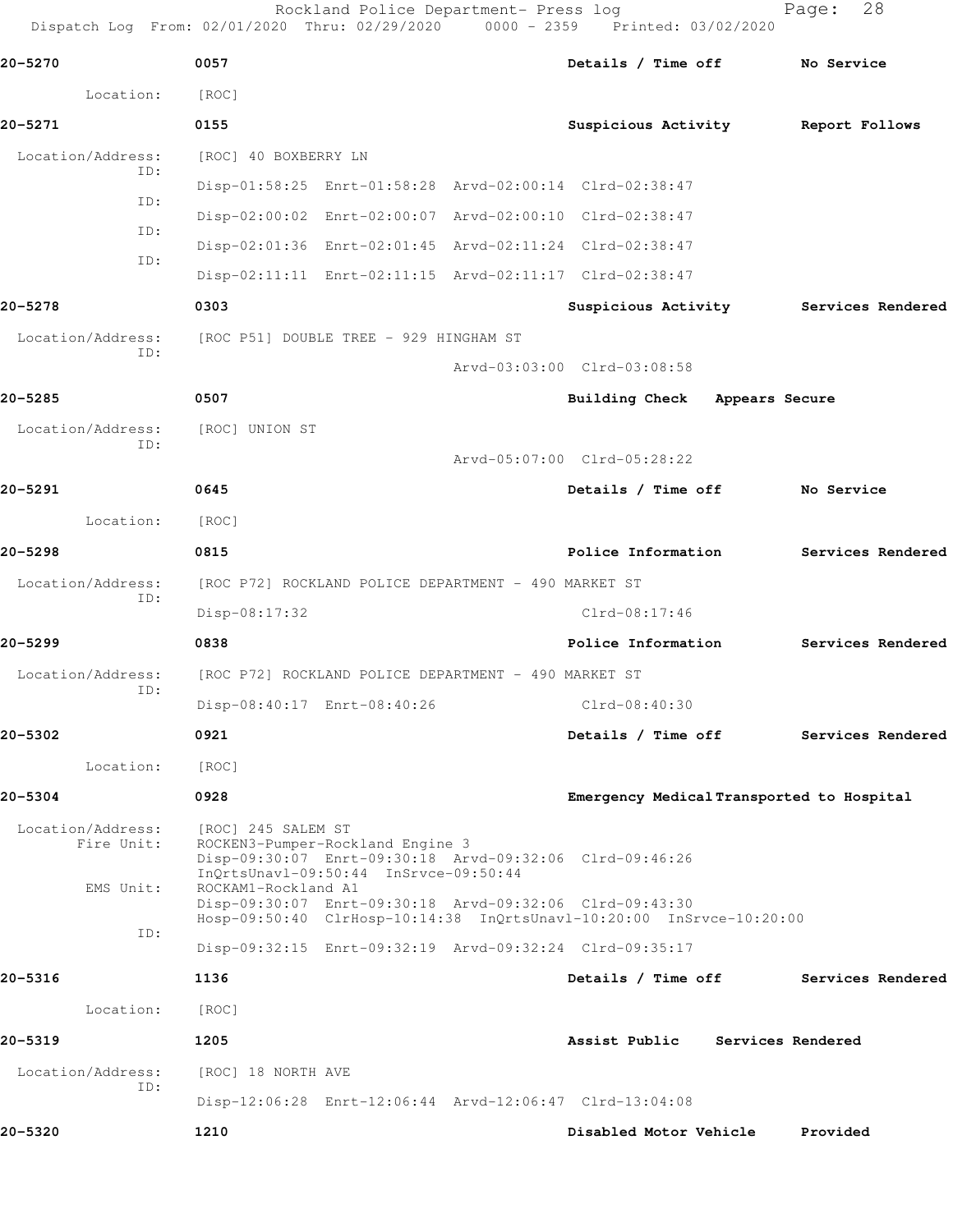**20-5270** 0057 **Details / Time off** **No Service**

Location: [ROC]

**20-5271** 0155 **Suspicious Activity** **Report Follows**

Location/Address: [ROC] 40 BOXBERRY LN
ID: Disp-01:58:25 Enrt-01:58:28 Arvd-02:00:14 Clrd-02:38:47
ID: Disp-02:00:02 Enrt-02:00:07 Arvd-02:00:10 Clrd-02:38:47
ID: Disp-02:01:36 Enrt-02:01:45 Arvd-02:11:24 Clrd-02:38:47
ID: Disp-02:11:11 Enrt-02:11:15 Arvd-02:11:17 Clrd-02:38:47

**20-5278** 0303 **Suspicious Activity** **Services Rendered**

Location/Address: [ROC P51] DOUBLE TREE - 929 HINGHAM ST
ID: Arvd-03:03:00 Clrd-03:08:58

**20-5285** 0507 **Building Check** **Appears Secure**

Location/Address: [ROC] UNION ST
ID: Arvd-05:07:00 Clrd-05:28:22

**20-5291** 0645 **Details / Time off** **No Service**

Location: [ROC]

**20-5298** 0815 **Police Information** **Services Rendered**

Location/Address: [ROC P72] ROCKLAND POLICE DEPARTMENT - 490 MARKET ST
ID: Disp-08:17:32 Clrd-08:17:46

**20-5299** 0838 **Police Information** **Services Rendered**

Location/Address: [ROC P72] ROCKLAND POLICE DEPARTMENT - 490 MARKET ST
ID: Disp-08:40:17 Enrt-08:40:26 Clrd-08:40:30

**20-5302** 0921 **Details / Time off** **Services Rendered**

Location: [ROC]

**20-5304** 0928 **Emergency Medical** **Transported to Hospital**

Location/Address: [ROC] 245 SALEM ST
Fire Unit: ROCKEN3-Pumper-Rockland Engine 3
Disp-09:30:07 Enrt-09:30:18 Arvd-09:32:06 Clrd-09:46:26
InQrtsUnavl-09:50:44 InSrvce-09:50:44
EMS Unit: ROCKAM1-Rockland A1
Disp-09:30:07 Enrt-09:30:18 Arvd-09:32:06 Clrd-09:43:30
Hosp-09:50:40 ClrHosp-10:14:38 InQrtsUnavl-10:20:00 InSrvce-10:20:00
ID: Disp-09:32:15 Enrt-09:32:19 Arvd-09:32:24 Clrd-09:35:17

**20-5316** 1136 **Details / Time off** **Services Rendered**

Location: [ROC]

**20-5319** 1205 **Assist Public** **Services Rendered**

Location/Address: [ROC] 18 NORTH AVE
ID: Disp-12:06:28 Enrt-12:06:44 Arvd-12:06:47 Clrd-13:04:08

**20-5320** 1210 **Disabled Motor Vehicle** **Provided**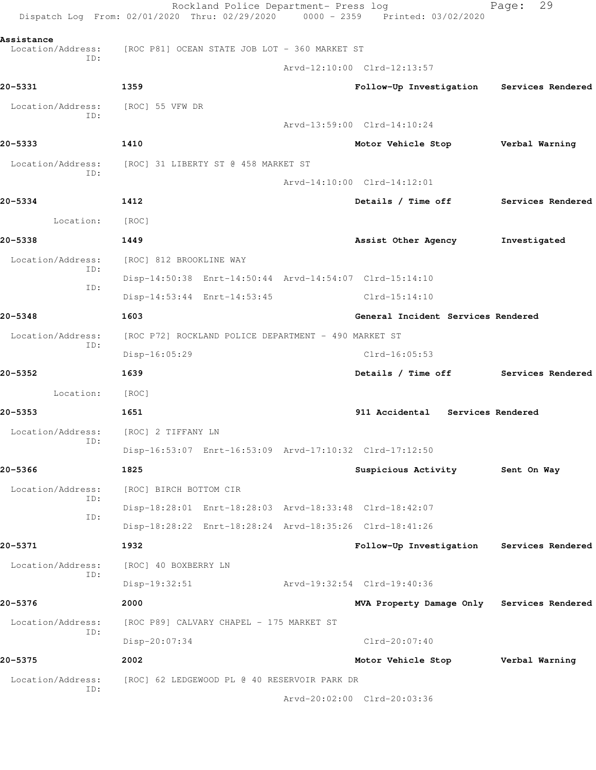**Assistance**

Location/Address: [ROC P81] OCEAN STATE JOB LOT - 360 MARKET ST
ID:
Arvd-12:10:00 Clrd-12:13:57

**20-5331** **1359** **Follow-Up Investigation** **Services Rendered**

Location/Address: [ROC] 55 VFW DR
ID:
Arvd-13:59:00 Clrd-14:10:24

**20-5333** **1410** **Motor Vehicle Stop** **Verbal Warning**

Location/Address: [ROC] 31 LIBERTY ST @ 458 MARKET ST
ID:
Arvd-14:10:00 Clrd-14:12:01

**20-5334** **1412** **Details / Time off** **Services Rendered**

Location: [ROC]

**20-5338** **1449** **Assist Other Agency** **Investigated**

Location/Address: [ROC] 812 BROOKLINE WAY
ID:
Disp-14:50:38 Enrt-14:50:44 Arvd-14:54:07 Clrd-15:14:10
ID:
Disp-14:53:44 Enrt-14:53:45 Clrd-15:14:10

**20-5348** **1603** **General Incident** **Services Rendered**

Location/Address: [ROC P72] ROCKLAND POLICE DEPARTMENT - 490 MARKET ST
ID:
Disp-16:05:29 Clrd-16:05:53

**20-5352** **1639** **Details / Time off** **Services Rendered**

Location: [ROC]

**20-5353** **1651** **911 Accidental** **Services Rendered**

Location/Address: [ROC] 2 TIFFANY LN
ID:
Disp-16:53:07 Enrt-16:53:09 Arvd-17:10:32 Clrd-17:12:50

**20-5366** **1825** **Suspicious Activity** **Sent On Way**

Location/Address: [ROC] BIRCH BOTTOM CIR
ID:
Disp-18:28:01 Enrt-18:28:03 Arvd-18:33:48 Clrd-18:42:07
ID:
Disp-18:28:22 Enrt-18:28:24 Arvd-18:35:26 Clrd-18:41:26

**20-5371** **1932** **Follow-Up Investigation** **Services Rendered**

Location/Address: [ROC] 40 BOXBERRY LN
ID:
Disp-19:32:51 Arvd-19:32:54 Clrd-19:40:36

**20-5376** **2000** **MVA Property Damage Only** **Services Rendered**

Location/Address: [ROC P89] CALVARY CHAPEL - 175 MARKET ST
ID:
Disp-20:07:34 Clrd-20:07:40

**20-5375** **2002** **Motor Vehicle Stop** **Verbal Warning**

Location/Address: [ROC] 62 LEDGEWOOD PL @ 40 RESERVOIR PARK DR
ID:
Arvd-20:02:00 Clrd-20:03:36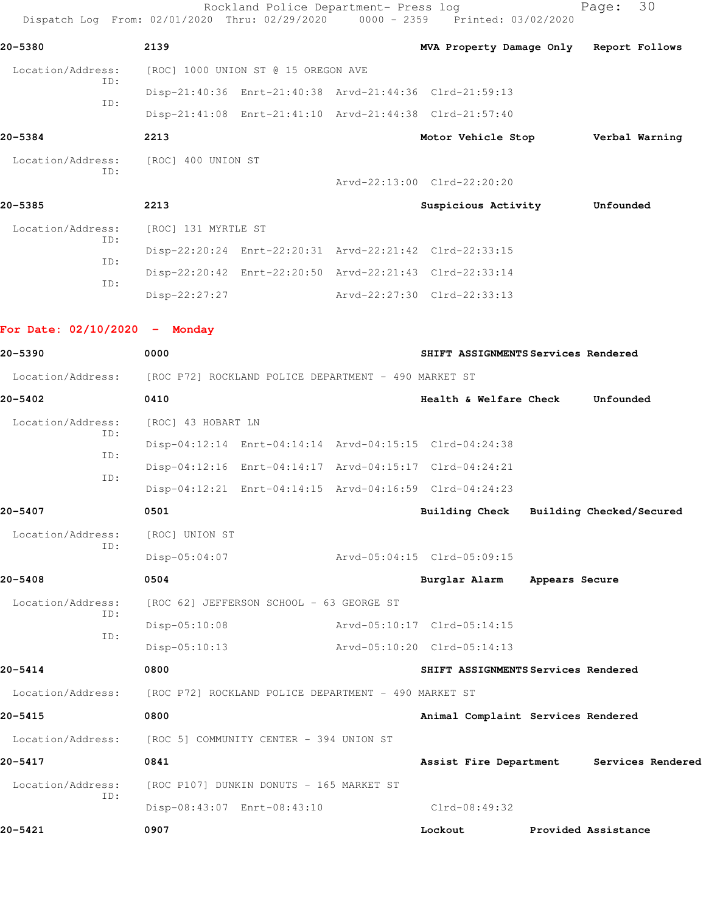**20-5380** 2139 **MVA Property Damage Only** **Report Follows**

Location/Address: [ROC] 1000 UNION ST @ 15 OREGON AVE

ID: Disp-21:40:36 Enrt-21:40:38 Arvd-21:44:36 Clrd-21:59:13

ID: Disp-21:41:08 Enrt-21:41:10 Arvd-21:44:38 Clrd-21:57:40

**20-5384** 2213 **Motor Vehicle Stop** **Verbal Warning**

Location/Address: [ROC] 400 UNION ST

ID: Arvd-22:13:00 Clrd-22:20:20

**20-5385** 2213 **Suspicious Activity** **Unfounded**

Location/Address: [ROC] 131 MYRTLE ST

ID: Disp-22:20:24 Enrt-22:20:31 Arvd-22:21:42 Clrd-22:33:15

ID: Disp-22:20:42 Enrt-22:20:50 Arvd-22:21:43 Clrd-22:33:14

ID: Disp-22:27:27 Arvd-22:27:30 Clrd-22:33:13

## For Date: 02/10/2020 - Monday

**20-5390** 0000 **SHIFT ASSIGNMENTS** **Services Rendered**

Location/Address: [ROC P72] ROCKLAND POLICE DEPARTMENT - 490 MARKET ST

**20-5402** 0410 **Health & Welfare Check** **Unfounded**

Location/Address: [ROC] 43 HOBART LN

ID: Disp-04:12:14 Enrt-04:14:14 Arvd-04:15:15 Clrd-04:24:38

ID: Disp-04:12:16 Enrt-04:14:17 Arvd-04:15:17 Clrd-04:24:21

ID: Disp-04:12:21 Enrt-04:14:15 Arvd-04:16:59 Clrd-04:24:23

**20-5407** 0501 **Building Check** **Building Checked/Secured**

Location/Address: [ROC] UNION ST

ID: Disp-05:04:07 Arvd-05:04:15 Clrd-05:09:15

**20-5408** 0504 **Burglar Alarm** **Appears Secure**

Location/Address: [ROC 62] JEFFERSON SCHOOL - 63 GEORGE ST

ID: Disp-05:10:08 Arvd-05:10:17 Clrd-05:14:15

ID: Disp-05:10:13 Arvd-05:10:20 Clrd-05:14:13

**20-5414** 0800 **SHIFT ASSIGNMENTS** **Services Rendered**

Location/Address: [ROC P72] ROCKLAND POLICE DEPARTMENT - 490 MARKET ST

**20-5415** 0800 **Animal Complaint** **Services Rendered**

Location/Address: [ROC 5] COMMUNITY CENTER - 394 UNION ST

**20-5417** 0841 **Assist Fire Department** **Services Rendered**

Location/Address: [ROC P107] DUNKIN DONUTS - 165 MARKET ST

ID: Disp-08:43:07 Enrt-08:43:10 Clrd-08:49:32

**20-5421** 0907 **Lockout** **Provided Assistance**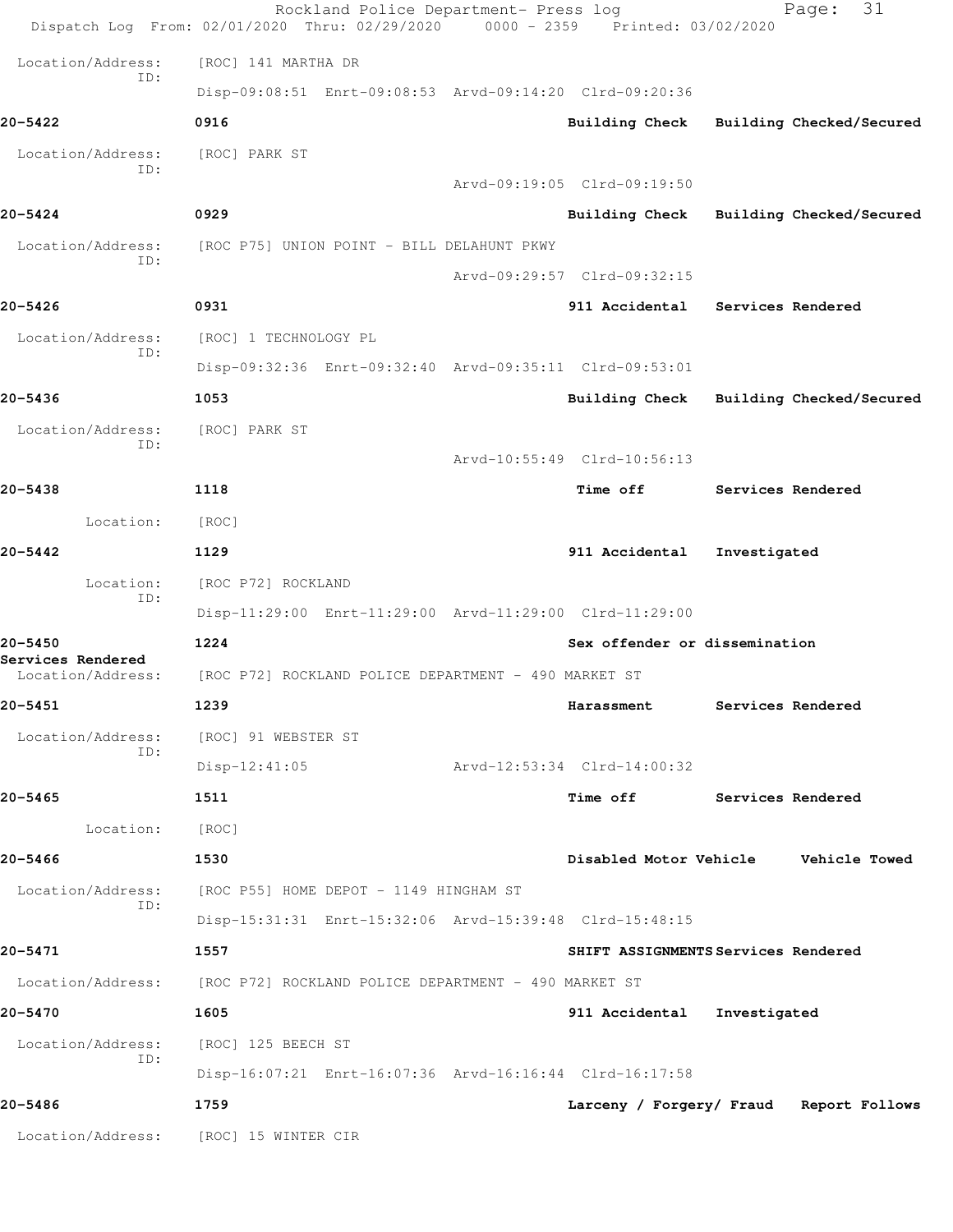Location/Address: [ROC] 141 MARTHA DR
ID:
Disp-09:08:51 Enrt-09:08:53 Arvd-09:14:20 Clrd-09:20:36

**20-5422** 0916 **Building Check** **Building Checked/Secured**

Location/Address: [ROC] PARK ST
ID:
Arvd-09:19:05 Clrd-09:19:50

**20-5424** 0929 **Building Check** **Building Checked/Secured**

Location/Address: [ROC P75] UNION POINT - BILL DELAHUNT PKWY
ID:
Arvd-09:29:57 Clrd-09:32:15

**20-5426** 0931 **911 Accidental** **Services Rendered**

Location/Address: [ROC] 1 TECHNOLOGY PL
ID:
Disp-09:32:36 Enrt-09:32:40 Arvd-09:35:11 Clrd-09:53:01

**20-5436** 1053 **Building Check** **Building Checked/Secured**

Location/Address: [ROC] PARK ST
ID:
Arvd-10:55:49 Clrd-10:56:13

**20-5438** 1118 **Time off** **Services Rendered**

Location: [ROC]

**20-5442** 1129 **911 Accidental** **Investigated**

Location: [ROC P72] ROCKLAND
ID:
Disp-11:29:00 Enrt-11:29:00 Arvd-11:29:00 Clrd-11:29:00

**20-5450** 1224 **Sex offender or dissemination**
**Services Rendered**
Location/Address: [ROC P72] ROCKLAND POLICE DEPARTMENT - 490 MARKET ST

**20-5451** 1239 **Harassment** **Services Rendered**

Location/Address: [ROC] 91 WEBSTER ST
ID:
Disp-12:41:05 Arvd-12:53:34 Clrd-14:00:32

**20-5465** 1511 **Time off** **Services Rendered**

Location: [ROC]

**20-5466** 1530 **Disabled Motor Vehicle** **Vehicle Towed**

Location/Address: [ROC P55] HOME DEPOT - 1149 HINGHAM ST
ID:
Disp-15:31:31 Enrt-15:32:06 Arvd-15:39:48 Clrd-15:48:15

**20-5471** 1557 **SHIFT ASSIGNMENTS** **Services Rendered**

Location/Address: [ROC P72] ROCKLAND POLICE DEPARTMENT - 490 MARKET ST

**20-5470** 1605 **911 Accidental** **Investigated**

Location/Address: [ROC] 125 BEECH ST
ID:
Disp-16:07:21 Enrt-16:07:36 Arvd-16:16:44 Clrd-16:17:58

**20-5486** 1759 **Larceny / Forgery/ Fraud** **Report Follows**

Location/Address: [ROC] 15 WINTER CIR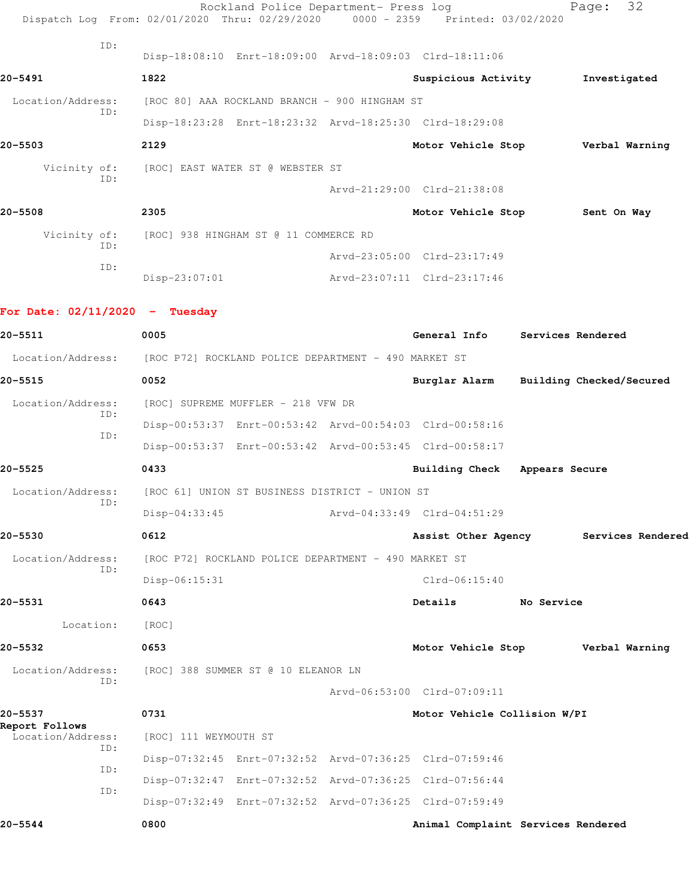ID:
    Disp-18:08:10  Enrt-18:09:00  Arvd-18:09:03  Clrd-18:11:06

**20-5491** 1822 **Suspicious Activity** **Investigated**

Location/Address: [ROC 80] AAA ROCKLAND BRANCH - 900 HINGHAM ST
ID:
    Disp-18:23:28  Enrt-18:23:32  Arvd-18:25:30  Clrd-18:29:08

**20-5503** 2129 **Motor Vehicle Stop** **Verbal Warning**

Vicinity of: [ROC] EAST WATER ST @ WEBSTER ST
ID:
    Arvd-21:29:00  Clrd-21:38:08

**20-5508** 2305 **Motor Vehicle Stop** **Sent On Way**

Vicinity of: [ROC] 938 HINGHAM ST @ 11 COMMERCE RD
ID:
    Arvd-23:05:00  Clrd-23:17:49
ID:
    Disp-23:07:01  Arvd-23:07:11  Clrd-23:17:46

## For Date: 02/11/2020 - Tuesday

**20-5511** 0005 **General Info** **Services Rendered**

Location/Address: [ROC P72] ROCKLAND POLICE DEPARTMENT - 490 MARKET ST

**20-5515** 0052 **Burglar Alarm** **Building Checked/Secured**

Location/Address: [ROC] SUPREME MUFFLER - 218 VFW DR
ID:
    Disp-00:53:37  Enrt-00:53:42  Arvd-00:54:03  Clrd-00:58:16
ID:
    Disp-00:53:37  Enrt-00:53:42  Arvd-00:53:45  Clrd-00:58:17

**20-5525** 0433 **Building Check** **Appears Secure**

Location/Address: [ROC 61] UNION ST BUSINESS DISTRICT - UNION ST
ID:
    Disp-04:33:45  Arvd-04:33:49  Clrd-04:51:29

**20-5530** 0612 **Assist Other Agency** **Services Rendered**

Location/Address: [ROC P72] ROCKLAND POLICE DEPARTMENT - 490 MARKET ST
ID:
    Disp-06:15:31  Clrd-06:15:40

**20-5531** 0643 **Details** **No Service**

Location: [ROC]

**20-5532** 0653 **Motor Vehicle Stop** **Verbal Warning**

Location/Address: [ROC] 388 SUMMER ST @ 10 ELEANOR LN
ID:
    Arvd-06:53:00  Clrd-07:09:11

**20-5537** 0731 **Motor Vehicle Collision W/PI**
**Report Follows**
Location/Address: [ROC] 111 WEYMOUTH ST
ID:
    Disp-07:32:45  Enrt-07:32:52  Arvd-07:36:25  Clrd-07:59:46
ID:
    Disp-07:32:47  Enrt-07:32:52  Arvd-07:36:25  Clrd-07:56:44
ID:
    Disp-07:32:49  Enrt-07:32:52  Arvd-07:36:25  Clrd-07:59:49

**20-5544** 0800 **Animal Complaint** **Services Rendered**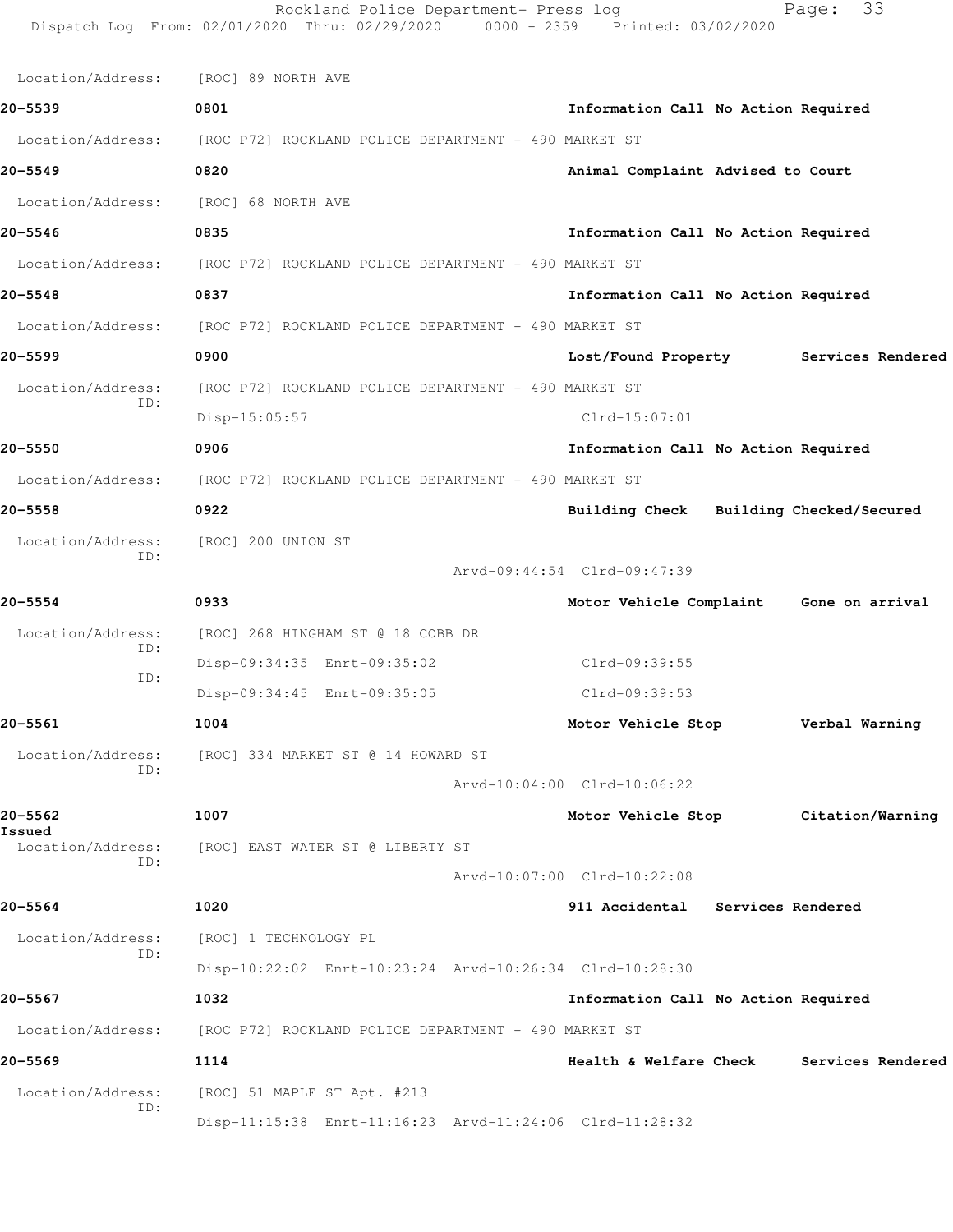Location/Address: [ROC] 89 NORTH AVE

**20-5539** 0801 Information Call No Action Required

Location/Address: [ROC P72] ROCKLAND POLICE DEPARTMENT - 490 MARKET ST

**20-5549** 0820 Animal Complaint Advised to Court

Location/Address: [ROC] 68 NORTH AVE

**20-5546** 0835 Information Call No Action Required

Location/Address: [ROC P72] ROCKLAND POLICE DEPARTMENT - 490 MARKET ST

**20-5548** 0837 Information Call No Action Required

Location/Address: [ROC P72] ROCKLAND POLICE DEPARTMENT - 490 MARKET ST

**20-5599** 0900 Lost/Found Property Services Rendered

Location/Address: [ROC P72] ROCKLAND POLICE DEPARTMENT - 490 MARKET ST
ID: Disp-15:05:57 Clrd-15:07:01

**20-5550** 0906 Information Call No Action Required

Location/Address: [ROC P72] ROCKLAND POLICE DEPARTMENT - 490 MARKET ST

**20-5558** 0922 Building Check Building Checked/Secured

Location/Address: [ROC] 200 UNION ST
ID: Arvd-09:44:54 Clrd-09:47:39

**20-5554** 0933 Motor Vehicle Complaint Gone on arrival

Location/Address: [ROC] 268 HINGHAM ST @ 18 COBB DR
ID: Disp-09:34:35 Enrt-09:35:02 Clrd-09:39:55
ID: Disp-09:34:45 Enrt-09:35:05 Clrd-09:39:53

**20-5561** 1004 Motor Vehicle Stop Verbal Warning

Location/Address: [ROC] 334 MARKET ST @ 14 HOWARD ST
ID: Arvd-10:04:00 Clrd-10:06:22

**20-5562** 1007 Motor Vehicle Stop Citation/Warning Issued

Location/Address: [ROC] EAST WATER ST @ LIBERTY ST
ID: Arvd-10:07:00 Clrd-10:22:08

**20-5564** 1020 911 Accidental Services Rendered

Location/Address: [ROC] 1 TECHNOLOGY PL
ID: Disp-10:22:02 Enrt-10:23:24 Arvd-10:26:34 Clrd-10:28:30

**20-5567** 1032 Information Call No Action Required

Location/Address: [ROC P72] ROCKLAND POLICE DEPARTMENT - 490 MARKET ST

**20-5569** 1114 Health & Welfare Check Services Rendered

Location/Address: [ROC] 51 MAPLE ST Apt. #213
ID: Disp-11:15:38 Enrt-11:16:23 Arvd-11:24:06 Clrd-11:28:32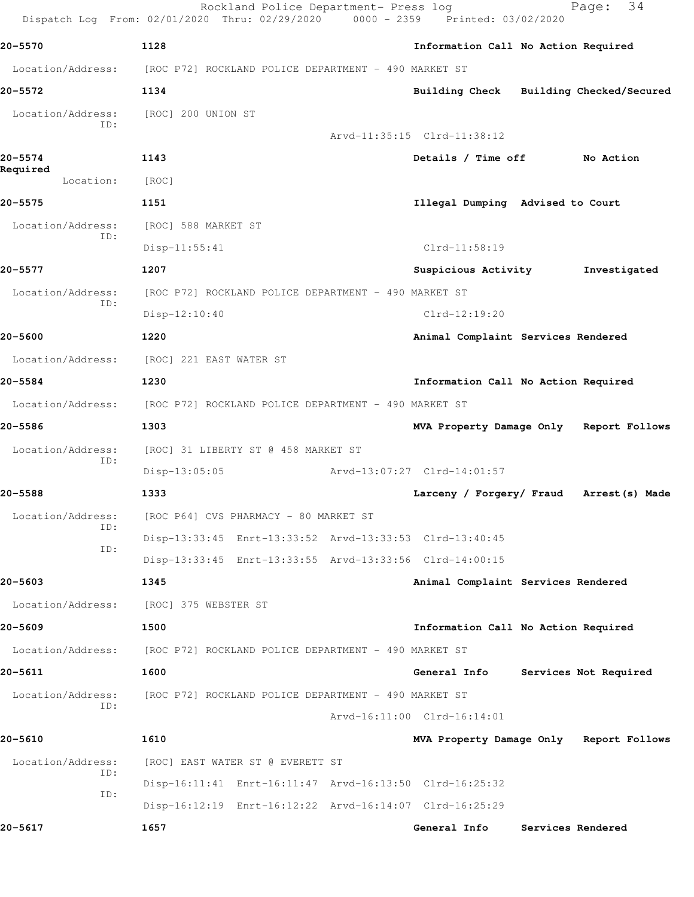Rockland Police Department- Press log
Dispatch Log From: 02/01/2020 Thru: 02/29/2020 0000 - 2359 Printed: 03/02/2020

**20-5570** 1128 Information Call No Action Required

Location/Address: [ROC P72] ROCKLAND POLICE DEPARTMENT - 490 MARKET ST

**20-5572** 1134 Building Check Building Checked/Secured

Location/Address: [ROC] 200 UNION ST
ID:
Arvd-11:35:15 Clrd-11:38:12

**20-5574** 1143 Details / Time off No Action Required

Location: [ROC]

**20-5575** 1151 Illegal Dumping Advised to Court

Location/Address: [ROC] 588 MARKET ST
ID:
Disp-11:55:41 Clrd-11:58:19

**20-5577** 1207 Suspicious Activity Investigated

Location/Address: [ROC P72] ROCKLAND POLICE DEPARTMENT - 490 MARKET ST
ID:
Disp-12:10:40 Clrd-12:19:20

**20-5600** 1220 Animal Complaint Services Rendered

Location/Address: [ROC] 221 EAST WATER ST

**20-5584** 1230 Information Call No Action Required

Location/Address: [ROC P72] ROCKLAND POLICE DEPARTMENT - 490 MARKET ST

**20-5586** 1303 MVA Property Damage Only Report Follows

Location/Address: [ROC] 31 LIBERTY ST @ 458 MARKET ST
ID:
Disp-13:05:05 Arvd-13:07:27 Clrd-14:01:57

**20-5588** 1333 Larceny / Forgery/ Fraud Arrest(s) Made

Location/Address: [ROC P64] CVS PHARMACY - 80 MARKET ST
ID:
Disp-13:33:45 Enrt-13:33:52 Arvd-13:33:53 Clrd-13:40:45
ID:
Disp-13:33:45 Enrt-13:33:55 Arvd-13:33:56 Clrd-14:00:15

**20-5603** 1345 Animal Complaint Services Rendered

Location/Address: [ROC] 375 WEBSTER ST

**20-5609** 1500 Information Call No Action Required

Location/Address: [ROC P72] ROCKLAND POLICE DEPARTMENT - 490 MARKET ST

**20-5611** 1600 General Info Services Not Required

Location/Address: [ROC P72] ROCKLAND POLICE DEPARTMENT - 490 MARKET ST
ID:
Arvd-16:11:00 Clrd-16:14:01

**20-5610** 1610 MVA Property Damage Only Report Follows

Location/Address: [ROC] EAST WATER ST @ EVERETT ST
ID:
Disp-16:11:41 Enrt-16:11:47 Arvd-16:13:50 Clrd-16:25:32
ID:
Disp-16:12:19 Enrt-16:12:22 Arvd-16:14:07 Clrd-16:25:29

**20-5617** 1657 General Info Services Rendered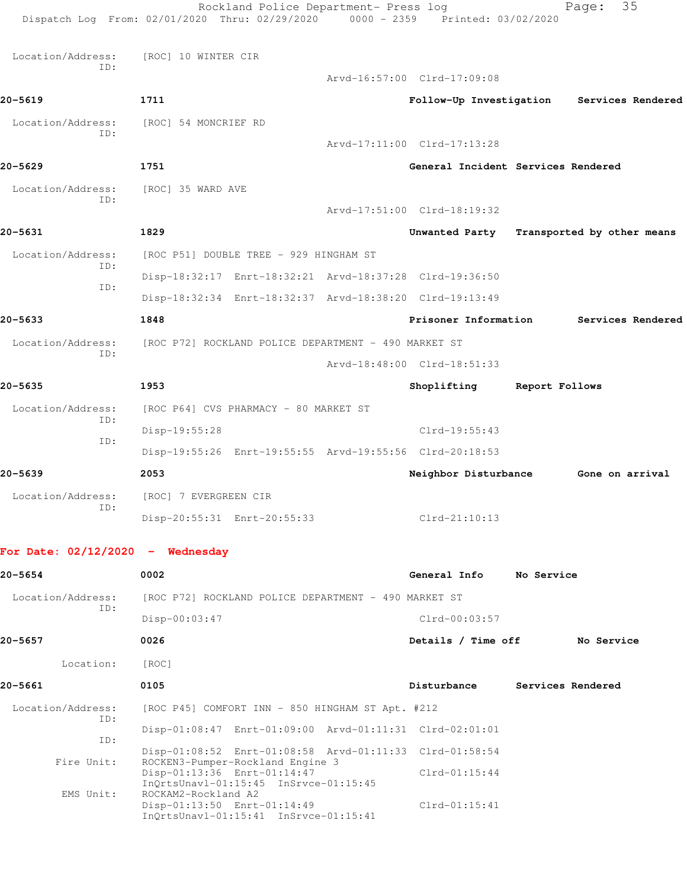Location/Address: [ROC] 10 WINTER CIR
ID:
Arvd-16:57:00 Clrd-17:09:08

**20-5619** **1711** **Follow-Up Investigation** **Services Rendered**

Location/Address: [ROC] 54 MONCRIEF RD
ID:
Arvd-17:11:00 Clrd-17:13:28

**20-5629** **1751** **General Incident** **Services Rendered**

Location/Address: [ROC] 35 WARD AVE
ID:
Arvd-17:51:00 Clrd-18:19:32

**20-5631** **1829** **Unwanted Party** **Transported by other means**

Location/Address: [ROC P51] DOUBLE TREE - 929 HINGHAM ST
ID:
Disp-18:32:17 Enrt-18:32:21 Arvd-18:37:28 Clrd-19:36:50
ID:
Disp-18:32:34 Enrt-18:32:37 Arvd-18:38:20 Clrd-19:13:49

**20-5633** **1848** **Prisoner Information** **Services Rendered**

Location/Address: [ROC P72] ROCKLAND POLICE DEPARTMENT - 490 MARKET ST
ID:
Arvd-18:48:00 Clrd-18:51:33

**20-5635** **1953** **Shoplifting** **Report Follows**

Location/Address: [ROC P64] CVS PHARMACY - 80 MARKET ST
ID:
Disp-19:55:28 Clrd-19:55:43
ID:
Disp-19:55:26 Enrt-19:55:55 Arvd-19:55:56 Clrd-20:18:53

**20-5639** **2053** **Neighbor Disturbance** **Gone on arrival**

Location/Address: [ROC] 7 EVERGREEN CIR
ID:
Disp-20:55:31 Enrt-20:55:33 Clrd-21:10:13

## For Date: 02/12/2020 - Wednesday

**20-5654** **0002** **General Info** **No Service**

Location/Address: [ROC P72] ROCKLAND POLICE DEPARTMENT - 490 MARKET ST
ID:
Disp-00:03:47 Clrd-00:03:57

**20-5657** **0026** **Details / Time off** **No Service**

Location: [ROC]

**20-5661** **0105** **Disturbance** **Services Rendered**

Location/Address: [ROC P45] COMFORT INN - 850 HINGHAM ST Apt. #212
ID:
Disp-01:08:47 Enrt-01:09:00 Arvd-01:11:31 Clrd-02:01:01
ID:
Disp-01:08:52 Enrt-01:08:58 Arvd-01:11:33 Clrd-01:58:54
Fire Unit: ROCKEN3-Pumper-Rockland Engine 3
Disp-01:13:36 Enrt-01:14:47 Clrd-01:15:44
InQrtsUnavl-01:15:45 InSrvce-01:15:45
EMS Unit: ROCKAM2-Rockland A2
Disp-01:13:50 Enrt-01:14:49 Clrd-01:15:41
InQrtsUnavl-01:15:41 InSrvce-01:15:41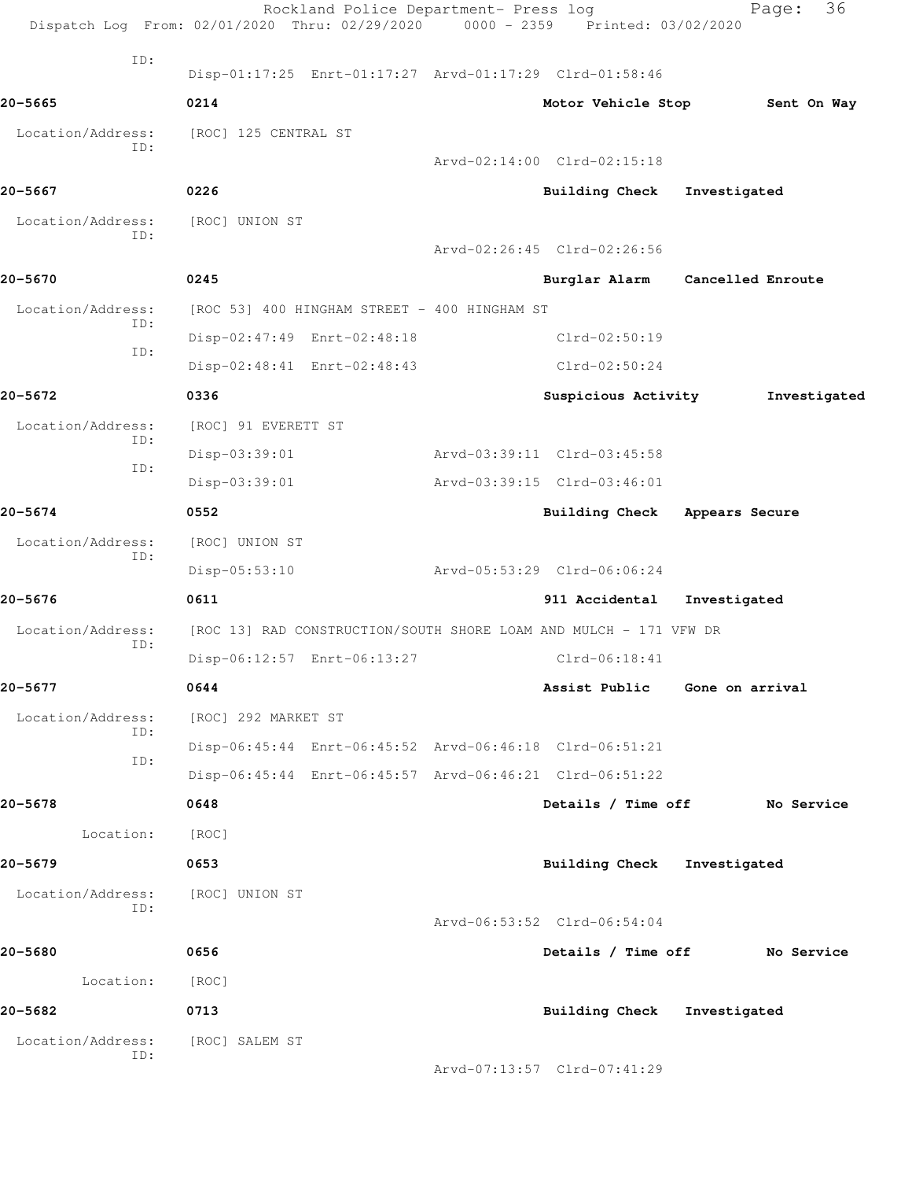ID:
Disp-01:17:25 Enrt-01:17:27 Arvd-01:17:29 Clrd-01:58:46

**20-5665** 0214 **Motor Vehicle Stop** **Sent On Way**

Location/Address: [ROC] 125 CENTRAL ST
ID:
Arvd-02:14:00 Clrd-02:15:18

**20-5667** 0226 **Building Check** **Investigated**

Location/Address: [ROC] UNION ST
ID:
Arvd-02:26:45 Clrd-02:26:56

**20-5670** 0245 **Burglar Alarm** **Cancelled Enroute**

Location/Address: [ROC 53] 400 HINGHAM STREET - 400 HINGHAM ST
ID:
Disp-02:47:49 Enrt-02:48:18 Clrd-02:50:19
ID:
Disp-02:48:41 Enrt-02:48:43 Clrd-02:50:24

**20-5672** 0336 **Suspicious Activity** **Investigated**

Location/Address: [ROC] 91 EVERETT ST
ID:
Disp-03:39:01 Arvd-03:39:11 Clrd-03:45:58
ID:
Disp-03:39:01 Arvd-03:39:15 Clrd-03:46:01

**20-5674** 0552 **Building Check** **Appears Secure**

Location/Address: [ROC] UNION ST
ID:
Disp-05:53:10 Arvd-05:53:29 Clrd-06:06:24

**20-5676** 0611 **911 Accidental** **Investigated**

Location/Address: [ROC 13] RAD CONSTRUCTION/SOUTH SHORE LOAM AND MULCH - 171 VFW DR
ID:
Disp-06:12:57 Enrt-06:13:27 Clrd-06:18:41

**20-5677** 0644 **Assist Public** **Gone on arrival**

Location/Address: [ROC] 292 MARKET ST
ID:
Disp-06:45:44 Enrt-06:45:52 Arvd-06:46:18 Clrd-06:51:21
ID:
Disp-06:45:44 Enrt-06:45:57 Arvd-06:46:21 Clrd-06:51:22

**20-5678** 0648 **Details / Time off** **No Service**

Location: [ROC]

**20-5679** 0653 **Building Check** **Investigated**

Location/Address: [ROC] UNION ST
ID:
Arvd-06:53:52 Clrd-06:54:04

**20-5680** 0656 **Details / Time off** **No Service**

Location: [ROC]

**20-5682** 0713 **Building Check** **Investigated**

Location/Address: [ROC] SALEM ST
ID:
Arvd-07:13:57 Clrd-07:41:29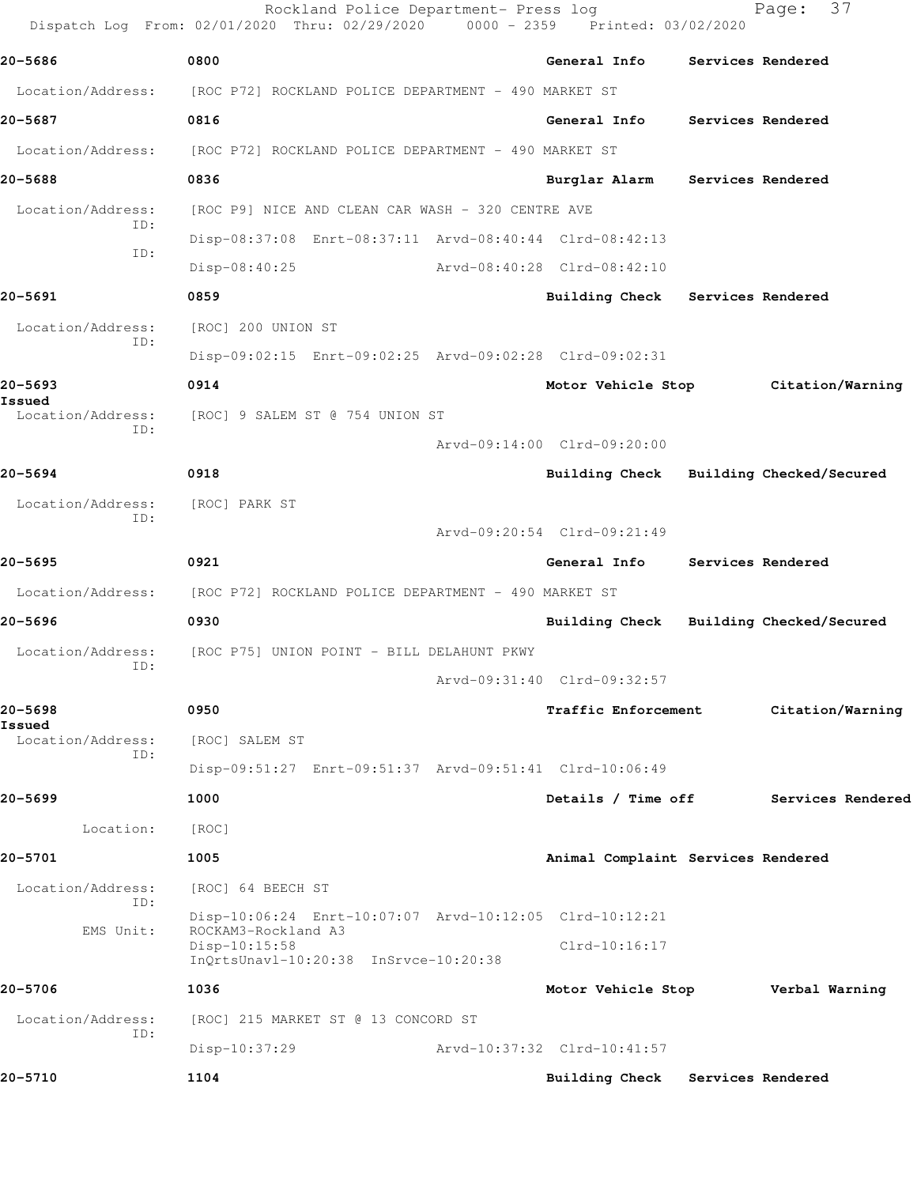Rockland Police Department- Press log
Dispatch Log From: 02/01/2020 Thru: 02/29/2020 0000 - 2359 Printed: 03/02/2020

**20-5686** 0800 General Info Services Rendered

Location/Address: [ROC P72] ROCKLAND POLICE DEPARTMENT - 490 MARKET ST

**20-5687** 0816 General Info Services Rendered

Location/Address: [ROC P72] ROCKLAND POLICE DEPARTMENT - 490 MARKET ST

**20-5688** 0836 Burglar Alarm Services Rendered

Location/Address: [ROC P9] NICE AND CLEAN CAR WASH - 320 CENTRE AVE
ID: Disp-08:37:08 Enrt-08:37:11 Arvd-08:40:44 Clrd-08:42:13
ID: Disp-08:40:25 Arvd-08:40:28 Clrd-08:42:10

**20-5691** 0859 Building Check Services Rendered

Location/Address: [ROC] 200 UNION ST
ID: Disp-09:02:15 Enrt-09:02:25 Arvd-09:02:28 Clrd-09:02:31

**20-5693** 0914 Motor Vehicle Stop Citation/Warning Issued

Location/Address: [ROC] 9 SALEM ST @ 754 UNION ST
ID: Arvd-09:14:00 Clrd-09:20:00

**20-5694** 0918 Building Check Building Checked/Secured

Location/Address: [ROC] PARK ST
ID: Arvd-09:20:54 Clrd-09:21:49

**20-5695** 0921 General Info Services Rendered

Location/Address: [ROC P72] ROCKLAND POLICE DEPARTMENT - 490 MARKET ST

**20-5696** 0930 Building Check Building Checked/Secured

Location/Address: [ROC P75] UNION POINT - BILL DELAHUNT PKWY
ID: Arvd-09:31:40 Clrd-09:32:57

**20-5698** 0950 Traffic Enforcement Citation/Warning Issued

Location/Address: [ROC] SALEM ST
ID: Disp-09:51:27 Enrt-09:51:37 Arvd-09:51:41 Clrd-10:06:49

**20-5699** 1000 Details / Time off Services Rendered

Location: [ROC]

**20-5701** 1005 Animal Complaint Services Rendered

Location/Address: [ROC] 64 BEECH ST
ID: Disp-10:06:24 Enrt-10:07:07 Arvd-10:12:05 Clrd-10:12:21
EMS Unit: ROCKAM3-Rockland A3
Disp-10:15:58 Clrd-10:16:17
InQrtsUnavl-10:20:38 InSrvce-10:20:38

**20-5706** 1036 Motor Vehicle Stop Verbal Warning

Location/Address: [ROC] 215 MARKET ST @ 13 CONCORD ST
ID: Disp-10:37:29 Arvd-10:37:32 Clrd-10:41:57

**20-5710** 1104 Building Check Services Rendered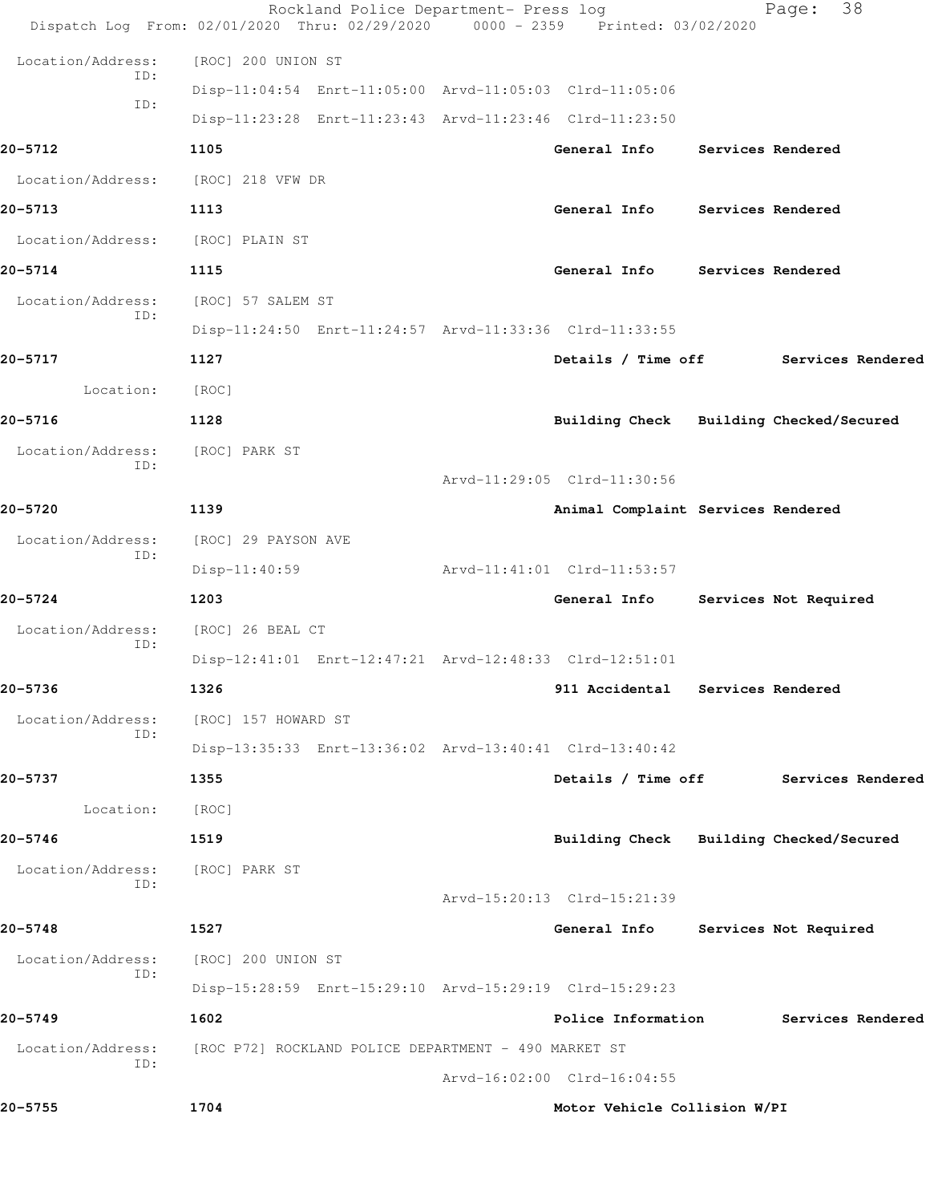Location/Address: [ROC] 200 UNION ST
ID:
Disp-11:04:54 Enrt-11:05:00 Arvd-11:05:03 Clrd-11:05:06
ID:
Disp-11:23:28 Enrt-11:23:43 Arvd-11:23:46 Clrd-11:23:50

**20-5712** **1105** **General Info** **Services Rendered**

Location/Address: [ROC] 218 VFW DR

**20-5713** **1113** **General Info** **Services Rendered**

Location/Address: [ROC] PLAIN ST

**20-5714** **1115** **General Info** **Services Rendered**

Location/Address: [ROC] 57 SALEM ST
ID:
Disp-11:24:50 Enrt-11:24:57 Arvd-11:33:36 Clrd-11:33:55

**20-5717** **1127** **Details / Time off** **Services Rendered**

Location: [ROC]

**20-5716** **1128** **Building Check** **Building Checked/Secured**

Location/Address: [ROC] PARK ST
ID:
Arvd-11:29:05 Clrd-11:30:56

**20-5720** **1139** **Animal Complaint** **Services Rendered**

Location/Address: [ROC] 29 PAYSON AVE
ID:
Disp-11:40:59 Arvd-11:41:01 Clrd-11:53:57

**20-5724** **1203** **General Info** **Services Not Required**

Location/Address: [ROC] 26 BEAL CT
ID:
Disp-12:41:01 Enrt-12:47:21 Arvd-12:48:33 Clrd-12:51:01

**20-5736** **1326** **911 Accidental** **Services Rendered**

Location/Address: [ROC] 157 HOWARD ST
ID:
Disp-13:35:33 Enrt-13:36:02 Arvd-13:40:41 Clrd-13:40:42

**20-5737** **1355** **Details / Time off** **Services Rendered**

Location: [ROC]

**20-5746** **1519** **Building Check** **Building Checked/Secured**

Location/Address: [ROC] PARK ST
ID:
Arvd-15:20:13 Clrd-15:21:39

**20-5748** **1527** **General Info** **Services Not Required**

Location/Address: [ROC] 200 UNION ST
ID:
Disp-15:28:59 Enrt-15:29:10 Arvd-15:29:19 Clrd-15:29:23

**20-5749** **1602** **Police Information** **Services Rendered**

Location/Address: [ROC P72] ROCKLAND POLICE DEPARTMENT - 490 MARKET ST
ID:
Arvd-16:02:00 Clrd-16:04:55

**20-5755** **1704** **Motor Vehicle Collision W/PI**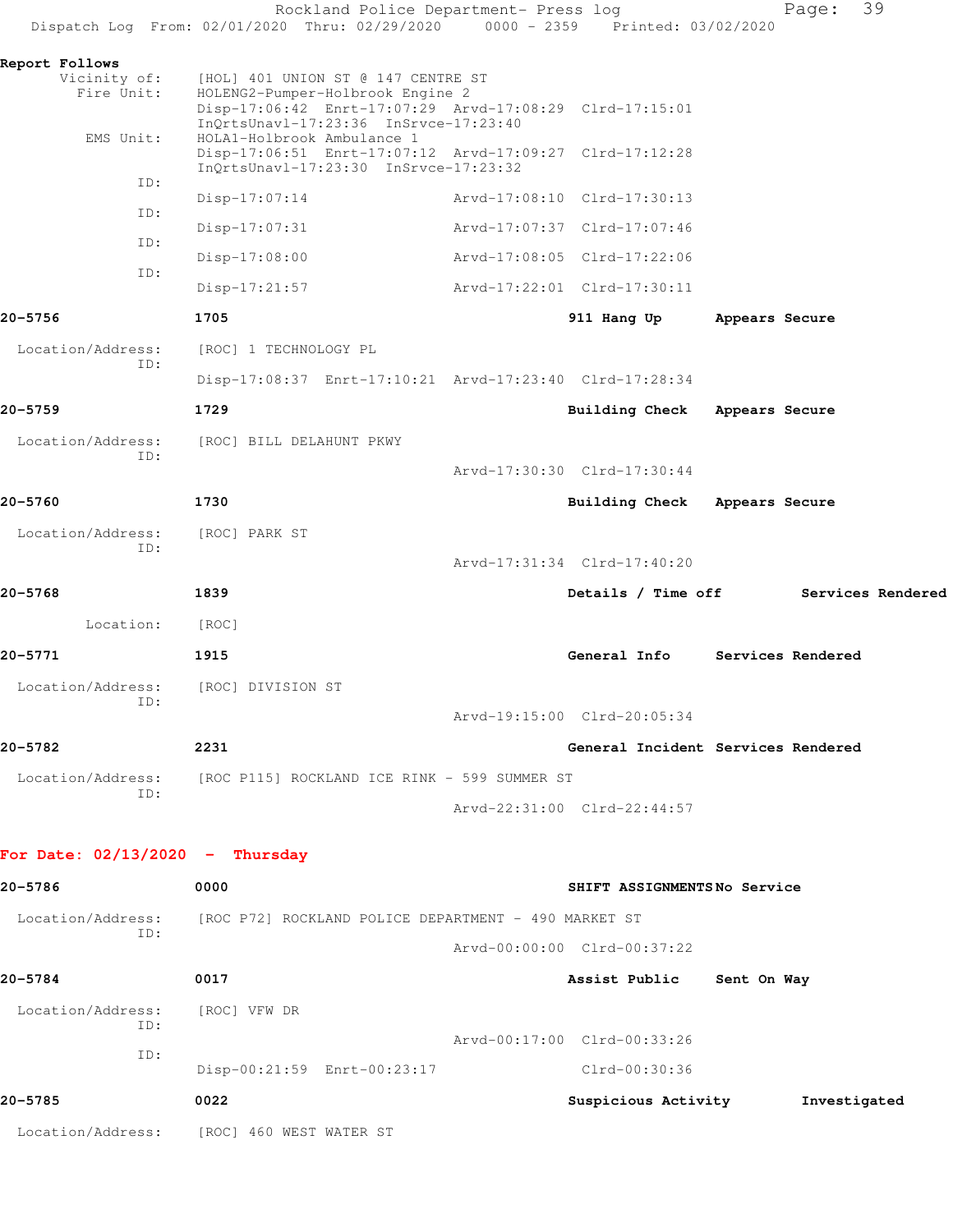Report Follows

```
  Vicinity of:    [HOL] 401 UNION ST @ 147 CENTRE ST
    Fire Unit:    HOLENG2-Pumper-Holbrook Engine 2
                  Disp-17:06:42  Enrt-17:07:29  Arvd-17:08:29  Clrd-17:15:01
                  InQrtsUnavl-17:23:36  InSrvce-17:23:40
     EMS Unit:    HOLA1-Holbrook Ambulance 1
                  Disp-17:06:51  Enrt-17:07:12  Arvd-17:09:27  Clrd-17:12:28
                  InQrtsUnavl-17:23:30  InSrvce-17:23:32
           ID:
                  Disp-17:07:14                 Arvd-17:08:10  Clrd-17:30:13
           ID:
                  Disp-17:07:31                 Arvd-17:07:37  Clrd-17:07:46
           ID:
                  Disp-17:08:00                 Arvd-17:08:05  Clrd-17:22:06
           ID:
                  Disp-17:21:57                 Arvd-17:22:01  Clrd-17:30:11
```

**20-5756** **1705** **911 Hang Up** **Appears Secure**

```
Location/Address:    [ROC] 1 TECHNOLOGY PL
              ID:
                     Disp-17:08:37  Enrt-17:10:21  Arvd-17:23:40  Clrd-17:28:34
```

**20-5759** **1729** **Building Check** **Appears Secure**

```
Location/Address:    [ROC] BILL DELAHUNT PKWY
              ID:
                                                   Arvd-17:30:30  Clrd-17:30:44
```

**20-5760** **1730** **Building Check** **Appears Secure**

```
Location/Address:    [ROC] PARK ST
              ID:
                                                   Arvd-17:31:34  Clrd-17:40:20
```

**20-5768** **1839** **Details / Time off** **Services Rendered**

```
        Location:    [ROC]
```

**20-5771** **1915** **General Info** **Services Rendered**

```
Location/Address:    [ROC] DIVISION ST
              ID:
                                                   Arvd-19:15:00  Clrd-20:05:34
```

**20-5782** **2231** **General Incident** **Services Rendered**

```
Location/Address:    [ROC P115] ROCKLAND ICE RINK - 599 SUMMER ST
              ID:
                                                   Arvd-22:31:00  Clrd-22:44:57
```

## For Date: 02/13/2020 - Thursday

**20-5786** **0000** **SHIFT ASSIGNMENTS** **No Service**

```
Location/Address:    [ROC P72] ROCKLAND POLICE DEPARTMENT - 490 MARKET ST
              ID:
                                                   Arvd-00:00:00  Clrd-00:37:22
```

**20-5784** **0017** **Assist Public** **Sent On Way**

```
Location/Address:    [ROC] VFW DR
              ID:
                                                   Arvd-00:17:00  Clrd-00:33:26
              ID:
                     Disp-00:21:59  Enrt-00:23:17                 Clrd-00:30:36
```

**20-5785** **0022** **Suspicious Activity** **Investigated**

```
Location/Address:    [ROC] 460 WEST WATER ST
```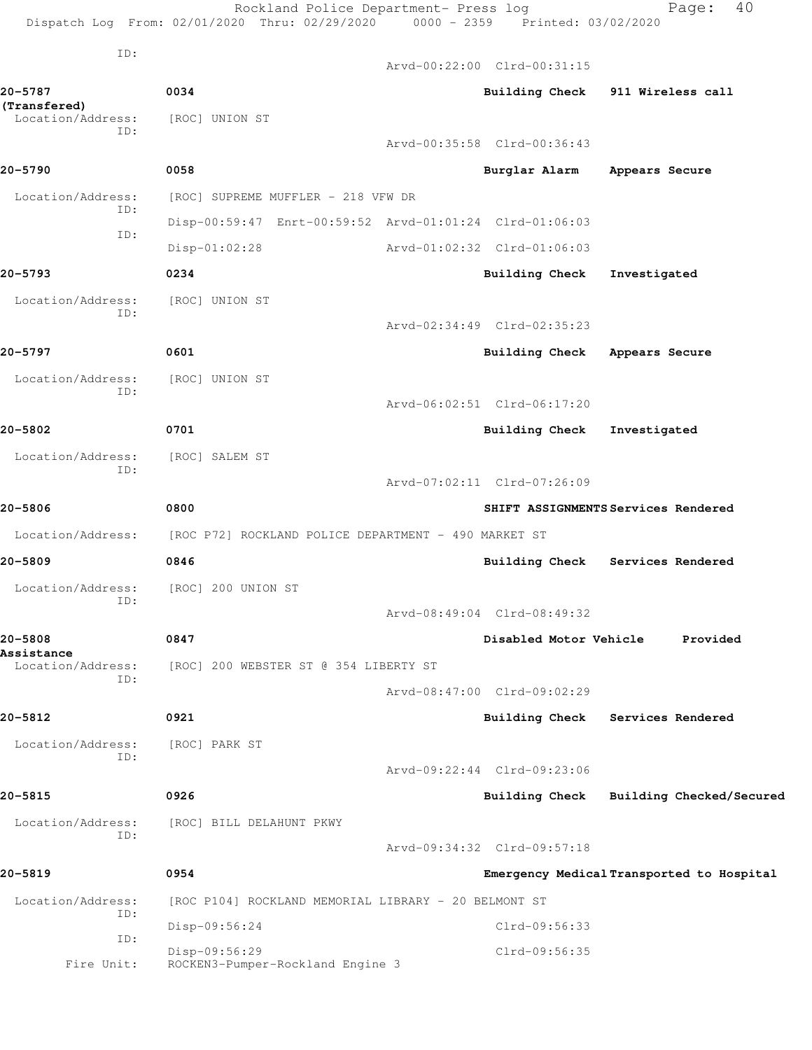ID:
Arvd-00:22:00 Clrd-00:31:15

**20-5787** 0034 Building Check 911 Wireless call **(Transfered)**
Location/Address: [ROC] UNION ST
ID:
Arvd-00:35:58 Clrd-00:36:43

**20-5790** 0058 Burglar Alarm Appears Secure
Location/Address: [ROC] SUPREME MUFFLER - 218 VFW DR
ID:
Disp-00:59:47 Enrt-00:59:52 Arvd-01:01:24 Clrd-01:06:03
ID:
Disp-01:02:28 Arvd-01:02:32 Clrd-01:06:03

**20-5793** 0234 Building Check Investigated
Location/Address: [ROC] UNION ST
ID:
Arvd-02:34:49 Clrd-02:35:23

**20-5797** 0601 Building Check Appears Secure
Location/Address: [ROC] UNION ST
ID:
Arvd-06:02:51 Clrd-06:17:20

**20-5802** 0701 Building Check Investigated
Location/Address: [ROC] SALEM ST
ID:
Arvd-07:02:11 Clrd-07:26:09

**20-5806** 0800 SHIFT ASSIGNMENTS Services Rendered
Location/Address: [ROC P72] ROCKLAND POLICE DEPARTMENT - 490 MARKET ST

**20-5809** 0846 Building Check Services Rendered
Location/Address: [ROC] 200 UNION ST
ID:
Arvd-08:49:04 Clrd-08:49:32

**20-5808** 0847 Disabled Motor Vehicle Provided **Assistance**
Location/Address: [ROC] 200 WEBSTER ST @ 354 LIBERTY ST
ID:
Arvd-08:47:00 Clrd-09:02:29

**20-5812** 0921 Building Check Services Rendered
Location/Address: [ROC] PARK ST
ID:
Arvd-09:22:44 Clrd-09:23:06

**20-5815** 0926 Building Check Building Checked/Secured
Location/Address: [ROC] BILL DELAHUNT PKWY
ID:
Arvd-09:34:32 Clrd-09:57:18

**20-5819** 0954 Emergency Medical Transported to Hospital
Location/Address: [ROC P104] ROCKLAND MEMORIAL LIBRARY - 20 BELMONT ST
ID:
Disp-09:56:24 Clrd-09:56:33
ID:
Disp-09:56:29 Clrd-09:56:35
Fire Unit: ROCKEN3-Pumper-Rockland Engine 3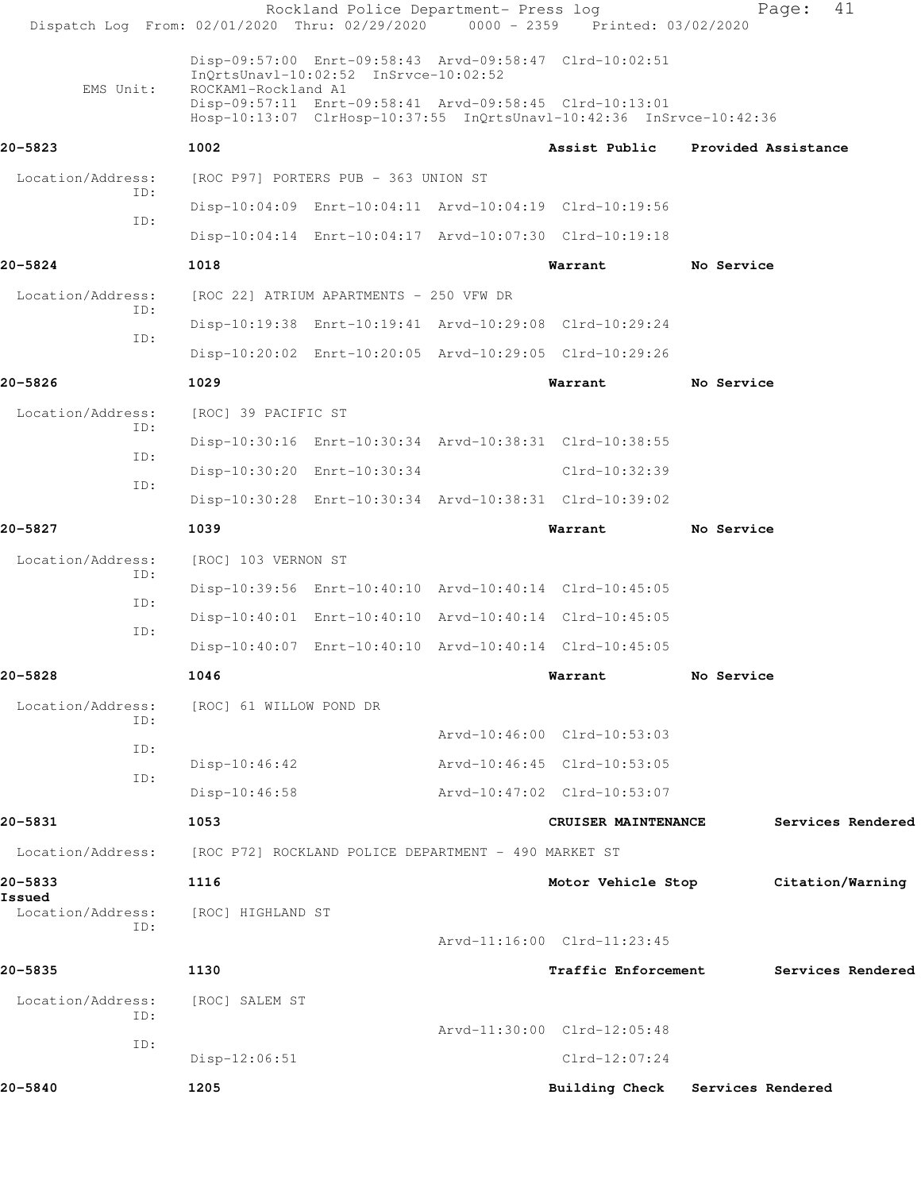Disp-09:57:00 Enrt-09:58:43 Arvd-09:58:47 Clrd-10:02:51
InQrtsUnavl-10:02:52 InSrvce-10:02:52

EMS Unit: ROCKAM1-Rockland A1
Disp-09:57:11 Enrt-09:58:41 Arvd-09:58:45 Clrd-10:13:01
Hosp-10:13:07 ClrHosp-10:37:55 InQrtsUnavl-10:42:36 InSrvce-10:42:36

**20-5823** 1002 **Assist Public** **Provided Assistance**

Location/Address: [ROC P97] PORTERS PUB - 363 UNION ST
ID: Disp-10:04:09 Enrt-10:04:11 Arvd-10:04:19 Clrd-10:19:56
ID: Disp-10:04:14 Enrt-10:04:17 Arvd-10:07:30 Clrd-10:19:18

**20-5824** 1018 **Warrant** **No Service**

Location/Address: [ROC 22] ATRIUM APARTMENTS - 250 VFW DR
ID: Disp-10:19:38 Enrt-10:19:41 Arvd-10:29:08 Clrd-10:29:24
ID: Disp-10:20:02 Enrt-10:20:05 Arvd-10:29:05 Clrd-10:29:26

**20-5826** 1029 **Warrant** **No Service**

Location/Address: [ROC] 39 PACIFIC ST
ID: Disp-10:30:16 Enrt-10:30:34 Arvd-10:38:31 Clrd-10:38:55
ID: Disp-10:30:20 Enrt-10:30:34 Clrd-10:32:39
ID: Disp-10:30:28 Enrt-10:30:34 Arvd-10:38:31 Clrd-10:39:02

**20-5827** 1039 **Warrant** **No Service**

Location/Address: [ROC] 103 VERNON ST
ID: Disp-10:39:56 Enrt-10:40:10 Arvd-10:40:14 Clrd-10:45:05
ID: Disp-10:40:01 Enrt-10:40:10 Arvd-10:40:14 Clrd-10:45:05
ID: Disp-10:40:07 Enrt-10:40:10 Arvd-10:40:14 Clrd-10:45:05

**20-5828** 1046 **Warrant** **No Service**

Location/Address: [ROC] 61 WILLOW POND DR
ID: Arvd-10:46:00 Clrd-10:53:03
ID: Disp-10:46:42 Arvd-10:46:45 Clrd-10:53:05
ID: Disp-10:46:58 Arvd-10:47:02 Clrd-10:53:07

**20-5831** 1053 **CRUISER MAINTENANCE** **Services Rendered**

Location/Address: [ROC P72] ROCKLAND POLICE DEPARTMENT - 490 MARKET ST

**20-5833** 1116 **Motor Vehicle Stop** **Citation/Warning Issued**

Location/Address: [ROC] HIGHLAND ST
ID: Arvd-11:16:00 Clrd-11:23:45

**20-5835** 1130 **Traffic Enforcement** **Services Rendered**

Location/Address: [ROC] SALEM ST
ID: Arvd-11:30:00 Clrd-12:05:48
ID: Disp-12:06:51 Clrd-12:07:24

**20-5840** 1205 **Building Check** **Services Rendered**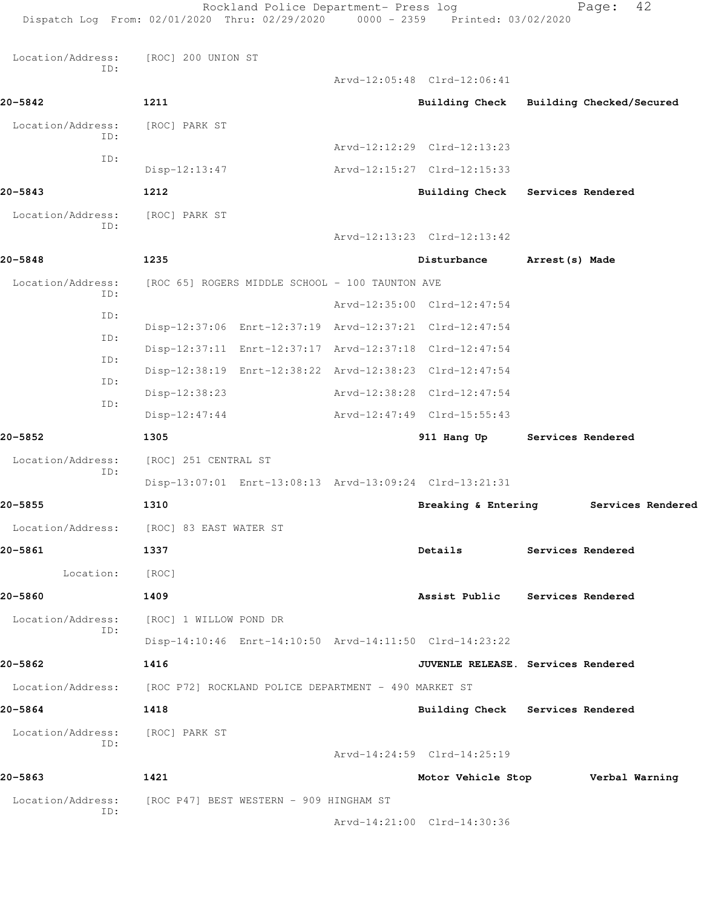Location/Address: [ROC] 200 UNION ST
ID:
Arvd-12:05:48 Clrd-12:06:41

**20-5842** **1211** **Building Check** **Building Checked/Secured**

Location/Address: [ROC] PARK ST
ID:
Arvd-12:12:29 Clrd-12:13:23
ID:
Disp-12:13:47 Arvd-12:15:27 Clrd-12:15:33

**20-5843** **1212** **Building Check** **Services Rendered**

Location/Address: [ROC] PARK ST
ID:
Arvd-12:13:23 Clrd-12:13:42

**20-5848** **1235** **Disturbance** **Arrest(s) Made**

Location/Address: [ROC 65] ROGERS MIDDLE SCHOOL - 100 TAUNTON AVE
ID:
Arvd-12:35:00 Clrd-12:47:54
ID:
Disp-12:37:06 Enrt-12:37:19 Arvd-12:37:21 Clrd-12:47:54
ID:
Disp-12:37:11 Enrt-12:37:17 Arvd-12:37:18 Clrd-12:47:54
ID:
Disp-12:38:19 Enrt-12:38:22 Arvd-12:38:23 Clrd-12:47:54
ID:
Disp-12:38:23 Arvd-12:38:28 Clrd-12:47:54
ID:
Disp-12:47:44 Arvd-12:47:49 Clrd-15:55:43

**20-5852** **1305** **911 Hang Up** **Services Rendered**

Location/Address: [ROC] 251 CENTRAL ST
ID:
Disp-13:07:01 Enrt-13:08:13 Arvd-13:09:24 Clrd-13:21:31

**20-5855** **1310** **Breaking & Entering** **Services Rendered**

Location/Address: [ROC] 83 EAST WATER ST

**20-5861** **1337** **Details** **Services Rendered**

Location: [ROC]

**20-5860** **1409** **Assist Public** **Services Rendered**

Location/Address: [ROC] 1 WILLOW POND DR
ID:
Disp-14:10:46 Enrt-14:10:50 Arvd-14:11:50 Clrd-14:23:22

**20-5862** **1416** **JUVENLE RELEASE.** **Services Rendered**

Location/Address: [ROC P72] ROCKLAND POLICE DEPARTMENT - 490 MARKET ST

**20-5864** **1418** **Building Check** **Services Rendered**

Location/Address: [ROC] PARK ST
ID:
Arvd-14:24:59 Clrd-14:25:19

**20-5863** **1421** **Motor Vehicle Stop** **Verbal Warning**

Location/Address: [ROC P47] BEST WESTERN - 909 HINGHAM ST
ID:
Arvd-14:21:00 Clrd-14:30:36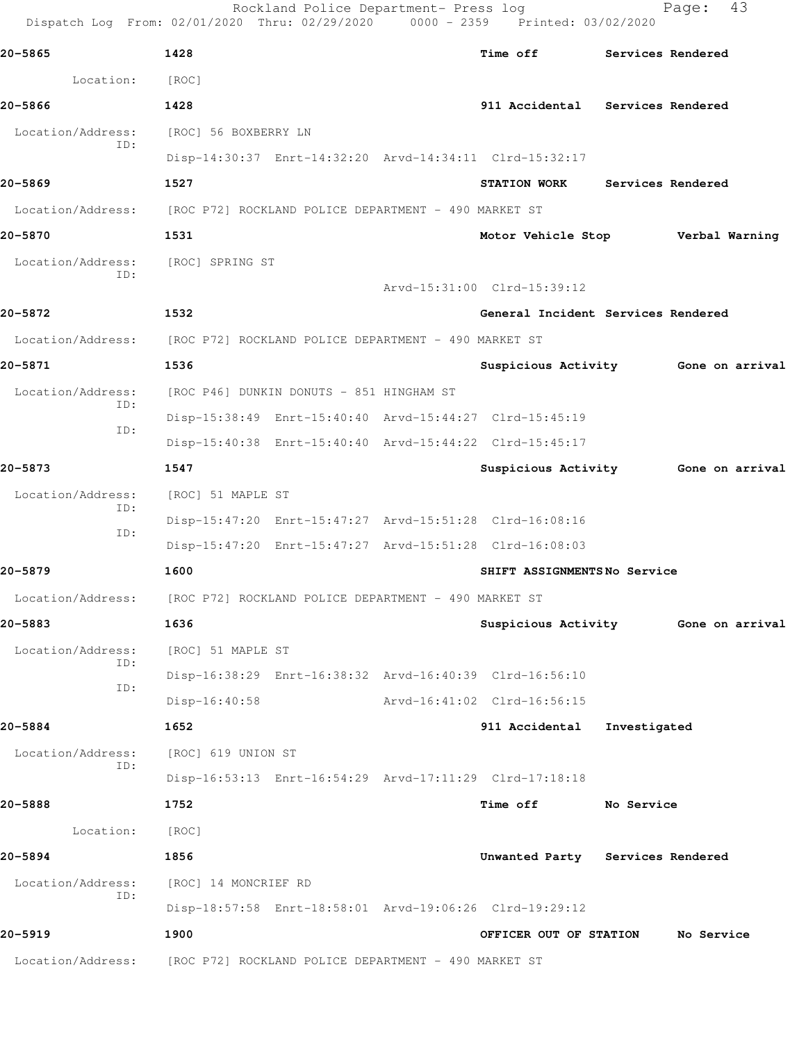| 20-5865 | 1428 | Time off | Services Rendered |
|---|---|---|---|

Location: [ROC]

**20-5866** 1428 — 911 Accidental — Services Rendered

Location/Address: [ROC] 56 BOXBERRY LN
ID:
Disp-14:30:37 Enrt-14:32:20 Arvd-14:34:11 Clrd-15:32:17

**20-5869** 1527 — STATION WORK — Services Rendered

Location/Address: [ROC P72] ROCKLAND POLICE DEPARTMENT - 490 MARKET ST

**20-5870** 1531 — Motor Vehicle Stop — Verbal Warning

Location/Address: [ROC] SPRING ST
ID:
Arvd-15:31:00 Clrd-15:39:12

**20-5872** 1532 — General Incident — Services Rendered

Location/Address: [ROC P72] ROCKLAND POLICE DEPARTMENT - 490 MARKET ST

**20-5871** 1536 — Suspicious Activity — Gone on arrival

Location/Address: [ROC P46] DUNKIN DONUTS - 851 HINGHAM ST
ID:
Disp-15:38:49 Enrt-15:40:40 Arvd-15:44:27 Clrd-15:45:19
ID:
Disp-15:40:38 Enrt-15:40:40 Arvd-15:44:22 Clrd-15:45:17

**20-5873** 1547 — Suspicious Activity — Gone on arrival

Location/Address: [ROC] 51 MAPLE ST
ID:
Disp-15:47:20 Enrt-15:47:27 Arvd-15:51:28 Clrd-16:08:16
ID:
Disp-15:47:20 Enrt-15:47:27 Arvd-15:51:28 Clrd-16:08:03

**20-5879** 1600 — SHIFT ASSIGNMENTS — No Service

Location/Address: [ROC P72] ROCKLAND POLICE DEPARTMENT - 490 MARKET ST

**20-5883** 1636 — Suspicious Activity — Gone on arrival

Location/Address: [ROC] 51 MAPLE ST
ID:
Disp-16:38:29 Enrt-16:38:32 Arvd-16:40:39 Clrd-16:56:10
ID:
Disp-16:40:58 Arvd-16:41:02 Clrd-16:56:15

**20-5884** 1652 — 911 Accidental — Investigated

Location/Address: [ROC] 619 UNION ST
ID:
Disp-16:53:13 Enrt-16:54:29 Arvd-17:11:29 Clrd-17:18:18

**20-5888** 1752 — Time off — No Service

Location: [ROC]

**20-5894** 1856 — Unwanted Party — Services Rendered

Location/Address: [ROC] 14 MONCRIEF RD
ID:
Disp-18:57:58 Enrt-18:58:01 Arvd-19:06:26 Clrd-19:29:12

**20-5919** 1900 — OFFICER OUT OF STATION — No Service

Location/Address: [ROC P72] ROCKLAND POLICE DEPARTMENT - 490 MARKET ST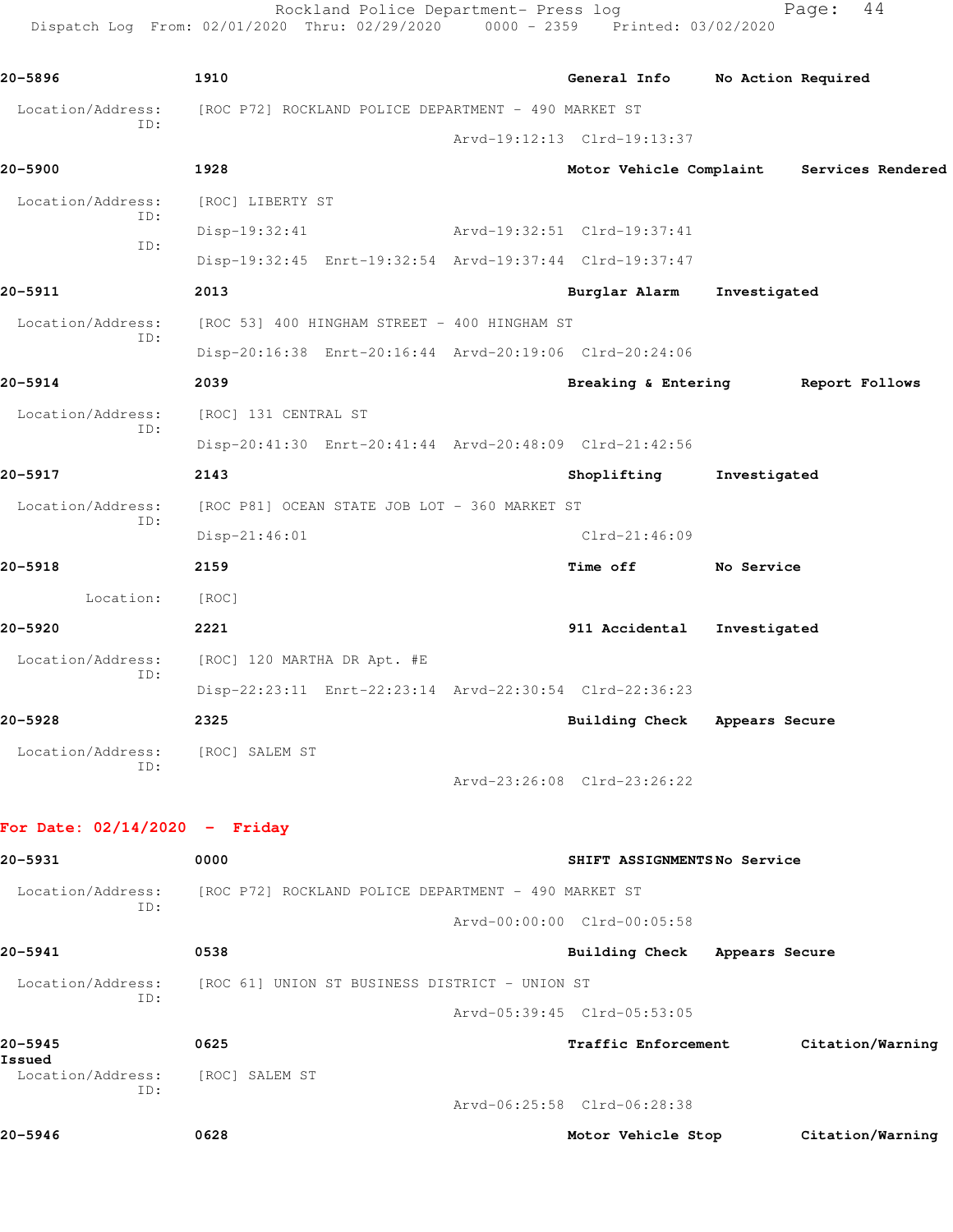**20-5896** **1910** **General Info** **No Action Required**

Location/Address: [ROC P72] ROCKLAND POLICE DEPARTMENT - 490 MARKET ST
ID:
Arvd-19:12:13 Clrd-19:13:37

**20-5900** **1928** **Motor Vehicle Complaint** **Services Rendered**

Location/Address: [ROC] LIBERTY ST
ID:
Disp-19:32:41 Arvd-19:32:51 Clrd-19:37:41
ID:
Disp-19:32:45 Enrt-19:32:54 Arvd-19:37:44 Clrd-19:37:47

**20-5911** **2013** **Burglar Alarm** **Investigated**

Location/Address: [ROC 53] 400 HINGHAM STREET - 400 HINGHAM ST
ID:
Disp-20:16:38 Enrt-20:16:44 Arvd-20:19:06 Clrd-20:24:06

**20-5914** **2039** **Breaking & Entering** **Report Follows**

Location/Address: [ROC] 131 CENTRAL ST
ID:
Disp-20:41:30 Enrt-20:41:44 Arvd-20:48:09 Clrd-21:42:56

**20-5917** **2143** **Shoplifting** **Investigated**

Location/Address: [ROC P81] OCEAN STATE JOB LOT - 360 MARKET ST
ID:
Disp-21:46:01 Clrd-21:46:09

**20-5918** **2159** **Time off** **No Service**

Location: [ROC]

**20-5920** **2221** **911 Accidental** **Investigated**

Location/Address: [ROC] 120 MARTHA DR Apt. #E
ID:
Disp-22:23:11 Enrt-22:23:14 Arvd-22:30:54 Clrd-22:36:23

**20-5928** **2325** **Building Check** **Appears Secure**

Location/Address: [ROC] SALEM ST
ID:
Arvd-23:26:08 Clrd-23:26:22

## For Date: 02/14/2020 - Friday

**20-5931** **0000** **SHIFT ASSIGNMENTS** **No Service**

Location/Address: [ROC P72] ROCKLAND POLICE DEPARTMENT - 490 MARKET ST
ID:
Arvd-00:00:00 Clrd-00:05:58

**20-5941** **0538** **Building Check** **Appears Secure**

Location/Address: [ROC 61] UNION ST BUSINESS DISTRICT - UNION ST
ID:
Arvd-05:39:45 Clrd-05:53:05

**20-5945** **0625** **Traffic Enforcement** **Citation/Warning Issued**

Location/Address: [ROC] SALEM ST
ID:
Arvd-06:25:58 Clrd-06:28:38

**20-5946** **0628** **Motor Vehicle Stop** **Citation/Warning**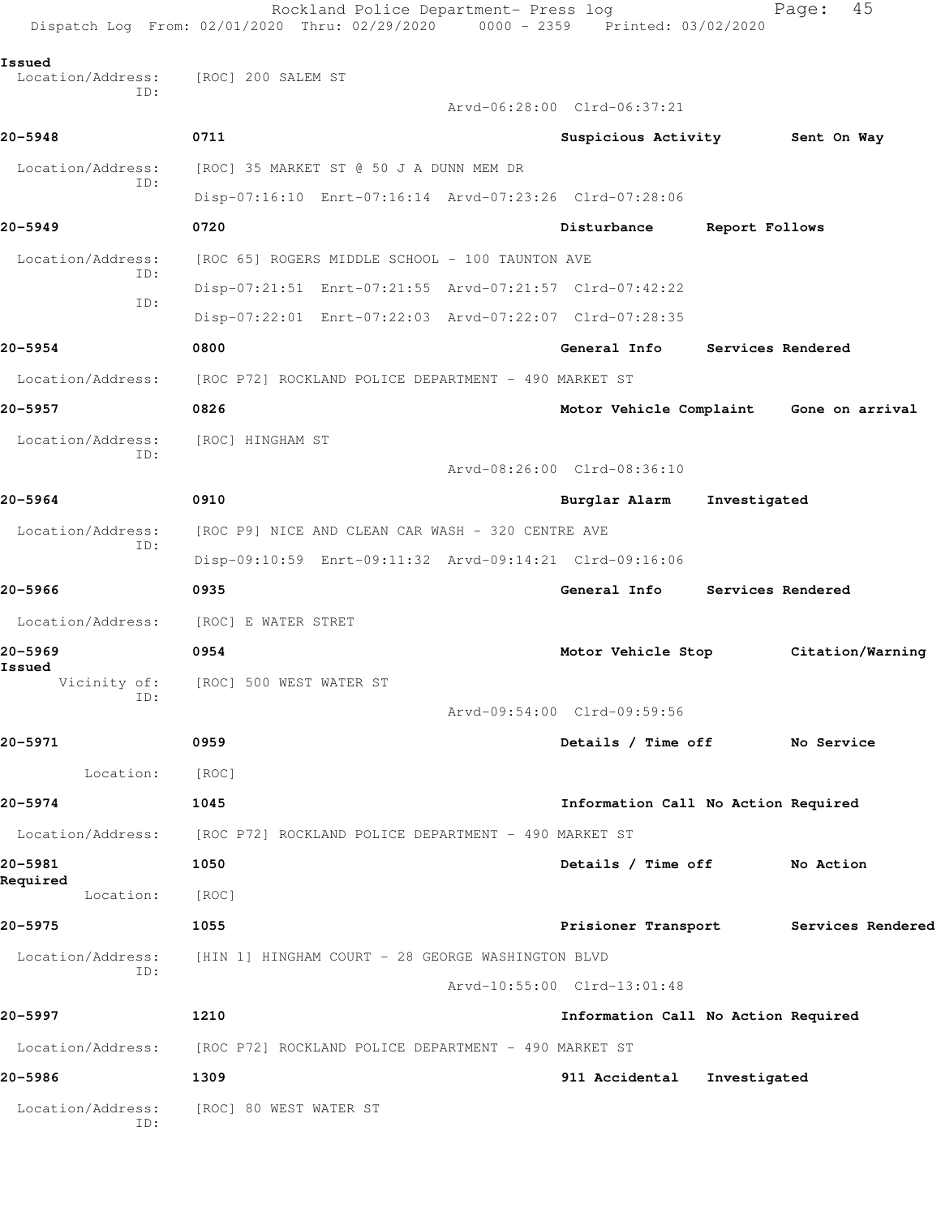Issued
  Location/Address: [ROC] 200 SALEM ST
  ID:
  Arvd-06:28:00 Clrd-06:37:21

**20-5948** 0711 Suspicious Activity Sent On Way

  Location/Address: [ROC] 35 MARKET ST @ 50 J A DUNN MEM DR
  ID:
  Disp-07:16:10 Enrt-07:16:14 Arvd-07:23:26 Clrd-07:28:06

**20-5949** 0720 Disturbance Report Follows

  Location/Address: [ROC 65] ROGERS MIDDLE SCHOOL - 100 TAUNTON AVE
  ID:
  Disp-07:21:51 Enrt-07:21:55 Arvd-07:21:57 Clrd-07:42:22
  ID:
  Disp-07:22:01 Enrt-07:22:03 Arvd-07:22:07 Clrd-07:28:35

**20-5954** 0800 General Info Services Rendered

  Location/Address: [ROC P72] ROCKLAND POLICE DEPARTMENT - 490 MARKET ST

**20-5957** 0826 Motor Vehicle Complaint Gone on arrival

  Location/Address: [ROC] HINGHAM ST
  ID:
  Arvd-08:26:00 Clrd-08:36:10

**20-5964** 0910 Burglar Alarm Investigated

  Location/Address: [ROC P9] NICE AND CLEAN CAR WASH - 320 CENTRE AVE
  ID:
  Disp-09:10:59 Enrt-09:11:32 Arvd-09:14:21 Clrd-09:16:06

**20-5966** 0935 General Info Services Rendered

  Location/Address: [ROC] E WATER STRET

**20-5969** 0954 Motor Vehicle Stop Citation/Warning Issued

  Vicinity of: [ROC] 500 WEST WATER ST
  ID:
  Arvd-09:54:00 Clrd-09:59:56

**20-5971** 0959 Details / Time off No Service

  Location: [ROC]

**20-5974** 1045 Information Call No Action Required

  Location/Address: [ROC P72] ROCKLAND POLICE DEPARTMENT - 490 MARKET ST

**20-5981** 1050 Details / Time off No Action Required

  Location: [ROC]

**20-5975** 1055 Prisioner Transport Services Rendered

  Location/Address: [HIN 1] HINGHAM COURT - 28 GEORGE WASHINGTON BLVD
  ID:
  Arvd-10:55:00 Clrd-13:01:48

**20-5997** 1210 Information Call No Action Required

  Location/Address: [ROC P72] ROCKLAND POLICE DEPARTMENT - 490 MARKET ST

**20-5986** 1309 911 Accidental Investigated

  Location/Address: [ROC] 80 WEST WATER ST
  ID: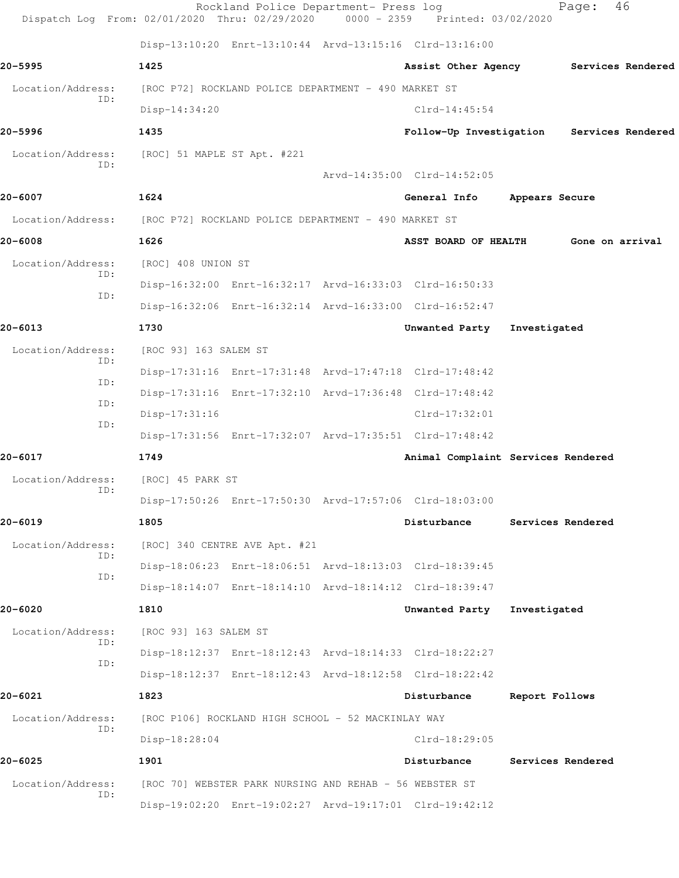Disp-13:10:20 Enrt-13:10:44 Arvd-13:15:16 Clrd-13:16:00

**20-5995** 1425 **Assist Other Agency** **Services Rendered**

Location/Address: [ROC P72] ROCKLAND POLICE DEPARTMENT - 490 MARKET ST
ID:
Disp-14:34:20 Clrd-14:45:54

**20-5996** 1435 **Follow-Up Investigation** **Services Rendered**

Location/Address: [ROC] 51 MAPLE ST Apt. #221
ID:
Arvd-14:35:00 Clrd-14:52:05

**20-6007** 1624 **General Info** **Appears Secure**

Location/Address: [ROC P72] ROCKLAND POLICE DEPARTMENT - 490 MARKET ST

**20-6008** 1626 **ASST BOARD OF HEALTH** **Gone on arrival**

Location/Address: [ROC] 408 UNION ST
ID:
Disp-16:32:00 Enrt-16:32:17 Arvd-16:33:03 Clrd-16:50:33
ID:
Disp-16:32:06 Enrt-16:32:14 Arvd-16:33:00 Clrd-16:52:47

**20-6013** 1730 **Unwanted Party** **Investigated**

Location/Address: [ROC 93] 163 SALEM ST
ID:
Disp-17:31:16 Enrt-17:31:48 Arvd-17:47:18 Clrd-17:48:42
ID:
Disp-17:31:16 Enrt-17:32:10 Arvd-17:36:48 Clrd-17:48:42
ID:
Disp-17:31:16 Clrd-17:32:01
ID:
Disp-17:31:56 Enrt-17:32:07 Arvd-17:35:51 Clrd-17:48:42

**20-6017** 1749 **Animal Complaint** **Services Rendered**

Location/Address: [ROC] 45 PARK ST
ID:
Disp-17:50:26 Enrt-17:50:30 Arvd-17:57:06 Clrd-18:03:00

**20-6019** 1805 **Disturbance** **Services Rendered**

Location/Address: [ROC] 340 CENTRE AVE Apt. #21
ID:
Disp-18:06:23 Enrt-18:06:51 Arvd-18:13:03 Clrd-18:39:45
ID:
Disp-18:14:07 Enrt-18:14:10 Arvd-18:14:12 Clrd-18:39:47

**20-6020** 1810 **Unwanted Party** **Investigated**

Location/Address: [ROC 93] 163 SALEM ST
ID:
Disp-18:12:37 Enrt-18:12:43 Arvd-18:14:33 Clrd-18:22:27
ID:
Disp-18:12:37 Enrt-18:12:43 Arvd-18:12:58 Clrd-18:22:42

**20-6021** 1823 **Disturbance** **Report Follows**

Location/Address: [ROC P106] ROCKLAND HIGH SCHOOL - 52 MACKINLAY WAY
ID:
Disp-18:28:04 Clrd-18:29:05

**20-6025** 1901 **Disturbance** **Services Rendered**

Location/Address: [ROC 70] WEBSTER PARK NURSING AND REHAB - 56 WEBSTER ST
ID:
Disp-19:02:20 Enrt-19:02:27 Arvd-19:17:01 Clrd-19:42:12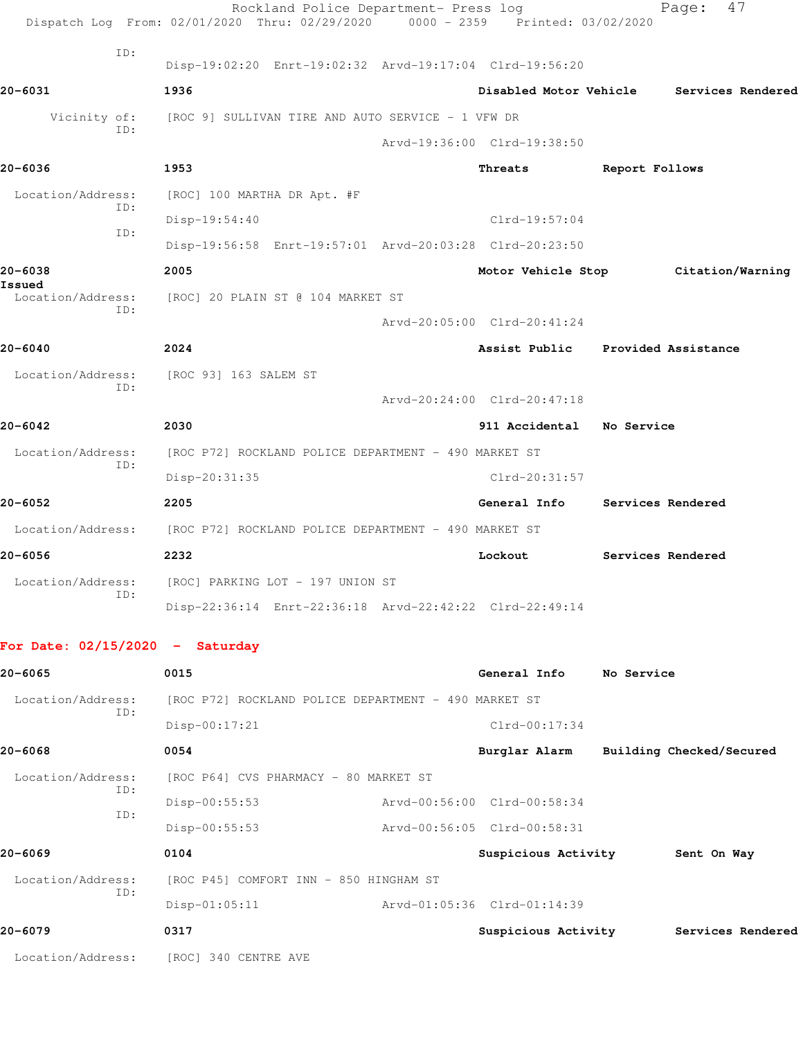ID:
Disp-19:02:20 Enrt-19:02:32 Arvd-19:17:04 Clrd-19:56:20

**20-6031** **1936** **Disabled Motor Vehicle** **Services Rendered**

Vicinity of: [ROC 9] SULLIVAN TIRE AND AUTO SERVICE - 1 VFW DR
ID:
Arvd-19:36:00 Clrd-19:38:50

**20-6036** **1953** **Threats** **Report Follows**

Location/Address: [ROC] 100 MARTHA DR Apt. #F
ID:
Disp-19:54:40 Clrd-19:57:04
ID:
Disp-19:56:58 Enrt-19:57:01 Arvd-20:03:28 Clrd-20:23:50

**20-6038** **2005** **Motor Vehicle Stop** **Citation/Warning Issued**

Location/Address: [ROC] 20 PLAIN ST @ 104 MARKET ST
ID:
Arvd-20:05:00 Clrd-20:41:24

**20-6040** **2024** **Assist Public** **Provided Assistance**

Location/Address: [ROC 93] 163 SALEM ST
ID:
Arvd-20:24:00 Clrd-20:47:18

**20-6042** **2030** **911 Accidental** **No Service**

Location/Address: [ROC P72] ROCKLAND POLICE DEPARTMENT - 490 MARKET ST
ID:
Disp-20:31:35 Clrd-20:31:57

**20-6052** **2205** **General Info** **Services Rendered**

Location/Address: [ROC P72] ROCKLAND POLICE DEPARTMENT - 490 MARKET ST

**20-6056** **2232** **Lockout** **Services Rendered**

Location/Address: [ROC] PARKING LOT - 197 UNION ST
ID:
Disp-22:36:14 Enrt-22:36:18 Arvd-22:42:22 Clrd-22:49:14

## For Date: 02/15/2020 - Saturday

**20-6065** **0015** **General Info** **No Service**

Location/Address: [ROC P72] ROCKLAND POLICE DEPARTMENT - 490 MARKET ST
ID:
Disp-00:17:21 Clrd-00:17:34

**20-6068** **0054** **Burglar Alarm** **Building Checked/Secured**

Location/Address: [ROC P64] CVS PHARMACY - 80 MARKET ST
ID:
Disp-00:55:53 Arvd-00:56:00 Clrd-00:58:34
ID:
Disp-00:55:53 Arvd-00:56:05 Clrd-00:58:31

**20-6069** **0104** **Suspicious Activity** **Sent On Way**

Location/Address: [ROC P45] COMFORT INN - 850 HINGHAM ST
ID:
Disp-01:05:11 Arvd-01:05:36 Clrd-01:14:39

**20-6079** **0317** **Suspicious Activity** **Services Rendered**

Location/Address: [ROC] 340 CENTRE AVE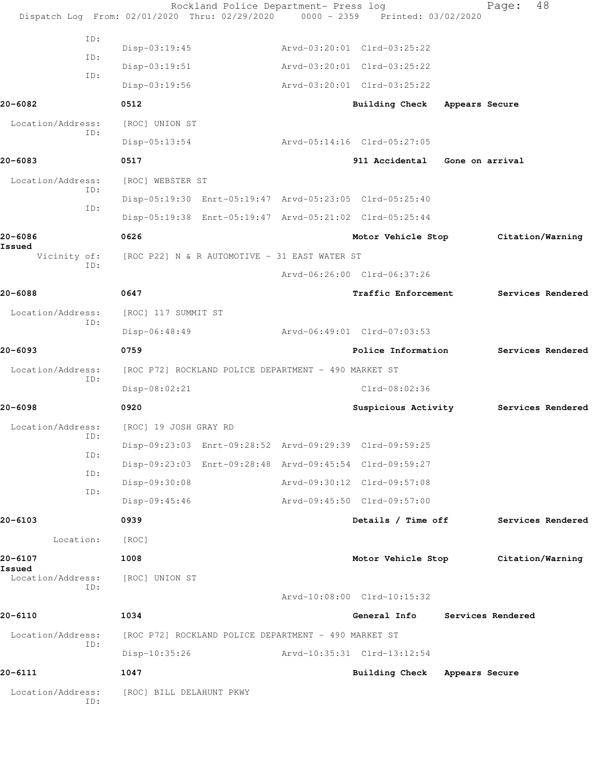ID:
Disp-03:19:45 Arvd-03:20:01 Clrd-03:25:22
ID:
Disp-03:19:51 Arvd-03:20:01 Clrd-03:25:22
ID:
Disp-03:19:56 Arvd-03:20:01 Clrd-03:25:22

**20-6082** **0512** **Building Check** **Appears Secure**

Location/Address: [ROC] UNION ST
ID:
Disp-05:13:54 Arvd-05:14:16 Clrd-05:27:05

**20-6083** **0517** **911 Accidental** **Gone on arrival**

Location/Address: [ROC] WEBSTER ST
ID:
Disp-05:19:30 Enrt-05:19:47 Arvd-05:23:05 Clrd-05:25:40
ID:
Disp-05:19:38 Enrt-05:19:47 Arvd-05:21:02 Clrd-05:25:44

**20-6086** **0626** **Motor Vehicle Stop** **Citation/Warning Issued**

Vicinity of: [ROC P22] N & R AUTOMOTIVE - 31 EAST WATER ST
ID:
Arvd-06:26:00 Clrd-06:37:26

**20-6088** **0647** **Traffic Enforcement** **Services Rendered**

Location/Address: [ROC] 117 SUMMIT ST
ID:
Disp-06:48:49 Arvd-06:49:01 Clrd-07:03:53

**20-6093** **0759** **Police Information** **Services Rendered**

Location/Address: [ROC P72] ROCKLAND POLICE DEPARTMENT - 490 MARKET ST
ID:
Disp-08:02:21 Clrd-08:02:36

**20-6098** **0920** **Suspicious Activity** **Services Rendered**

Location/Address: [ROC] 19 JOSH GRAY RD
ID:
Disp-09:23:03 Enrt-09:28:52 Arvd-09:29:39 Clrd-09:59:25
ID:
Disp-09:23:03 Enrt-09:28:48 Arvd-09:45:54 Clrd-09:59:27
ID:
Disp-09:30:08 Arvd-09:30:12 Clrd-09:57:08
ID:
Disp-09:45:46 Arvd-09:45:50 Clrd-09:57:00

**20-6103** **0939** **Details / Time off** **Services Rendered**

Location: [ROC]

**20-6107** **1008** **Motor Vehicle Stop** **Citation/Warning Issued**

Location/Address: [ROC] UNION ST
ID:
Arvd-10:08:00 Clrd-10:15:32

**20-6110** **1034** **General Info** **Services Rendered**

Location/Address: [ROC P72] ROCKLAND POLICE DEPARTMENT - 490 MARKET ST
ID:
Disp-10:35:26 Arvd-10:35:31 Clrd-13:12:54

**20-6111** **1047** **Building Check** **Appears Secure**

Location/Address: [ROC] BILL DELAHUNT PKWY
ID: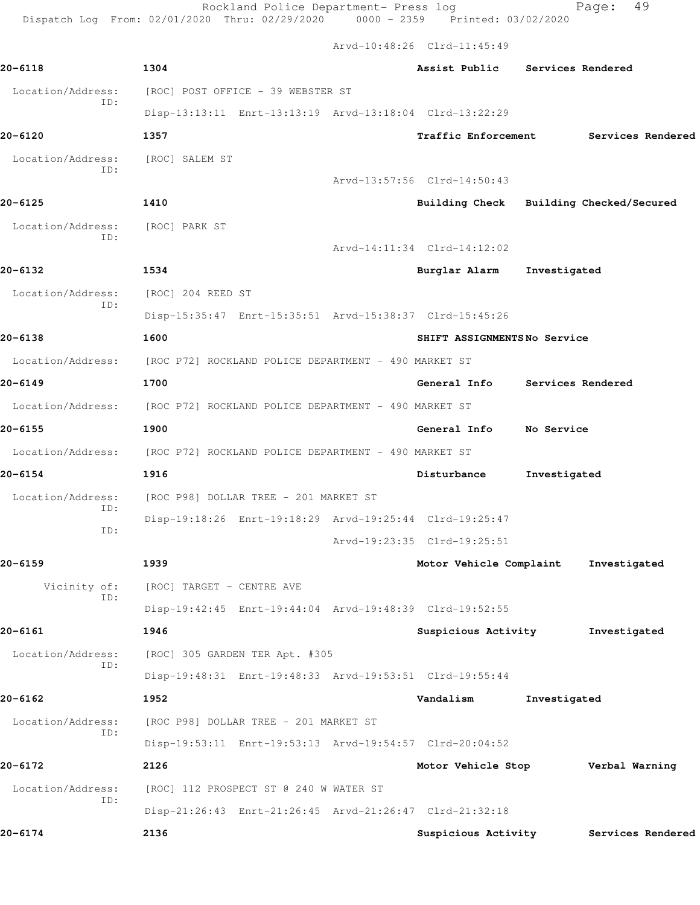Arvd-10:48:26 Clrd-11:45:49

**20-6118** 1304 **Assist Public** **Services Rendered**

Location/Address: [ROC] POST OFFICE - 39 WEBSTER ST
ID:
Disp-13:13:11 Enrt-13:13:19 Arvd-13:18:04 Clrd-13:22:29

**20-6120** 1357 **Traffic Enforcement** **Services Rendered**

Location/Address: [ROC] SALEM ST
ID:
Arvd-13:57:56 Clrd-14:50:43

**20-6125** 1410 **Building Check** **Building Checked/Secured**

Location/Address: [ROC] PARK ST
ID:
Arvd-14:11:34 Clrd-14:12:02

**20-6132** 1534 **Burglar Alarm** **Investigated**

Location/Address: [ROC] 204 REED ST
ID:
Disp-15:35:47 Enrt-15:35:51 Arvd-15:38:37 Clrd-15:45:26

**20-6138** 1600 **SHIFT ASSIGNMENTS** **No Service**

Location/Address: [ROC P72] ROCKLAND POLICE DEPARTMENT - 490 MARKET ST

**20-6149** 1700 **General Info** **Services Rendered**

Location/Address: [ROC P72] ROCKLAND POLICE DEPARTMENT - 490 MARKET ST

**20-6155** 1900 **General Info** **No Service**

Location/Address: [ROC P72] ROCKLAND POLICE DEPARTMENT - 490 MARKET ST

**20-6154** 1916 **Disturbance** **Investigated**

Location/Address: [ROC P98] DOLLAR TREE - 201 MARKET ST
ID:
Disp-19:18:26 Enrt-19:18:29 Arvd-19:25:44 Clrd-19:25:47
ID:
Arvd-19:23:35 Clrd-19:25:51

**20-6159** 1939 **Motor Vehicle Complaint** **Investigated**

Vicinity of: [ROC] TARGET - CENTRE AVE
ID:
Disp-19:42:45 Enrt-19:44:04 Arvd-19:48:39 Clrd-19:52:55

**20-6161** 1946 **Suspicious Activity** **Investigated**

Location/Address: [ROC] 305 GARDEN TER Apt. #305
ID:
Disp-19:48:31 Enrt-19:48:33 Arvd-19:53:51 Clrd-19:55:44

**20-6162** 1952 **Vandalism** **Investigated**

Location/Address: [ROC P98] DOLLAR TREE - 201 MARKET ST
ID:
Disp-19:53:11 Enrt-19:53:13 Arvd-19:54:57 Clrd-20:04:52

**20-6172** 2126 **Motor Vehicle Stop** **Verbal Warning**

Location/Address: [ROC] 112 PROSPECT ST @ 240 W WATER ST
ID:
Disp-21:26:43 Enrt-21:26:45 Arvd-21:26:47 Clrd-21:32:18

**20-6174** 2136 **Suspicious Activity** **Services Rendered**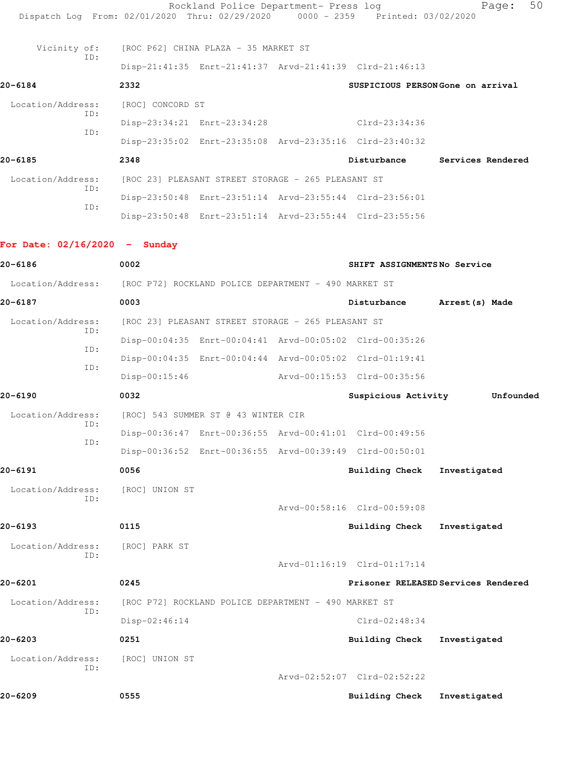Vicinity of: [ROC P62] CHINA PLAZA - 35 MARKET ST
ID:
Disp-21:41:35 Enrt-21:41:37 Arvd-21:41:39 Clrd-21:46:13

**20-6184** **2332** **SUSPICIOUS PERSON Gone on arrival**

Location/Address: [ROC] CONCORD ST
ID:
Disp-23:34:21 Enrt-23:34:28 Clrd-23:34:36
ID:
Disp-23:35:02 Enrt-23:35:08 Arvd-23:35:16 Clrd-23:40:32

**20-6185** **2348** **Disturbance Services Rendered**

Location/Address: [ROC 23] PLEASANT STREET STORAGE - 265 PLEASANT ST
ID:
Disp-23:50:48 Enrt-23:51:14 Arvd-23:55:44 Clrd-23:56:01
ID:
Disp-23:50:48 Enrt-23:51:14 Arvd-23:55:44 Clrd-23:55:56

## For Date: 02/16/2020 - Sunday

**20-6186** **0002** **SHIFT ASSIGNMENTS No Service**

Location/Address: [ROC P72] ROCKLAND POLICE DEPARTMENT - 490 MARKET ST

**20-6187** **0003** **Disturbance Arrest(s) Made**

Location/Address: [ROC 23] PLEASANT STREET STORAGE - 265 PLEASANT ST
ID:
Disp-00:04:35 Enrt-00:04:41 Arvd-00:05:02 Clrd-00:35:26
ID:
Disp-00:04:35 Enrt-00:04:44 Arvd-00:05:02 Clrd-01:19:41
ID:
Disp-00:15:46 Arvd-00:15:53 Clrd-00:35:56

**20-6190** **0032** **Suspicious Activity Unfounded**

Location/Address: [ROC] 543 SUMMER ST @ 43 WINTER CIR
ID:
Disp-00:36:47 Enrt-00:36:55 Arvd-00:41:01 Clrd-00:49:56
ID:
Disp-00:36:52 Enrt-00:36:55 Arvd-00:39:49 Clrd-00:50:01

**20-6191** **0056** **Building Check Investigated**

Location/Address: [ROC] UNION ST
ID:
Arvd-00:58:16 Clrd-00:59:08

**20-6193** **0115** **Building Check Investigated**

Location/Address: [ROC] PARK ST
ID:
Arvd-01:16:19 Clrd-01:17:14

**20-6201** **0245** **Prisoner RELEASED Services Rendered**

Location/Address: [ROC P72] ROCKLAND POLICE DEPARTMENT - 490 MARKET ST
ID:
Disp-02:46:14 Clrd-02:48:34

**20-6203** **0251** **Building Check Investigated**

Location/Address: [ROC] UNION ST
ID:
Arvd-02:52:07 Clrd-02:52:22

**20-6209** **0555** **Building Check Investigated**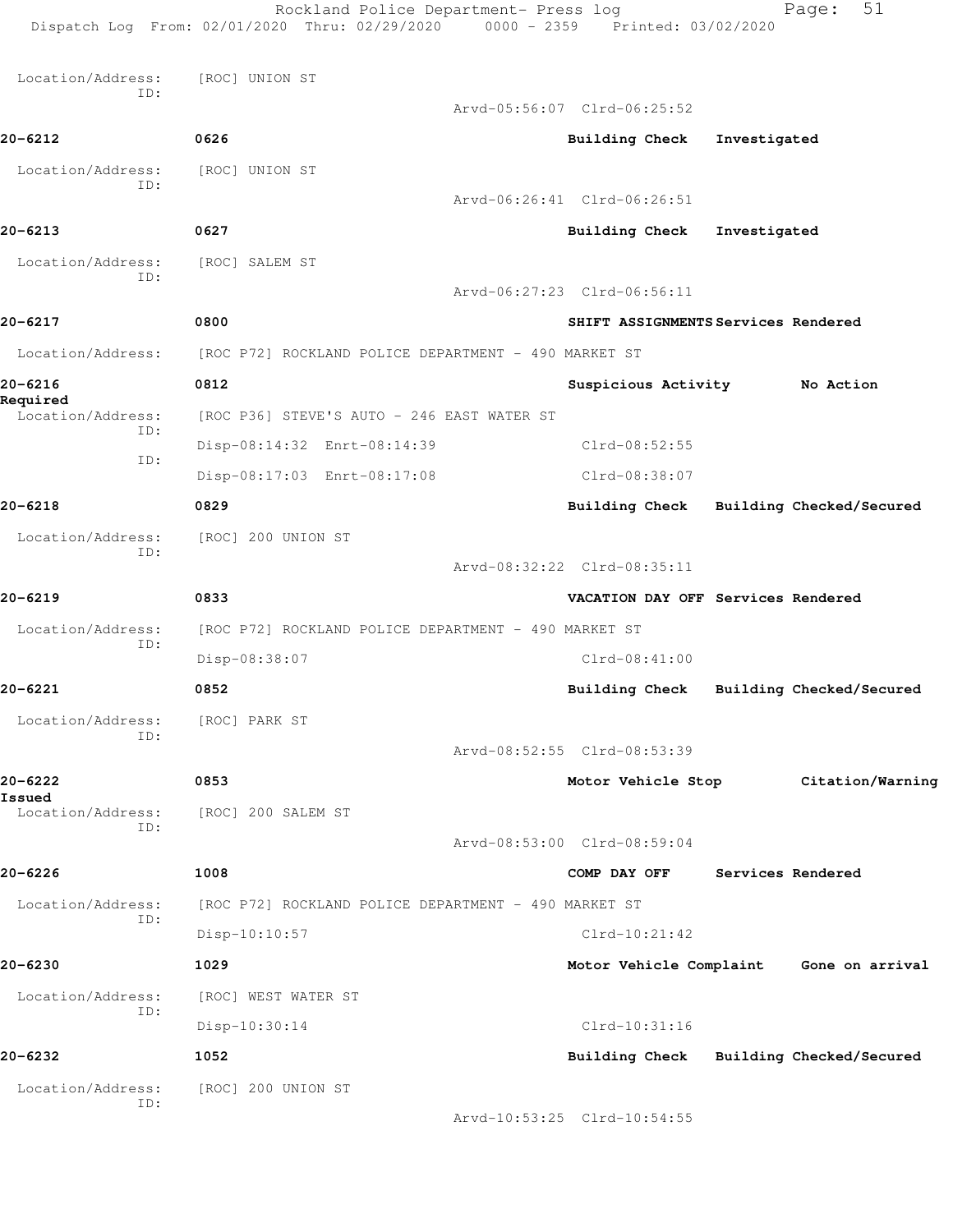Location/Address: [ROC] UNION ST
ID:
Arvd-05:56:07 Clrd-06:25:52

**20-6212** 0626 **Building Check Investigated**

Location/Address: [ROC] UNION ST
ID:
Arvd-06:26:41 Clrd-06:26:51

**20-6213** 0627 **Building Check Investigated**

Location/Address: [ROC] SALEM ST
ID:
Arvd-06:27:23 Clrd-06:56:11

**20-6217** 0800 **SHIFT ASSIGNMENTS Services Rendered**

Location/Address: [ROC P72] ROCKLAND POLICE DEPARTMENT - 490 MARKET ST

**20-6216** 0812 **Suspicious Activity No Action Required**

Location/Address: [ROC P36] STEVE'S AUTO - 246 EAST WATER ST
ID:
Disp-08:14:32 Enrt-08:14:39 Clrd-08:52:55
ID:
Disp-08:17:03 Enrt-08:17:08 Clrd-08:38:07

**20-6218** 0829 **Building Check Building Checked/Secured**

Location/Address: [ROC] 200 UNION ST
ID:
Arvd-08:32:22 Clrd-08:35:11

**20-6219** 0833 **VACATION DAY OFF Services Rendered**

Location/Address: [ROC P72] ROCKLAND POLICE DEPARTMENT - 490 MARKET ST
ID:
Disp-08:38:07 Clrd-08:41:00

**20-6221** 0852 **Building Check Building Checked/Secured**

Location/Address: [ROC] PARK ST
ID:
Arvd-08:52:55 Clrd-08:53:39

**20-6222** 0853 **Motor Vehicle Stop Citation/Warning Issued**

Location/Address: [ROC] 200 SALEM ST
ID:
Arvd-08:53:00 Clrd-08:59:04

**20-6226** 1008 **COMP DAY OFF Services Rendered**

Location/Address: [ROC P72] ROCKLAND POLICE DEPARTMENT - 490 MARKET ST
ID:
Disp-10:10:57 Clrd-10:21:42

**20-6230** 1029 **Motor Vehicle Complaint Gone on arrival**

Location/Address: [ROC] WEST WATER ST
ID:
Disp-10:30:14 Clrd-10:31:16

**20-6232** 1052 **Building Check Building Checked/Secured**

Location/Address: [ROC] 200 UNION ST
ID:
Arvd-10:53:25 Clrd-10:54:55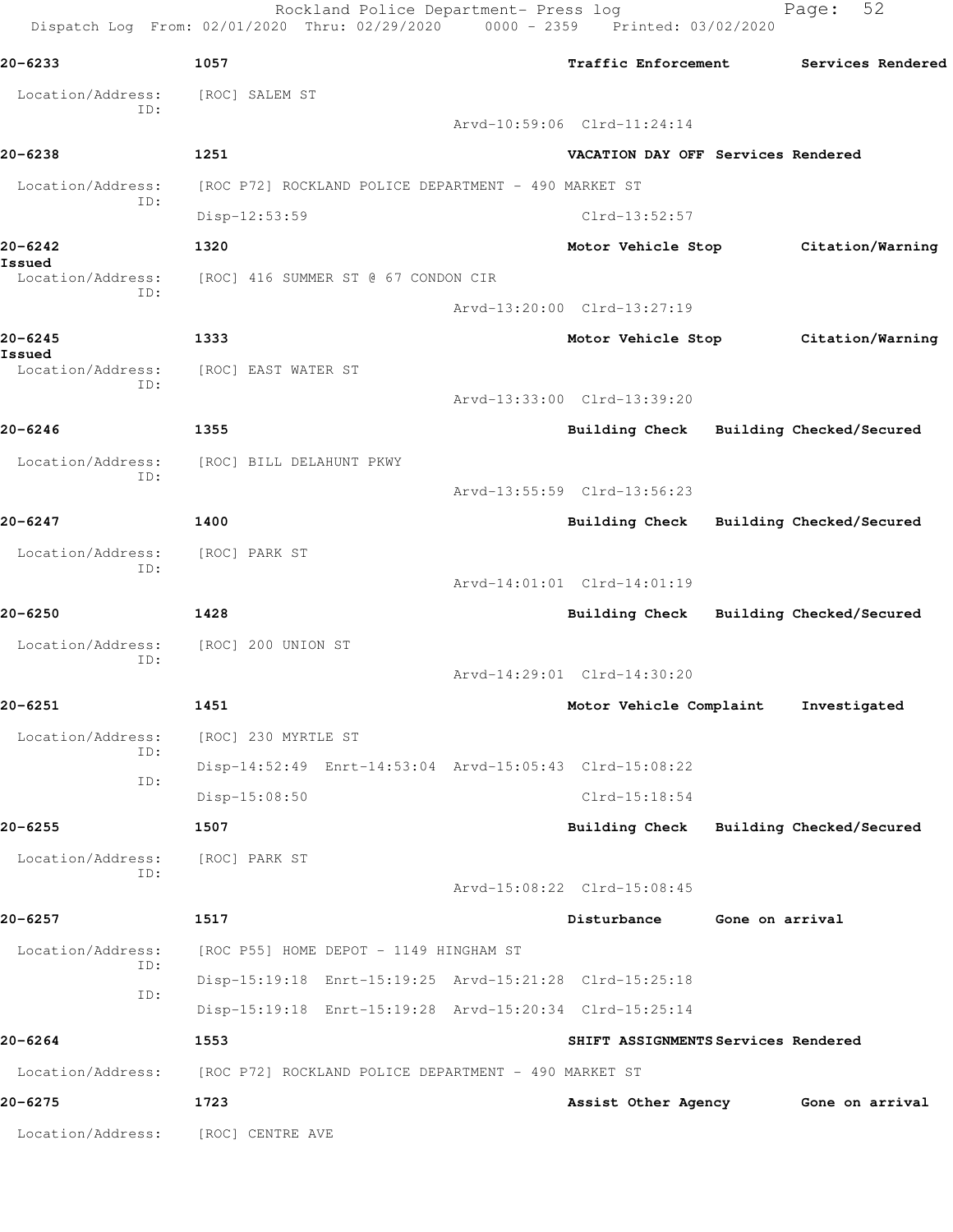Rockland Police Department- Press log
Dispatch Log From: 02/01/2020 Thru: 02/29/2020 0000 - 2359 Printed: 03/02/2020

**20-6233** 1057 **Traffic Enforcement** **Services Rendered**

Location/Address: [ROC] SALEM ST
ID:
Arvd-10:59:06 Clrd-11:24:14

**20-6238** 1251 **VACATION DAY OFF** **Services Rendered**

Location/Address: [ROC P72] ROCKLAND POLICE DEPARTMENT - 490 MARKET ST
ID:
Disp-12:53:59 Clrd-13:52:57

**20-6242** 1320 **Motor Vehicle Stop** **Citation/Warning Issued**

Location/Address: [ROC] 416 SUMMER ST @ 67 CONDON CIR
ID:
Arvd-13:20:00 Clrd-13:27:19

**20-6245** 1333 **Motor Vehicle Stop** **Citation/Warning Issued**

Location/Address: [ROC] EAST WATER ST
ID:
Arvd-13:33:00 Clrd-13:39:20

**20-6246** 1355 **Building Check** **Building Checked/Secured**

Location/Address: [ROC] BILL DELAHUNT PKWY
ID:
Arvd-13:55:59 Clrd-13:56:23

**20-6247** 1400 **Building Check** **Building Checked/Secured**

Location/Address: [ROC] PARK ST
ID:
Arvd-14:01:01 Clrd-14:01:19

**20-6250** 1428 **Building Check** **Building Checked/Secured**

Location/Address: [ROC] 200 UNION ST
ID:
Arvd-14:29:01 Clrd-14:30:20

**20-6251** 1451 **Motor Vehicle Complaint** **Investigated**

Location/Address: [ROC] 230 MYRTLE ST
ID:
Disp-14:52:49 Enrt-14:53:04 Arvd-15:05:43 Clrd-15:08:22
ID:
Disp-15:08:50 Clrd-15:18:54

**20-6255** 1507 **Building Check** **Building Checked/Secured**

Location/Address: [ROC] PARK ST
ID:
Arvd-15:08:22 Clrd-15:08:45

**20-6257** 1517 **Disturbance** **Gone on arrival**

Location/Address: [ROC P55] HOME DEPOT - 1149 HINGHAM ST
ID:
Disp-15:19:18 Enrt-15:19:25 Arvd-15:21:28 Clrd-15:25:18
ID:
Disp-15:19:18 Enrt-15:19:28 Arvd-15:20:34 Clrd-15:25:14

**20-6264** 1553 **SHIFT ASSIGNMENTS** **Services Rendered**

Location/Address: [ROC P72] ROCKLAND POLICE DEPARTMENT - 490 MARKET ST

**20-6275** 1723 **Assist Other Agency** **Gone on arrival**

Location/Address: [ROC] CENTRE AVE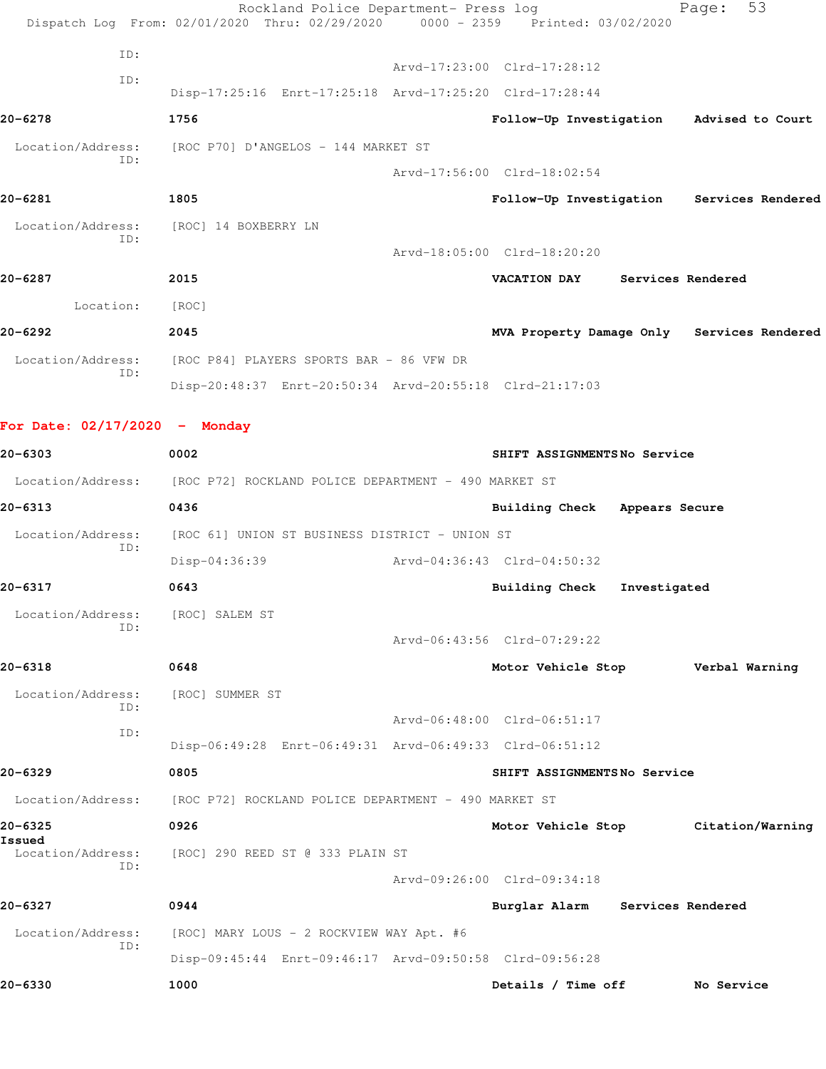ID:
Arvd-17:23:00 Clrd-17:28:12

ID:
Disp-17:25:16 Enrt-17:25:18 Arvd-17:25:20 Clrd-17:28:44

**20-6278** **1756** **Follow-Up Investigation** **Advised to Court**

Location/Address: [ROC P70] D'ANGELOS - 144 MARKET ST
ID:
Arvd-17:56:00 Clrd-18:02:54

**20-6281** **1805** **Follow-Up Investigation** **Services Rendered**

Location/Address: [ROC] 14 BOXBERRY LN
ID:
Arvd-18:05:00 Clrd-18:20:20

**20-6287** **2015** **VACATION DAY** **Services Rendered**

Location: [ROC]

**20-6292** **2045** **MVA Property Damage Only** **Services Rendered**

Location/Address: [ROC P84] PLAYERS SPORTS BAR - 86 VFW DR
ID:
Disp-20:48:37 Enrt-20:50:34 Arvd-20:55:18 Clrd-21:17:03

## For Date: 02/17/2020 - Monday

**20-6303** **0002** **SHIFT ASSIGNMENTS** **No Service**

Location/Address: [ROC P72] ROCKLAND POLICE DEPARTMENT - 490 MARKET ST

**20-6313** **0436** **Building Check** **Appears Secure**

Location/Address: [ROC 61] UNION ST BUSINESS DISTRICT - UNION ST
ID:
Disp-04:36:39 Arvd-04:36:43 Clrd-04:50:32

**20-6317** **0643** **Building Check** **Investigated**

Location/Address: [ROC] SALEM ST
ID:
Arvd-06:43:56 Clrd-07:29:22

**20-6318** **0648** **Motor Vehicle Stop** **Verbal Warning**

Location/Address: [ROC] SUMMER ST
ID:
Arvd-06:48:00 Clrd-06:51:17
ID:
Disp-06:49:28 Enrt-06:49:31 Arvd-06:49:33 Clrd-06:51:12

**20-6329** **0805** **SHIFT ASSIGNMENTS** **No Service**

Location/Address: [ROC P72] ROCKLAND POLICE DEPARTMENT - 490 MARKET ST

**20-6325** **0926** **Motor Vehicle Stop** **Citation/Warning Issued**

Location/Address: [ROC] 290 REED ST @ 333 PLAIN ST
ID:
Arvd-09:26:00 Clrd-09:34:18

**20-6327** **0944** **Burglar Alarm** **Services Rendered**

Location/Address: [ROC] MARY LOUS - 2 ROCKVIEW WAY Apt. #6
ID:
Disp-09:45:44 Enrt-09:46:17 Arvd-09:50:58 Clrd-09:56:28

**20-6330** **1000** **Details / Time off** **No Service**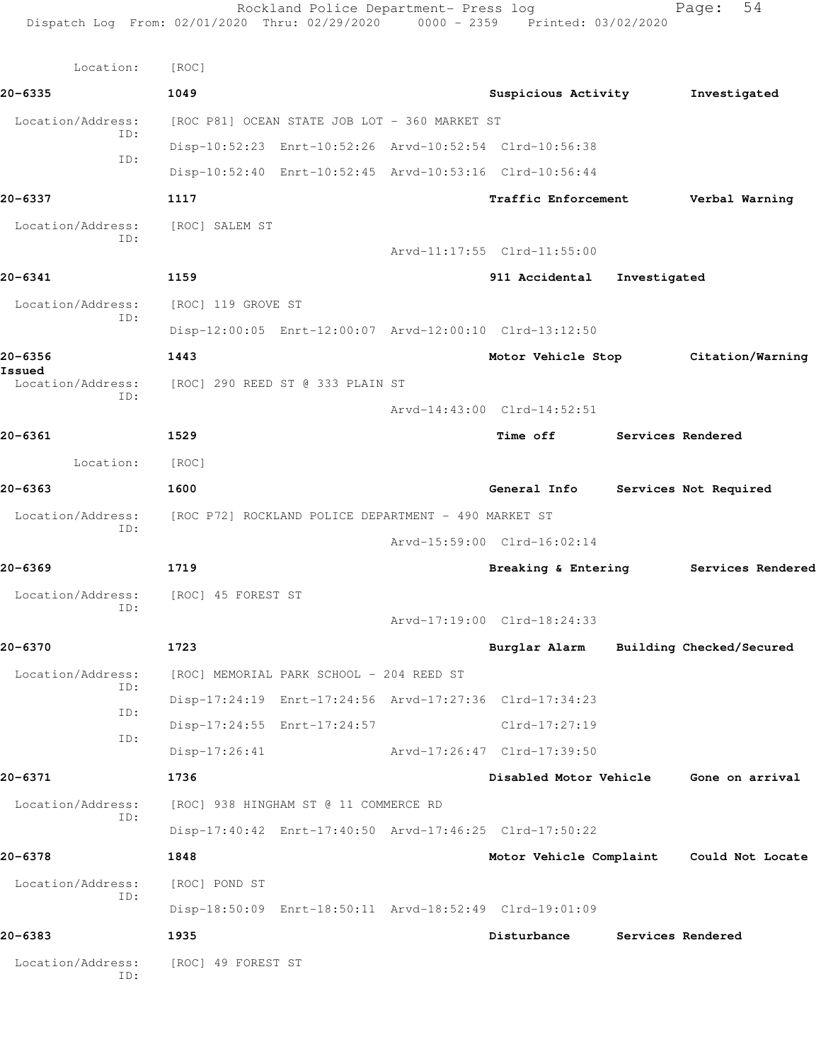Location: [ROC]

**20-6335** 1049 **Suspicious Activity** **Investigated**

Location/Address: [ROC P81] OCEAN STATE JOB LOT - 360 MARKET ST

ID: Disp-10:52:23 Enrt-10:52:26 Arvd-10:52:54 Clrd-10:56:38

ID: Disp-10:52:40 Enrt-10:52:45 Arvd-10:53:16 Clrd-10:56:44

**20-6337** 1117 **Traffic Enforcement** **Verbal Warning**

Location/Address: [ROC] SALEM ST

ID: Arvd-11:17:55 Clrd-11:55:00

**20-6341** 1159 **911 Accidental** **Investigated**

Location/Address: [ROC] 119 GROVE ST

ID: Disp-12:00:05 Enrt-12:00:07 Arvd-12:00:10 Clrd-13:12:50

**20-6356** 1443 **Motor Vehicle Stop** **Citation/Warning Issued**

Location/Address: [ROC] 290 REED ST @ 333 PLAIN ST

ID: Arvd-14:43:00 Clrd-14:52:51

**20-6361** 1529 **Time off** **Services Rendered**

Location: [ROC]

**20-6363** 1600 **General Info** **Services Not Required**

Location/Address: [ROC P72] ROCKLAND POLICE DEPARTMENT - 490 MARKET ST

ID: Arvd-15:59:00 Clrd-16:02:14

**20-6369** 1719 **Breaking & Entering** **Services Rendered**

Location/Address: [ROC] 45 FOREST ST

ID: Arvd-17:19:00 Clrd-18:24:33

**20-6370** 1723 **Burglar Alarm** **Building Checked/Secured**

Location/Address: [ROC] MEMORIAL PARK SCHOOL - 204 REED ST

ID: Disp-17:24:19 Enrt-17:24:56 Arvd-17:27:36 Clrd-17:34:23

ID: Disp-17:24:55 Enrt-17:24:57 Clrd-17:27:19

ID: Disp-17:26:41 Arvd-17:26:47 Clrd-17:39:50

**20-6371** 1736 **Disabled Motor Vehicle** **Gone on arrival**

Location/Address: [ROC] 938 HINGHAM ST @ 11 COMMERCE RD

ID: Disp-17:40:42 Enrt-17:40:50 Arvd-17:46:25 Clrd-17:50:22

**20-6378** 1848 **Motor Vehicle Complaint** **Could Not Locate**

Location/Address: [ROC] POND ST

ID: Disp-18:50:09 Enrt-18:50:11 Arvd-18:52:49 Clrd-19:01:09

**20-6383** 1935 **Disturbance** **Services Rendered**

Location/Address: [ROC] 49 FOREST ST

ID: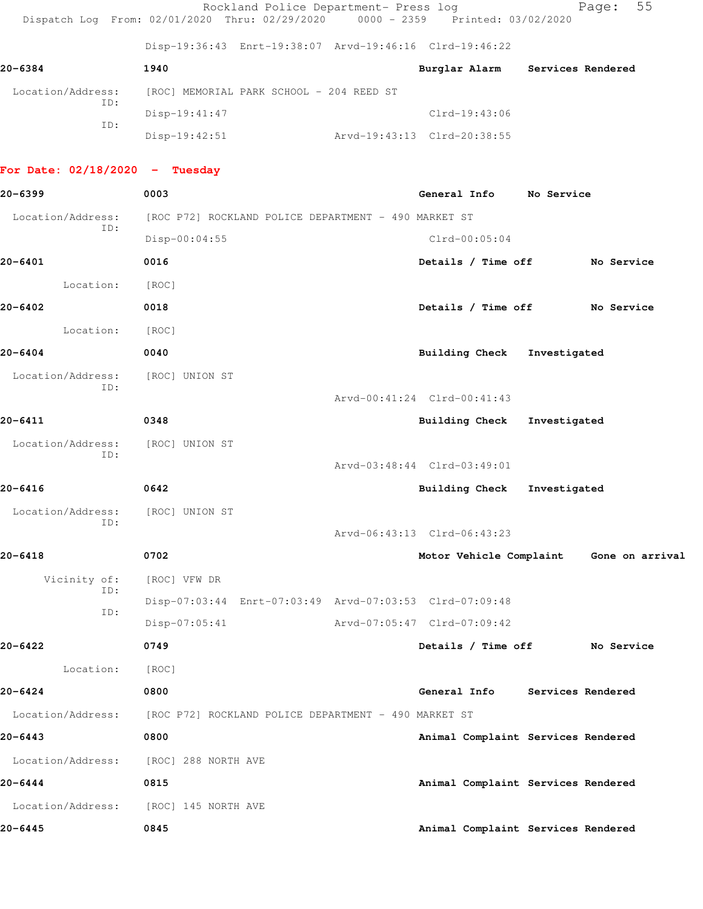Disp-19:36:43 Enrt-19:38:07 Arvd-19:46:16 Clrd-19:46:22

**20-6384** **1940** **Burglar Alarm** **Services Rendered**

Location/Address: [ROC] MEMORIAL PARK SCHOOL - 204 REED ST
ID: Disp-19:41:47 Clrd-19:43:06
ID: Disp-19:42:51 Arvd-19:43:13 Clrd-20:38:55

## For Date: 02/18/2020 - Tuesday

**20-6399** **0003** **General Info** **No Service**

Location/Address: [ROC P72] ROCKLAND POLICE DEPARTMENT - 490 MARKET ST
ID: Disp-00:04:55 Clrd-00:05:04

**20-6401** **0016** **Details / Time off** **No Service**

Location: [ROC]

**20-6402** **0018** **Details / Time off** **No Service**

Location: [ROC]

**20-6404** **0040** **Building Check** **Investigated**

Location/Address: [ROC] UNION ST
ID: Arvd-00:41:24 Clrd-00:41:43

**20-6411** **0348** **Building Check** **Investigated**

Location/Address: [ROC] UNION ST
ID: Arvd-03:48:44 Clrd-03:49:01

**20-6416** **0642** **Building Check** **Investigated**

Location/Address: [ROC] UNION ST
ID: Arvd-06:43:13 Clrd-06:43:23

**20-6418** **0702** **Motor Vehicle Complaint** **Gone on arrival**

Vicinity of: [ROC] VFW DR
ID: Disp-07:03:44 Enrt-07:03:49 Arvd-07:03:53 Clrd-07:09:48
ID: Disp-07:05:41 Arvd-07:05:47 Clrd-07:09:42

**20-6422** **0749** **Details / Time off** **No Service**

Location: [ROC]

**20-6424** **0800** **General Info** **Services Rendered**

Location/Address: [ROC P72] ROCKLAND POLICE DEPARTMENT - 490 MARKET ST

**20-6443** **0800** **Animal Complaint** **Services Rendered**

Location/Address: [ROC] 288 NORTH AVE

**20-6444** **0815** **Animal Complaint** **Services Rendered**

Location/Address: [ROC] 145 NORTH AVE

**20-6445** **0845** **Animal Complaint** **Services Rendered**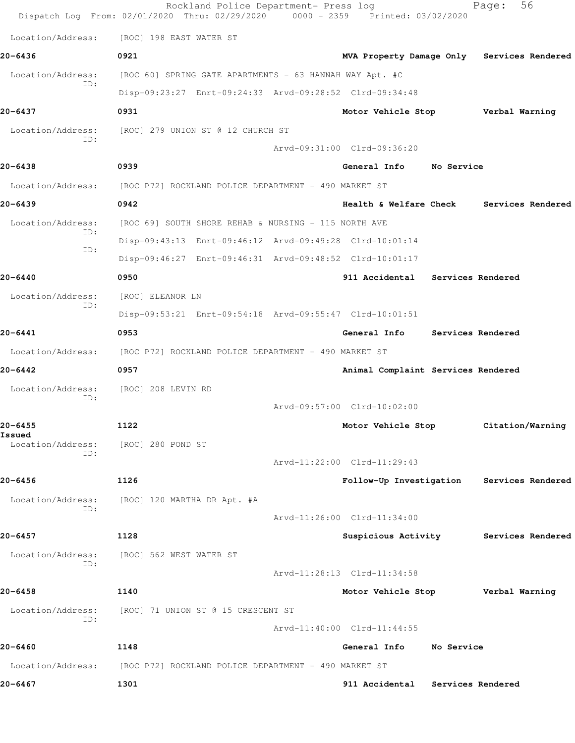Location/Address: [ROC] 198 EAST WATER ST

**20-6436** 0921 **MVA Property Damage Only** **Services Rendered**

Location/Address: [ROC 60] SPRING GATE APARTMENTS - 63 HANNAH WAY Apt. #C
ID:
Disp-09:23:27 Enrt-09:24:33 Arvd-09:28:52 Clrd-09:34:48

**20-6437** 0931 **Motor Vehicle Stop** **Verbal Warning**

Location/Address: [ROC] 279 UNION ST @ 12 CHURCH ST
ID:
Arvd-09:31:00 Clrd-09:36:20

**20-6438** 0939 **General Info** **No Service**

Location/Address: [ROC P72] ROCKLAND POLICE DEPARTMENT - 490 MARKET ST

**20-6439** 0942 **Health & Welfare Check** **Services Rendered**

Location/Address: [ROC 69] SOUTH SHORE REHAB & NURSING - 115 NORTH AVE
ID:
Disp-09:43:13 Enrt-09:46:12 Arvd-09:49:28 Clrd-10:01:14
ID:
Disp-09:46:27 Enrt-09:46:31 Arvd-09:48:52 Clrd-10:01:17

**20-6440** 0950 **911 Accidental** **Services Rendered**

Location/Address: [ROC] ELEANOR LN
ID:
Disp-09:53:21 Enrt-09:54:18 Arvd-09:55:47 Clrd-10:01:51

**20-6441** 0953 **General Info** **Services Rendered**

Location/Address: [ROC P72] ROCKLAND POLICE DEPARTMENT - 490 MARKET ST

**20-6442** 0957 **Animal Complaint** **Services Rendered**

Location/Address: [ROC] 208 LEVIN RD
ID:
Arvd-09:57:00 Clrd-10:02:00

**20-6455** 1122 **Motor Vehicle Stop** **Citation/Warning Issued**

Location/Address: [ROC] 280 POND ST
ID:
Arvd-11:22:00 Clrd-11:29:43

**20-6456** 1126 **Follow-Up Investigation** **Services Rendered**

Location/Address: [ROC] 120 MARTHA DR Apt. #A
ID:
Arvd-11:26:00 Clrd-11:34:00

**20-6457** 1128 **Suspicious Activity** **Services Rendered**

Location/Address: [ROC] 562 WEST WATER ST
ID:
Arvd-11:28:13 Clrd-11:34:58

**20-6458** 1140 **Motor Vehicle Stop** **Verbal Warning**

Location/Address: [ROC] 71 UNION ST @ 15 CRESCENT ST
ID:
Arvd-11:40:00 Clrd-11:44:55

**20-6460** 1148 **General Info** **No Service**

Location/Address: [ROC P72] ROCKLAND POLICE DEPARTMENT - 490 MARKET ST

**20-6467** 1301 **911 Accidental** **Services Rendered**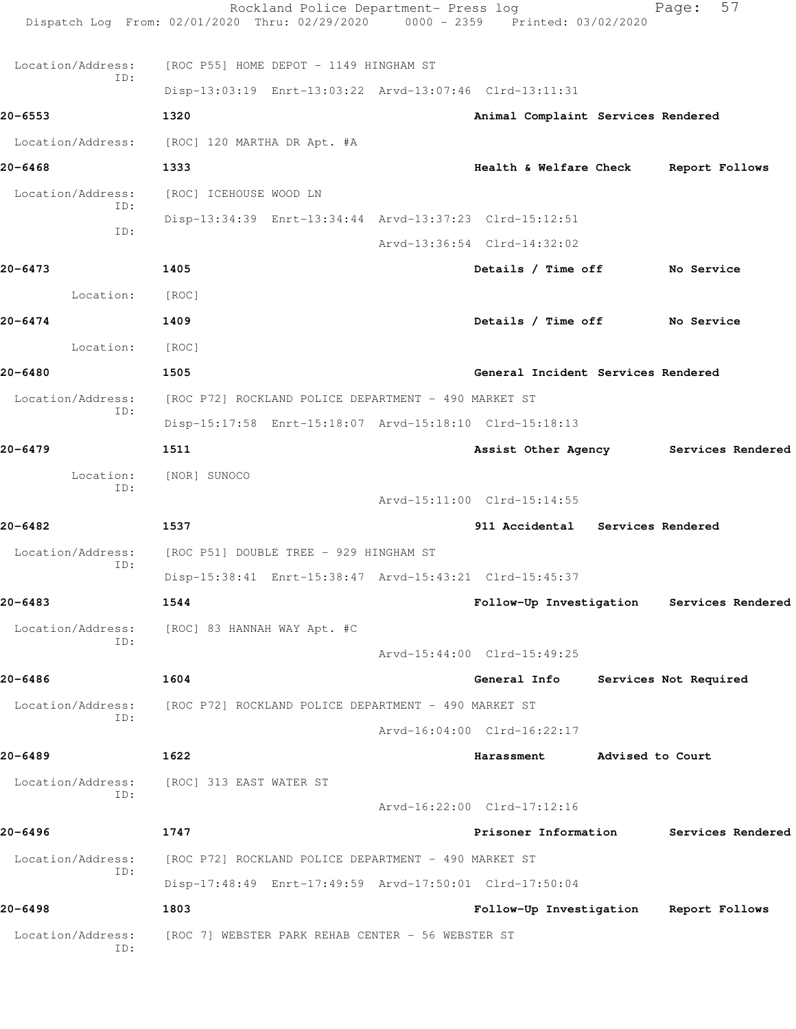Location/Address: [ROC P55] HOME DEPOT - 1149 HINGHAM ST
ID:
Disp-13:03:19 Enrt-13:03:22 Arvd-13:07:46 Clrd-13:11:31

**20-6553** 1320 Animal Complaint Services Rendered

Location/Address: [ROC] 120 MARTHA DR Apt. #A

**20-6468** 1333 Health & Welfare Check Report Follows

Location/Address: [ROC] ICEHOUSE WOOD LN
ID:
Disp-13:34:39 Enrt-13:34:44 Arvd-13:37:23 Clrd-15:12:51
ID:
Arvd-13:36:54 Clrd-14:32:02

**20-6473** 1405 Details / Time off No Service

Location: [ROC]

**20-6474** 1409 Details / Time off No Service

Location: [ROC]

**20-6480** 1505 General Incident Services Rendered

Location/Address: [ROC P72] ROCKLAND POLICE DEPARTMENT - 490 MARKET ST
ID:
Disp-15:17:58 Enrt-15:18:07 Arvd-15:18:10 Clrd-15:18:13

**20-6479** 1511 Assist Other Agency Services Rendered

Location: [NOR] SUNOCO
ID:
Arvd-15:11:00 Clrd-15:14:55

**20-6482** 1537 911 Accidental Services Rendered

Location/Address: [ROC P51] DOUBLE TREE - 929 HINGHAM ST
ID:
Disp-15:38:41 Enrt-15:38:47 Arvd-15:43:21 Clrd-15:45:37

**20-6483** 1544 Follow-Up Investigation Services Rendered

Location/Address: [ROC] 83 HANNAH WAY Apt. #C
ID:
Arvd-15:44:00 Clrd-15:49:25

**20-6486** 1604 General Info Services Not Required

Location/Address: [ROC P72] ROCKLAND POLICE DEPARTMENT - 490 MARKET ST
ID:
Arvd-16:04:00 Clrd-16:22:17

**20-6489** 1622 Harassment Advised to Court

Location/Address: [ROC] 313 EAST WATER ST
ID:
Arvd-16:22:00 Clrd-17:12:16

**20-6496** 1747 Prisoner Information Services Rendered

Location/Address: [ROC P72] ROCKLAND POLICE DEPARTMENT - 490 MARKET ST
ID:
Disp-17:48:49 Enrt-17:49:59 Arvd-17:50:01 Clrd-17:50:04

**20-6498** 1803 Follow-Up Investigation Report Follows

Location/Address: [ROC 7] WEBSTER PARK REHAB CENTER - 56 WEBSTER ST
ID: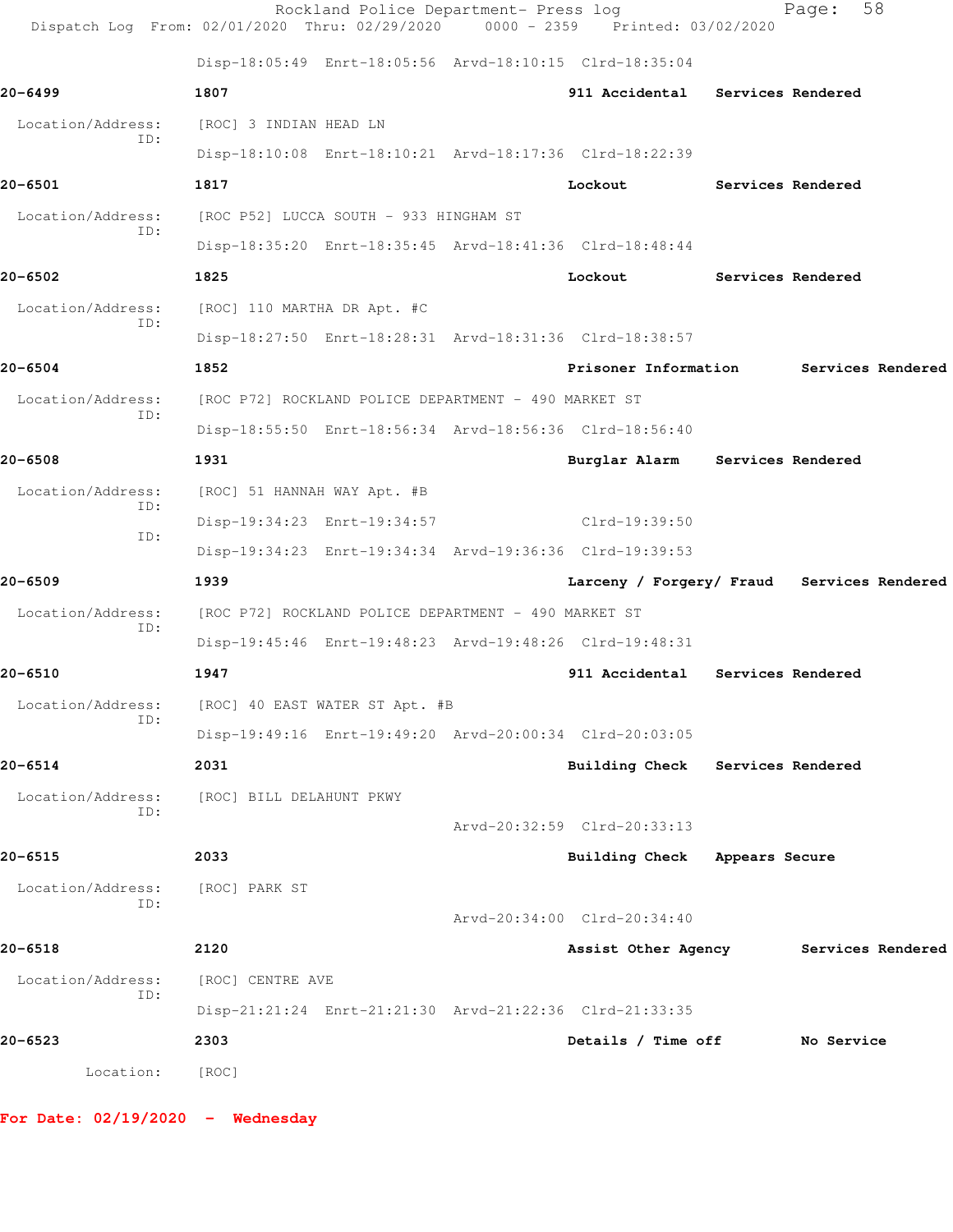Disp-18:05:49 Enrt-18:05:56 Arvd-18:10:15 Clrd-18:35:04

**20-6499** 1807 **911 Accidental** **Services Rendered**

Location/Address: [ROC] 3 INDIAN HEAD LN
ID:
Disp-18:10:08 Enrt-18:10:21 Arvd-18:17:36 Clrd-18:22:39

**20-6501** 1817 **Lockout** **Services Rendered**

Location/Address: [ROC P52] LUCCA SOUTH - 933 HINGHAM ST
ID:
Disp-18:35:20 Enrt-18:35:45 Arvd-18:41:36 Clrd-18:48:44

**20-6502** 1825 **Lockout** **Services Rendered**

Location/Address: [ROC] 110 MARTHA DR Apt. #C
ID:
Disp-18:27:50 Enrt-18:28:31 Arvd-18:31:36 Clrd-18:38:57

**20-6504** 1852 **Prisoner Information** **Services Rendered**

Location/Address: [ROC P72] ROCKLAND POLICE DEPARTMENT - 490 MARKET ST
ID:
Disp-18:55:50 Enrt-18:56:34 Arvd-18:56:36 Clrd-18:56:40

**20-6508** 1931 **Burglar Alarm** **Services Rendered**

Location/Address: [ROC] 51 HANNAH WAY Apt. #B
ID:
Disp-19:34:23 Enrt-19:34:57 Clrd-19:39:50
ID:
Disp-19:34:23 Enrt-19:34:34 Arvd-19:36:36 Clrd-19:39:53

**20-6509** 1939 **Larceny / Forgery/ Fraud** **Services Rendered**

Location/Address: [ROC P72] ROCKLAND POLICE DEPARTMENT - 490 MARKET ST
ID:
Disp-19:45:46 Enrt-19:48:23 Arvd-19:48:26 Clrd-19:48:31

**20-6510** 1947 **911 Accidental** **Services Rendered**

Location/Address: [ROC] 40 EAST WATER ST Apt. #B
ID:
Disp-19:49:16 Enrt-19:49:20 Arvd-20:00:34 Clrd-20:03:05

**20-6514** 2031 **Building Check** **Services Rendered**

Location/Address: [ROC] BILL DELAHUNT PKWY
ID:
Arvd-20:32:59 Clrd-20:33:13

**20-6515** 2033 **Building Check** **Appears Secure**

Location/Address: [ROC] PARK ST
ID:
Arvd-20:34:00 Clrd-20:34:40

**20-6518** 2120 **Assist Other Agency** **Services Rendered**

Location/Address: [ROC] CENTRE AVE
ID:
Disp-21:21:24 Enrt-21:21:30 Arvd-21:22:36 Clrd-21:33:35

**20-6523** 2303 **Details / Time off** **No Service**

Location: [ROC]

**For Date: 02/19/2020 - Wednesday**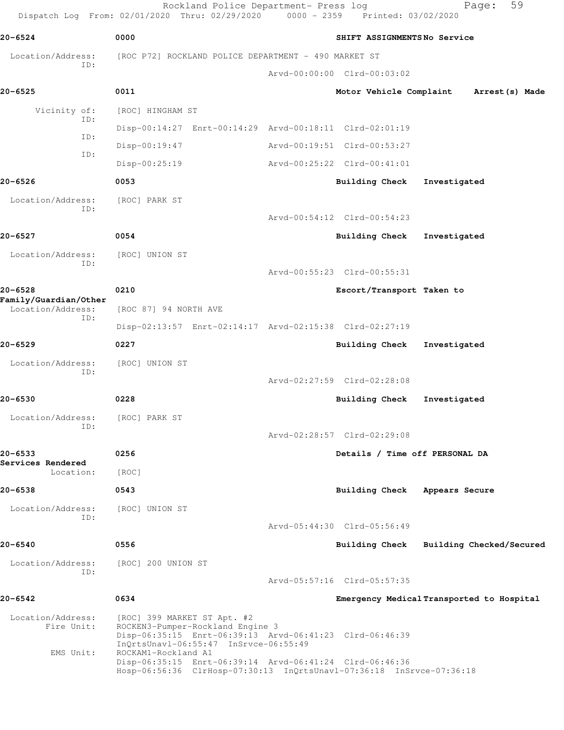Rockland Police Department- Press log
Dispatch Log From: 02/01/2020 Thru: 02/29/2020 0000 - 2359 Printed: 03/02/2020

**20-6524** 0000 SHIFT ASSIGNMENTS No Service

Location/Address: [ROC P72] ROCKLAND POLICE DEPARTMENT - 490 MARKET ST
ID:
Arvd-00:00:00 Clrd-00:03:02

**20-6525** 0011 Motor Vehicle Complaint Arrest(s) Made

Vicinity of: [ROC] HINGHAM ST
ID:
Disp-00:14:27 Enrt-00:14:29 Arvd-00:18:11 Clrd-02:01:19
ID:
Disp-00:19:47 Arvd-00:19:51 Clrd-00:53:27
ID:
Disp-00:25:19 Arvd-00:25:22 Clrd-00:41:01

**20-6526** 0053 Building Check Investigated

Location/Address: [ROC] PARK ST
ID:
Arvd-00:54:12 Clrd-00:54:23

**20-6527** 0054 Building Check Investigated

Location/Address: [ROC] UNION ST
ID:
Arvd-00:55:23 Clrd-00:55:31

**20-6528** 0210 Escort/Transport Taken to Family/Guardian/Other

Location/Address: [ROC 87] 94 NORTH AVE
ID:
Disp-02:13:57 Enrt-02:14:17 Arvd-02:15:38 Clrd-02:27:19

**20-6529** 0227 Building Check Investigated

Location/Address: [ROC] UNION ST
ID:
Arvd-02:27:59 Clrd-02:28:08

**20-6530** 0228 Building Check Investigated

Location/Address: [ROC] PARK ST
ID:
Arvd-02:28:57 Clrd-02:29:08

**20-6533** 0256 Details / Time off PERSONAL DA Services Rendered

Location: [ROC]

**20-6538** 0543 Building Check Appears Secure

Location/Address: [ROC] UNION ST
ID:
Arvd-05:44:30 Clrd-05:56:49

**20-6540** 0556 Building Check Building Checked/Secured

Location/Address: [ROC] 200 UNION ST
ID:
Arvd-05:57:16 Clrd-05:57:35

**20-6542** 0634 Emergency Medical Transported to Hospital

Location/Address: [ROC] 399 MARKET ST Apt. #2
Fire Unit: ROCKEN3-Pumper-Rockland Engine 3
Disp-06:35:15 Enrt-06:39:13 Arvd-06:41:23 Clrd-06:46:39
InQrtsUnavl-06:55:47 InSrvce-06:55:49
EMS Unit: ROCKAM1-Rockland A1
Disp-06:35:15 Enrt-06:39:14 Arvd-06:41:24 Clrd-06:46:36
Hosp-06:56:36 ClrHosp-07:30:13 InQrtsUnavl-07:36:18 InSrvce-07:36:18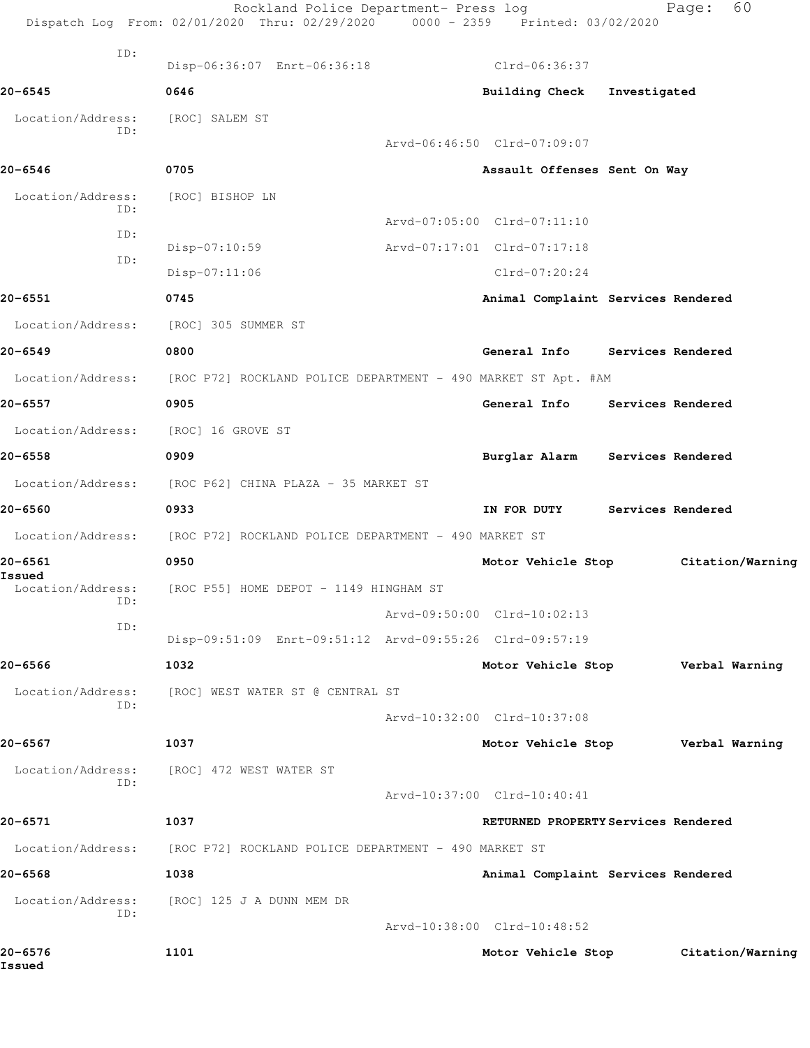ID:
Disp-06:36:07 Enrt-06:36:18 Clrd-06:36:37

**20-6545** **0646** **Building Check Investigated**

Location/Address: [ROC] SALEM ST
ID:
Arvd-06:46:50 Clrd-07:09:07

**20-6546** **0705** **Assault Offenses Sent On Way**

Location/Address: [ROC] BISHOP LN
ID:
Arvd-07:05:00 Clrd-07:11:10
ID:
Disp-07:10:59 Arvd-07:17:01 Clrd-07:17:18
ID:
Disp-07:11:06 Clrd-07:20:24

**20-6551** **0745** **Animal Complaint Services Rendered**

Location/Address: [ROC] 305 SUMMER ST

**20-6549** **0800** **General Info Services Rendered**

Location/Address: [ROC P72] ROCKLAND POLICE DEPARTMENT - 490 MARKET ST Apt. #AM

**20-6557** **0905** **General Info Services Rendered**

Location/Address: [ROC] 16 GROVE ST

**20-6558** **0909** **Burglar Alarm Services Rendered**

Location/Address: [ROC P62] CHINA PLAZA - 35 MARKET ST

**20-6560** **0933** **IN FOR DUTY Services Rendered**

Location/Address: [ROC P72] ROCKLAND POLICE DEPARTMENT - 490 MARKET ST

**20-6561** **0950** **Motor Vehicle Stop Citation/Warning Issued**

Location/Address: [ROC P55] HOME DEPOT - 1149 HINGHAM ST
ID:
Arvd-09:50:00 Clrd-10:02:13
ID:
Disp-09:51:09 Enrt-09:51:12 Arvd-09:55:26 Clrd-09:57:19

**20-6566** **1032** **Motor Vehicle Stop Verbal Warning**

Location/Address: [ROC] WEST WATER ST @ CENTRAL ST
ID:
Arvd-10:32:00 Clrd-10:37:08

**20-6567** **1037** **Motor Vehicle Stop Verbal Warning**

Location/Address: [ROC] 472 WEST WATER ST
ID:
Arvd-10:37:00 Clrd-10:40:41

**20-6571** **1037** **RETURNED PROPERTY Services Rendered**

Location/Address: [ROC P72] ROCKLAND POLICE DEPARTMENT - 490 MARKET ST

**20-6568** **1038** **Animal Complaint Services Rendered**

Location/Address: [ROC] 125 J A DUNN MEM DR
ID:
Arvd-10:38:00 Clrd-10:48:52

**20-6576** **1101** **Motor Vehicle Stop Citation/Warning Issued**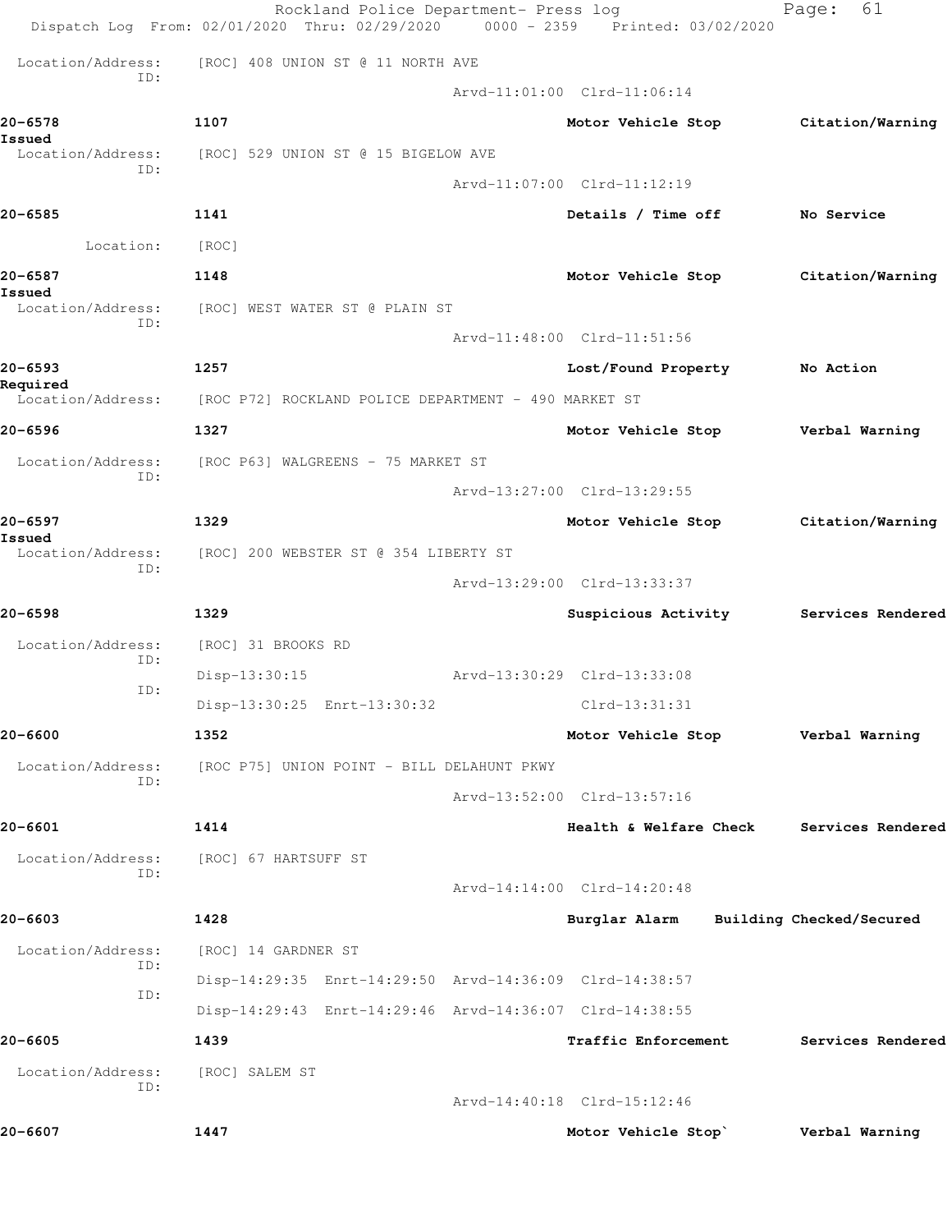Location/Address: [ROC] 408 UNION ST @ 11 NORTH AVE
ID:
Arvd-11:01:00 Clrd-11:06:14

**20-6578** 1107 **Motor Vehicle Stop** **Citation/Warning Issued**
Location/Address: [ROC] 529 UNION ST @ 15 BIGELOW AVE
ID:
Arvd-11:07:00 Clrd-11:12:19

**20-6585** 1141 **Details / Time off** **No Service**
Location: [ROC]

**20-6587** 1148 **Motor Vehicle Stop** **Citation/Warning Issued**
Location/Address: [ROC] WEST WATER ST @ PLAIN ST
ID:
Arvd-11:48:00 Clrd-11:51:56

**20-6593** 1257 **Lost/Found Property** **No Action Required**
Location/Address: [ROC P72] ROCKLAND POLICE DEPARTMENT - 490 MARKET ST

**20-6596** 1327 **Motor Vehicle Stop** **Verbal Warning**
Location/Address: [ROC P63] WALGREENS - 75 MARKET ST
ID:
Arvd-13:27:00 Clrd-13:29:55

**20-6597** 1329 **Motor Vehicle Stop** **Citation/Warning Issued**
Location/Address: [ROC] 200 WEBSTER ST @ 354 LIBERTY ST
ID:
Arvd-13:29:00 Clrd-13:33:37

**20-6598** 1329 **Suspicious Activity** **Services Rendered**
Location/Address: [ROC] 31 BROOKS RD
ID:
Disp-13:30:15 Arvd-13:30:29 Clrd-13:33:08
ID:
Disp-13:30:25 Enrt-13:30:32 Clrd-13:31:31

**20-6600** 1352 **Motor Vehicle Stop** **Verbal Warning**
Location/Address: [ROC P75] UNION POINT - BILL DELAHUNT PKWY
ID:
Arvd-13:52:00 Clrd-13:57:16

**20-6601** 1414 **Health & Welfare Check** **Services Rendered**
Location/Address: [ROC] 67 HARTSUFF ST
ID:
Arvd-14:14:00 Clrd-14:20:48

**20-6603** 1428 **Burglar Alarm** **Building Checked/Secured**
Location/Address: [ROC] 14 GARDNER ST
ID:
Disp-14:29:35 Enrt-14:29:50 Arvd-14:36:09 Clrd-14:38:57
ID:
Disp-14:29:43 Enrt-14:29:46 Arvd-14:36:07 Clrd-14:38:55

**20-6605** 1439 **Traffic Enforcement** **Services Rendered**
Location/Address: [ROC] SALEM ST
ID:
Arvd-14:40:18 Clrd-15:12:46

**20-6607** 1447 **Motor Vehicle Stop`** **Verbal Warning**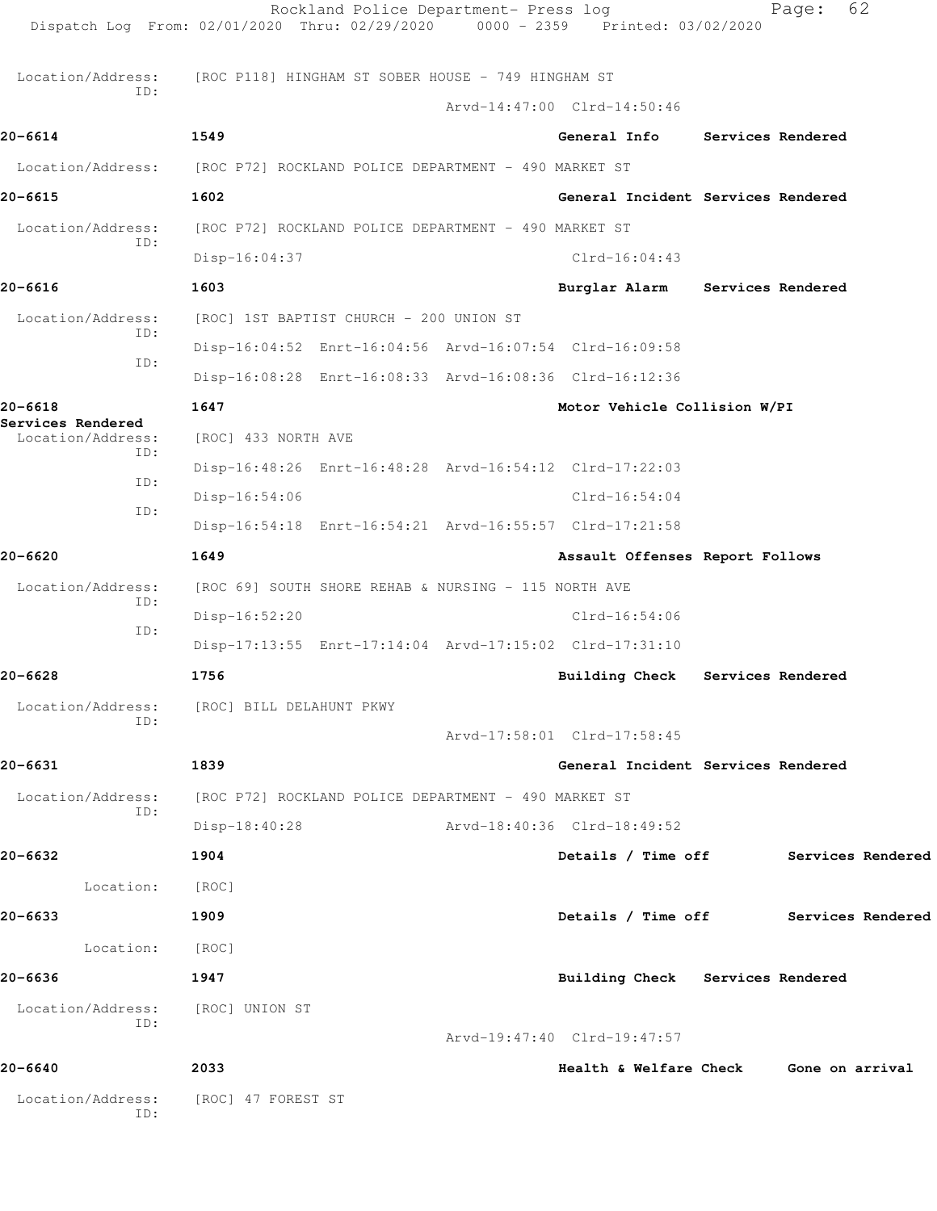Location/Address: [ROC P118] HINGHAM ST SOBER HOUSE - 749 HINGHAM ST
ID:
Arvd-14:47:00 Clrd-14:50:46

**20-6614** 1549 General Info Services Rendered

Location/Address: [ROC P72] ROCKLAND POLICE DEPARTMENT - 490 MARKET ST

**20-6615** 1602 General Incident Services Rendered

Location/Address: [ROC P72] ROCKLAND POLICE DEPARTMENT - 490 MARKET ST
ID:
Disp-16:04:37 Clrd-16:04:43

**20-6616** 1603 Burglar Alarm Services Rendered

Location/Address: [ROC] 1ST BAPTIST CHURCH - 200 UNION ST
ID:
Disp-16:04:52 Enrt-16:04:56 Arvd-16:07:54 Clrd-16:09:58
ID:
Disp-16:08:28 Enrt-16:08:33 Arvd-16:08:36 Clrd-16:12:36

**20-6618** 1647 Motor Vehicle Collision W/PI
**Services Rendered**

Location/Address: [ROC] 433 NORTH AVE
ID:
Disp-16:48:26 Enrt-16:48:28 Arvd-16:54:12 Clrd-17:22:03
ID:
Disp-16:54:06 Clrd-16:54:04
ID:
Disp-16:54:18 Enrt-16:54:21 Arvd-16:55:57 Clrd-17:21:58

**20-6620** 1649 Assault Offenses Report Follows

Location/Address: [ROC 69] SOUTH SHORE REHAB & NURSING - 115 NORTH AVE
ID:
Disp-16:52:20 Clrd-16:54:06
ID:
Disp-17:13:55 Enrt-17:14:04 Arvd-17:15:02 Clrd-17:31:10

**20-6628** 1756 Building Check Services Rendered

Location/Address: [ROC] BILL DELAHUNT PKWY
ID:
Arvd-17:58:01 Clrd-17:58:45

**20-6631** 1839 General Incident Services Rendered

Location/Address: [ROC P72] ROCKLAND POLICE DEPARTMENT - 490 MARKET ST
ID:
Disp-18:40:28 Arvd-18:40:36 Clrd-18:49:52

**20-6632** 1904 Details / Time off Services Rendered

Location: [ROC]

**20-6633** 1909 Details / Time off Services Rendered

Location: [ROC]

**20-6636** 1947 Building Check Services Rendered

Location/Address: [ROC] UNION ST
ID:
Arvd-19:47:40 Clrd-19:47:57

**20-6640** 2033 Health & Welfare Check Gone on arrival

Location/Address: [ROC] 47 FOREST ST
ID: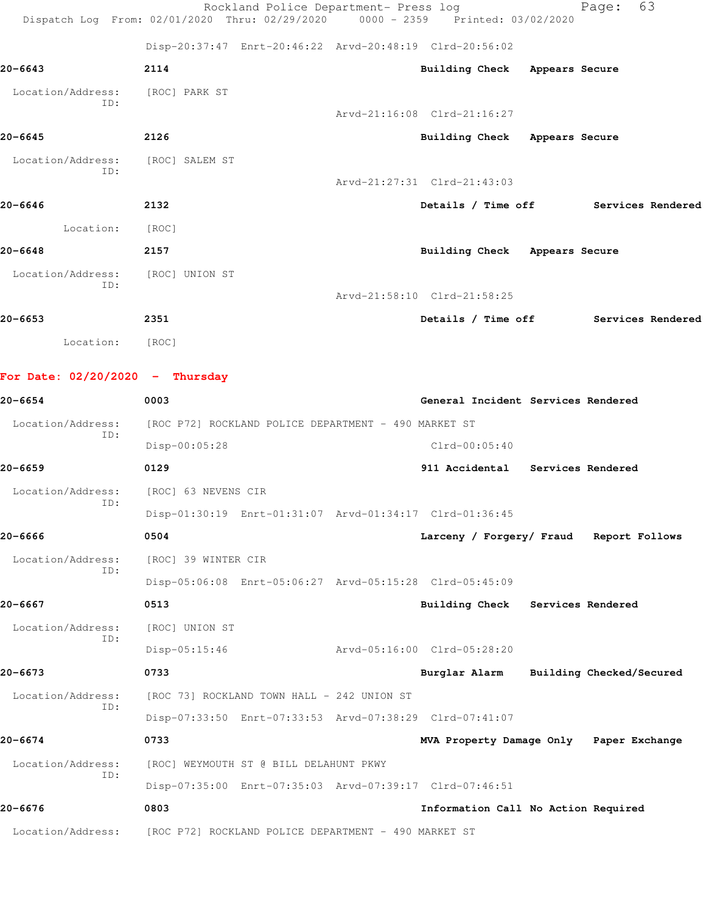Disp-20:37:47 Enrt-20:46:22 Arvd-20:48:19 Clrd-20:56:02

**20-6643** **2114** **Building Check** **Appears Secure**

Location/Address: [ROC] PARK ST
ID:
Arvd-21:16:08 Clrd-21:16:27

**20-6645** **2126** **Building Check** **Appears Secure**

Location/Address: [ROC] SALEM ST
ID:
Arvd-21:27:31 Clrd-21:43:03

**20-6646** **2132** **Details / Time off** **Services Rendered**

Location: [ROC]

**20-6648** **2157** **Building Check** **Appears Secure**

Location/Address: [ROC] UNION ST
ID:
Arvd-21:58:10 Clrd-21:58:25

**20-6653** **2351** **Details / Time off** **Services Rendered**

Location: [ROC]

## For Date: 02/20/2020 - Thursday

**20-6654** **0003** **General Incident** **Services Rendered**

Location/Address: [ROC P72] ROCKLAND POLICE DEPARTMENT - 490 MARKET ST
ID:
Disp-00:05:28 Clrd-00:05:40

**20-6659** **0129** **911 Accidental** **Services Rendered**

Location/Address: [ROC] 63 NEVENS CIR
ID:
Disp-01:30:19 Enrt-01:31:07 Arvd-01:34:17 Clrd-01:36:45

**20-6666** **0504** **Larceny / Forgery/ Fraud** **Report Follows**

Location/Address: [ROC] 39 WINTER CIR
ID:
Disp-05:06:08 Enrt-05:06:27 Arvd-05:15:28 Clrd-05:45:09

**20-6667** **0513** **Building Check** **Services Rendered**

Location/Address: [ROC] UNION ST
ID:
Disp-05:15:46 Arvd-05:16:00 Clrd-05:28:20

**20-6673** **0733** **Burglar Alarm** **Building Checked/Secured**

Location/Address: [ROC 73] ROCKLAND TOWN HALL - 242 UNION ST
ID:
Disp-07:33:50 Enrt-07:33:53 Arvd-07:38:29 Clrd-07:41:07

**20-6674** **0733** **MVA Property Damage Only** **Paper Exchange**

Location/Address: [ROC] WEYMOUTH ST @ BILL DELAHUNT PKWY
ID:
Disp-07:35:00 Enrt-07:35:03 Arvd-07:39:17 Clrd-07:46:51

**20-6676** **0803** **Information Call** **No Action Required**

Location/Address: [ROC P72] ROCKLAND POLICE DEPARTMENT - 490 MARKET ST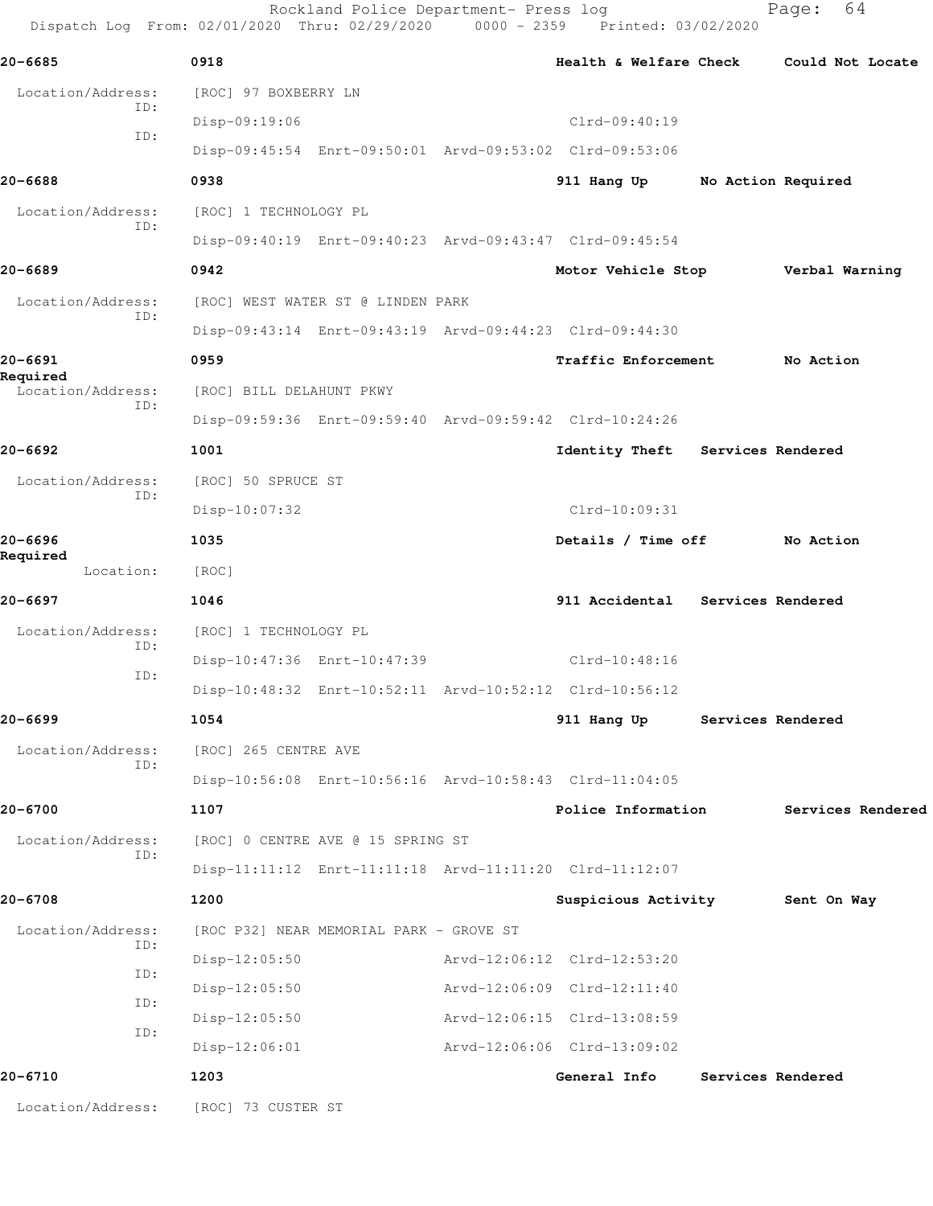Rockland Police Department- Press log
Dispatch Log From: 02/01/2020 Thru: 02/29/2020 0000 - 2359 Printed: 03/02/2020

**20-6685** 0918 Health & Welfare Check Could Not Locate

Location/Address: [ROC] 97 BOXBERRY LN
ID: Disp-09:19:06 Clrd-09:40:19
ID: Disp-09:45:54 Enrt-09:50:01 Arvd-09:53:02 Clrd-09:53:06

**20-6688** 0938 911 Hang Up No Action Required

Location/Address: [ROC] 1 TECHNOLOGY PL
ID: Disp-09:40:19 Enrt-09:40:23 Arvd-09:43:47 Clrd-09:45:54

**20-6689** 0942 Motor Vehicle Stop Verbal Warning

Location/Address: [ROC] WEST WATER ST @ LINDEN PARK
ID: Disp-09:43:14 Enrt-09:43:19 Arvd-09:44:23 Clrd-09:44:30

**20-6691** 0959 Traffic Enforcement No Action Required

Location/Address: [ROC] BILL DELAHUNT PKWY
ID: Disp-09:59:36 Enrt-09:59:40 Arvd-09:59:42 Clrd-10:24:26

**20-6692** 1001 Identity Theft Services Rendered

Location/Address: [ROC] 50 SPRUCE ST
ID: Disp-10:07:32 Clrd-10:09:31

**20-6696** 1035 Details / Time off No Action Required

Location: [ROC]

**20-6697** 1046 911 Accidental Services Rendered

Location/Address: [ROC] 1 TECHNOLOGY PL
ID: Disp-10:47:36 Enrt-10:47:39 Clrd-10:48:16
ID: Disp-10:48:32 Enrt-10:52:11 Arvd-10:52:12 Clrd-10:56:12

**20-6699** 1054 911 Hang Up Services Rendered

Location/Address: [ROC] 265 CENTRE AVE
ID: Disp-10:56:08 Enrt-10:56:16 Arvd-10:58:43 Clrd-11:04:05

**20-6700** 1107 Police Information Services Rendered

Location/Address: [ROC] 0 CENTRE AVE @ 15 SPRING ST
ID: Disp-11:11:12 Enrt-11:11:18 Arvd-11:11:20 Clrd-11:12:07

**20-6708** 1200 Suspicious Activity Sent On Way

Location/Address: [ROC P32] NEAR MEMORIAL PARK - GROVE ST
ID: Disp-12:05:50 Arvd-12:06:12 Clrd-12:53:20
ID: Disp-12:05:50 Arvd-12:06:09 Clrd-12:11:40
ID: Disp-12:05:50 Arvd-12:06:15 Clrd-13:08:59
ID: Disp-12:06:01 Arvd-12:06:06 Clrd-13:09:02

**20-6710** 1203 General Info Services Rendered

Location/Address: [ROC] 73 CUSTER ST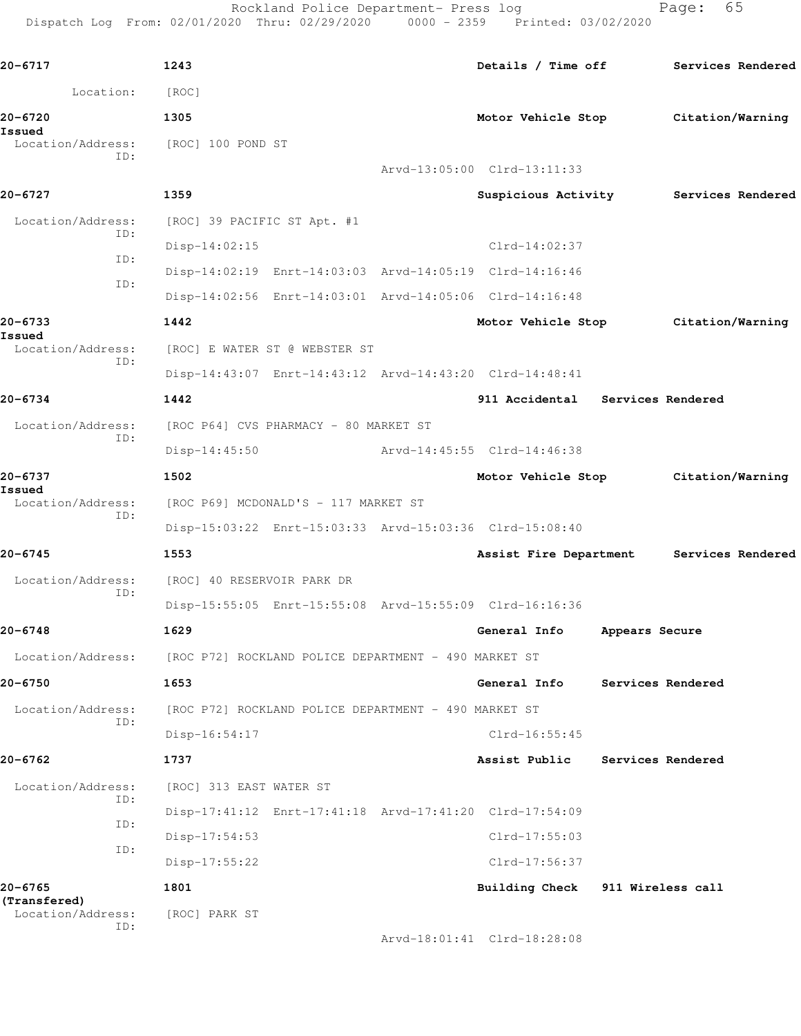**20-6717** 1243 Details / Time off Services Rendered

Location: [ROC]

**20-6720** 1305 Motor Vehicle Stop Citation/Warning Issued

Location/Address: [ROC] 100 POND ST

ID:

Arvd-13:05:00 Clrd-13:11:33

**20-6727** 1359 Suspicious Activity Services Rendered

Location/Address: [ROC] 39 PACIFIC ST Apt. #1

ID: Disp-14:02:15 Clrd-14:02:37

ID: Disp-14:02:19 Enrt-14:03:03 Arvd-14:05:19 Clrd-14:16:46

ID: Disp-14:02:56 Enrt-14:03:01 Arvd-14:05:06 Clrd-14:16:48

**20-6733** 1442 Motor Vehicle Stop Citation/Warning Issued

Location/Address: [ROC] E WATER ST @ WEBSTER ST

ID: Disp-14:43:07 Enrt-14:43:12 Arvd-14:43:20 Clrd-14:48:41

**20-6734** 1442 911 Accidental Services Rendered

Location/Address: [ROC P64] CVS PHARMACY - 80 MARKET ST

ID: Disp-14:45:50 Arvd-14:45:55 Clrd-14:46:38

**20-6737** 1502 Motor Vehicle Stop Citation/Warning Issued

Location/Address: [ROC P69] MCDONALD'S - 117 MARKET ST

ID: Disp-15:03:22 Enrt-15:03:33 Arvd-15:03:36 Clrd-15:08:40

**20-6745** 1553 Assist Fire Department Services Rendered

Location/Address: [ROC] 40 RESERVOIR PARK DR

ID: Disp-15:55:05 Enrt-15:55:08 Arvd-15:55:09 Clrd-16:16:36

**20-6748** 1629 General Info Appears Secure

Location/Address: [ROC P72] ROCKLAND POLICE DEPARTMENT - 490 MARKET ST

**20-6750** 1653 General Info Services Rendered

Location/Address: [ROC P72] ROCKLAND POLICE DEPARTMENT - 490 MARKET ST

ID: Disp-16:54:17 Clrd-16:55:45

**20-6762** 1737 Assist Public Services Rendered

Location/Address: [ROC] 313 EAST WATER ST

ID: Disp-17:41:12 Enrt-17:41:18 Arvd-17:41:20 Clrd-17:54:09

ID: Disp-17:54:53 Clrd-17:55:03

ID: Disp-17:55:22 Clrd-17:56:37

**20-6765** 1801 Building Check 911 Wireless call (Transfered)

Location/Address: [ROC] PARK ST

ID:

Arvd-18:01:41 Clrd-18:28:08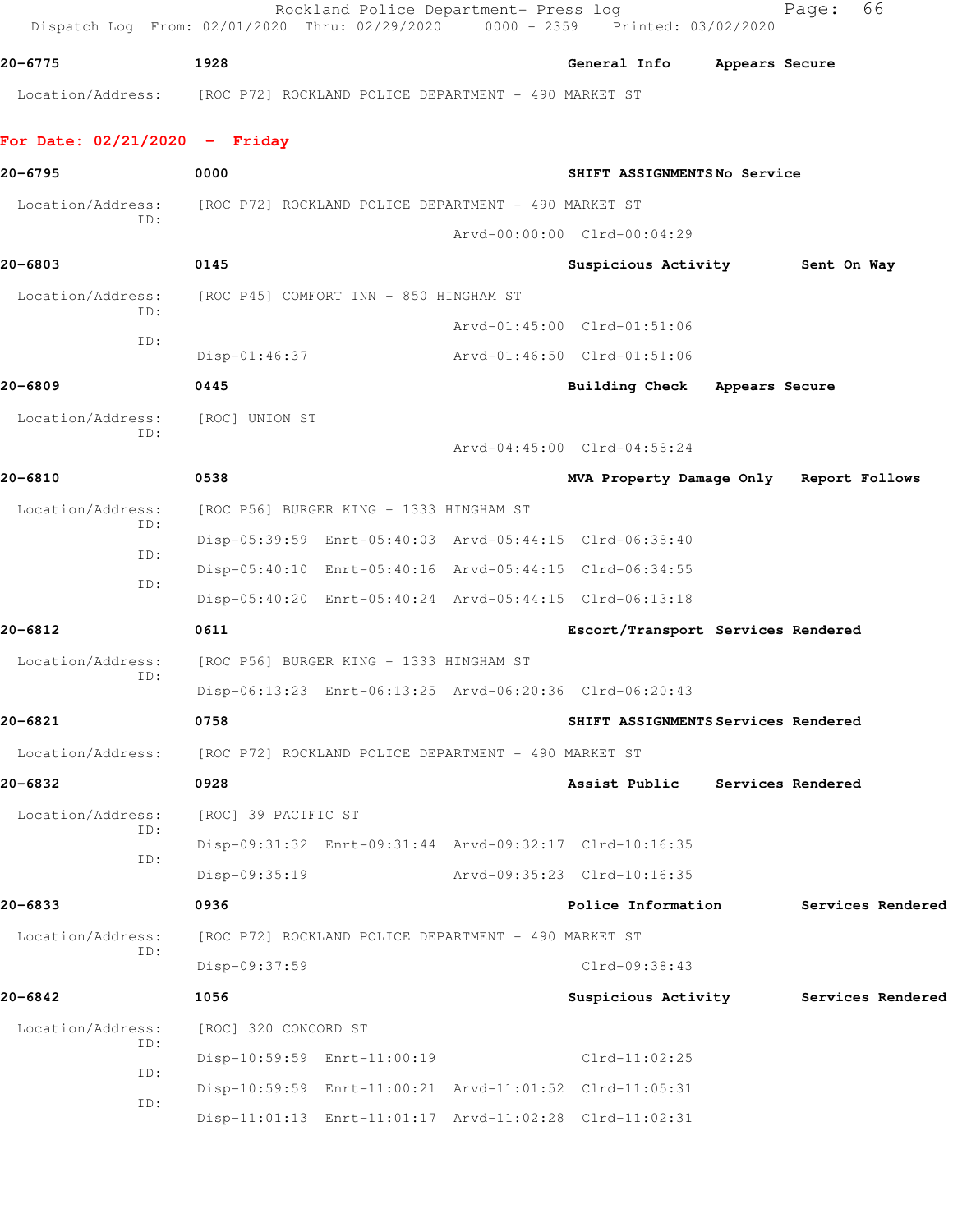20-6775 1928 General Info Appears Secure

Location/Address: [ROC P72] ROCKLAND POLICE DEPARTMENT - 490 MARKET ST

## For Date: 02/21/2020 - Friday

**20-6795** 0000 SHIFT ASSIGNMENTS No Service

Location/Address: [ROC P72] ROCKLAND POLICE DEPARTMENT - 490 MARKET ST
ID:
Arvd-00:00:00 Clrd-00:04:29

**20-6803** 0145 Suspicious Activity Sent On Way

Location/Address: [ROC P45] COMFORT INN - 850 HINGHAM ST
ID:
Arvd-01:45:00 Clrd-01:51:06
ID:
Disp-01:46:37 Arvd-01:46:50 Clrd-01:51:06

**20-6809** 0445 Building Check Appears Secure

Location/Address: [ROC] UNION ST
ID:
Arvd-04:45:00 Clrd-04:58:24

**20-6810** 0538 MVA Property Damage Only Report Follows

Location/Address: [ROC P56] BURGER KING - 1333 HINGHAM ST
ID:
Disp-05:39:59 Enrt-05:40:03 Arvd-05:44:15 Clrd-06:38:40
ID:
Disp-05:40:10 Enrt-05:40:16 Arvd-05:44:15 Clrd-06:34:55
ID:
Disp-05:40:20 Enrt-05:40:24 Arvd-05:44:15 Clrd-06:13:18

**20-6812** 0611 Escort/Transport Services Rendered

Location/Address: [ROC P56] BURGER KING - 1333 HINGHAM ST
ID:
Disp-06:13:23 Enrt-06:13:25 Arvd-06:20:36 Clrd-06:20:43

**20-6821** 0758 SHIFT ASSIGNMENTS Services Rendered

Location/Address: [ROC P72] ROCKLAND POLICE DEPARTMENT - 490 MARKET ST

**20-6832** 0928 Assist Public Services Rendered

Location/Address: [ROC] 39 PACIFIC ST
ID:
Disp-09:31:32 Enrt-09:31:44 Arvd-09:32:17 Clrd-10:16:35
ID:
Disp-09:35:19 Arvd-09:35:23 Clrd-10:16:35

**20-6833** 0936 Police Information Services Rendered

Location/Address: [ROC P72] ROCKLAND POLICE DEPARTMENT - 490 MARKET ST
ID:
Disp-09:37:59 Clrd-09:38:43

**20-6842** 1056 Suspicious Activity Services Rendered

Location/Address: [ROC] 320 CONCORD ST
ID:
Disp-10:59:59 Enrt-11:00:19 Clrd-11:02:25
ID:
Disp-10:59:59 Enrt-11:00:21 Arvd-11:01:52 Clrd-11:05:31
ID:
Disp-11:01:13 Enrt-11:01:17 Arvd-11:02:28 Clrd-11:02:31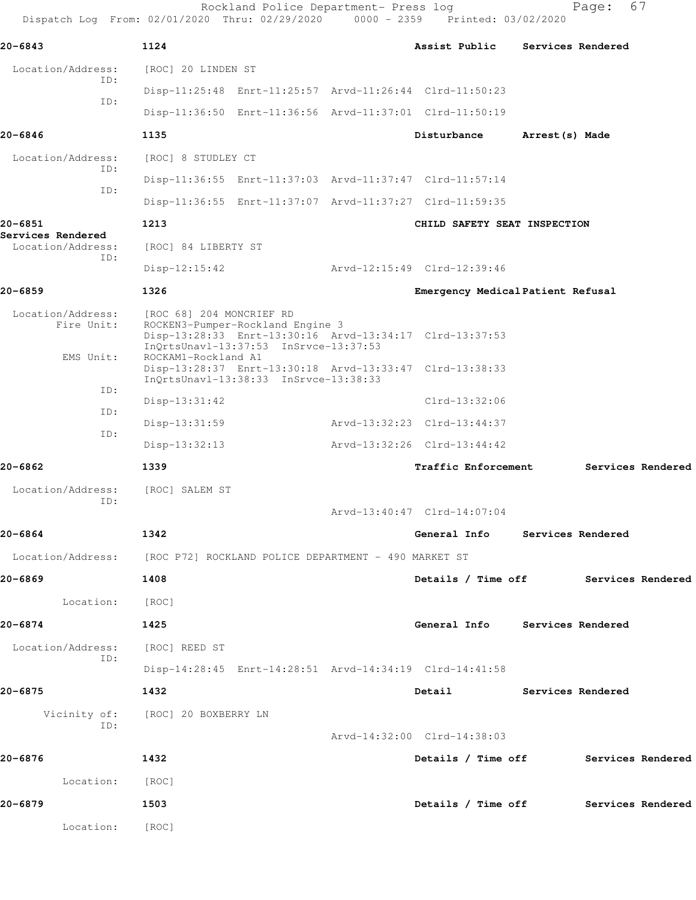Rockland Police Department- Press log
Dispatch Log From: 02/01/2020 Thru: 02/29/2020 0000 - 2359 Printed: 03/02/2020

**20-6843** 1124 Assist Public Services Rendered

Location/Address: [ROC] 20 LINDEN ST
ID: Disp-11:25:48 Enrt-11:25:57 Arvd-11:26:44 Clrd-11:50:23
ID: Disp-11:36:50 Enrt-11:36:56 Arvd-11:37:01 Clrd-11:50:19

**20-6846** 1135 Disturbance Arrest(s) Made

Location/Address: [ROC] 8 STUDLEY CT
ID: Disp-11:36:55 Enrt-11:37:03 Arvd-11:37:47 Clrd-11:57:14
ID: Disp-11:36:55 Enrt-11:37:07 Arvd-11:37:27 Clrd-11:59:35

**20-6851** 1213 CHILD SAFETY SEAT INSPECTION Services Rendered

Location/Address: [ROC] 84 LIBERTY ST
ID: Disp-12:15:42 Arvd-12:15:49 Clrd-12:39:46

**20-6859** 1326 Emergency Medical Patient Refusal

Location/Address: [ROC 68] 204 MONCRIEF RD
Fire Unit: ROCKEN3-Pumper-Rockland Engine 3
Disp-13:28:33 Enrt-13:30:16 Arvd-13:34:17 Clrd-13:37:53
InQrtsUnavl-13:37:53 InSrvce-13:37:53
EMS Unit: ROCKAM1-Rockland A1
Disp-13:28:37 Enrt-13:30:18 Arvd-13:33:47 Clrd-13:38:33
InQrtsUnavl-13:38:33 InSrvce-13:38:33
ID: Disp-13:31:42 Clrd-13:32:06
ID: Disp-13:31:59 Arvd-13:32:23 Clrd-13:44:37
ID: Disp-13:32:13 Arvd-13:32:26 Clrd-13:44:42

**20-6862** 1339 Traffic Enforcement Services Rendered

Location/Address: [ROC] SALEM ST
ID: Arvd-13:40:47 Clrd-14:07:04

**20-6864** 1342 General Info Services Rendered

Location/Address: [ROC P72] ROCKLAND POLICE DEPARTMENT - 490 MARKET ST

**20-6869** 1408 Details / Time off Services Rendered

Location: [ROC]

**20-6874** 1425 General Info Services Rendered

Location/Address: [ROC] REED ST
ID: Disp-14:28:45 Enrt-14:28:51 Arvd-14:34:19 Clrd-14:41:58

**20-6875** 1432 Detail Services Rendered

Vicinity of: [ROC] 20 BOXBERRY LN
ID: Arvd-14:32:00 Clrd-14:38:03

**20-6876** 1432 Details / Time off Services Rendered

Location: [ROC]

**20-6879** 1503 Details / Time off Services Rendered

Location: [ROC]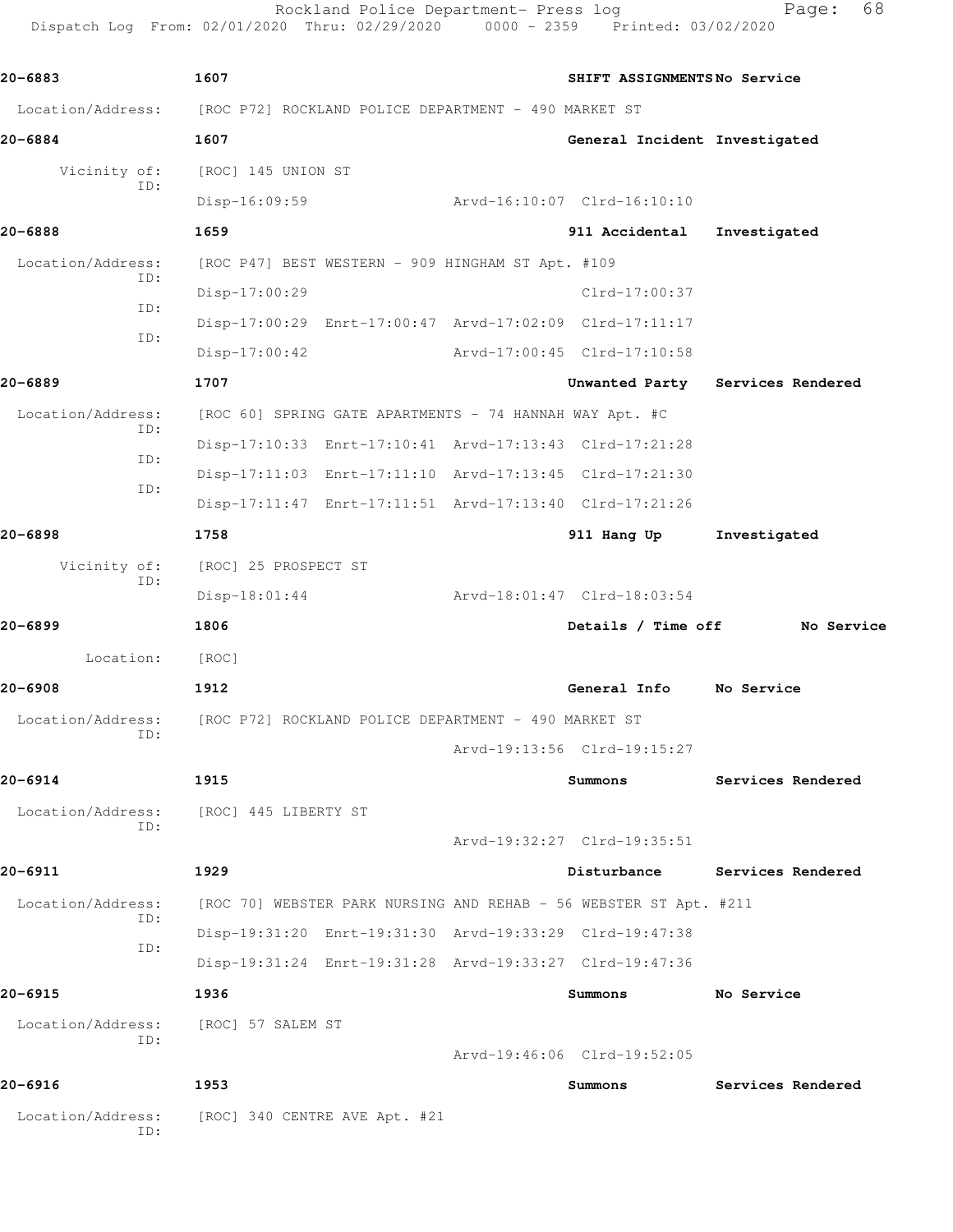20-6883 1607 SHIFT ASSIGNMENTS No Service

Location/Address: [ROC P72] ROCKLAND POLICE DEPARTMENT - 490 MARKET ST

20-6884 1607 General Incident Investigated

Vicinity of: [ROC] 145 UNION ST
ID:
Disp-16:09:59 Arvd-16:10:07 Clrd-16:10:10

20-6888 1659 911 Accidental Investigated

Location/Address: [ROC P47] BEST WESTERN - 909 HINGHAM ST Apt. #109
ID:
Disp-17:00:29 Clrd-17:00:37
ID:
Disp-17:00:29 Enrt-17:00:47 Arvd-17:02:09 Clrd-17:11:17
ID:
Disp-17:00:42 Arvd-17:00:45 Clrd-17:10:58

20-6889 1707 Unwanted Party Services Rendered

Location/Address: [ROC 60] SPRING GATE APARTMENTS - 74 HANNAH WAY Apt. #C
ID:
Disp-17:10:33 Enrt-17:10:41 Arvd-17:13:43 Clrd-17:21:28
ID:
Disp-17:11:03 Enrt-17:11:10 Arvd-17:13:45 Clrd-17:21:30
ID:
Disp-17:11:47 Enrt-17:11:51 Arvd-17:13:40 Clrd-17:21:26

20-6898 1758 911 Hang Up Investigated

Vicinity of: [ROC] 25 PROSPECT ST
ID:
Disp-18:01:44 Arvd-18:01:47 Clrd-18:03:54

20-6899 1806 Details / Time off No Service

Location: [ROC]

20-6908 1912 General Info No Service

Location/Address: [ROC P72] ROCKLAND POLICE DEPARTMENT - 490 MARKET ST
ID:
Arvd-19:13:56 Clrd-19:15:27

20-6914 1915 Summons Services Rendered

Location/Address: [ROC] 445 LIBERTY ST
ID:
Arvd-19:32:27 Clrd-19:35:51

20-6911 1929 Disturbance Services Rendered

Location/Address: [ROC 70] WEBSTER PARK NURSING AND REHAB - 56 WEBSTER ST Apt. #211
ID:
Disp-19:31:20 Enrt-19:31:30 Arvd-19:33:29 Clrd-19:47:38
ID:
Disp-19:31:24 Enrt-19:31:28 Arvd-19:33:27 Clrd-19:47:36

20-6915 1936 Summons No Service

Location/Address: [ROC] 57 SALEM ST
ID:
Arvd-19:46:06 Clrd-19:52:05

20-6916 1953 Summons Services Rendered

Location/Address: [ROC] 340 CENTRE AVE Apt. #21
ID: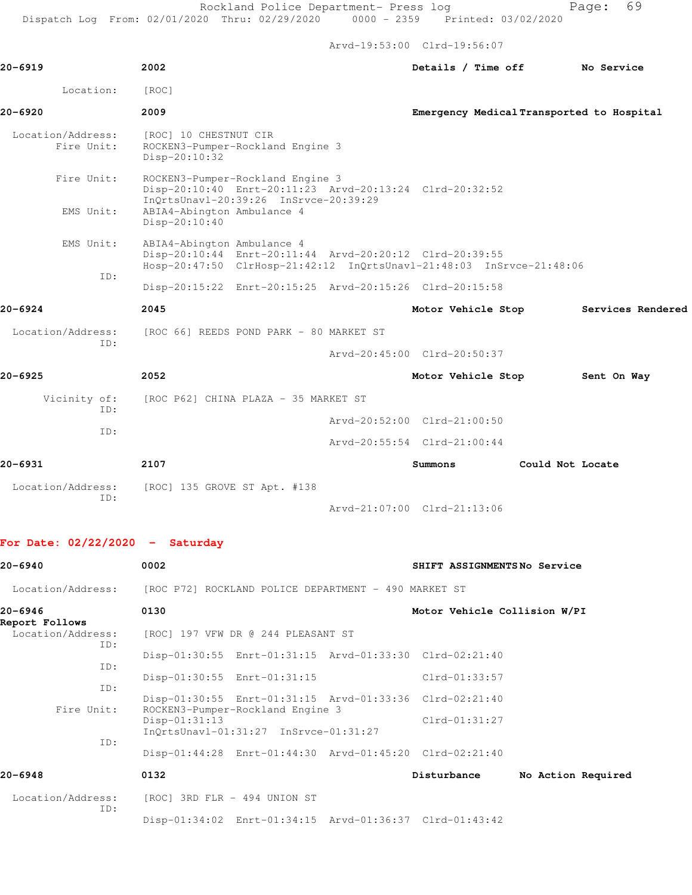Arvd-19:53:00 Clrd-19:56:07

**20-6919** 2002 **Details / Time off** **No Service**

Location: [ROC]

**20-6920** 2009 **Emergency Medical Transported to Hospital**

Location/Address: [ROC] 10 CHESTNUT CIR
Fire Unit: ROCKEN3-Pumper-Rockland Engine 3
Disp-20:10:32

Fire Unit: ROCKEN3-Pumper-Rockland Engine 3
Disp-20:10:40 Enrt-20:11:23 Arvd-20:13:24 Clrd-20:32:52
InQrtsUnavl-20:39:26 InSrvce-20:39:29
EMS Unit: ABIA4-Abington Ambulance 4
Disp-20:10:40

EMS Unit: ABIA4-Abington Ambulance 4
Disp-20:10:44 Enrt-20:11:44 Arvd-20:20:12 Clrd-20:39:55
Hosp-20:47:50 ClrHosp-21:42:12 InQrtsUnavl-21:48:03 InSrvce-21:48:06
ID:
Disp-20:15:22 Enrt-20:15:25 Arvd-20:15:26 Clrd-20:15:58

**20-6924** 2045 **Motor Vehicle Stop** **Services Rendered**

Location/Address: [ROC 66] REEDS POND PARK - 80 MARKET ST
ID:
Arvd-20:45:00 Clrd-20:50:37

**20-6925** 2052 **Motor Vehicle Stop** **Sent On Way**

Vicinity of: [ROC P62] CHINA PLAZA - 35 MARKET ST
ID:
Arvd-20:52:00 Clrd-21:00:50
ID:
Arvd-20:55:54 Clrd-21:00:44

**20-6931** 2107 **Summons** **Could Not Locate**

Location/Address: [ROC] 135 GROVE ST Apt. #138
ID:
Arvd-21:07:00 Clrd-21:13:06

## For Date: 02/22/2020 - Saturday

**20-6940** 0002 **SHIFT ASSIGNMENTS** **No Service**

Location/Address: [ROC P72] ROCKLAND POLICE DEPARTMENT - 490 MARKET ST

**20-6946** 0130 **Motor Vehicle Collision W/PI**
**Report Follows**
Location/Address: [ROC] 197 VFW DR @ 244 PLEASANT ST
ID:
Disp-01:30:55 Enrt-01:31:15 Arvd-01:33:30 Clrd-02:21:40
ID:
Disp-01:30:55 Enrt-01:31:15 Clrd-01:33:57
ID:
Disp-01:30:55 Enrt-01:31:15 Arvd-01:33:36 Clrd-02:21:40
Fire Unit: ROCKEN3-Pumper-Rockland Engine 3
Disp-01:31:13 Clrd-01:31:27
InQrtsUnavl-01:31:27 InSrvce-01:31:27
ID:
Disp-01:44:28 Enrt-01:44:30 Arvd-01:45:20 Clrd-02:21:40

**20-6948** 0132 **Disturbance** **No Action Required**

Location/Address: [ROC] 3RD FLR - 494 UNION ST
ID:
Disp-01:34:02 Enrt-01:34:15 Arvd-01:36:37 Clrd-01:43:42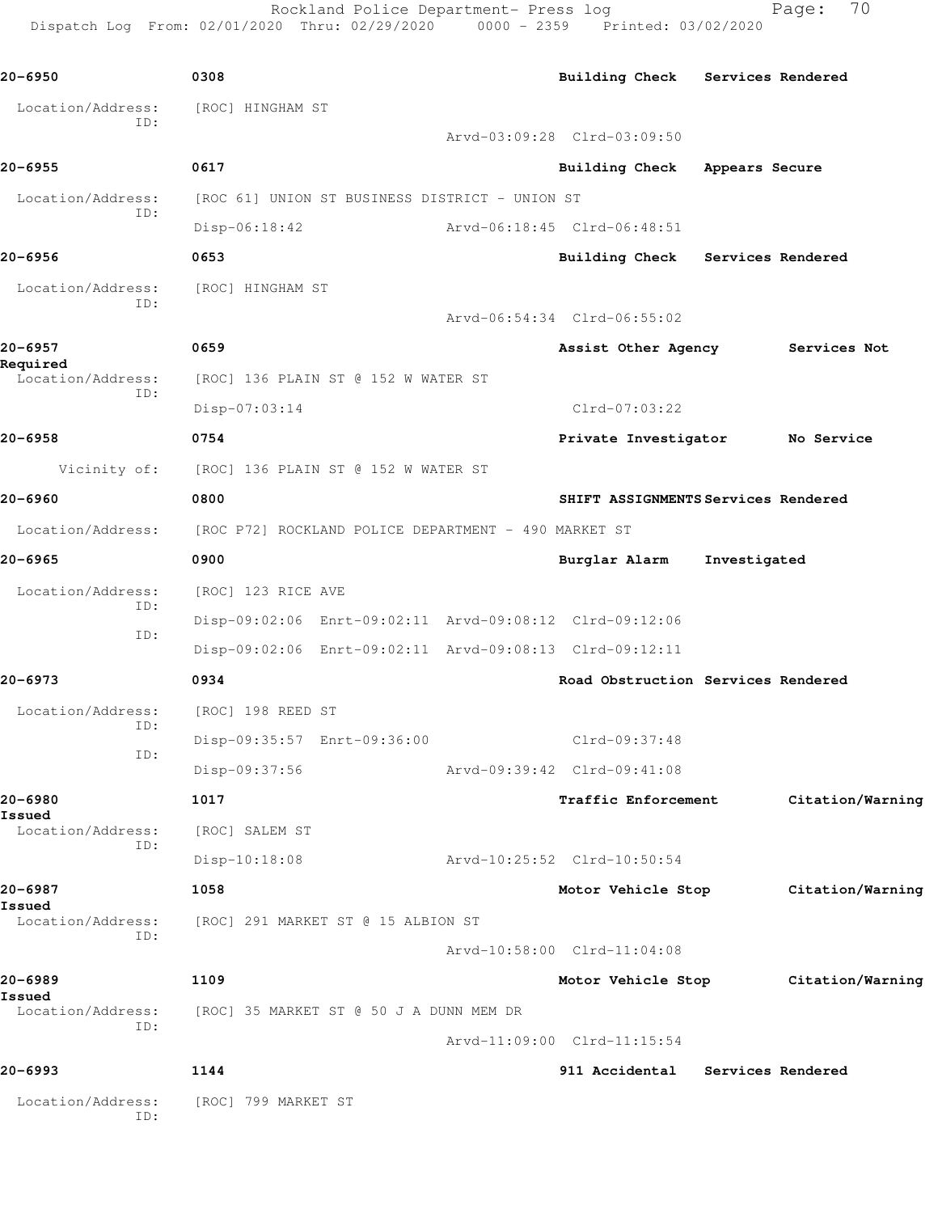Rockland Police Department- Press log
Dispatch Log From: 02/01/2020 Thru: 02/29/2020 0000 - 2359 Printed: 03/02/2020

**20-6950** 0308 **Building Check** **Services Rendered**

Location/Address: [ROC] HINGHAM ST
ID:
Arvd-03:09:28 Clrd-03:09:50

**20-6955** 0617 **Building Check** **Appears Secure**

Location/Address: [ROC 61] UNION ST BUSINESS DISTRICT - UNION ST
ID:
Disp-06:18:42 Arvd-06:18:45 Clrd-06:48:51

**20-6956** 0653 **Building Check** **Services Rendered**

Location/Address: [ROC] HINGHAM ST
ID:
Arvd-06:54:34 Clrd-06:55:02

**20-6957** 0659 **Assist Other Agency** **Services Not Required**

Location/Address: [ROC] 136 PLAIN ST @ 152 W WATER ST
ID:
Disp-07:03:14 Clrd-07:03:22

**20-6958** 0754 **Private Investigator** **No Service**

Vicinity of: [ROC] 136 PLAIN ST @ 152 W WATER ST

**20-6960** 0800 **SHIFT ASSIGNMENTS** **Services Rendered**

Location/Address: [ROC P72] ROCKLAND POLICE DEPARTMENT - 490 MARKET ST

**20-6965** 0900 **Burglar Alarm** **Investigated**

Location/Address: [ROC] 123 RICE AVE
ID:
Disp-09:02:06 Enrt-09:02:11 Arvd-09:08:12 Clrd-09:12:06
ID:
Disp-09:02:06 Enrt-09:02:11 Arvd-09:08:13 Clrd-09:12:11

**20-6973** 0934 **Road Obstruction** **Services Rendered**

Location/Address: [ROC] 198 REED ST
ID:
Disp-09:35:57 Enrt-09:36:00 Clrd-09:37:48
ID:
Disp-09:37:56 Arvd-09:39:42 Clrd-09:41:08

**20-6980** 1017 **Traffic Enforcement** **Citation/Warning Issued**

Location/Address: [ROC] SALEM ST
ID:
Disp-10:18:08 Arvd-10:25:52 Clrd-10:50:54

**20-6987** 1058 **Motor Vehicle Stop** **Citation/Warning Issued**

Location/Address: [ROC] 291 MARKET ST @ 15 ALBION ST
ID:
Arvd-10:58:00 Clrd-11:04:08

**20-6989** 1109 **Motor Vehicle Stop** **Citation/Warning Issued**

Location/Address: [ROC] 35 MARKET ST @ 50 J A DUNN MEM DR
ID:
Arvd-11:09:00 Clrd-11:15:54

**20-6993** 1144 **911 Accidental** **Services Rendered**

Location/Address: [ROC] 799 MARKET ST
ID: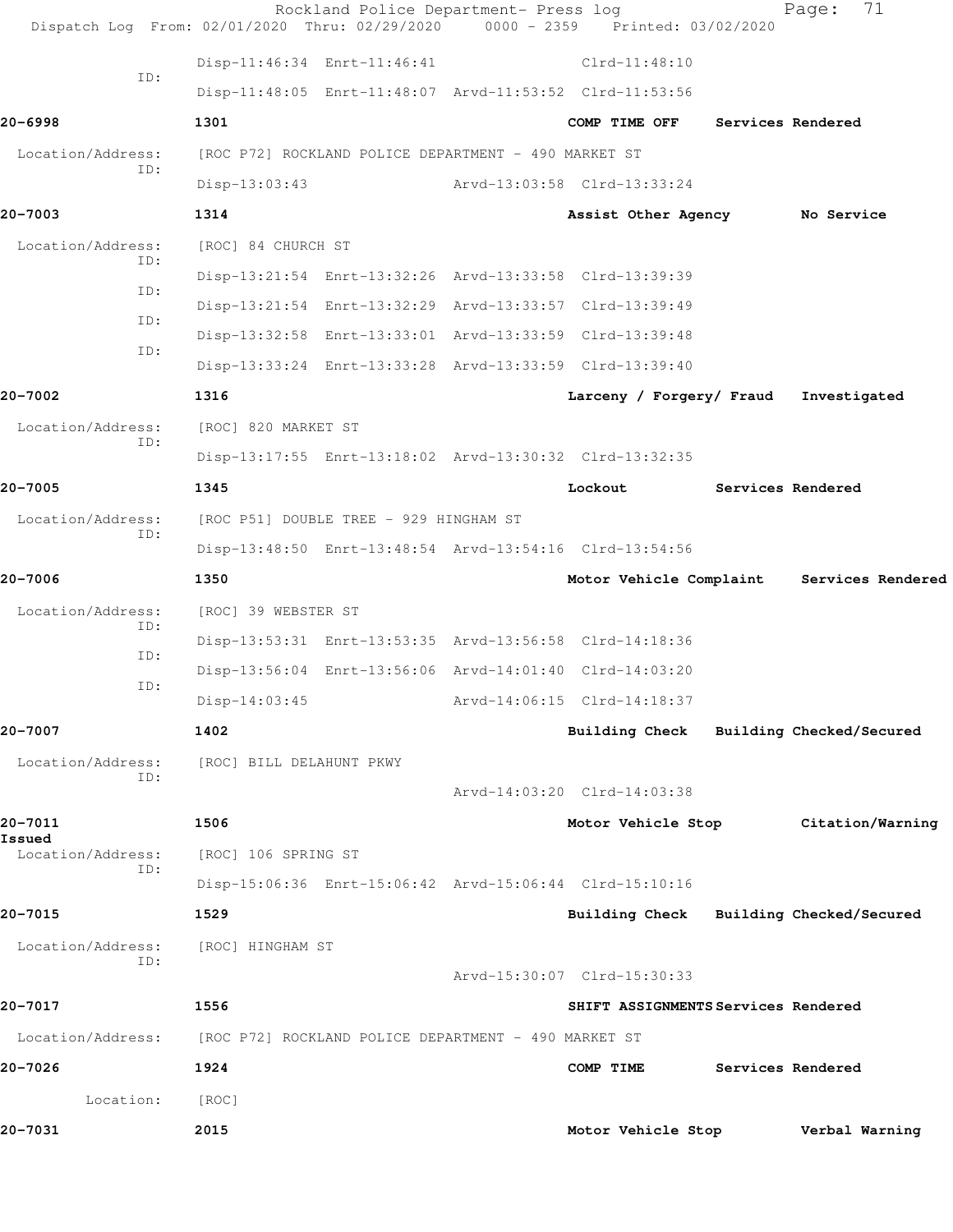Disp-11:46:34 Enrt-11:46:41 Clrd-11:48:10

ID:
Disp-11:48:05 Enrt-11:48:07 Arvd-11:53:52 Clrd-11:53:56

**20-6998** 1301 COMP TIME OFF Services Rendered

Location/Address: [ROC P72] ROCKLAND POLICE DEPARTMENT - 490 MARKET ST
ID:
Disp-13:03:43 Arvd-13:03:58 Clrd-13:33:24

**20-7003** 1314 Assist Other Agency No Service

Location/Address: [ROC] 84 CHURCH ST
ID:
Disp-13:21:54 Enrt-13:32:26 Arvd-13:33:58 Clrd-13:39:39
ID:
Disp-13:21:54 Enrt-13:32:29 Arvd-13:33:57 Clrd-13:39:49
ID:
Disp-13:32:58 Enrt-13:33:01 Arvd-13:33:59 Clrd-13:39:48
ID:
Disp-13:33:24 Enrt-13:33:28 Arvd-13:33:59 Clrd-13:39:40

**20-7002** 1316 Larceny / Forgery/ Fraud Investigated

Location/Address: [ROC] 820 MARKET ST
ID:
Disp-13:17:55 Enrt-13:18:02 Arvd-13:30:32 Clrd-13:32:35

**20-7005** 1345 Lockout Services Rendered

Location/Address: [ROC P51] DOUBLE TREE - 929 HINGHAM ST
ID:
Disp-13:48:50 Enrt-13:48:54 Arvd-13:54:16 Clrd-13:54:56

**20-7006** 1350 Motor Vehicle Complaint Services Rendered

Location/Address: [ROC] 39 WEBSTER ST
ID:
Disp-13:53:31 Enrt-13:53:35 Arvd-13:56:58 Clrd-14:18:36
ID:
Disp-13:56:04 Enrt-13:56:06 Arvd-14:01:40 Clrd-14:03:20
ID:
Disp-14:03:45 Arvd-14:06:15 Clrd-14:18:37

**20-7007** 1402 Building Check Building Checked/Secured

Location/Address: [ROC] BILL DELAHUNT PKWY
ID:
Arvd-14:03:20 Clrd-14:03:38

**20-7011** 1506 Motor Vehicle Stop Citation/Warning Issued

Location/Address: [ROC] 106 SPRING ST
ID:
Disp-15:06:36 Enrt-15:06:42 Arvd-15:06:44 Clrd-15:10:16

**20-7015** 1529 Building Check Building Checked/Secured

Location/Address: [ROC] HINGHAM ST
ID:
Arvd-15:30:07 Clrd-15:30:33

**20-7017** 1556 SHIFT ASSIGNMENTS Services Rendered

Location/Address: [ROC P72] ROCKLAND POLICE DEPARTMENT - 490 MARKET ST

**20-7026** 1924 COMP TIME Services Rendered

Location: [ROC]

**20-7031** 2015 Motor Vehicle Stop Verbal Warning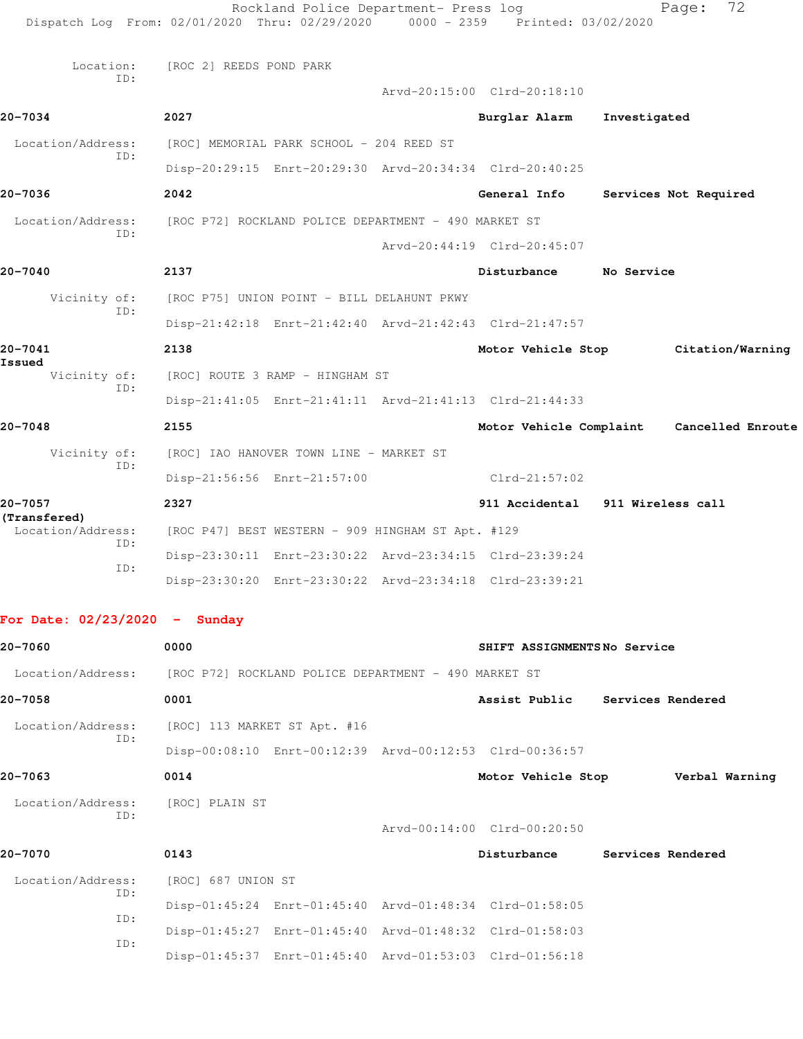Location: [ROC 2] REEDS POND PARK
ID:
Arvd-20:15:00 Clrd-20:18:10

**20-7034** 2027 **Burglar Alarm** **Investigated**

Location/Address: [ROC] MEMORIAL PARK SCHOOL - 204 REED ST
ID:
Disp-20:29:15 Enrt-20:29:30 Arvd-20:34:34 Clrd-20:40:25

**20-7036** 2042 **General Info** **Services Not Required**

Location/Address: [ROC P72] ROCKLAND POLICE DEPARTMENT - 490 MARKET ST
ID:
Arvd-20:44:19 Clrd-20:45:07

**20-7040** 2137 **Disturbance** **No Service**

Vicinity of: [ROC P75] UNION POINT - BILL DELAHUNT PKWY
ID:
Disp-21:42:18 Enrt-21:42:40 Arvd-21:42:43 Clrd-21:47:57

**20-7041** 2138 **Motor Vehicle Stop** **Citation/Warning Issued**

Vicinity of: [ROC] ROUTE 3 RAMP - HINGHAM ST
ID:
Disp-21:41:05 Enrt-21:41:11 Arvd-21:41:13 Clrd-21:44:33

**20-7048** 2155 **Motor Vehicle Complaint** **Cancelled Enroute**

Vicinity of: [ROC] IAO HANOVER TOWN LINE - MARKET ST
ID:
Disp-21:56:56 Enrt-21:57:00 Clrd-21:57:02

**20-7057** 2327 **911 Accidental** **911 Wireless call (Transfered)**

Location/Address: [ROC P47] BEST WESTERN - 909 HINGHAM ST Apt. #129
ID:
Disp-23:30:11 Enrt-23:30:22 Arvd-23:34:15 Clrd-23:39:24
ID:
Disp-23:30:20 Enrt-23:30:22 Arvd-23:34:18 Clrd-23:39:21

## For Date: 02/23/2020 - Sunday

**20-7060** 0000 **SHIFT ASSIGNMENTS** **No Service**

Location/Address: [ROC P72] ROCKLAND POLICE DEPARTMENT - 490 MARKET ST

**20-7058** 0001 **Assist Public** **Services Rendered**

Location/Address: [ROC] 113 MARKET ST Apt. #16
ID:
Disp-00:08:10 Enrt-00:12:39 Arvd-00:12:53 Clrd-00:36:57

**20-7063** 0014 **Motor Vehicle Stop** **Verbal Warning**

Location/Address: [ROC] PLAIN ST
ID:
Arvd-00:14:00 Clrd-00:20:50

**20-7070** 0143 **Disturbance** **Services Rendered**

Location/Address: [ROC] 687 UNION ST
ID:
Disp-01:45:24 Enrt-01:45:40 Arvd-01:48:34 Clrd-01:58:05
ID:
Disp-01:45:27 Enrt-01:45:40 Arvd-01:48:32 Clrd-01:58:03
ID:
Disp-01:45:37 Enrt-01:45:40 Arvd-01:53:03 Clrd-01:56:18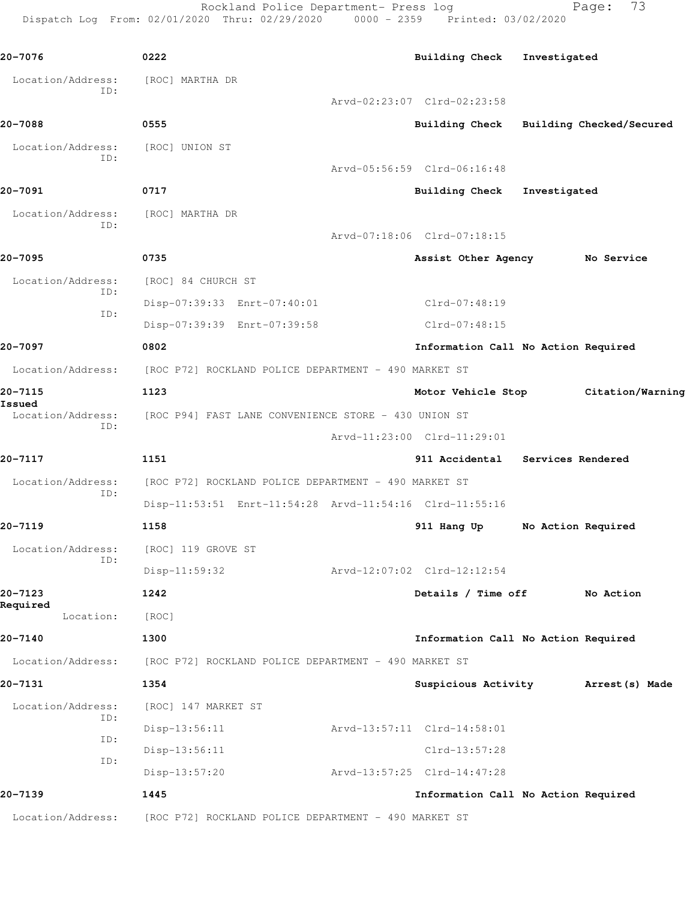Rockland Police Department- Press log

Dispatch Log From: 02/01/2020 Thru: 02/29/2020 0000 - 2359 Printed: 03/02/2020

**20-7076** 0222 **Building Check Investigated**

Location/Address: [ROC] MARTHA DR
ID:
Arvd-02:23:07 Clrd-02:23:58

**20-7088** 0555 **Building Check Building Checked/Secured**

Location/Address: [ROC] UNION ST
ID:
Arvd-05:56:59 Clrd-06:16:48

**20-7091** 0717 **Building Check Investigated**

Location/Address: [ROC] MARTHA DR
ID:
Arvd-07:18:06 Clrd-07:18:15

**20-7095** 0735 **Assist Other Agency No Service**

Location/Address: [ROC] 84 CHURCH ST
ID:
Disp-07:39:33 Enrt-07:40:01 Clrd-07:48:19
ID:
Disp-07:39:39 Enrt-07:39:58 Clrd-07:48:15

**20-7097** 0802 **Information Call No Action Required**

Location/Address: [ROC P72] ROCKLAND POLICE DEPARTMENT - 490 MARKET ST

**20-7115** 1123 **Motor Vehicle Stop Citation/Warning Issued**

Location/Address: [ROC P94] FAST LANE CONVENIENCE STORE - 430 UNION ST
ID:
Arvd-11:23:00 Clrd-11:29:01

**20-7117** 1151 **911 Accidental Services Rendered**

Location/Address: [ROC P72] ROCKLAND POLICE DEPARTMENT - 490 MARKET ST
ID:
Disp-11:53:51 Enrt-11:54:28 Arvd-11:54:16 Clrd-11:55:16

**20-7119** 1158 **911 Hang Up No Action Required**

Location/Address: [ROC] 119 GROVE ST
ID:
Disp-11:59:32 Arvd-12:07:02 Clrd-12:12:54

**20-7123** 1242 **Details / Time off No Action Required**

Location: [ROC]

**20-7140** 1300 **Information Call No Action Required**

Location/Address: [ROC P72] ROCKLAND POLICE DEPARTMENT - 490 MARKET ST

**20-7131** 1354 **Suspicious Activity Arrest(s) Made**

Location/Address: [ROC] 147 MARKET ST
ID:
Disp-13:56:11 Arvd-13:57:11 Clrd-14:58:01
ID:
Disp-13:56:11 Clrd-13:57:28
ID:
Disp-13:57:20 Arvd-13:57:25 Clrd-14:47:28

**20-7139** 1445 **Information Call No Action Required**

Location/Address: [ROC P72] ROCKLAND POLICE DEPARTMENT - 490 MARKET ST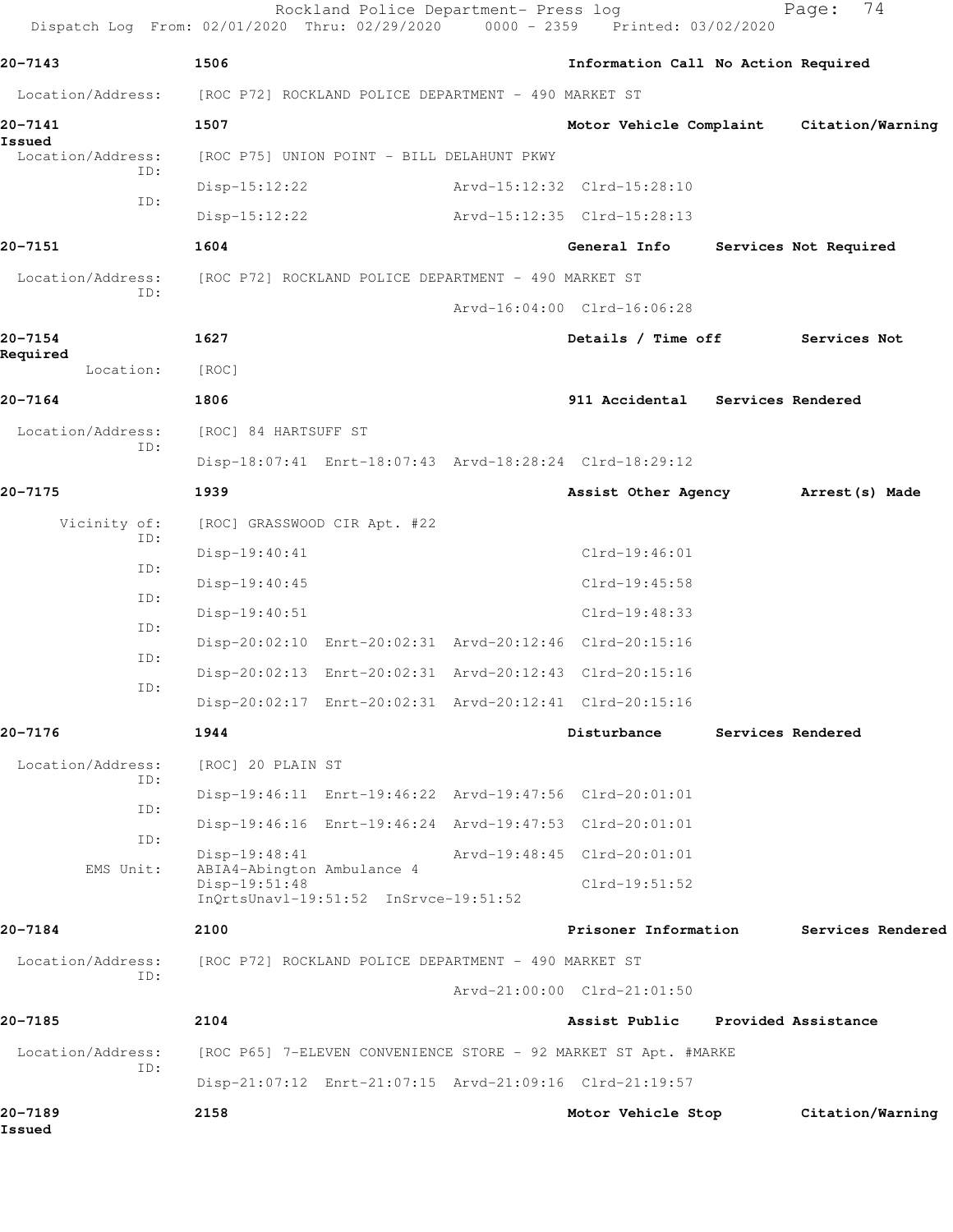Rockland Police Department- Press log
Dispatch Log From: 02/01/2020 Thru: 02/29/2020 0000 - 2359 Printed: 03/02/2020

**20-7143** 1506 **Information Call No Action Required**

Location/Address: [ROC P72] ROCKLAND POLICE DEPARTMENT - 490 MARKET ST

**20-7141** 1507 **Motor Vehicle Complaint Citation/Warning Issued**

Location/Address: [ROC P75] UNION POINT - BILL DELAHUNT PKWY

ID: Disp-15:12:22 Arvd-15:12:32 Clrd-15:28:10

ID: Disp-15:12:22 Arvd-15:12:35 Clrd-15:28:13

**20-7151** 1604 **General Info Services Not Required**

Location/Address: [ROC P72] ROCKLAND POLICE DEPARTMENT - 490 MARKET ST

ID: Arvd-16:04:00 Clrd-16:06:28

**20-7154** 1627 **Details / Time off Services Not Required**

Location: [ROC]

**20-7164** 1806 **911 Accidental Services Rendered**

Location/Address: [ROC] 84 HARTSUFF ST

ID: Disp-18:07:41 Enrt-18:07:43 Arvd-18:28:24 Clrd-18:29:12

**20-7175** 1939 **Assist Other Agency Arrest(s) Made**

Vicinity of: [ROC] GRASSWOOD CIR Apt. #22

ID: Disp-19:40:41 Clrd-19:46:01

ID: Disp-19:40:45 Clrd-19:45:58

ID: Disp-19:40:51 Clrd-19:48:33

ID: Disp-20:02:10 Enrt-20:02:31 Arvd-20:12:46 Clrd-20:15:16

ID: Disp-20:02:13 Enrt-20:02:31 Arvd-20:12:43 Clrd-20:15:16

ID: Disp-20:02:17 Enrt-20:02:31 Arvd-20:12:41 Clrd-20:15:16

**20-7176** 1944 **Disturbance Services Rendered**

Location/Address: [ROC] 20 PLAIN ST

ID: Disp-19:46:11 Enrt-19:46:22 Arvd-19:47:56 Clrd-20:01:01

ID: Disp-19:46:16 Enrt-19:46:24 Arvd-19:47:53 Clrd-20:01:01

ID: Disp-19:48:41 Arvd-19:48:45 Clrd-20:01:01

EMS Unit: ABIA4-Abington Ambulance 4
Disp-19:51:48 Clrd-19:51:52
InQrtsUnavl-19:51:52 InSrvce-19:51:52

**20-7184** 2100 **Prisoner Information Services Rendered**

Location/Address: [ROC P72] ROCKLAND POLICE DEPARTMENT - 490 MARKET ST

ID: Arvd-21:00:00 Clrd-21:01:50

**20-7185** 2104 **Assist Public Provided Assistance**

Location/Address: [ROC P65] 7-ELEVEN CONVENIENCE STORE - 92 MARKET ST Apt. #MARKE

ID: Disp-21:07:12 Enrt-21:07:15 Arvd-21:09:16 Clrd-21:19:57

**20-7189** 2158 **Motor Vehicle Stop Citation/Warning Issued**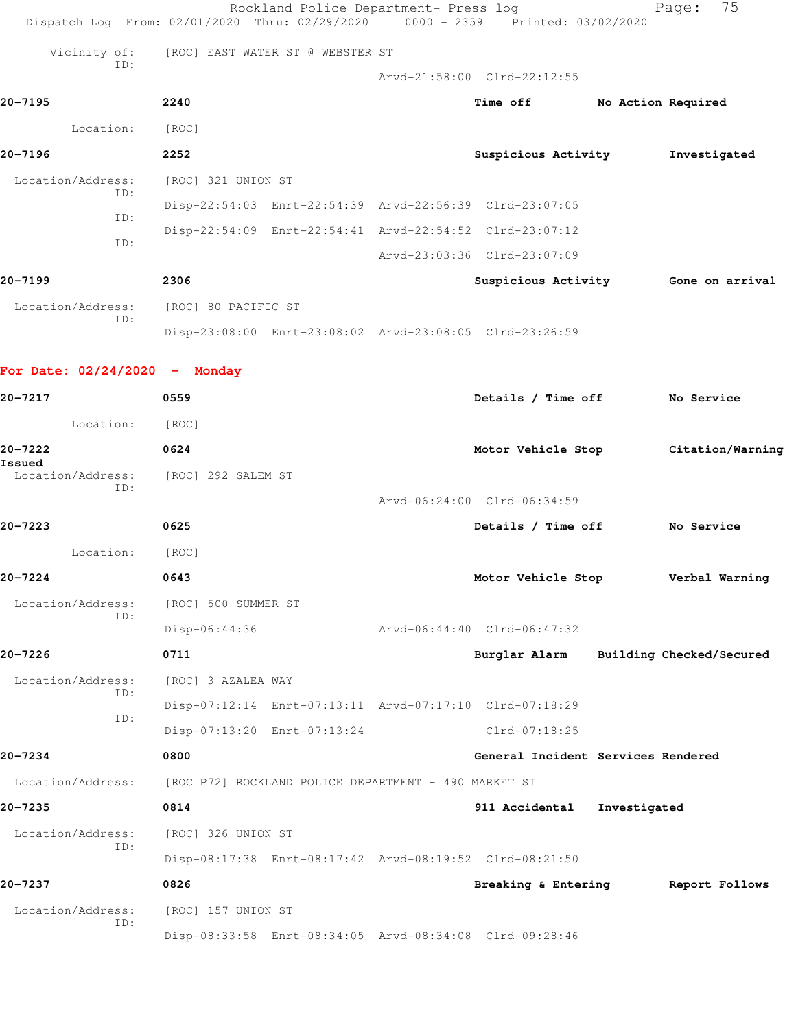Vicinity of: [ROC] EAST WATER ST @ WEBSTER ST
ID:
Arvd-21:58:00 Clrd-22:12:55

**20-7195** **2240** **Time off** **No Action Required**

Location: [ROC]

**20-7196** **2252** **Suspicious Activity** **Investigated**

Location/Address: [ROC] 321 UNION ST
ID:
Disp-22:54:03 Enrt-22:54:39 Arvd-22:56:39 Clrd-23:07:05
ID:
Disp-22:54:09 Enrt-22:54:41 Arvd-22:54:52 Clrd-23:07:12
ID:
Arvd-23:03:36 Clrd-23:07:09

**20-7199** **2306** **Suspicious Activity** **Gone on arrival**

Location/Address: [ROC] 80 PACIFIC ST
ID:
Disp-23:08:00 Enrt-23:08:02 Arvd-23:08:05 Clrd-23:26:59

## For Date: 02/24/2020 - Monday

**20-7217** **0559** **Details / Time off** **No Service**

Location: [ROC]

**20-7222** **0624** **Motor Vehicle Stop** **Citation/Warning Issued**

Location/Address: [ROC] 292 SALEM ST
ID:
Arvd-06:24:00 Clrd-06:34:59

**20-7223** **0625** **Details / Time off** **No Service**

Location: [ROC]

**20-7224** **0643** **Motor Vehicle Stop** **Verbal Warning**

Location/Address: [ROC] 500 SUMMER ST
ID:
Disp-06:44:36 Arvd-06:44:40 Clrd-06:47:32

**20-7226** **0711** **Burglar Alarm** **Building Checked/Secured**

Location/Address: [ROC] 3 AZALEA WAY
ID:
Disp-07:12:14 Enrt-07:13:11 Arvd-07:17:10 Clrd-07:18:29
ID:
Disp-07:13:20 Enrt-07:13:24 Clrd-07:18:25

**20-7234** **0800** **General Incident** **Services Rendered**

Location/Address: [ROC P72] ROCKLAND POLICE DEPARTMENT - 490 MARKET ST

**20-7235** **0814** **911 Accidental** **Investigated**

Location/Address: [ROC] 326 UNION ST
ID:
Disp-08:17:38 Enrt-08:17:42 Arvd-08:19:52 Clrd-08:21:50

**20-7237** **0826** **Breaking & Entering** **Report Follows**

Location/Address: [ROC] 157 UNION ST
ID:
Disp-08:33:58 Enrt-08:34:05 Arvd-08:34:08 Clrd-09:28:46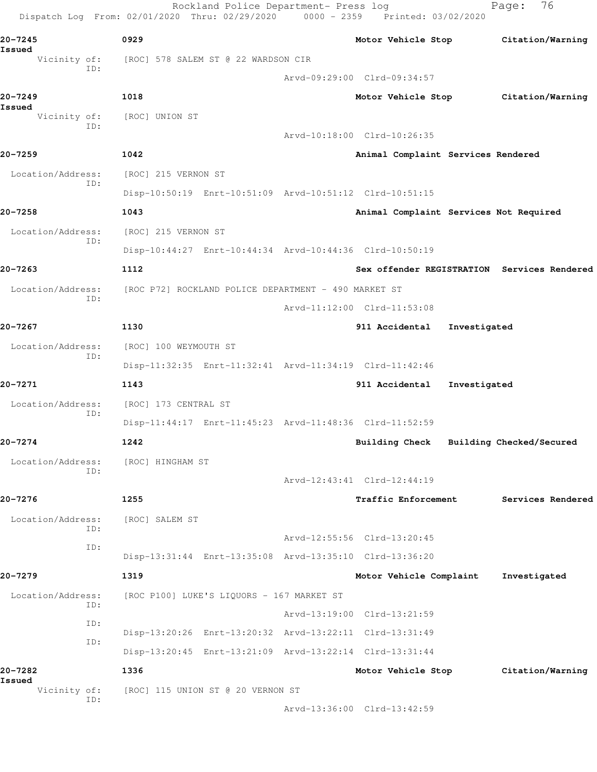20-7245 0929 Motor Vehicle Stop Citation/Warning Issued

Vicinity of: [ROC] 578 SALEM ST @ 22 WARDSON CIR
ID:
Arvd-09:29:00 Clrd-09:34:57

20-7249 1018 Motor Vehicle Stop Citation/Warning Issued

Vicinity of: [ROC] UNION ST
ID:
Arvd-10:18:00 Clrd-10:26:35

20-7259 1042 Animal Complaint Services Rendered

Location/Address: [ROC] 215 VERNON ST
ID:
Disp-10:50:19 Enrt-10:51:09 Arvd-10:51:12 Clrd-10:51:15

20-7258 1043 Animal Complaint Services Not Required

Location/Address: [ROC] 215 VERNON ST
ID:
Disp-10:44:27 Enrt-10:44:34 Arvd-10:44:36 Clrd-10:50:19

20-7263 1112 Sex offender REGISTRATION Services Rendered

Location/Address: [ROC P72] ROCKLAND POLICE DEPARTMENT - 490 MARKET ST
ID:
Arvd-11:12:00 Clrd-11:53:08

20-7267 1130 911 Accidental Investigated

Location/Address: [ROC] 100 WEYMOUTH ST
ID:
Disp-11:32:35 Enrt-11:32:41 Arvd-11:34:19 Clrd-11:42:46

20-7271 1143 911 Accidental Investigated

Location/Address: [ROC] 173 CENTRAL ST
ID:
Disp-11:44:17 Enrt-11:45:23 Arvd-11:48:36 Clrd-11:52:59

20-7274 1242 Building Check Building Checked/Secured

Location/Address: [ROC] HINGHAM ST
ID:
Arvd-12:43:41 Clrd-12:44:19

20-7276 1255 Traffic Enforcement Services Rendered

Location/Address: [ROC] SALEM ST
ID:
Arvd-12:55:56 Clrd-13:20:45
ID:
Disp-13:31:44 Enrt-13:35:08 Arvd-13:35:10 Clrd-13:36:20

20-7279 1319 Motor Vehicle Complaint Investigated

Location/Address: [ROC P100] LUKE'S LIQUORS - 167 MARKET ST
ID:
Arvd-13:19:00 Clrd-13:21:59
ID:
Disp-13:20:26 Enrt-13:20:32 Arvd-13:22:11 Clrd-13:31:49
ID:
Disp-13:20:45 Enrt-13:21:09 Arvd-13:22:14 Clrd-13:31:44

20-7282 1336 Motor Vehicle Stop Citation/Warning Issued

Vicinity of: [ROC] 115 UNION ST @ 20 VERNON ST
ID:
Arvd-13:36:00 Clrd-13:42:59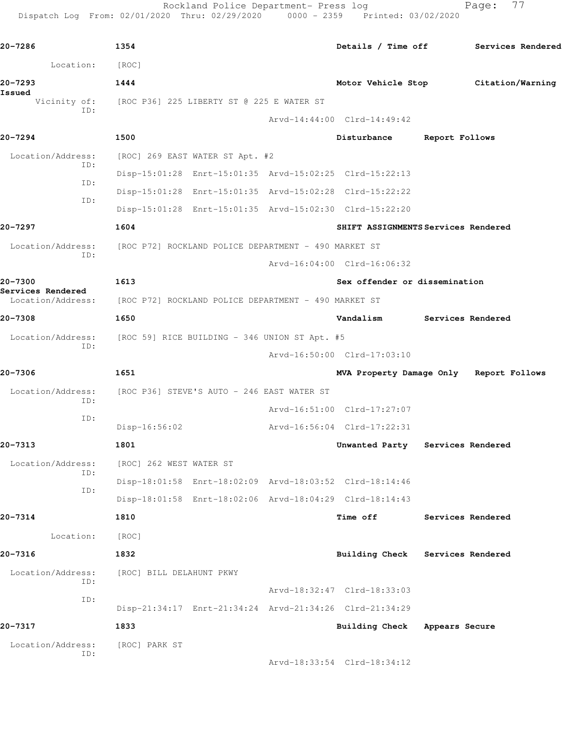**20-7286** | **1354** | **Details / Time off** | **Services Rendered**

Location: [ROC]

**20-7293** | **1444** | **Motor Vehicle Stop** | **Citation/Warning Issued**

Vicinity of: [ROC P36] 225 LIBERTY ST @ 225 E WATER ST
ID:
Arvd-14:44:00 Clrd-14:49:42

**20-7294** | **1500** | **Disturbance** | **Report Follows**

Location/Address: [ROC] 269 EAST WATER ST Apt. #2
ID:
Disp-15:01:28 Enrt-15:01:35 Arvd-15:02:25 Clrd-15:22:13
ID:
Disp-15:01:28 Enrt-15:01:35 Arvd-15:02:28 Clrd-15:22:22
ID:
Disp-15:01:28 Enrt-15:01:35 Arvd-15:02:30 Clrd-15:22:20

**20-7297** | **1604** | **SHIFT ASSIGNMENTS** | **Services Rendered**

Location/Address: [ROC P72] ROCKLAND POLICE DEPARTMENT - 490 MARKET ST
ID:
Arvd-16:04:00 Clrd-16:06:32

**20-7300** | **1613** | **Sex offender or dissemination** | **Services Rendered**

Location/Address: [ROC P72] ROCKLAND POLICE DEPARTMENT - 490 MARKET ST

**20-7308** | **1650** | **Vandalism** | **Services Rendered**

Location/Address: [ROC 59] RICE BUILDING - 346 UNION ST Apt. #5
ID:
Arvd-16:50:00 Clrd-17:03:10

**20-7306** | **1651** | **MVA Property Damage Only** | **Report Follows**

Location/Address: [ROC P36] STEVE'S AUTO - 246 EAST WATER ST
ID:
Arvd-16:51:00 Clrd-17:27:07
ID:
Disp-16:56:02 Arvd-16:56:04 Clrd-17:22:31

**20-7313** | **1801** | **Unwanted Party** | **Services Rendered**

Location/Address: [ROC] 262 WEST WATER ST
ID:
Disp-18:01:58 Enrt-18:02:09 Arvd-18:03:52 Clrd-18:14:46
ID:
Disp-18:01:58 Enrt-18:02:06 Arvd-18:04:29 Clrd-18:14:43

**20-7314** | **1810** | **Time off** | **Services Rendered**

Location: [ROC]

**20-7316** | **1832** | **Building Check** | **Services Rendered**

Location/Address: [ROC] BILL DELAHUNT PKWY
ID:
Arvd-18:32:47 Clrd-18:33:03
ID:
Disp-21:34:17 Enrt-21:34:24 Arvd-21:34:26 Clrd-21:34:29

**20-7317** | **1833** | **Building Check** | **Appears Secure**

Location/Address: [ROC] PARK ST
ID:
Arvd-18:33:54 Clrd-18:34:12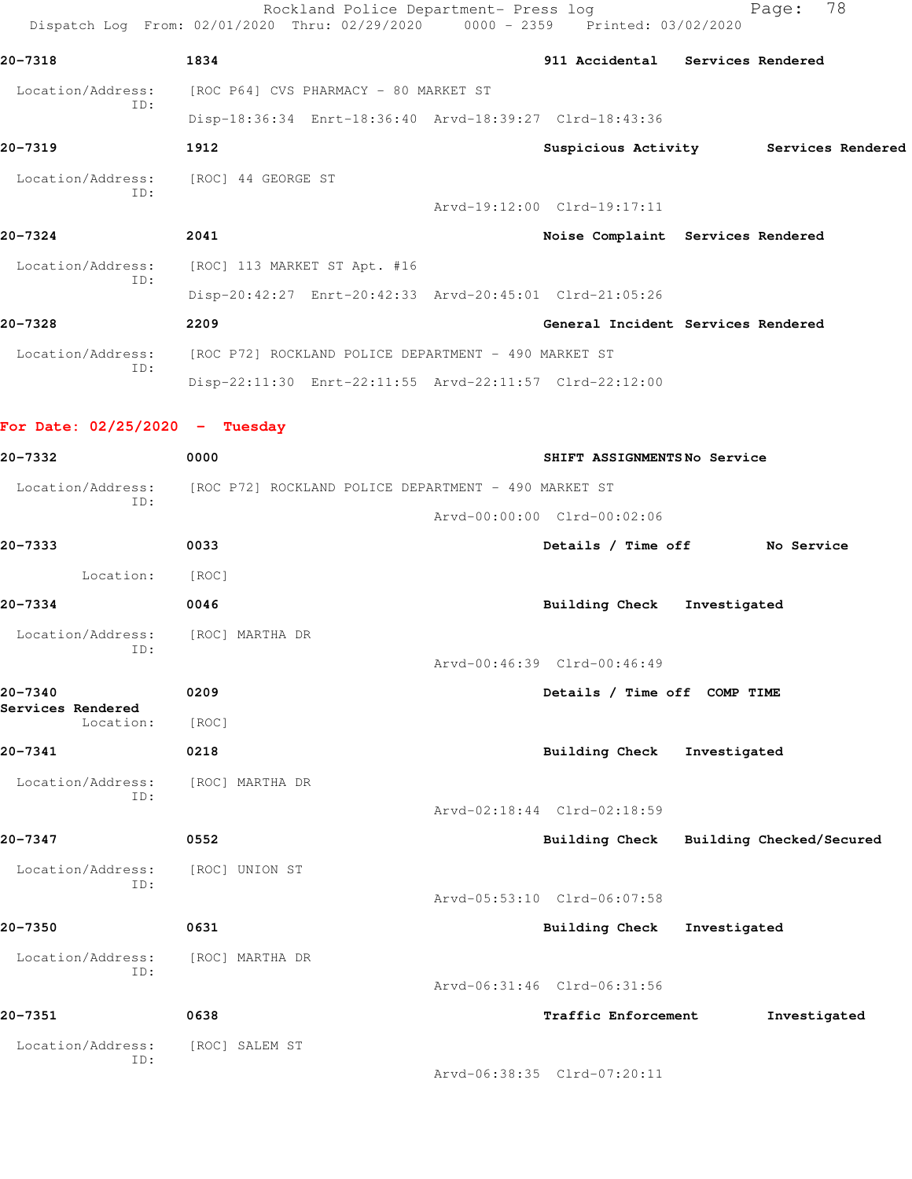20-7318 1834 911 Accidental Services Rendered

Location/Address: [ROC P64] CVS PHARMACY - 80 MARKET ST
ID:
Disp-18:36:34 Enrt-18:36:40 Arvd-18:39:27 Clrd-18:43:36

20-7319 1912 Suspicious Activity Services Rendered

Location/Address: [ROC] 44 GEORGE ST
ID:
Arvd-19:12:00 Clrd-19:17:11

20-7324 2041 Noise Complaint Services Rendered

Location/Address: [ROC] 113 MARKET ST Apt. #16
ID:
Disp-20:42:27 Enrt-20:42:33 Arvd-20:45:01 Clrd-21:05:26

20-7328 2209 General Incident Services Rendered

Location/Address: [ROC P72] ROCKLAND POLICE DEPARTMENT - 490 MARKET ST
ID:
Disp-22:11:30 Enrt-22:11:55 Arvd-22:11:57 Clrd-22:12:00

**For Date: 02/25/2020 - Tuesday**

20-7332 0000 SHIFT ASSIGNMENTS No Service

Location/Address: [ROC P72] ROCKLAND POLICE DEPARTMENT - 490 MARKET ST
ID:
Arvd-00:00:00 Clrd-00:02:06

20-7333 0033 Details / Time off No Service

Location: [ROC]

20-7334 0046 Building Check Investigated

Location/Address: [ROC] MARTHA DR
ID:
Arvd-00:46:39 Clrd-00:46:49

20-7340 0209 Details / Time off COMP TIME
Services Rendered
Location: [ROC]

20-7341 0218 Building Check Investigated

Location/Address: [ROC] MARTHA DR
ID:
Arvd-02:18:44 Clrd-02:18:59

20-7347 0552 Building Check Building Checked/Secured

Location/Address: [ROC] UNION ST
ID:
Arvd-05:53:10 Clrd-06:07:58

20-7350 0631 Building Check Investigated

Location/Address: [ROC] MARTHA DR
ID:
Arvd-06:31:46 Clrd-06:31:56

20-7351 0638 Traffic Enforcement Investigated

Location/Address: [ROC] SALEM ST
ID:
Arvd-06:38:35 Clrd-07:20:11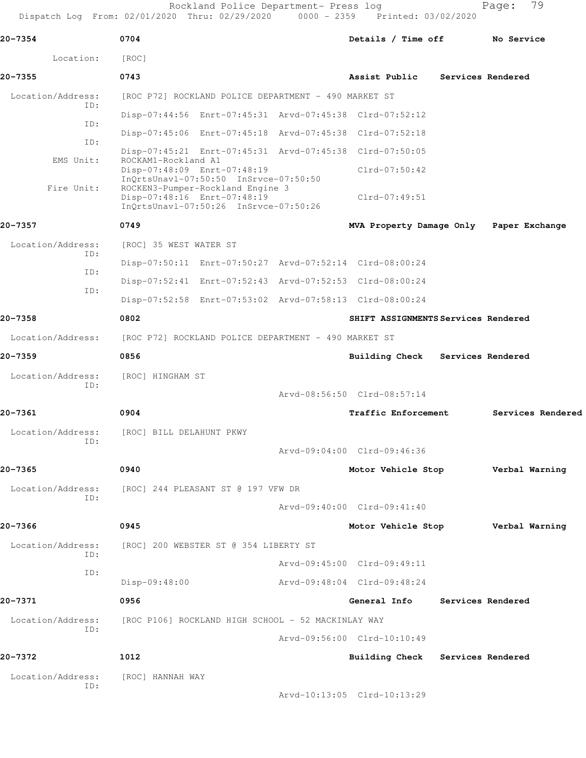**20-7354** 0704 **Details / Time off** **No Service**

Location: [ROC]

**20-7355** 0743 **Assist Public** **Services Rendered**

Location/Address: [ROC P72] ROCKLAND POLICE DEPARTMENT - 490 MARKET ST

ID: Disp-07:44:56 Enrt-07:45:31 Arvd-07:45:38 Clrd-07:52:12

ID: Disp-07:45:06 Enrt-07:45:18 Arvd-07:45:38 Clrd-07:52:18

ID: Disp-07:45:21 Enrt-07:45:31 Arvd-07:45:38 Clrd-07:50:05

EMS Unit: ROCKAM1-Rockland A1
Disp-07:48:09 Enrt-07:48:19 Clrd-07:50:42
InQrtsUnavl-07:50:50 InSrvce-07:50:50

Fire Unit: ROCKEN3-Pumper-Rockland Engine 3
Disp-07:48:16 Enrt-07:48:19 Clrd-07:49:51
InQrtsUnavl-07:50:26 InSrvce-07:50:26

**20-7357** 0749 **MVA Property Damage Only** **Paper Exchange**

Location/Address: [ROC] 35 WEST WATER ST

ID: Disp-07:50:11 Enrt-07:50:27 Arvd-07:52:14 Clrd-08:00:24

ID: Disp-07:52:41 Enrt-07:52:43 Arvd-07:52:53 Clrd-08:00:24

ID: Disp-07:52:58 Enrt-07:53:02 Arvd-07:58:13 Clrd-08:00:24

**20-7358** 0802 **SHIFT ASSIGNMENTS** **Services Rendered**

Location/Address: [ROC P72] ROCKLAND POLICE DEPARTMENT - 490 MARKET ST

**20-7359** 0856 **Building Check** **Services Rendered**

Location/Address: [ROC] HINGHAM ST

ID: Arvd-08:56:50 Clrd-08:57:14

**20-7361** 0904 **Traffic Enforcement** **Services Rendered**

Location/Address: [ROC] BILL DELAHUNT PKWY

ID: Arvd-09:04:00 Clrd-09:46:36

**20-7365** 0940 **Motor Vehicle Stop** **Verbal Warning**

Location/Address: [ROC] 244 PLEASANT ST @ 197 VFW DR

ID: Arvd-09:40:00 Clrd-09:41:40

**20-7366** 0945 **Motor Vehicle Stop** **Verbal Warning**

Location/Address: [ROC] 200 WEBSTER ST @ 354 LIBERTY ST

ID: Arvd-09:45:00 Clrd-09:49:11

ID: Disp-09:48:00 Arvd-09:48:04 Clrd-09:48:24

**20-7371** 0956 **General Info** **Services Rendered**

Location/Address: [ROC P106] ROCKLAND HIGH SCHOOL - 52 MACKINLAY WAY

ID: Arvd-09:56:00 Clrd-10:10:49

**20-7372** 1012 **Building Check** **Services Rendered**

Location/Address: [ROC] HANNAH WAY

ID: Arvd-10:13:05 Clrd-10:13:29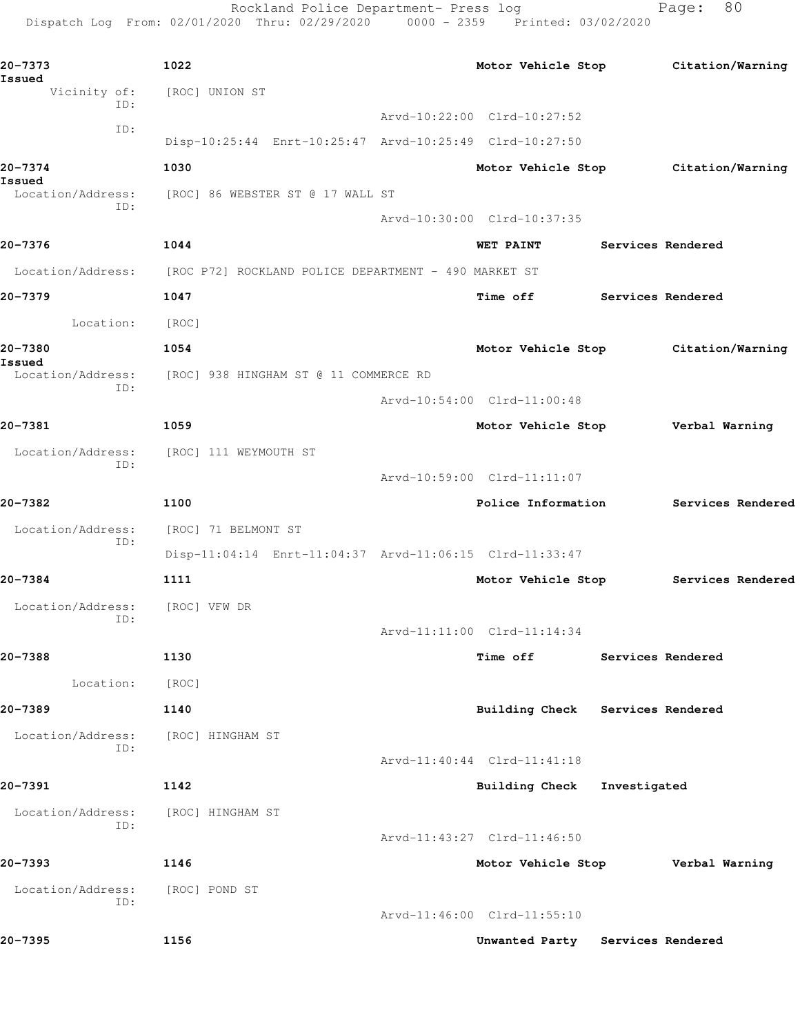**20-7373** 1022 **Motor Vehicle Stop** **Citation/Warning Issued**

Vicinity of: [ROC] UNION ST
ID:
Arvd-10:22:00 Clrd-10:27:52
ID:
Disp-10:25:44 Enrt-10:25:47 Arvd-10:25:49 Clrd-10:27:50

**20-7374** 1030 **Motor Vehicle Stop** **Citation/Warning Issued**

Location/Address: [ROC] 86 WEBSTER ST @ 17 WALL ST
ID:
Arvd-10:30:00 Clrd-10:37:35

**20-7376** 1044 **WET PAINT** **Services Rendered**

Location/Address: [ROC P72] ROCKLAND POLICE DEPARTMENT - 490 MARKET ST

**20-7379** 1047 **Time off** **Services Rendered**

Location: [ROC]

**20-7380** 1054 **Motor Vehicle Stop** **Citation/Warning Issued**

Location/Address: [ROC] 938 HINGHAM ST @ 11 COMMERCE RD
ID:
Arvd-10:54:00 Clrd-11:00:48

**20-7381** 1059 **Motor Vehicle Stop** **Verbal Warning**

Location/Address: [ROC] 111 WEYMOUTH ST
ID:
Arvd-10:59:00 Clrd-11:11:07

**20-7382** 1100 **Police Information** **Services Rendered**

Location/Address: [ROC] 71 BELMONT ST
ID:
Disp-11:04:14 Enrt-11:04:37 Arvd-11:06:15 Clrd-11:33:47

**20-7384** 1111 **Motor Vehicle Stop** **Services Rendered**

Location/Address: [ROC] VFW DR
ID:
Arvd-11:11:00 Clrd-11:14:34

**20-7388** 1130 **Time off** **Services Rendered**

Location: [ROC]

**20-7389** 1140 **Building Check** **Services Rendered**

Location/Address: [ROC] HINGHAM ST
ID:
Arvd-11:40:44 Clrd-11:41:18

**20-7391** 1142 **Building Check** **Investigated**

Location/Address: [ROC] HINGHAM ST
ID:
Arvd-11:43:27 Clrd-11:46:50

**20-7393** 1146 **Motor Vehicle Stop** **Verbal Warning**

Location/Address: [ROC] POND ST
ID:
Arvd-11:46:00 Clrd-11:55:10

**20-7395** 1156 **Unwanted Party** **Services Rendered**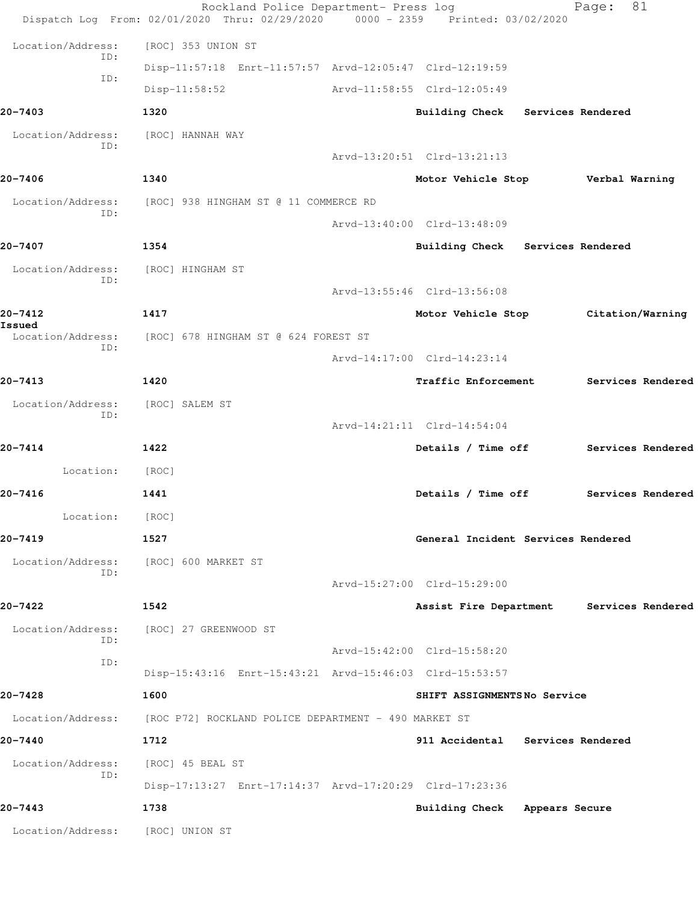Location/Address: [ROC] 353 UNION ST

ID: Disp-11:57:18 Enrt-11:57:57 Arvd-12:05:47 Clrd-12:19:59

ID: Disp-11:58:52 Arvd-11:58:55 Clrd-12:05:49

**20-7403** **1320** **Building Check** **Services Rendered**

Location/Address: [ROC] HANNAH WAY

ID: Arvd-13:20:51 Clrd-13:21:13

**20-7406** **1340** **Motor Vehicle Stop** **Verbal Warning**

Location/Address: [ROC] 938 HINGHAM ST @ 11 COMMERCE RD

ID: Arvd-13:40:00 Clrd-13:48:09

**20-7407** **1354** **Building Check** **Services Rendered**

Location/Address: [ROC] HINGHAM ST

ID: Arvd-13:55:46 Clrd-13:56:08

**20-7412** **1417** **Motor Vehicle Stop** **Citation/Warning Issued**

Location/Address: [ROC] 678 HINGHAM ST @ 624 FOREST ST

ID: Arvd-14:17:00 Clrd-14:23:14

**20-7413** **1420** **Traffic Enforcement** **Services Rendered**

Location/Address: [ROC] SALEM ST

ID: Arvd-14:21:11 Clrd-14:54:04

**20-7414** **1422** **Details / Time off** **Services Rendered**

Location: [ROC]

**20-7416** **1441** **Details / Time off** **Services Rendered**

Location: [ROC]

**20-7419** **1527** **General Incident** **Services Rendered**

Location/Address: [ROC] 600 MARKET ST

ID: Arvd-15:27:00 Clrd-15:29:00

**20-7422** **1542** **Assist Fire Department** **Services Rendered**

Location/Address: [ROC] 27 GREENWOOD ST

ID: Arvd-15:42:00 Clrd-15:58:20

ID: Disp-15:43:16 Enrt-15:43:21 Arvd-15:46:03 Clrd-15:53:57

**20-7428** **1600** **SHIFT ASSIGNMENTS** **No Service**

Location/Address: [ROC P72] ROCKLAND POLICE DEPARTMENT - 490 MARKET ST

**20-7440** **1712** **911 Accidental** **Services Rendered**

Location/Address: [ROC] 45 BEAL ST

ID: Disp-17:13:27 Enrt-17:14:37 Arvd-17:20:29 Clrd-17:23:36

**20-7443** **1738** **Building Check** **Appears Secure**

Location/Address: [ROC] UNION ST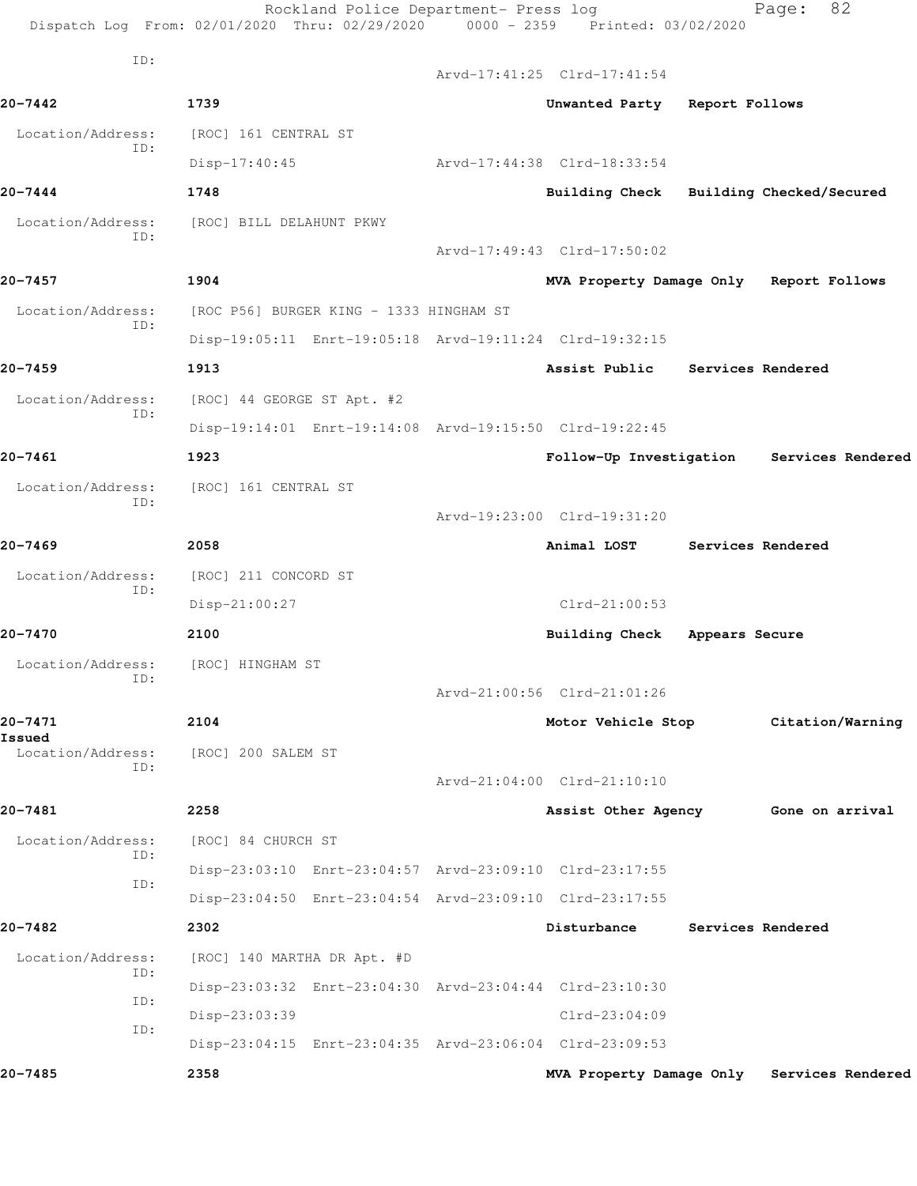ID:
Arvd-17:41:25 Clrd-17:41:54

**20-7442** 1739 **Unwanted Party Report Follows**

Location/Address: [ROC] 161 CENTRAL ST
ID:
Disp-17:40:45 Arvd-17:44:38 Clrd-18:33:54

**20-7444** 1748 **Building Check Building Checked/Secured**

Location/Address: [ROC] BILL DELAHUNT PKWY
ID:
Arvd-17:49:43 Clrd-17:50:02

**20-7457** 1904 **MVA Property Damage Only Report Follows**

Location/Address: [ROC P56] BURGER KING - 1333 HINGHAM ST
ID:
Disp-19:05:11 Enrt-19:05:18 Arvd-19:11:24 Clrd-19:32:15

**20-7459** 1913 **Assist Public Services Rendered**

Location/Address: [ROC] 44 GEORGE ST Apt. #2
ID:
Disp-19:14:01 Enrt-19:14:08 Arvd-19:15:50 Clrd-19:22:45

**20-7461** 1923 **Follow-Up Investigation Services Rendered**

Location/Address: [ROC] 161 CENTRAL ST
ID:
Arvd-19:23:00 Clrd-19:31:20

**20-7469** 2058 **Animal LOST Services Rendered**

Location/Address: [ROC] 211 CONCORD ST
ID:
Disp-21:00:27 Clrd-21:00:53

**20-7470** 2100 **Building Check Appears Secure**

Location/Address: [ROC] HINGHAM ST
ID:
Arvd-21:00:56 Clrd-21:01:26

**20-7471** 2104 **Motor Vehicle Stop Citation/Warning Issued**

Location/Address: [ROC] 200 SALEM ST
ID:
Arvd-21:04:00 Clrd-21:10:10

**20-7481** 2258 **Assist Other Agency Gone on arrival**

Location/Address: [ROC] 84 CHURCH ST
ID:
Disp-23:03:10 Enrt-23:04:57 Arvd-23:09:10 Clrd-23:17:55
ID:
Disp-23:04:50 Enrt-23:04:54 Arvd-23:09:10 Clrd-23:17:55

**20-7482** 2302 **Disturbance Services Rendered**

Location/Address: [ROC] 140 MARTHA DR Apt. #D
ID:
Disp-23:03:32 Enrt-23:04:30 Arvd-23:04:44 Clrd-23:10:30
ID:
Disp-23:03:39 Clrd-23:04:09
ID:
Disp-23:04:15 Enrt-23:04:35 Arvd-23:06:04 Clrd-23:09:53

**20-7485** 2358 **MVA Property Damage Only Services Rendered**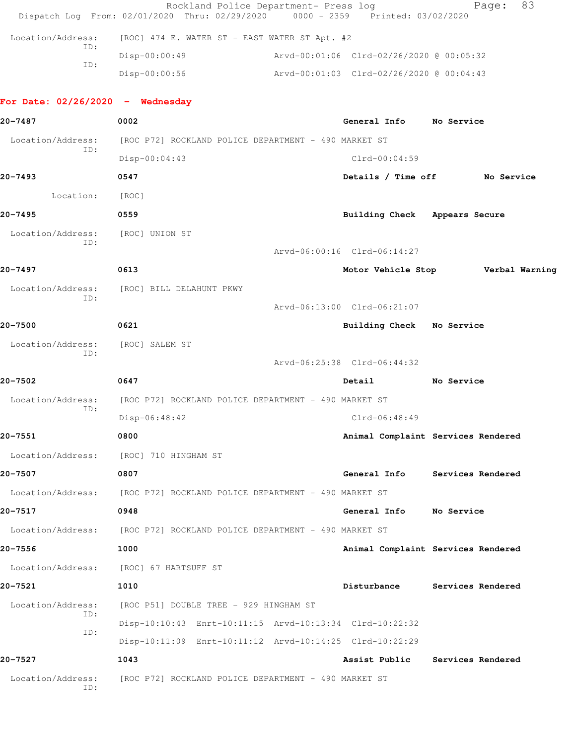Location/Address: [ROC] 474 E. WATER ST - EAST WATER ST Apt. #2

ID: Disp-00:00:49 Arvd-00:01:06 Clrd-02/26/2020 @ 00:05:32

ID: Disp-00:00:56 Arvd-00:01:03 Clrd-02/26/2020 @ 00:04:43

## For Date: 02/26/2020 - Wednesday

**20-7487** **0002** **General Info** **No Service**

Location/Address: [ROC P72] ROCKLAND POLICE DEPARTMENT - 490 MARKET ST

ID: Disp-00:04:43 Clrd-00:04:59

**20-7493** **0547** **Details / Time off** **No Service**

Location: [ROC]

**20-7495** **0559** **Building Check** **Appears Secure**

Location/Address: [ROC] UNION ST

ID: Arvd-06:00:16 Clrd-06:14:27

**20-7497** **0613** **Motor Vehicle Stop** **Verbal Warning**

Location/Address: [ROC] BILL DELAHUNT PKWY

ID: Arvd-06:13:00 Clrd-06:21:07

**20-7500** **0621** **Building Check** **No Service**

Location/Address: [ROC] SALEM ST

ID: Arvd-06:25:38 Clrd-06:44:32

**20-7502** **0647** **Detail** **No Service**

Location/Address: [ROC P72] ROCKLAND POLICE DEPARTMENT - 490 MARKET ST

ID: Disp-06:48:42 Clrd-06:48:49

**20-7551** **0800** **Animal Complaint** **Services Rendered**

Location/Address: [ROC] 710 HINGHAM ST

**20-7507** **0807** **General Info** **Services Rendered**

Location/Address: [ROC P72] ROCKLAND POLICE DEPARTMENT - 490 MARKET ST

**20-7517** **0948** **General Info** **No Service**

Location/Address: [ROC P72] ROCKLAND POLICE DEPARTMENT - 490 MARKET ST

**20-7556** **1000** **Animal Complaint** **Services Rendered**

Location/Address: [ROC] 67 HARTSUFF ST

**20-7521** **1010** **Disturbance** **Services Rendered**

Location/Address: [ROC P51] DOUBLE TREE - 929 HINGHAM ST

ID: Disp-10:10:43 Enrt-10:11:15 Arvd-10:13:34 Clrd-10:22:32

ID: Disp-10:11:09 Enrt-10:11:12 Arvd-10:14:25 Clrd-10:22:29

**20-7527** **1043** **Assist Public** **Services Rendered**

Location/Address: [ROC P72] ROCKLAND POLICE DEPARTMENT - 490 MARKET ST

ID: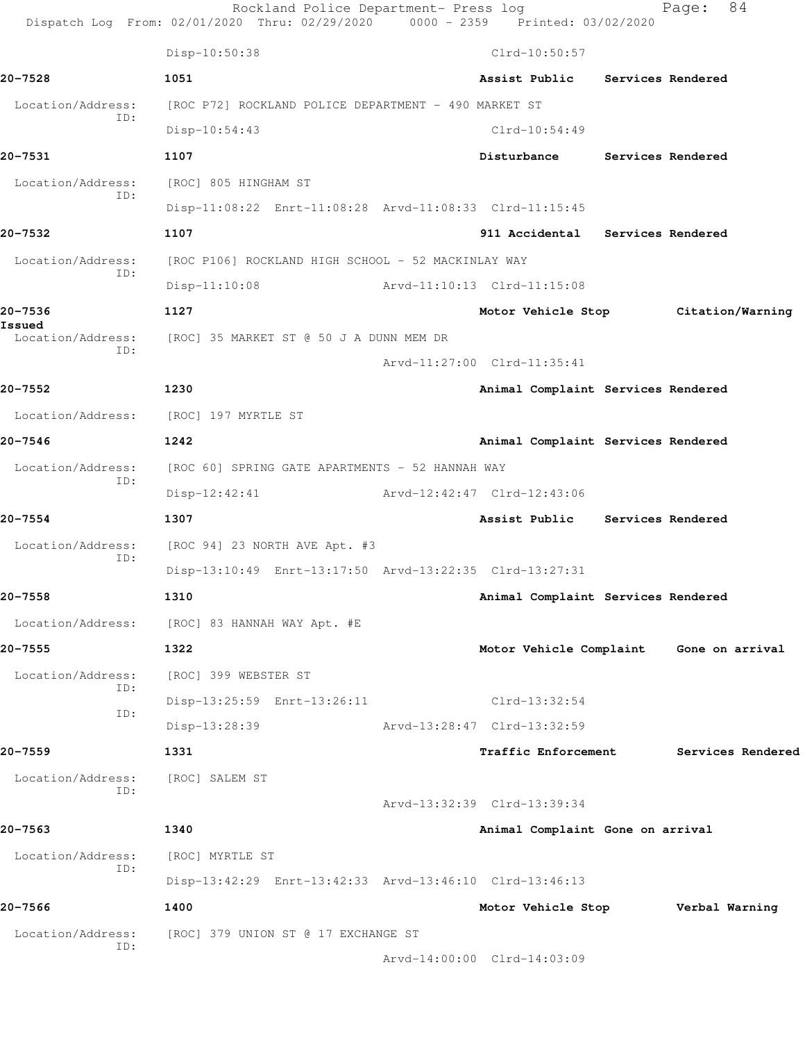Rockland Police Department- Press log
Dispatch Log From: 02/01/2020 Thru: 02/29/2020 0000 - 2359 Printed: 03/02/2020

Disp-10:50:38 Clrd-10:50:57

**20-7528** 1051 Assist Public Services Rendered

Location/Address: [ROC P72] ROCKLAND POLICE DEPARTMENT - 490 MARKET ST
ID:
Disp-10:54:43 Clrd-10:54:49

**20-7531** 1107 Disturbance Services Rendered

Location/Address: [ROC] 805 HINGHAM ST
ID:
Disp-11:08:22 Enrt-11:08:28 Arvd-11:08:33 Clrd-11:15:45

**20-7532** 1107 911 Accidental Services Rendered

Location/Address: [ROC P106] ROCKLAND HIGH SCHOOL - 52 MACKINLAY WAY
ID:
Disp-11:10:08 Arvd-11:10:13 Clrd-11:15:08

**20-7536** 1127 Motor Vehicle Stop Citation/Warning Issued

Location/Address: [ROC] 35 MARKET ST @ 50 J A DUNN MEM DR
ID:
Arvd-11:27:00 Clrd-11:35:41

**20-7552** 1230 Animal Complaint Services Rendered

Location/Address: [ROC] 197 MYRTLE ST

**20-7546** 1242 Animal Complaint Services Rendered

Location/Address: [ROC 60] SPRING GATE APARTMENTS - 52 HANNAH WAY
ID:
Disp-12:42:41 Arvd-12:42:47 Clrd-12:43:06

**20-7554** 1307 Assist Public Services Rendered

Location/Address: [ROC 94] 23 NORTH AVE Apt. #3
ID:
Disp-13:10:49 Enrt-13:17:50 Arvd-13:22:35 Clrd-13:27:31

**20-7558** 1310 Animal Complaint Services Rendered

Location/Address: [ROC] 83 HANNAH WAY Apt. #E

**20-7555** 1322 Motor Vehicle Complaint Gone on arrival

Location/Address: [ROC] 399 WEBSTER ST
ID:
Disp-13:25:59 Enrt-13:26:11 Clrd-13:32:54
ID:
Disp-13:28:39 Arvd-13:28:47 Clrd-13:32:59

**20-7559** 1331 Traffic Enforcement Services Rendered

Location/Address: [ROC] SALEM ST
ID:
Arvd-13:32:39 Clrd-13:39:34

**20-7563** 1340 Animal Complaint Gone on arrival

Location/Address: [ROC] MYRTLE ST
ID:
Disp-13:42:29 Enrt-13:42:33 Arvd-13:46:10 Clrd-13:46:13

**20-7566** 1400 Motor Vehicle Stop Verbal Warning

Location/Address: [ROC] 379 UNION ST @ 17 EXCHANGE ST
ID:
Arvd-14:00:00 Clrd-14:03:09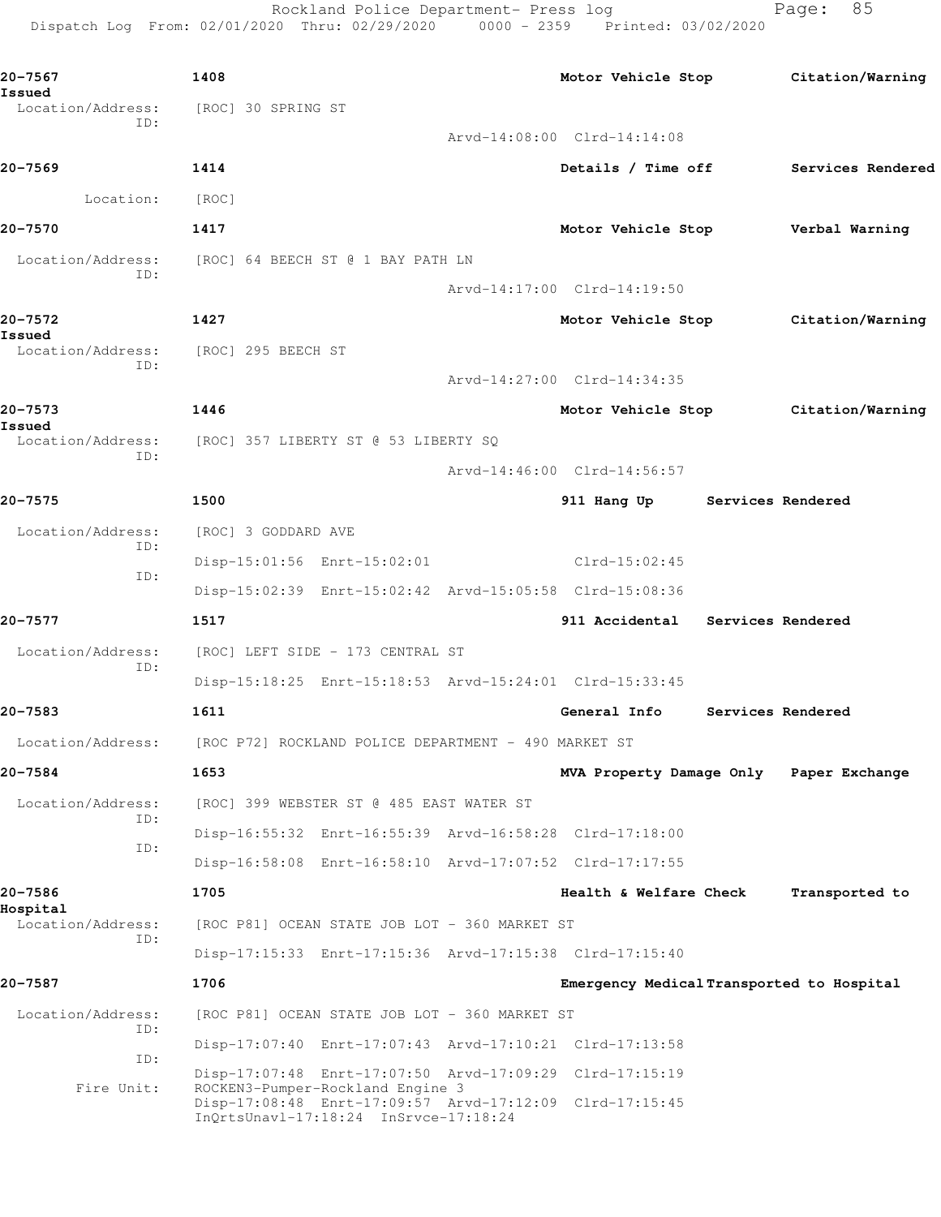20-7567 1408 Motor Vehicle Stop Citation/Warning Issued
Location/Address: [ROC] 30 SPRING ST
ID:
Arvd-14:08:00 Clrd-14:14:08

20-7569 1414 Details / Time off Services Rendered
Location: [ROC]

20-7570 1417 Motor Vehicle Stop Verbal Warning
Location/Address: [ROC] 64 BEECH ST @ 1 BAY PATH LN
ID:
Arvd-14:17:00 Clrd-14:19:50

20-7572 1427 Motor Vehicle Stop Citation/Warning Issued
Location/Address: [ROC] 295 BEECH ST
ID:
Arvd-14:27:00 Clrd-14:34:35

20-7573 1446 Motor Vehicle Stop Citation/Warning Issued
Location/Address: [ROC] 357 LIBERTY ST @ 53 LIBERTY SQ
ID:
Arvd-14:46:00 Clrd-14:56:57

20-7575 1500 911 Hang Up Services Rendered
Location/Address: [ROC] 3 GODDARD AVE
ID:
Disp-15:01:56 Enrt-15:02:01 Clrd-15:02:45
ID:
Disp-15:02:39 Enrt-15:02:42 Arvd-15:05:58 Clrd-15:08:36

20-7577 1517 911 Accidental Services Rendered
Location/Address: [ROC] LEFT SIDE - 173 CENTRAL ST
ID:
Disp-15:18:25 Enrt-15:18:53 Arvd-15:24:01 Clrd-15:33:45

20-7583 1611 General Info Services Rendered
Location/Address: [ROC P72] ROCKLAND POLICE DEPARTMENT - 490 MARKET ST

20-7584 1653 MVA Property Damage Only Paper Exchange
Location/Address: [ROC] 399 WEBSTER ST @ 485 EAST WATER ST
ID:
Disp-16:55:32 Enrt-16:55:39 Arvd-16:58:28 Clrd-17:18:00
ID:
Disp-16:58:08 Enrt-16:58:10 Arvd-17:07:52 Clrd-17:17:55

20-7586 1705 Health & Welfare Check Transported to Hospital
Location/Address: [ROC P81] OCEAN STATE JOB LOT - 360 MARKET ST
ID:
Disp-17:15:33 Enrt-17:15:36 Arvd-17:15:38 Clrd-17:15:40

20-7587 1706 Emergency Medical Transported to Hospital
Location/Address: [ROC P81] OCEAN STATE JOB LOT - 360 MARKET ST
ID:
Disp-17:07:40 Enrt-17:07:43 Arvd-17:10:21 Clrd-17:13:58
ID:
Disp-17:07:48 Enrt-17:07:50 Arvd-17:09:29 Clrd-17:15:19
Fire Unit: ROCKEN3-Pumper-Rockland Engine 3
Disp-17:08:48 Enrt-17:09:57 Arvd-17:12:09 Clrd-17:15:45
InQrtsUnavl-17:18:24 InSrvce-17:18:24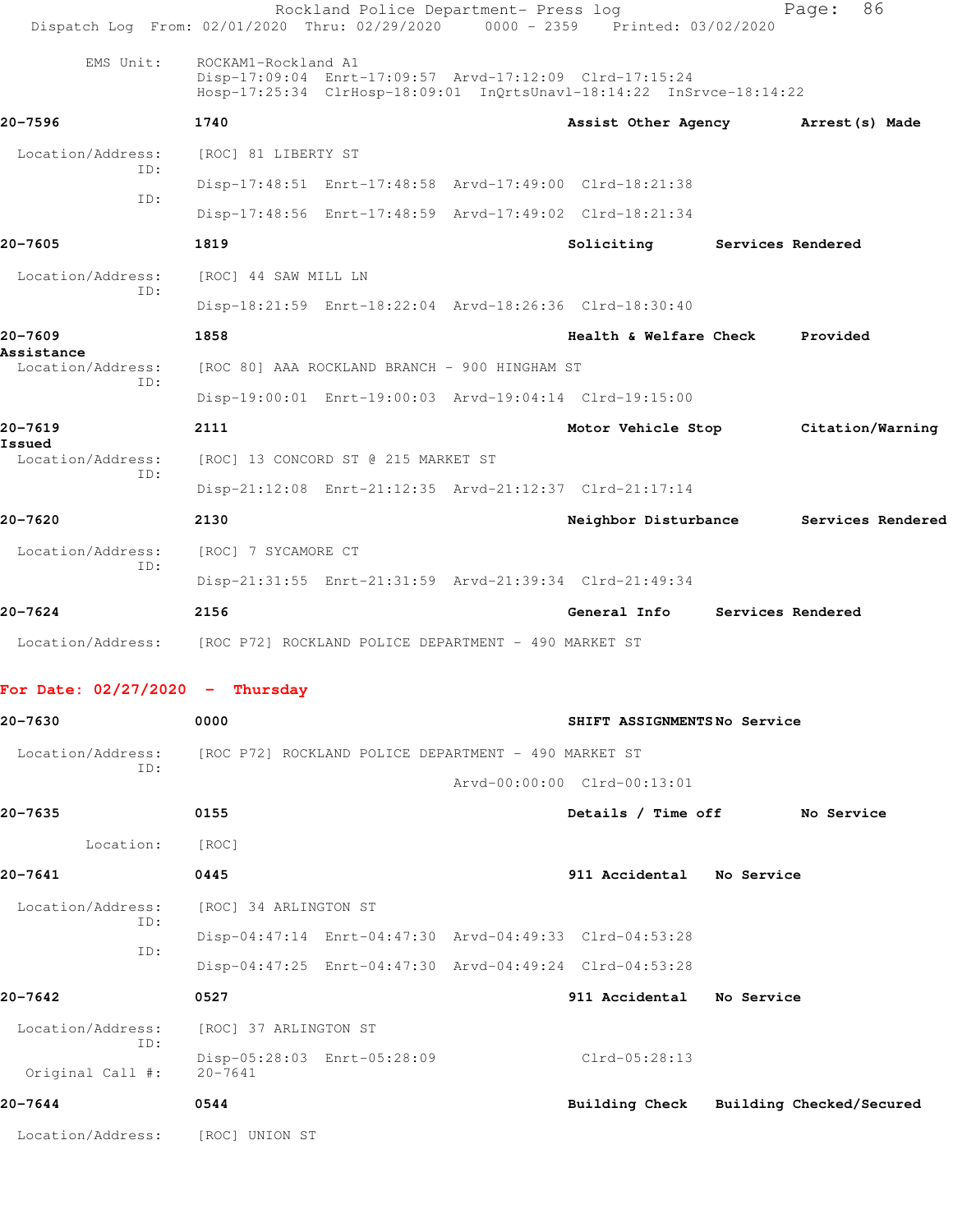EMS Unit: ROCKAM1-Rockland A1
Disp-17:09:04 Enrt-17:09:57 Arvd-17:12:09 Clrd-17:15:24
Hosp-17:25:34 ClrHosp-18:09:01 InQrtsUnavl-18:14:22 InSrvce-18:14:22

**20-7596** **1740** **Assist Other Agency** **Arrest(s) Made**

Location/Address: [ROC] 81 LIBERTY ST
ID:
Disp-17:48:51 Enrt-17:48:58 Arvd-17:49:00 Clrd-18:21:38
ID:
Disp-17:48:56 Enrt-17:48:59 Arvd-17:49:02 Clrd-18:21:34

**20-7605** **1819** **Soliciting** **Services Rendered**

Location/Address: [ROC] 44 SAW MILL LN
ID:
Disp-18:21:59 Enrt-18:22:04 Arvd-18:26:36 Clrd-18:30:40

**20-7609** **1858** **Health & Welfare Check** **Provided Assistance**

Location/Address: [ROC 80] AAA ROCKLAND BRANCH - 900 HINGHAM ST
ID:
Disp-19:00:01 Enrt-19:00:03 Arvd-19:04:14 Clrd-19:15:00

**20-7619** **2111** **Motor Vehicle Stop** **Citation/Warning Issued**

Location/Address: [ROC] 13 CONCORD ST @ 215 MARKET ST
ID:
Disp-21:12:08 Enrt-21:12:35 Arvd-21:12:37 Clrd-21:17:14

**20-7620** **2130** **Neighbor Disturbance** **Services Rendered**

Location/Address: [ROC] 7 SYCAMORE CT
ID:
Disp-21:31:55 Enrt-21:31:59 Arvd-21:39:34 Clrd-21:49:34

**20-7624** **2156** **General Info** **Services Rendered**

Location/Address: [ROC P72] ROCKLAND POLICE DEPARTMENT - 490 MARKET ST

## For Date: 02/27/2020 - Thursday

**20-7630** **0000** **SHIFT ASSIGNMENTS** **No Service**

Location/Address: [ROC P72] ROCKLAND POLICE DEPARTMENT - 490 MARKET ST
ID:
Arvd-00:00:00 Clrd-00:13:01

**20-7635** **0155** **Details / Time off** **No Service**

Location: [ROC]

**20-7641** **0445** **911 Accidental** **No Service**

Location/Address: [ROC] 34 ARLINGTON ST
ID:
Disp-04:47:14 Enrt-04:47:30 Arvd-04:49:33 Clrd-04:53:28
ID:
Disp-04:47:25 Enrt-04:47:30 Arvd-04:49:24 Clrd-04:53:28

**20-7642** **0527** **911 Accidental** **No Service**

Location/Address: [ROC] 37 ARLINGTON ST
ID:
Disp-05:28:03 Enrt-05:28:09 Clrd-05:28:13
Original Call #: 20-7641

**20-7644** **0544** **Building Check** **Building Checked/Secured**

Location/Address: [ROC] UNION ST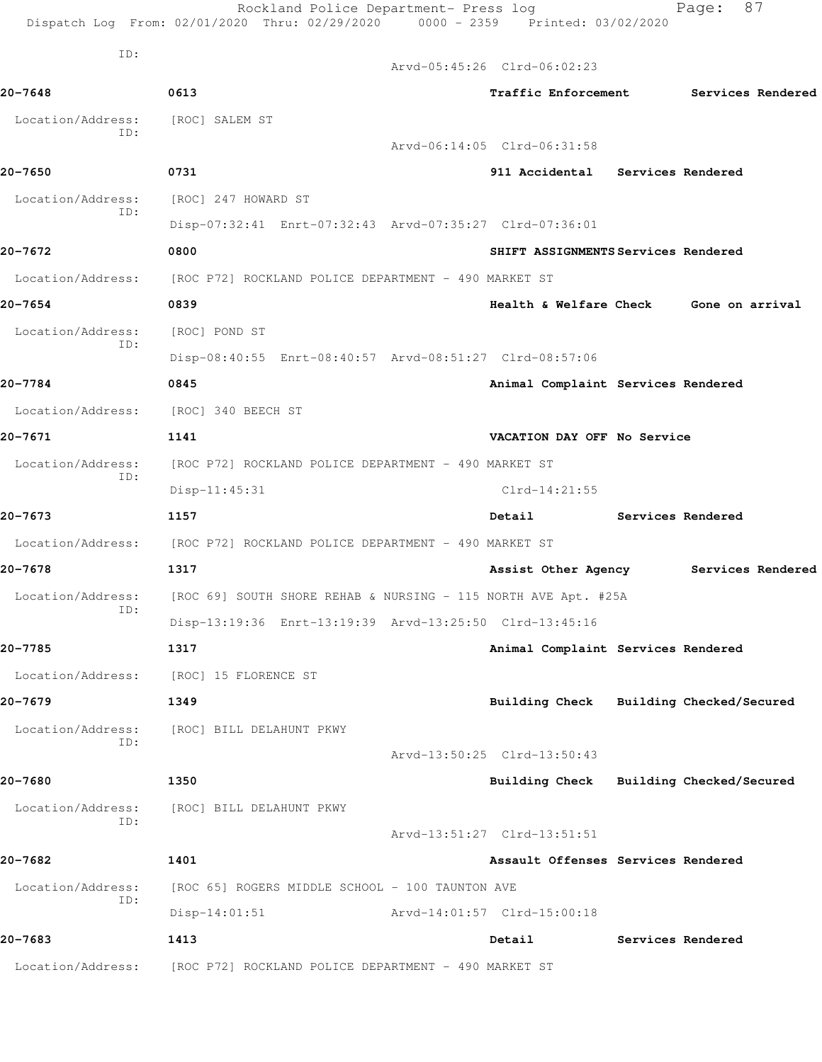ID:

Arvd-05:45:26 Clrd-06:02:23

**20-7648** **0613** **Traffic Enforcement** **Services Rendered**

Location/Address: [ROC] SALEM ST
ID:
Arvd-06:14:05 Clrd-06:31:58

**20-7650** **0731** **911 Accidental** **Services Rendered**

Location/Address: [ROC] 247 HOWARD ST
ID:
Disp-07:32:41 Enrt-07:32:43 Arvd-07:35:27 Clrd-07:36:01

**20-7672** **0800** **SHIFT ASSIGNMENTS** **Services Rendered**

Location/Address: [ROC P72] ROCKLAND POLICE DEPARTMENT - 490 MARKET ST

**20-7654** **0839** **Health & Welfare Check** **Gone on arrival**

Location/Address: [ROC] POND ST
ID:
Disp-08:40:55 Enrt-08:40:57 Arvd-08:51:27 Clrd-08:57:06

**20-7784** **0845** **Animal Complaint** **Services Rendered**

Location/Address: [ROC] 340 BEECH ST

**20-7671** **1141** **VACATION DAY OFF** **No Service**

Location/Address: [ROC P72] ROCKLAND POLICE DEPARTMENT - 490 MARKET ST
ID:
Disp-11:45:31 Clrd-14:21:55

**20-7673** **1157** **Detail** **Services Rendered**

Location/Address: [ROC P72] ROCKLAND POLICE DEPARTMENT - 490 MARKET ST

**20-7678** **1317** **Assist Other Agency** **Services Rendered**

Location/Address: [ROC 69] SOUTH SHORE REHAB & NURSING - 115 NORTH AVE Apt. #25A
ID:
Disp-13:19:36 Enrt-13:19:39 Arvd-13:25:50 Clrd-13:45:16

**20-7785** **1317** **Animal Complaint** **Services Rendered**

Location/Address: [ROC] 15 FLORENCE ST

**20-7679** **1349** **Building Check** **Building Checked/Secured**

Location/Address: [ROC] BILL DELAHUNT PKWY
ID:
Arvd-13:50:25 Clrd-13:50:43

**20-7680** **1350** **Building Check** **Building Checked/Secured**

Location/Address: [ROC] BILL DELAHUNT PKWY
ID:
Arvd-13:51:27 Clrd-13:51:51

**20-7682** **1401** **Assault Offenses** **Services Rendered**

Location/Address: [ROC 65] ROGERS MIDDLE SCHOOL - 100 TAUNTON AVE
ID:
Disp-14:01:51 Arvd-14:01:57 Clrd-15:00:18

**20-7683** **1413** **Detail** **Services Rendered**

Location/Address: [ROC P72] ROCKLAND POLICE DEPARTMENT - 490 MARKET ST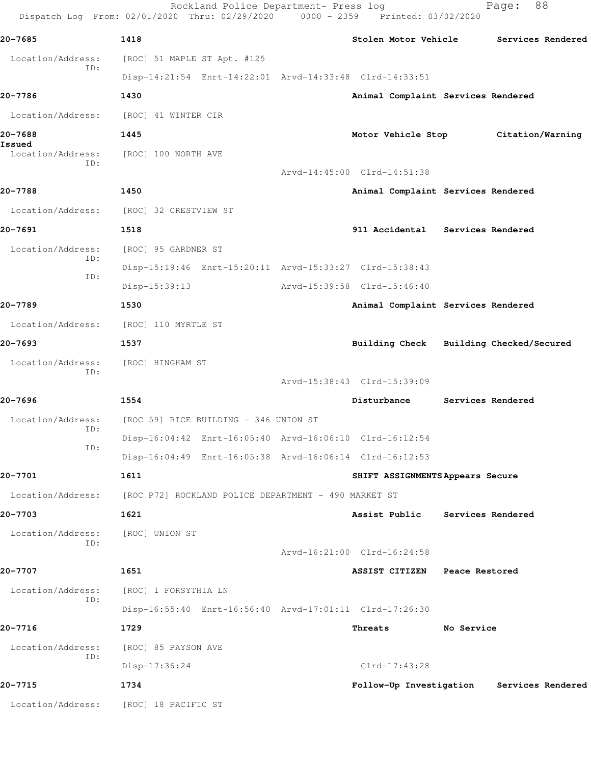Rockland Police Department- Press log
Dispatch Log From: 02/01/2020 Thru: 02/29/2020 0000 - 2359 Printed: 03/02/2020

**20-7685** 1418 Stolen Motor Vehicle Services Rendered

Location/Address: [ROC] 51 MAPLE ST Apt. #125
ID:
Disp-14:21:54 Enrt-14:22:01 Arvd-14:33:48 Clrd-14:33:51

**20-7786** 1430 Animal Complaint Services Rendered

Location/Address: [ROC] 41 WINTER CIR

**20-7688** 1445 Motor Vehicle Stop Citation/Warning Issued

Location/Address: [ROC] 100 NORTH AVE
ID:
Arvd-14:45:00 Clrd-14:51:38

**20-7788** 1450 Animal Complaint Services Rendered

Location/Address: [ROC] 32 CRESTVIEW ST

**20-7691** 1518 911 Accidental Services Rendered

Location/Address: [ROC] 95 GARDNER ST
ID:
Disp-15:19:46 Enrt-15:20:11 Arvd-15:33:27 Clrd-15:38:43
ID:
Disp-15:39:13 Arvd-15:39:58 Clrd-15:46:40

**20-7789** 1530 Animal Complaint Services Rendered

Location/Address: [ROC] 110 MYRTLE ST

**20-7693** 1537 Building Check Building Checked/Secured

Location/Address: [ROC] HINGHAM ST
ID:
Arvd-15:38:43 Clrd-15:39:09

**20-7696** 1554 Disturbance Services Rendered

Location/Address: [ROC 59] RICE BUILDING - 346 UNION ST
ID:
Disp-16:04:42 Enrt-16:05:40 Arvd-16:06:10 Clrd-16:12:54
ID:
Disp-16:04:49 Enrt-16:05:38 Arvd-16:06:14 Clrd-16:12:53

**20-7701** 1611 SHIFT ASSIGNMENTS Appears Secure

Location/Address: [ROC P72] ROCKLAND POLICE DEPARTMENT - 490 MARKET ST

**20-7703** 1621 Assist Public Services Rendered

Location/Address: [ROC] UNION ST
ID:
Arvd-16:21:00 Clrd-16:24:58

**20-7707** 1651 ASSIST CITIZEN Peace Restored

Location/Address: [ROC] 1 FORSYTHIA LN
ID:
Disp-16:55:40 Enrt-16:56:40 Arvd-17:01:11 Clrd-17:26:30

**20-7716** 1729 Threats No Service

Location/Address: [ROC] 85 PAYSON AVE
ID:
Disp-17:36:24 Clrd-17:43:28

**20-7715** 1734 Follow-Up Investigation Services Rendered

Location/Address: [ROC] 18 PACIFIC ST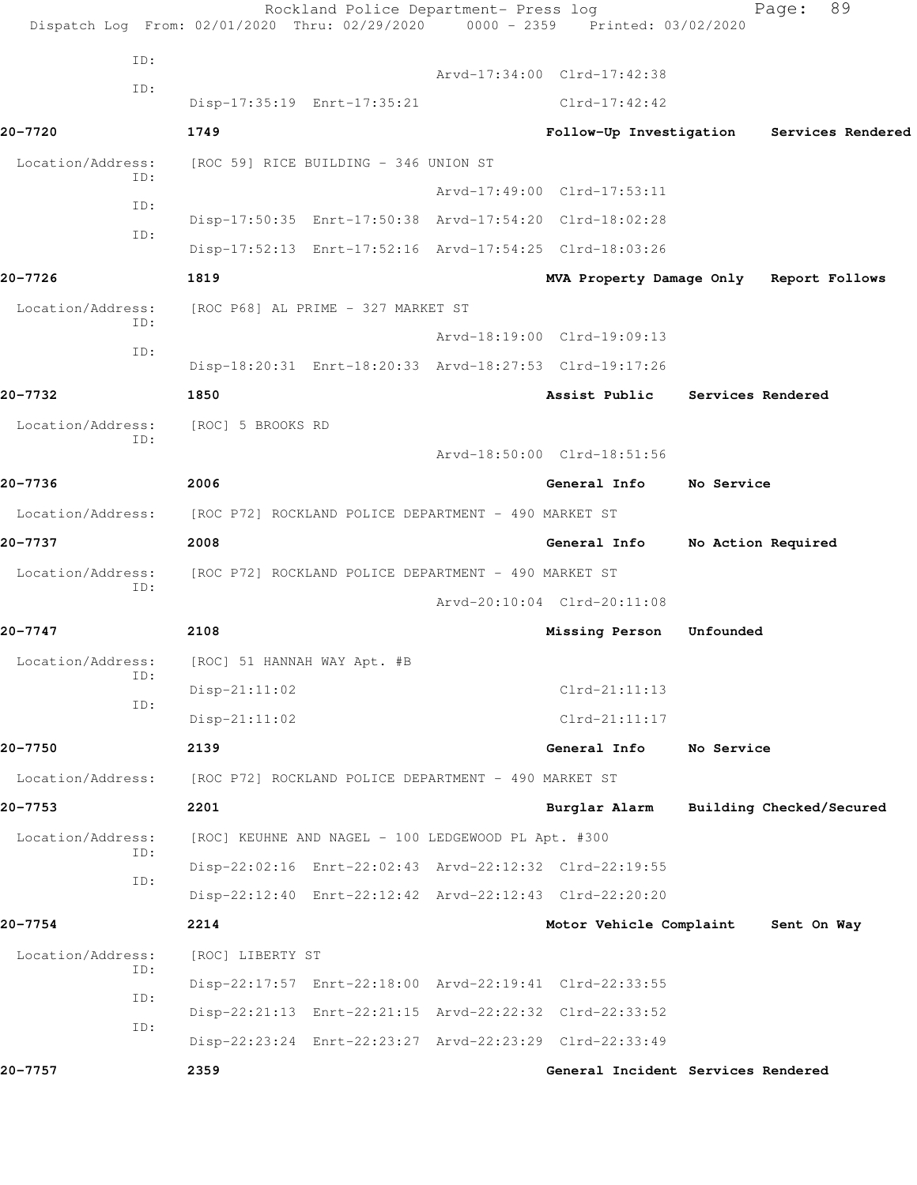ID:
Arvd-17:34:00 Clrd-17:42:38
ID:
Disp-17:35:19 Enrt-17:35:21 Clrd-17:42:42

**20-7720** 1749 **Follow-Up Investigation** **Services Rendered**

Location/Address: [ROC 59] RICE BUILDING - 346 UNION ST
ID:
Arvd-17:49:00 Clrd-17:53:11
ID:
Disp-17:50:35 Enrt-17:50:38 Arvd-17:54:20 Clrd-18:02:28
ID:
Disp-17:52:13 Enrt-17:52:16 Arvd-17:54:25 Clrd-18:03:26

**20-7726** 1819 **MVA Property Damage Only** **Report Follows**

Location/Address: [ROC P68] AL PRIME - 327 MARKET ST
ID:
Arvd-18:19:00 Clrd-19:09:13
ID:
Disp-18:20:31 Enrt-18:20:33 Arvd-18:27:53 Clrd-19:17:26

**20-7732** 1850 **Assist Public** **Services Rendered**

Location/Address: [ROC] 5 BROOKS RD
ID:
Arvd-18:50:00 Clrd-18:51:56

**20-7736** 2006 **General Info** **No Service**

Location/Address: [ROC P72] ROCKLAND POLICE DEPARTMENT - 490 MARKET ST

**20-7737** 2008 **General Info** **No Action Required**

Location/Address: [ROC P72] ROCKLAND POLICE DEPARTMENT - 490 MARKET ST
ID:
Arvd-20:10:04 Clrd-20:11:08

**20-7747** 2108 **Missing Person** **Unfounded**

Location/Address: [ROC] 51 HANNAH WAY Apt. #B
ID:
Disp-21:11:02 Clrd-21:11:13
ID:
Disp-21:11:02 Clrd-21:11:17

**20-7750** 2139 **General Info** **No Service**

Location/Address: [ROC P72] ROCKLAND POLICE DEPARTMENT - 490 MARKET ST

**20-7753** 2201 **Burglar Alarm** **Building Checked/Secured**

Location/Address: [ROC] KEUHNE AND NAGEL - 100 LEDGEWOOD PL Apt. #300
ID:
Disp-22:02:16 Enrt-22:02:43 Arvd-22:12:32 Clrd-22:19:55
ID:
Disp-22:12:40 Enrt-22:12:42 Arvd-22:12:43 Clrd-22:20:20

**20-7754** 2214 **Motor Vehicle Complaint** **Sent On Way**

Location/Address: [ROC] LIBERTY ST
ID:
Disp-22:17:57 Enrt-22:18:00 Arvd-22:19:41 Clrd-22:33:55
ID:
Disp-22:21:13 Enrt-22:21:15 Arvd-22:22:32 Clrd-22:33:52
ID:
Disp-22:23:24 Enrt-22:23:27 Arvd-22:23:29 Clrd-22:33:49

**20-7757** 2359 **General Incident** **Services Rendered**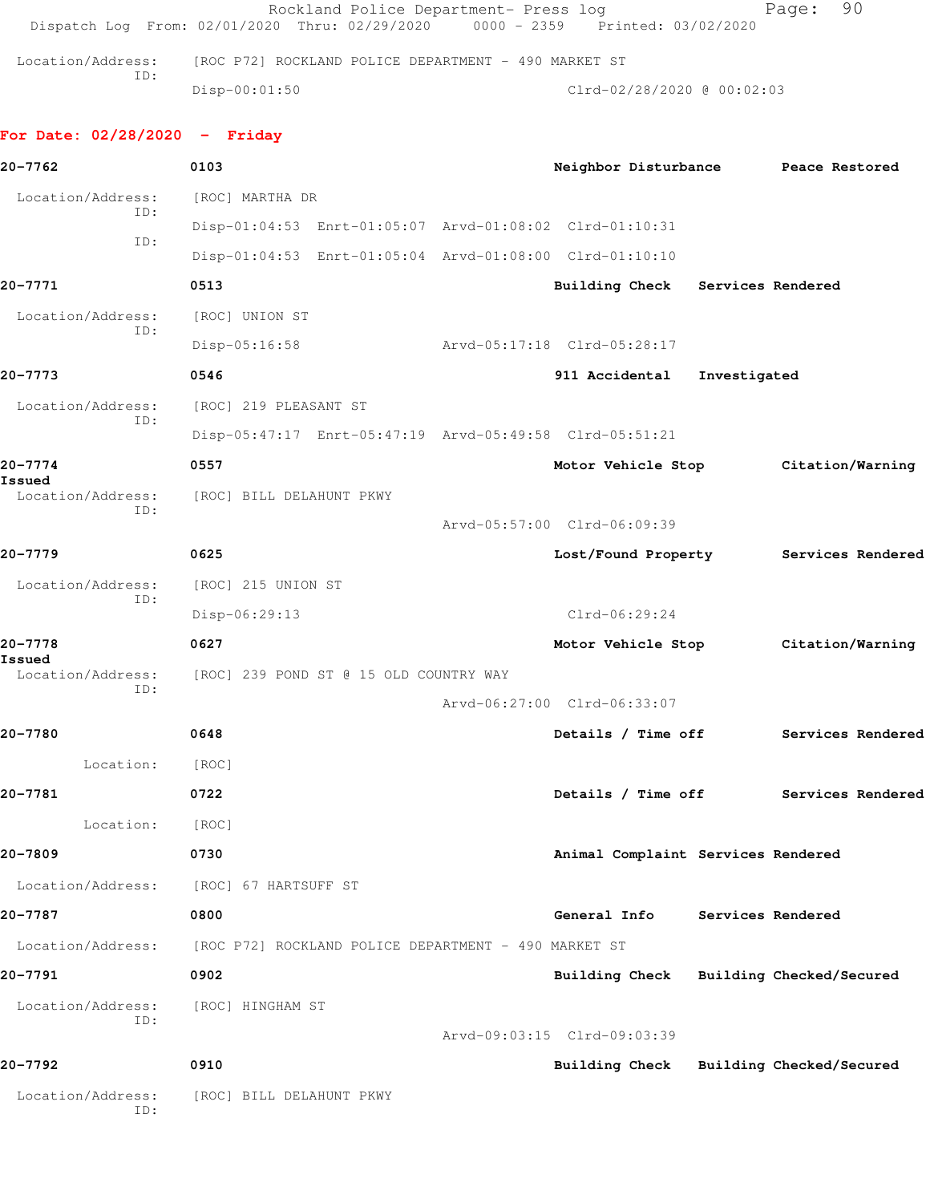Location/Address: [ROC P72] ROCKLAND POLICE DEPARTMENT - 490 MARKET ST
ID:
Disp-00:01:50 Clrd-02/28/2020 @ 00:02:03

**For Date: 02/28/2020 - Friday**

**20-7762** **0103** **Neighbor Disturbance** **Peace Restored**

Location/Address: [ROC] MARTHA DR
ID:
Disp-01:04:53 Enrt-01:05:07 Arvd-01:08:02 Clrd-01:10:31
ID:
Disp-01:04:53 Enrt-01:05:04 Arvd-01:08:00 Clrd-01:10:10

**20-7771** **0513** **Building Check** **Services Rendered**

Location/Address: [ROC] UNION ST
ID:
Disp-05:16:58 Arvd-05:17:18 Clrd-05:28:17

**20-7773** **0546** **911 Accidental** **Investigated**

Location/Address: [ROC] 219 PLEASANT ST
ID:
Disp-05:47:17 Enrt-05:47:19 Arvd-05:49:58 Clrd-05:51:21

**20-7774** **0557** **Motor Vehicle Stop** **Citation/Warning Issued**

Location/Address: [ROC] BILL DELAHUNT PKWY
ID:
Arvd-05:57:00 Clrd-06:09:39

**20-7779** **0625** **Lost/Found Property** **Services Rendered**

Location/Address: [ROC] 215 UNION ST
ID:
Disp-06:29:13 Clrd-06:29:24

**20-7778** **0627** **Motor Vehicle Stop** **Citation/Warning Issued**

Location/Address: [ROC] 239 POND ST @ 15 OLD COUNTRY WAY
ID:
Arvd-06:27:00 Clrd-06:33:07

**20-7780** **0648** **Details / Time off** **Services Rendered**

Location: [ROC]

**20-7781** **0722** **Details / Time off** **Services Rendered**

Location: [ROC]

**20-7809** **0730** **Animal Complaint** **Services Rendered**

Location/Address: [ROC] 67 HARTSUFF ST

**20-7787** **0800** **General Info** **Services Rendered**

Location/Address: [ROC P72] ROCKLAND POLICE DEPARTMENT - 490 MARKET ST

**20-7791** **0902** **Building Check** **Building Checked/Secured**

Location/Address: [ROC] HINGHAM ST
ID:
Arvd-09:03:15 Clrd-09:03:39

**20-7792** **0910** **Building Check** **Building Checked/Secured**

Location/Address: [ROC] BILL DELAHUNT PKWY
ID: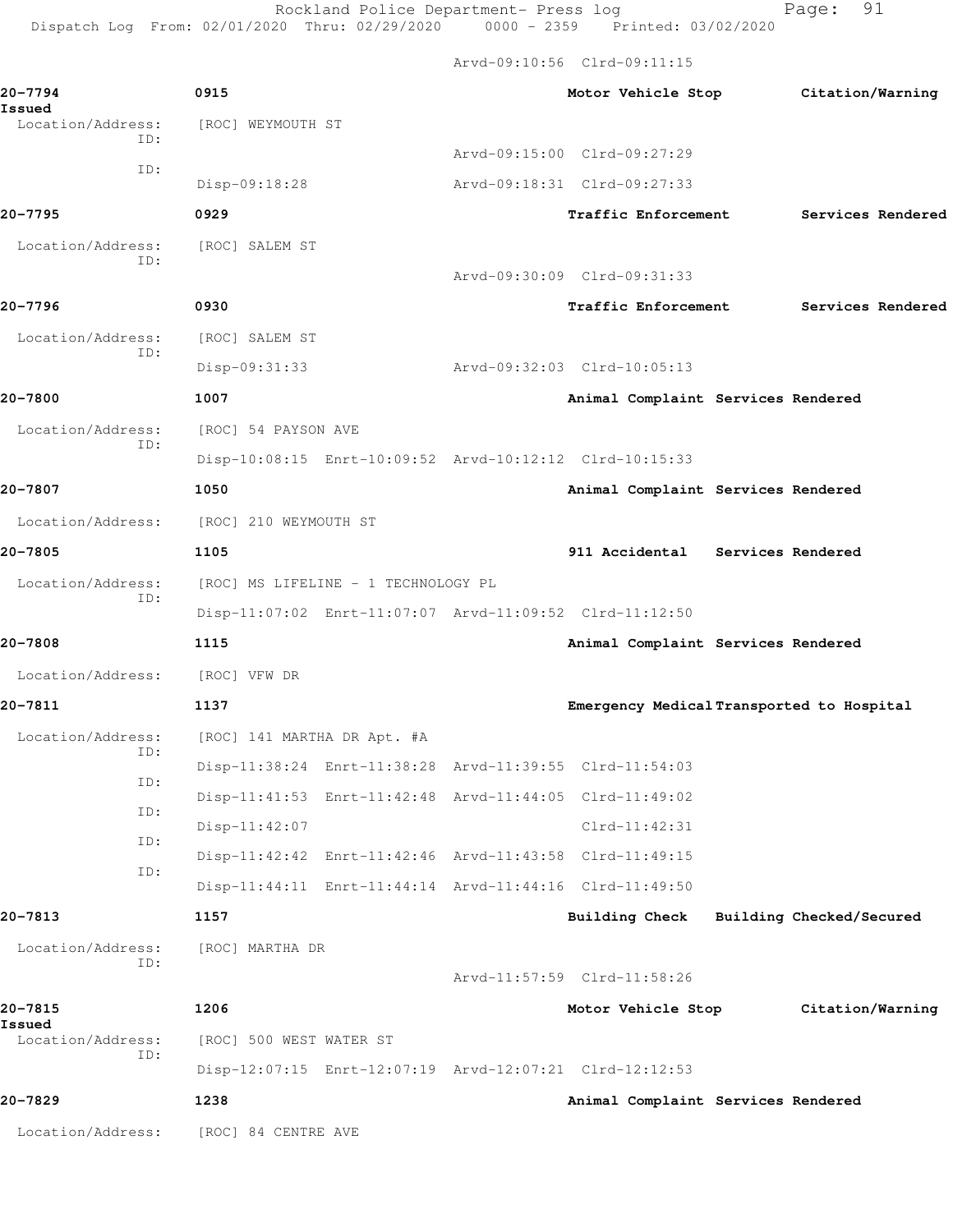Arvd-09:10:56 Clrd-09:11:15

**20-7794** 0915 **Motor Vehicle Stop** **Citation/Warning Issued**
Location/Address: [ROC] WEYMOUTH ST
ID:
Arvd-09:15:00 Clrd-09:27:29
ID:
Disp-09:18:28 Arvd-09:18:31 Clrd-09:27:33

**20-7795** 0929 **Traffic Enforcement** **Services Rendered**
Location/Address: [ROC] SALEM ST
ID:
Arvd-09:30:09 Clrd-09:31:33

**20-7796** 0930 **Traffic Enforcement** **Services Rendered**
Location/Address: [ROC] SALEM ST
ID:
Disp-09:31:33 Arvd-09:32:03 Clrd-10:05:13

**20-7800** 1007 **Animal Complaint** **Services Rendered**
Location/Address: [ROC] 54 PAYSON AVE
ID:
Disp-10:08:15 Enrt-10:09:52 Arvd-10:12:12 Clrd-10:15:33

**20-7807** 1050 **Animal Complaint** **Services Rendered**
Location/Address: [ROC] 210 WEYMOUTH ST

**20-7805** 1105 **911 Accidental** **Services Rendered**
Location/Address: [ROC] MS LIFELINE - 1 TECHNOLOGY PL
ID:
Disp-11:07:02 Enrt-11:07:07 Arvd-11:09:52 Clrd-11:12:50

**20-7808** 1115 **Animal Complaint** **Services Rendered**
Location/Address: [ROC] VFW DR

**20-7811** 1137 **Emergency Medical** **Transported to Hospital**
Location/Address: [ROC] 141 MARTHA DR Apt. #A
ID:
Disp-11:38:24 Enrt-11:38:28 Arvd-11:39:55 Clrd-11:54:03
ID:
Disp-11:41:53 Enrt-11:42:48 Arvd-11:44:05 Clrd-11:49:02
ID:
Disp-11:42:07 Clrd-11:42:31
ID:
Disp-11:42:42 Enrt-11:42:46 Arvd-11:43:58 Clrd-11:49:15
ID:
Disp-11:44:11 Enrt-11:44:14 Arvd-11:44:16 Clrd-11:49:50

**20-7813** 1157 **Building Check** **Building Checked/Secured**
Location/Address: [ROC] MARTHA DR
ID:
Arvd-11:57:59 Clrd-11:58:26

**20-7815** 1206 **Motor Vehicle Stop** **Citation/Warning Issued**
Location/Address: [ROC] 500 WEST WATER ST
ID:
Disp-12:07:15 Enrt-12:07:19 Arvd-12:07:21 Clrd-12:12:53

**20-7829** 1238 **Animal Complaint** **Services Rendered**
Location/Address: [ROC] 84 CENTRE AVE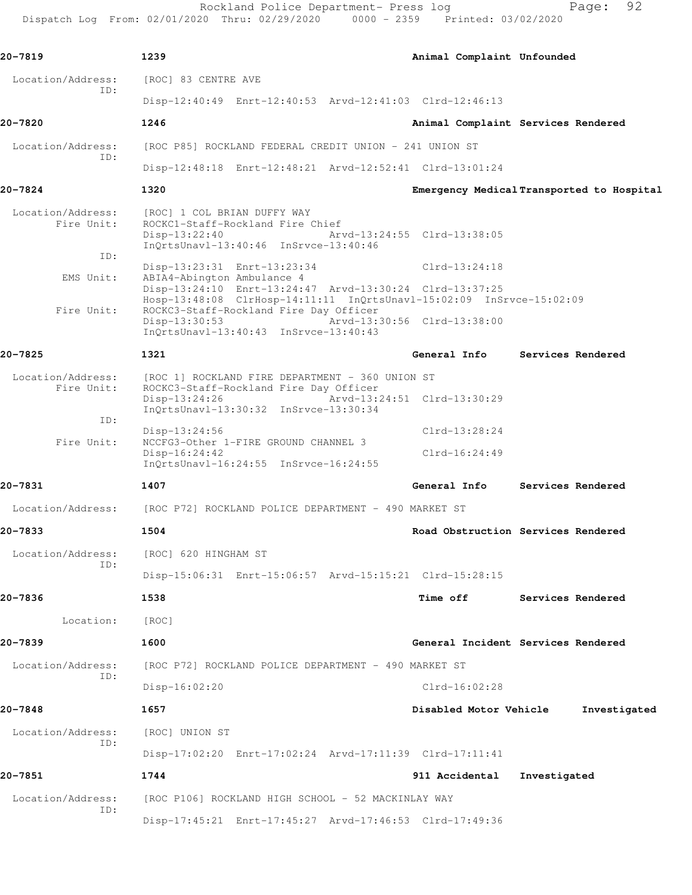**20-7819** 1239 Animal Complaint Unfounded

Location/Address: [ROC] 83 CENTRE AVE
ID:
Disp-12:40:49 Enrt-12:40:53 Arvd-12:41:03 Clrd-12:46:13

**20-7820** 1246 Animal Complaint Services Rendered

Location/Address: [ROC P85] ROCKLAND FEDERAL CREDIT UNION - 241 UNION ST
ID:
Disp-12:48:18 Enrt-12:48:21 Arvd-12:52:41 Clrd-13:01:24

**20-7824** 1320 Emergency Medical Transported to Hospital

Location/Address: [ROC] 1 COL BRIAN DUFFY WAY
Fire Unit: ROCKC1-Staff-Rockland Fire Chief
Disp-13:22:40 Arvd-13:24:55 Clrd-13:38:05
InQrtsUnavl-13:40:46 InSrvce-13:40:46
ID:
Disp-13:23:31 Enrt-13:23:34 Clrd-13:24:18
EMS Unit: ABIA4-Abington Ambulance 4
Disp-13:24:10 Enrt-13:24:47 Arvd-13:30:24 Clrd-13:37:25
Hosp-13:48:08 ClrHosp-14:11:11 InQrtsUnavl-15:02:09 InSrvce-15:02:09
Fire Unit: ROCKC3-Staff-Rockland Fire Day Officer
Disp-13:30:53 Arvd-13:30:56 Clrd-13:38:00
InQrtsUnavl-13:40:43 InSrvce-13:40:43

**20-7825** 1321 General Info Services Rendered

Location/Address: [ROC 1] ROCKLAND FIRE DEPARTMENT - 360 UNION ST
Fire Unit: ROCKC3-Staff-Rockland Fire Day Officer
Disp-13:24:26 Arvd-13:24:51 Clrd-13:30:29
InQrtsUnavl-13:30:32 InSrvce-13:30:34
ID:
Disp-13:24:56 Clrd-13:28:24
Fire Unit: NCCFG3-Other 1-FIRE GROUND CHANNEL 3
Disp-16:24:42 Clrd-16:24:49
InQrtsUnavl-16:24:55 InSrvce-16:24:55

**20-7831** 1407 General Info Services Rendered

Location/Address: [ROC P72] ROCKLAND POLICE DEPARTMENT - 490 MARKET ST

**20-7833** 1504 Road Obstruction Services Rendered

Location/Address: [ROC] 620 HINGHAM ST
ID:
Disp-15:06:31 Enrt-15:06:57 Arvd-15:15:21 Clrd-15:28:15

**20-7836** 1538 Time off Services Rendered

Location: [ROC]

**20-7839** 1600 General Incident Services Rendered

Location/Address: [ROC P72] ROCKLAND POLICE DEPARTMENT - 490 MARKET ST
ID:
Disp-16:02:20 Clrd-16:02:28

**20-7848** 1657 Disabled Motor Vehicle Investigated

Location/Address: [ROC] UNION ST
ID:
Disp-17:02:20 Enrt-17:02:24 Arvd-17:11:39 Clrd-17:11:41

**20-7851** 1744 911 Accidental Investigated

Location/Address: [ROC P106] ROCKLAND HIGH SCHOOL - 52 MACKINLAY WAY
ID:
Disp-17:45:21 Enrt-17:45:27 Arvd-17:46:53 Clrd-17:49:36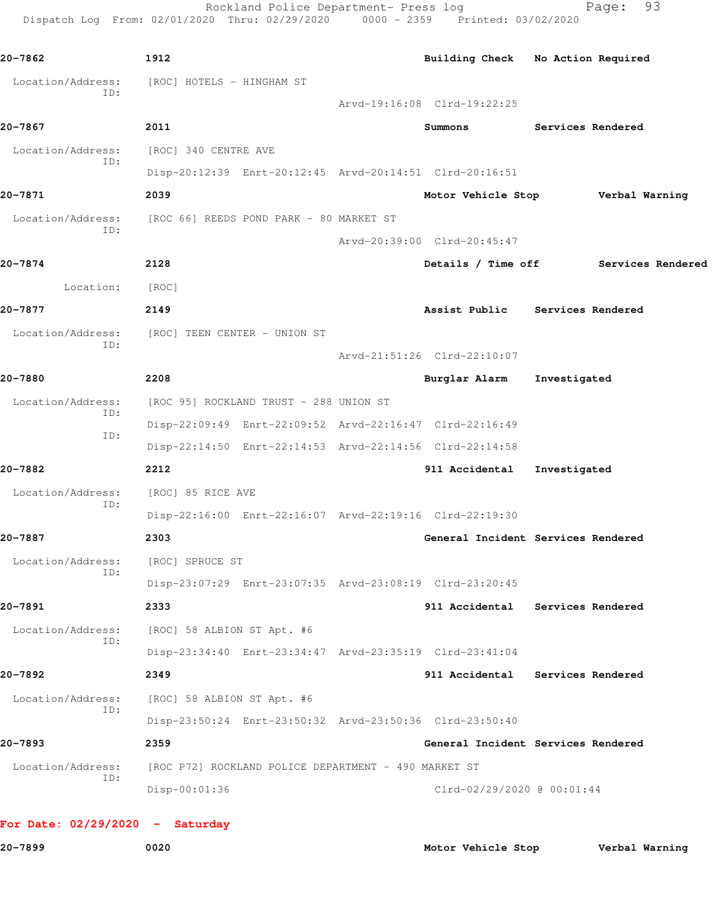20-7862 1912 Building Check No Action Required

Location/Address: [ROC] HOTELS - HINGHAM ST
ID:
Arvd-19:16:08 Clrd-19:22:25

20-7867 2011 Summons Services Rendered

Location/Address: [ROC] 340 CENTRE AVE
ID:
Disp-20:12:39 Enrt-20:12:45 Arvd-20:14:51 Clrd-20:16:51

20-7871 2039 Motor Vehicle Stop Verbal Warning

Location/Address: [ROC 66] REEDS POND PARK - 80 MARKET ST
ID:
Arvd-20:39:00 Clrd-20:45:47

20-7874 2128 Details / Time off Services Rendered

Location: [ROC]

20-7877 2149 Assist Public Services Rendered

Location/Address: [ROC] TEEN CENTER - UNION ST
ID:
Arvd-21:51:26 Clrd-22:10:07

20-7880 2208 Burglar Alarm Investigated

Location/Address: [ROC 95] ROCKLAND TRUST - 288 UNION ST
ID:
Disp-22:09:49 Enrt-22:09:52 Arvd-22:16:47 Clrd-22:16:49
ID:
Disp-22:14:50 Enrt-22:14:53 Arvd-22:14:56 Clrd-22:14:58

20-7882 2212 911 Accidental Investigated

Location/Address: [ROC] 85 RICE AVE
ID:
Disp-22:16:00 Enrt-22:16:07 Arvd-22:19:16 Clrd-22:19:30

20-7887 2303 General Incident Services Rendered

Location/Address: [ROC] SPRUCE ST
ID:
Disp-23:07:29 Enrt-23:07:35 Arvd-23:08:19 Clrd-23:20:45

20-7891 2333 911 Accidental Services Rendered

Location/Address: [ROC] 58 ALBION ST Apt. #6
ID:
Disp-23:34:40 Enrt-23:34:47 Arvd-23:35:19 Clrd-23:41:04

20-7892 2349 911 Accidental Services Rendered

Location/Address: [ROC] 58 ALBION ST Apt. #6
ID:
Disp-23:50:24 Enrt-23:50:32 Arvd-23:50:36 Clrd-23:50:40

20-7893 2359 General Incident Services Rendered

Location/Address: [ROC P72] ROCKLAND POLICE DEPARTMENT - 490 MARKET ST
ID:
Disp-00:01:36 Clrd-02/29/2020 @ 00:01:44

**For Date: 02/29/2020 - Saturday**

20-7899 0020 Motor Vehicle Stop Verbal Warning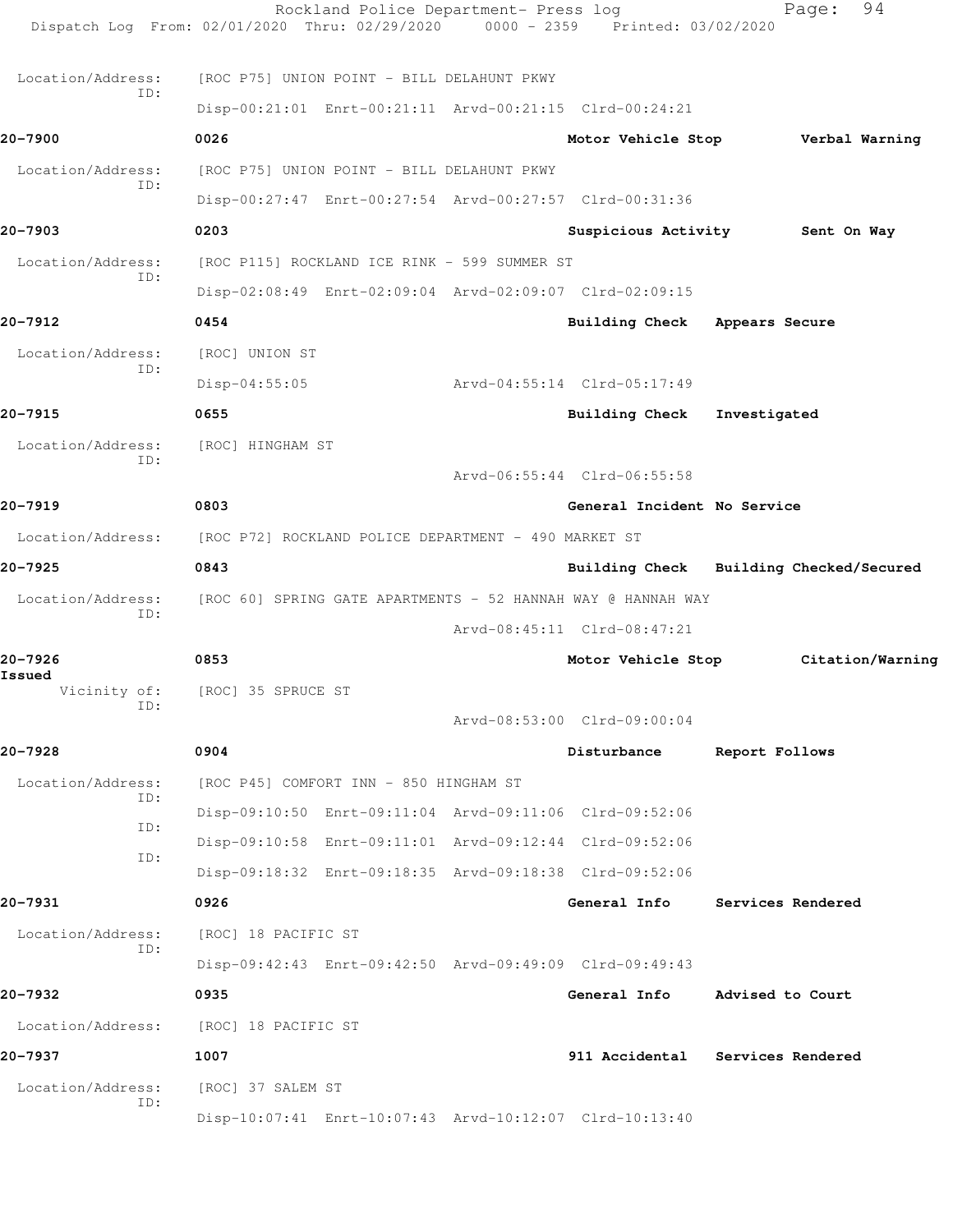Location/Address: [ROC P75] UNION POINT - BILL DELAHUNT PKWY
ID:
Disp-00:21:01 Enrt-00:21:11 Arvd-00:21:15 Clrd-00:24:21

**20-7900** 0026 Motor Vehicle Stop Verbal Warning

Location/Address: [ROC P75] UNION POINT - BILL DELAHUNT PKWY
ID:
Disp-00:27:47 Enrt-00:27:54 Arvd-00:27:57 Clrd-00:31:36

**20-7903** 0203 Suspicious Activity Sent On Way

Location/Address: [ROC P115] ROCKLAND ICE RINK - 599 SUMMER ST
ID:
Disp-02:08:49 Enrt-02:09:04 Arvd-02:09:07 Clrd-02:09:15

**20-7912** 0454 Building Check Appears Secure

Location/Address: [ROC] UNION ST
ID:
Disp-04:55:05 Arvd-04:55:14 Clrd-05:17:49

**20-7915** 0655 Building Check Investigated

Location/Address: [ROC] HINGHAM ST
ID:
Arvd-06:55:44 Clrd-06:55:58

**20-7919** 0803 General Incident No Service

Location/Address: [ROC P72] ROCKLAND POLICE DEPARTMENT - 490 MARKET ST

**20-7925** 0843 Building Check Building Checked/Secured

Location/Address: [ROC 60] SPRING GATE APARTMENTS - 52 HANNAH WAY @ HANNAH WAY
ID:
Arvd-08:45:11 Clrd-08:47:21

**20-7926** 0853 Motor Vehicle Stop Citation/Warning Issued

Vicinity of: [ROC] 35 SPRUCE ST
ID:
Arvd-08:53:00 Clrd-09:00:04

**20-7928** 0904 Disturbance Report Follows

Location/Address: [ROC P45] COMFORT INN - 850 HINGHAM ST
ID:
Disp-09:10:50 Enrt-09:11:04 Arvd-09:11:06 Clrd-09:52:06
ID:
Disp-09:10:58 Enrt-09:11:01 Arvd-09:12:44 Clrd-09:52:06
ID:
Disp-09:18:32 Enrt-09:18:35 Arvd-09:18:38 Clrd-09:52:06

**20-7931** 0926 General Info Services Rendered

Location/Address: [ROC] 18 PACIFIC ST
ID:
Disp-09:42:43 Enrt-09:42:50 Arvd-09:49:09 Clrd-09:49:43

**20-7932** 0935 General Info Advised to Court

Location/Address: [ROC] 18 PACIFIC ST

**20-7937** 1007 911 Accidental Services Rendered

Location/Address: [ROC] 37 SALEM ST
ID:
Disp-10:07:41 Enrt-10:07:43 Arvd-10:12:07 Clrd-10:13:40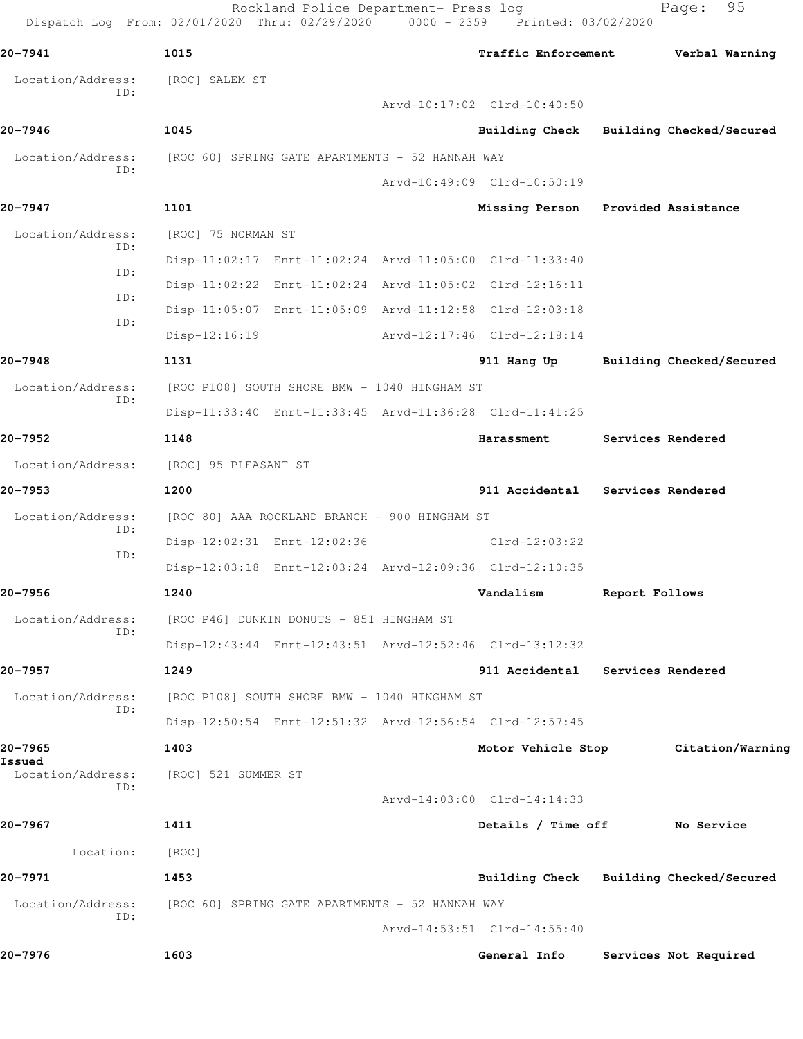| | | | |
|---|---|---|---|
| **20-7941** | **1015** | **Traffic Enforcement** | **Verbal Warning** |
| Location/Address: | [ROC] SALEM ST | | |
| ID: | Arvd-10:17:02 Clrd-10:40:50 | | |
| **20-7946** | **1045** | **Building Check** | **Building Checked/Secured** |
| Location/Address: | [ROC 60] SPRING GATE APARTMENTS - 52 HANNAH WAY | | |
| ID: | Arvd-10:49:09 Clrd-10:50:19 | | |
| **20-7947** | **1101** | **Missing Person** | **Provided Assistance** |
| Location/Address: | [ROC] 75 NORMAN ST | | |
| ID: | Disp-11:02:17 Enrt-11:02:24 Arvd-11:05:00 Clrd-11:33:40 | | |
| ID: | Disp-11:02:22 Enrt-11:02:24 Arvd-11:05:02 Clrd-12:16:11 | | |
| ID: | Disp-11:05:07 Enrt-11:05:09 Arvd-11:12:58 Clrd-12:03:18 | | |
| ID: | Disp-12:16:19 Arvd-12:17:46 Clrd-12:18:14 | | |
| **20-7948** | **1131** | **911 Hang Up** | **Building Checked/Secured** |
| Location/Address: | [ROC P108] SOUTH SHORE BMW - 1040 HINGHAM ST | | |
| ID: | Disp-11:33:40 Enrt-11:33:45 Arvd-11:36:28 Clrd-11:41:25 | | |
| **20-7952** | **1148** | **Harassment** | **Services Rendered** |
| Location/Address: | [ROC] 95 PLEASANT ST | | |
| **20-7953** | **1200** | **911 Accidental** | **Services Rendered** |
| Location/Address: | [ROC 80] AAA ROCKLAND BRANCH - 900 HINGHAM ST | | |
| ID: | Disp-12:02:31 Enrt-12:02:36 Clrd-12:03:22 | | |
| ID: | Disp-12:03:18 Enrt-12:03:24 Arvd-12:09:36 Clrd-12:10:35 | | |
| **20-7956** | **1240** | **Vandalism** | **Report Follows** |
| Location/Address: | [ROC P46] DUNKIN DONUTS - 851 HINGHAM ST | | |
| ID: | Disp-12:43:44 Enrt-12:43:51 Arvd-12:52:46 Clrd-13:12:32 | | |
| **20-7957** | **1249** | **911 Accidental** | **Services Rendered** |
| Location/Address: | [ROC P108] SOUTH SHORE BMW - 1040 HINGHAM ST | | |
| ID: | Disp-12:50:54 Enrt-12:51:32 Arvd-12:56:54 Clrd-12:57:45 | | |
| **20-7965** | **1403** | **Motor Vehicle Stop** | **Citation/Warning Issued** |
| Location/Address: | [ROC] 521 SUMMER ST | | |
| ID: | Arvd-14:03:00 Clrd-14:14:33 | | |
| **20-7967** | **1411** | **Details / Time off** | **No Service** |
| Location: | [ROC] | | |
| **20-7971** | **1453** | **Building Check** | **Building Checked/Secured** |
| Location/Address: | [ROC 60] SPRING GATE APARTMENTS - 52 HANNAH WAY | | |
| ID: | Arvd-14:53:51 Clrd-14:55:40 | | |
| **20-7976** | **1603** | **General Info** | **Services Not Required** |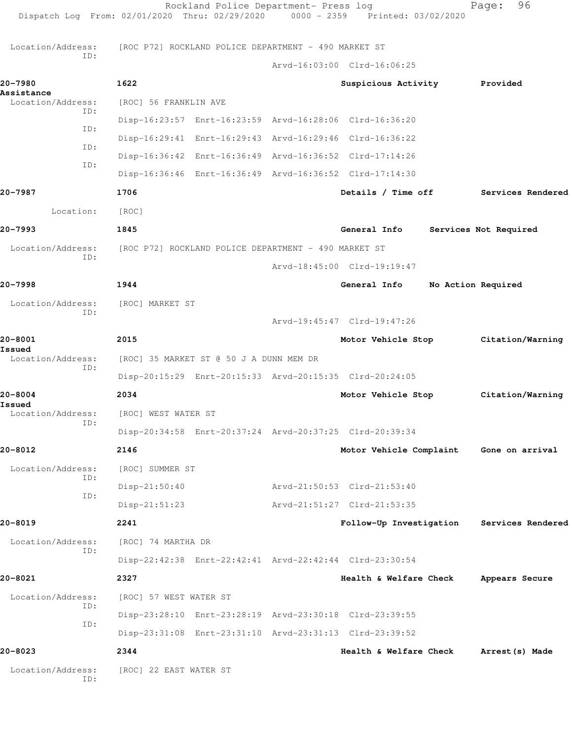Location/Address: [ROC P72] ROCKLAND POLICE DEPARTMENT - 490 MARKET ST
ID:
Arvd-16:03:00 Clrd-16:06:25

**20-7980** 1622 Suspicious Activity Provided Assistance
Location/Address: [ROC] 56 FRANKLIN AVE
ID:
Disp-16:23:57 Enrt-16:23:59 Arvd-16:28:06 Clrd-16:36:20
ID:
Disp-16:29:41 Enrt-16:29:43 Arvd-16:29:46 Clrd-16:36:22
ID:
Disp-16:36:42 Enrt-16:36:49 Arvd-16:36:52 Clrd-17:14:26
ID:
Disp-16:36:46 Enrt-16:36:49 Arvd-16:36:52 Clrd-17:14:30

**20-7987** 1706 Details / Time off Services Rendered
Location: [ROC]

**20-7993** 1845 General Info Services Not Required
Location/Address: [ROC P72] ROCKLAND POLICE DEPARTMENT - 490 MARKET ST
ID:
Arvd-18:45:00 Clrd-19:19:47

**20-7998** 1944 General Info No Action Required
Location/Address: [ROC] MARKET ST
ID:
Arvd-19:45:47 Clrd-19:47:26

**20-8001** 2015 Motor Vehicle Stop Citation/Warning Issued
Location/Address: [ROC] 35 MARKET ST @ 50 J A DUNN MEM DR
ID:
Disp-20:15:29 Enrt-20:15:33 Arvd-20:15:35 Clrd-20:24:05

**20-8004** 2034 Motor Vehicle Stop Citation/Warning Issued
Location/Address: [ROC] WEST WATER ST
ID:
Disp-20:34:58 Enrt-20:37:24 Arvd-20:37:25 Clrd-20:39:34

**20-8012** 2146 Motor Vehicle Complaint Gone on arrival
Location/Address: [ROC] SUMMER ST
ID:
Disp-21:50:40 Arvd-21:50:53 Clrd-21:53:40
ID:
Disp-21:51:23 Arvd-21:51:27 Clrd-21:53:35

**20-8019** 2241 Follow-Up Investigation Services Rendered
Location/Address: [ROC] 74 MARTHA DR
ID:
Disp-22:42:38 Enrt-22:42:41 Arvd-22:42:44 Clrd-23:30:54

**20-8021** 2327 Health & Welfare Check Appears Secure
Location/Address: [ROC] 57 WEST WATER ST
ID:
Disp-23:28:10 Enrt-23:28:19 Arvd-23:30:18 Clrd-23:39:55
ID:
Disp-23:31:08 Enrt-23:31:10 Arvd-23:31:13 Clrd-23:39:52

**20-8023** 2344 Health & Welfare Check Arrest(s) Made
Location/Address: [ROC] 22 EAST WATER ST
ID: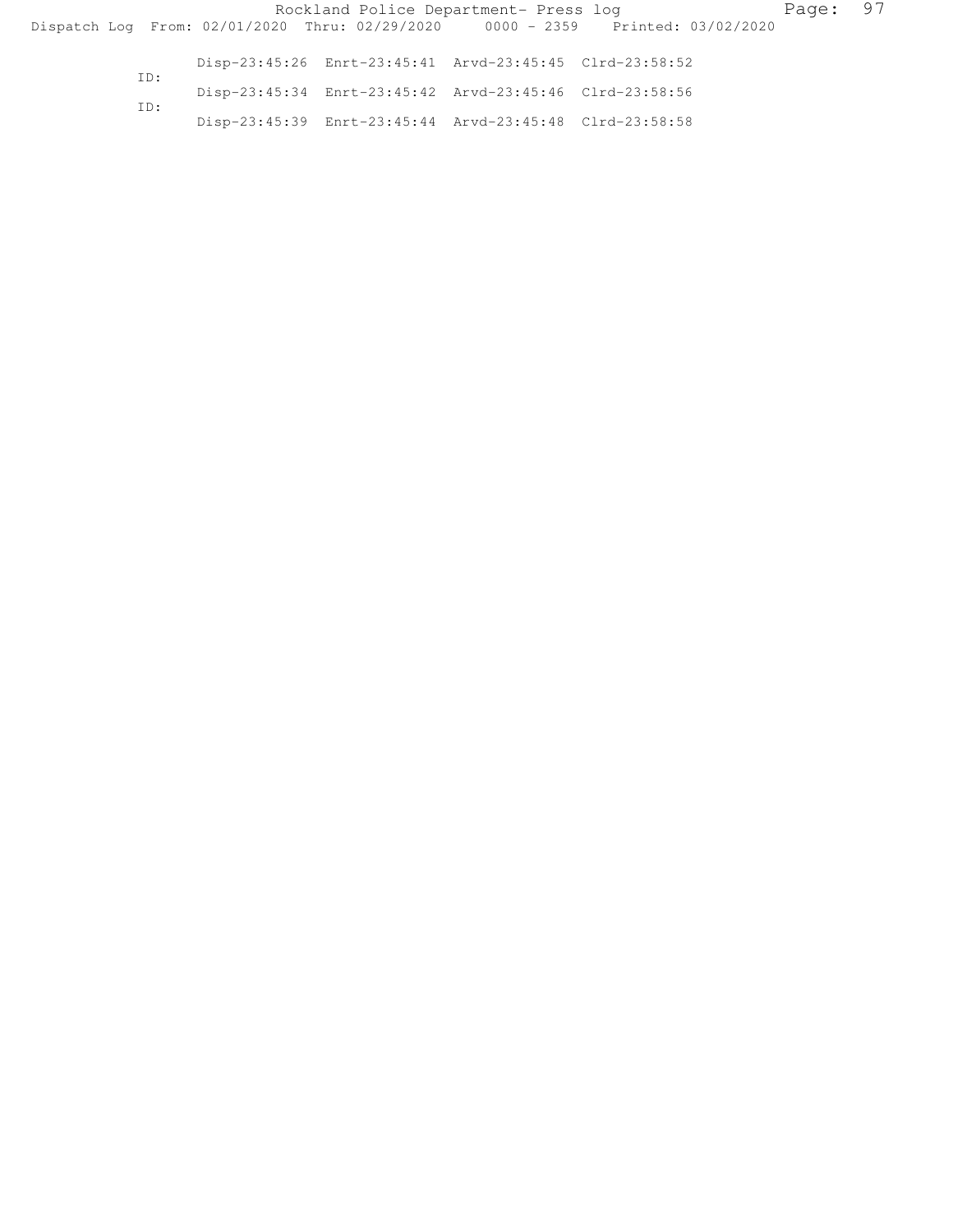Disp-23:45:26 Enrt-23:45:41 Arvd-23:45:45 Clrd-23:58:52

ID:

Disp-23:45:34 Enrt-23:45:42 Arvd-23:45:46 Clrd-23:58:56

ID:

Disp-23:45:39 Enrt-23:45:44 Arvd-23:45:48 Clrd-23:58:58